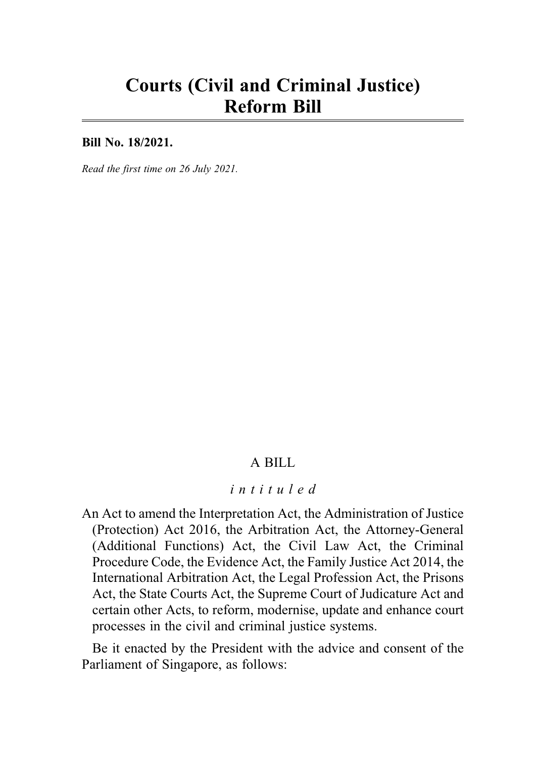# Courts (Civil and Criminal Justice) Reform Bill

**Bill No. 18/2021.**

*Read the first time on 26 July 2021.*

A BILL

*intituled*

An Act to amend the Interpretation Act, the Administration of Justice (Protection) Act 2016, the Arbitration Act, the Attorney-General (Additional Functions) Act, the Civil Law Act, the Criminal Procedure Code, the Evidence Act, the Family Justice Act 2014, the International Arbitration Act, the Legal Profession Act, the Prisons Act, the State Courts Act, the Supreme Court of Judicature Act and certain other Acts, to reform, modernise, update and enhance court processes in the civil and criminal justice systems.

Be it enacted by the President with the advice and consent of the Parliament of Singapore, as follows: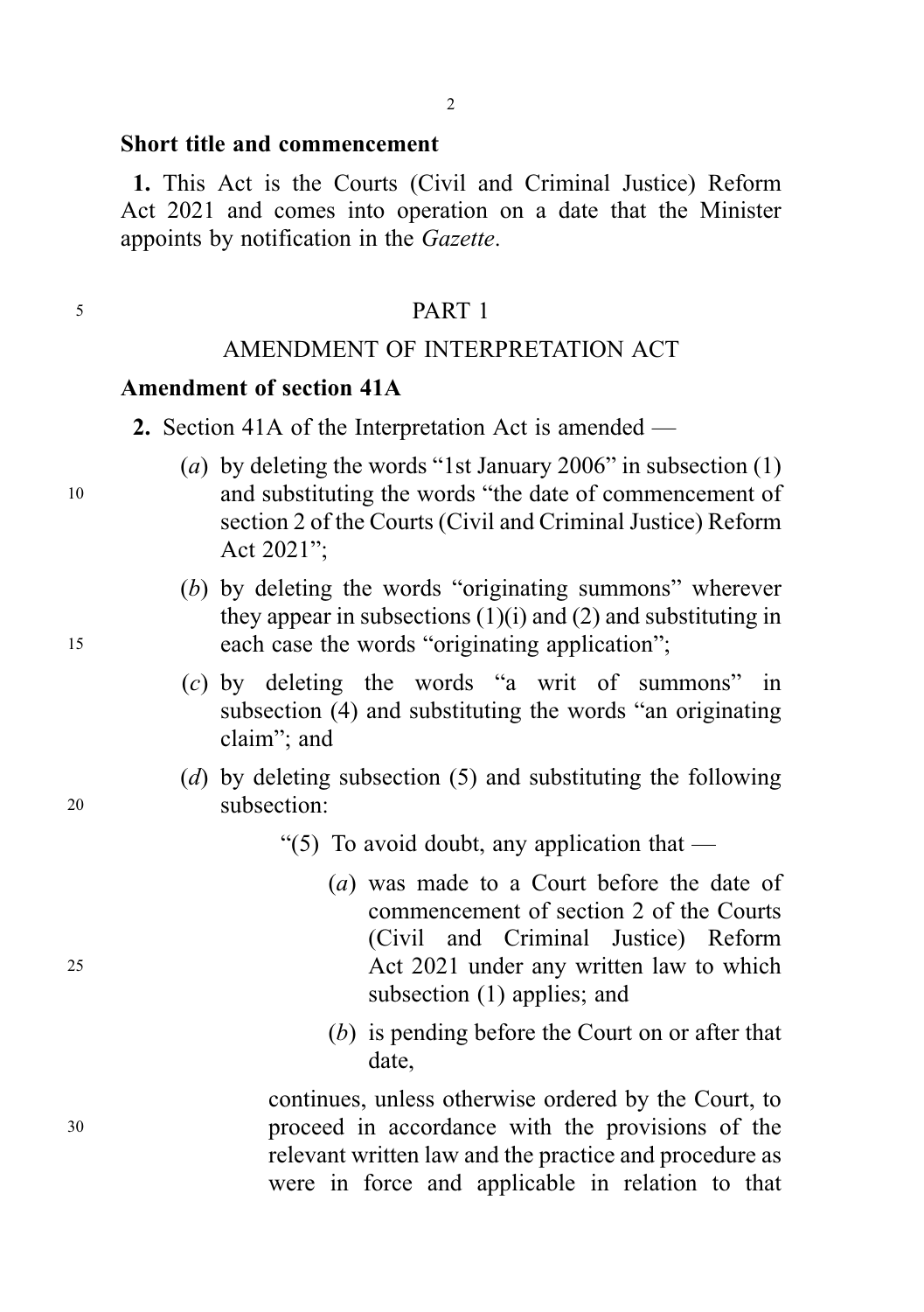**Short title and commencement**

**1.** This Act is the Courts (Civil and Criminal Justice) Reform Act 2021 and comes into operation on a date that the Minister appoints by notification in the *Gazette*.

PART 1

AMENDMENT OF INTERPRETATION ACT

**Amendment of section 41A**

**2.** Section 41A of the Interpretation Act is amended —

(*a*) by deleting the words "1st January 2006" in subsection (1) and substituting the words "the date of commencement of section 2 of the Courts (Civil and Criminal Justice) Reform Act 2021";

(*b*) by deleting the words "originating summons" wherever they appear in subsections (1)(i) and (2) and substituting in each case the words "originating application";

(*c*) by deleting the words "a writ of summons" in subsection (4) and substituting the words "an originating claim"; and

(*d*) by deleting subsection (5) and substituting the following subsection:

"(5) To avoid doubt, any application that —

(*a*) was made to a Court before the date of commencement of section 2 of the Courts (Civil and Criminal Justice) Reform Act 2021 under any written law to which subsection (1) applies; and

(*b*) is pending before the Court on or after that date,

continues, unless otherwise ordered by the Court, to proceed in accordance with the provisions of the relevant written law and the practice and procedure as were in force and applicable in relation to that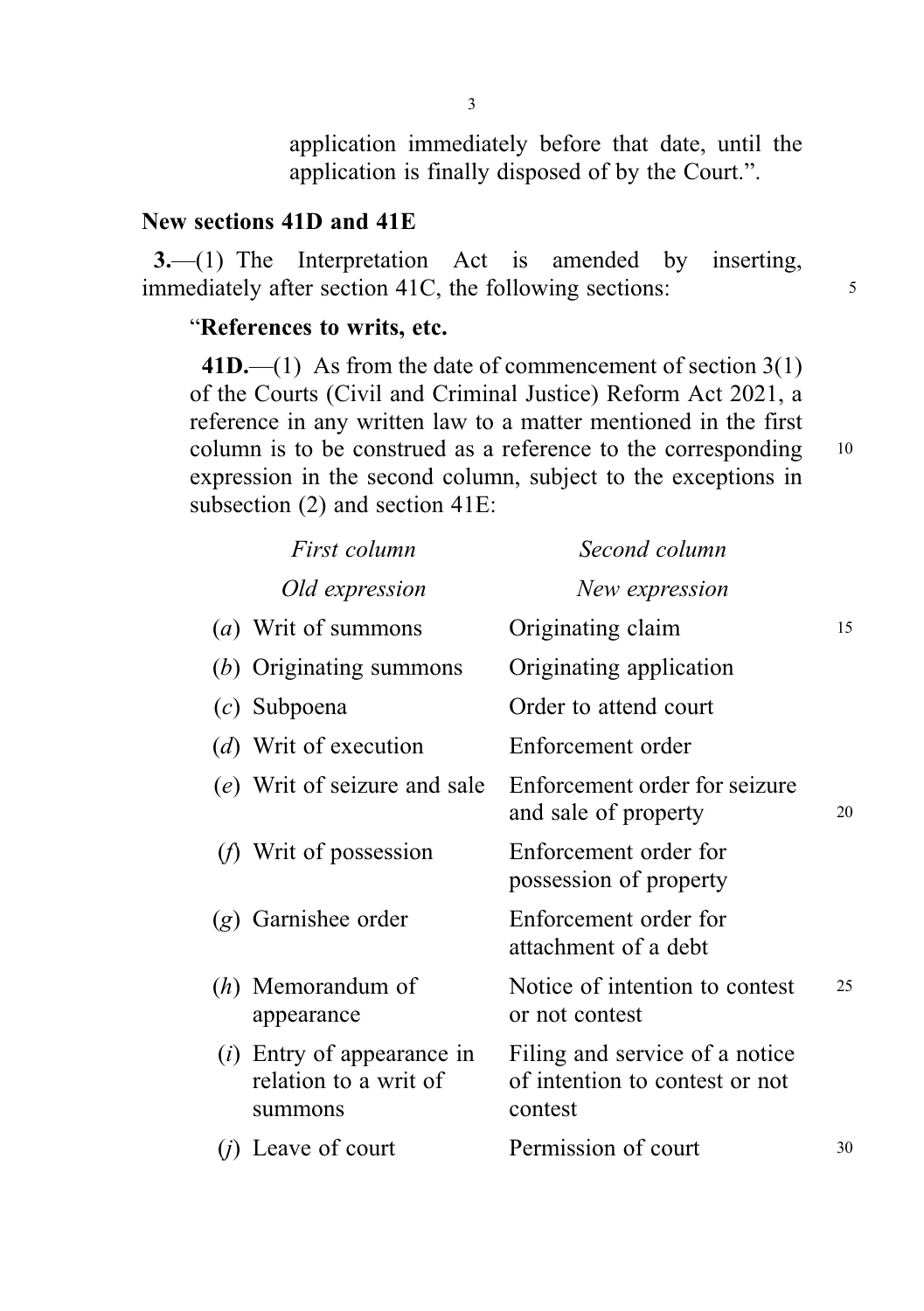application immediately before that date, until the application is finally disposed of by the Court.”.

## New sections 41D and 41E

**3.**—(1) The Interpretation Act is amended by inserting, immediately after section 41C, the following sections:

“**References to writs, etc.**

**41D.**—(1) As from the date of commencement of section 3(1) of the Courts (Civil and Criminal Justice) Reform Act 2021, a reference in any written law to a matter mentioned in the first column is to be construed as a reference to the corresponding expression in the second column, subject to the exceptions in subsection (2) and section 41E:

| *First column* | *Second column* |
|---|---|
| *Old expression* | *New expression* |
| (*a*) Writ of summons | Originating claim |
| (*b*) Originating summons | Originating application |
| (*c*) Subpoena | Order to attend court |
| (*d*) Writ of execution | Enforcement order |
| (*e*) Writ of seizure and sale | Enforcement order for seizure and sale of property |
| (*f*) Writ of possession | Enforcement order for possession of property |
| (*g*) Garnishee order | Enforcement order for attachment of a debt |
| (*h*) Memorandum of appearance | Notice of intention to contest or not contest |
| (*i*) Entry of appearance in relation to a writ of summons | Filing and service of a notice of intention to contest or not contest |
| (*j*) Leave of court | Permission of court |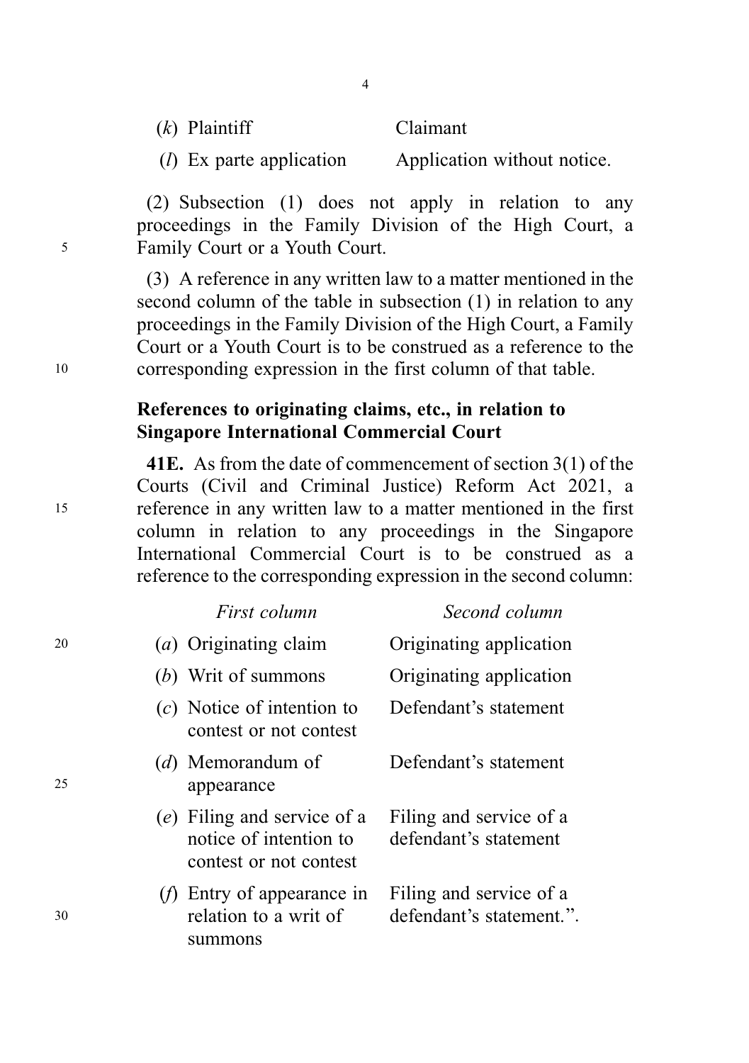| | |
|---|---|
| (*k*) Plaintiff | Claimant |
| (*l*) Ex parte application | Application without notice. |

(2) Subsection (1) does not apply in relation to any proceedings in the Family Division of the High Court, a Family Court or a Youth Court.

(3) A reference in any written law to a matter mentioned in the second column of the table in subsection (1) in relation to any proceedings in the Family Division of the High Court, a Family Court or a Youth Court is to be construed as a reference to the corresponding expression in the first column of that table.

**References to originating claims, etc., in relation to Singapore International Commercial Court**

**41E.** As from the date of commencement of section 3(1) of the Courts (Civil and Criminal Justice) Reform Act 2021, a reference in any written law to a matter mentioned in the first column in relation to any proceedings in the Singapore International Commercial Court is to be construed as a reference to the corresponding expression in the second column:

| *First column* | *Second column* |
|---|---|
| (*a*) Originating claim | Originating application |
| (*b*) Writ of summons | Originating application |
| (*c*) Notice of intention to contest or not contest | Defendant's statement |
| (*d*) Memorandum of appearance | Defendant's statement |
| (*e*) Filing and service of a notice of intention to contest or not contest | Filing and service of a defendant's statement |
| (*f*) Entry of appearance in relation to a writ of summons | Filing and service of a defendant's statement.". |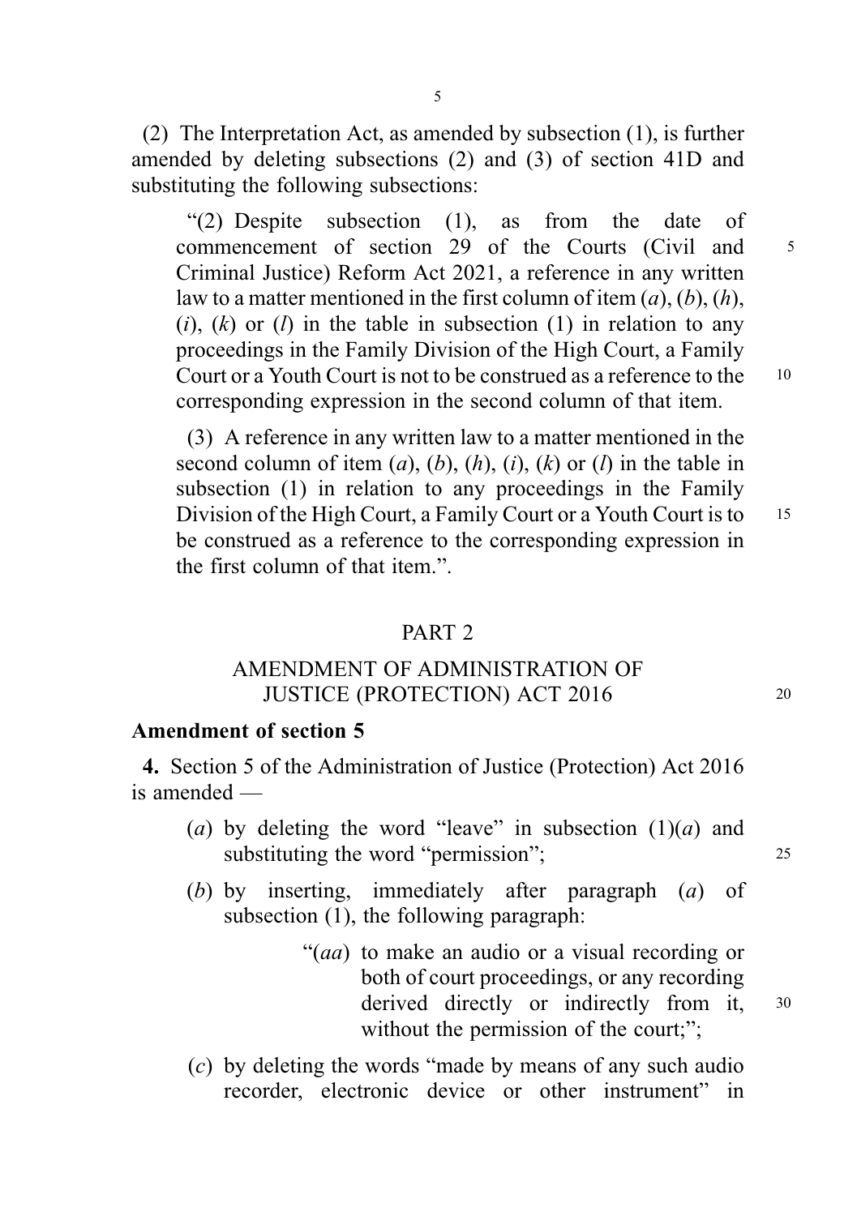(2) The Interpretation Act, as amended by subsection (1), is further amended by deleting subsections (2) and (3) of section 41D and substituting the following subsections:

> "(2) Despite subsection (1), as from the date of commencement of section 29 of the Courts (Civil and Criminal Justice) Reform Act 2021, a reference in any written law to a matter mentioned in the first column of item (*a*), (*b*), (*h*), (*i*), (*k*) or (*l*) in the table in subsection (1) in relation to any proceedings in the Family Division of the High Court, a Family Court or a Youth Court is not to be construed as a reference to the corresponding expression in the second column of that item.
>
> (3) A reference in any written law to a matter mentioned in the second column of item (*a*), (*b*), (*h*), (*i*), (*k*) or (*l*) in the table in subsection (1) in relation to any proceedings in the Family Division of the High Court, a Family Court or a Youth Court is to be construed as a reference to the corresponding expression in the first column of that item.".

## PART 2

## AMENDMENT OF ADMINISTRATION OF JUSTICE (PROTECTION) ACT 2016

### Amendment of section 5

**4.** Section 5 of the Administration of Justice (Protection) Act 2016 is amended —

(*a*) by deleting the word "leave" in subsection (1)(*a*) and substituting the word "permission";

(*b*) by inserting, immediately after paragraph (*a*) of subsection (1), the following paragraph:

> "(*aa*) to make an audio or a visual recording or both of court proceedings, or any recording derived directly or indirectly from it, without the permission of the court;";

(*c*) by deleting the words "made by means of any such audio recorder, electronic device or other instrument" in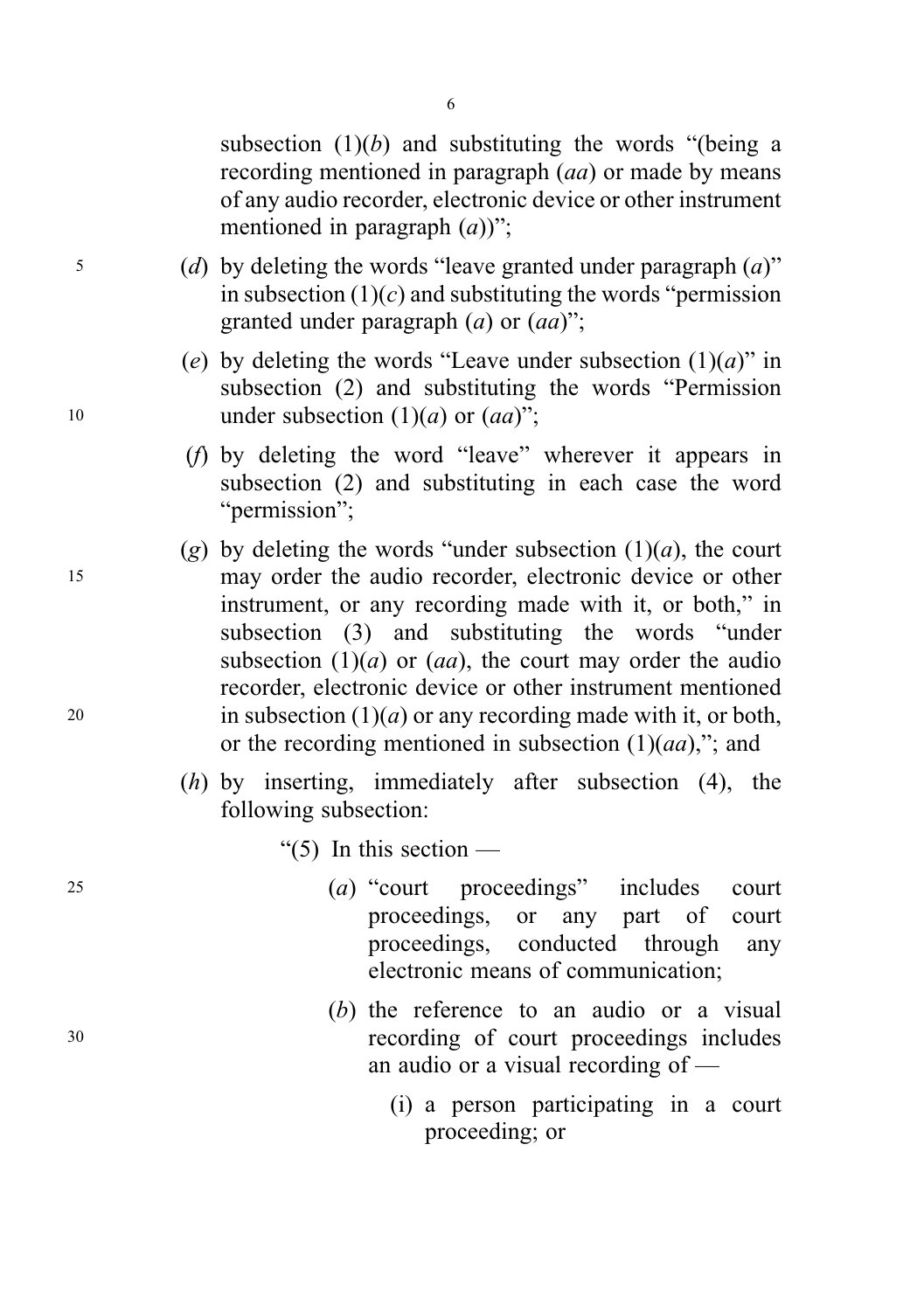subsection (1)(*b*) and substituting the words "(being a recording mentioned in paragraph (*aa*) or made by means of any audio recorder, electronic device or other instrument mentioned in paragraph (*a*))";

(*d*) by deleting the words "leave granted under paragraph (*a*)" in subsection (1)(*c*) and substituting the words "permission granted under paragraph (*a*) or (*aa*)";

(*e*) by deleting the words "Leave under subsection (1)(*a*)" in subsection (2) and substituting the words "Permission under subsection (1)(*a*) or (*aa*)";

(*f*) by deleting the word "leave" wherever it appears in subsection (2) and substituting in each case the word "permission";

(*g*) by deleting the words "under subsection (1)(*a*), the court may order the audio recorder, electronic device or other instrument, or any recording made with it, or both," in subsection (3) and substituting the words "under subsection (1)(*a*) or (*aa*), the court may order the audio recorder, electronic device or other instrument mentioned in subsection (1)(*a*) or any recording made with it, or both, or the recording mentioned in subsection (1)(*aa*),"; and

(*h*) by inserting, immediately after subsection (4), the following subsection:

"(5) In this section —

(*a*) "court proceedings" includes court proceedings, or any part of court proceedings, conducted through any electronic means of communication;

(*b*) the reference to an audio or a visual recording of court proceedings includes an audio or a visual recording of —

(i) a person participating in a court proceeding; or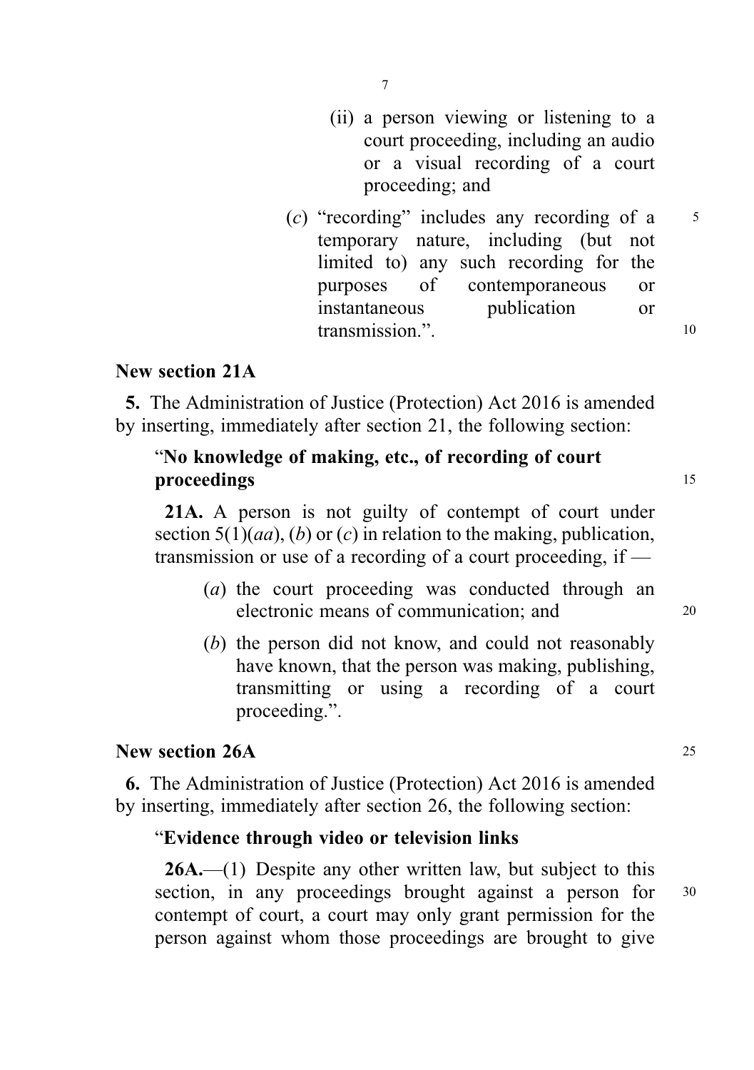(ii) a person viewing or listening to a court proceeding, including an audio or a visual recording of a court proceeding; and

(*c*) "recording" includes any recording of a temporary nature, including (but not limited to) any such recording for the purposes of contemporaneous or instantaneous publication or transmission.".

**New section 21A**

**5.** The Administration of Justice (Protection) Act 2016 is amended by inserting, immediately after section 21, the following section:

"**No knowledge of making, etc., of recording of court proceedings**

**21A.** A person is not guilty of contempt of court under section 5(1)(*aa*), (*b*) or (*c*) in relation to the making, publication, transmission or use of a recording of a court proceeding, if —

(*a*) the court proceeding was conducted through an electronic means of communication; and

(*b*) the person did not know, and could not reasonably have known, that the person was making, publishing, transmitting or using a recording of a court proceeding.".

**New section 26A**

**6.** The Administration of Justice (Protection) Act 2016 is amended by inserting, immediately after section 26, the following section:

"**Evidence through video or television links**

**26A.**—(1) Despite any other written law, but subject to this section, in any proceedings brought against a person for contempt of court, a court may only grant permission for the person against whom those proceedings are brought to give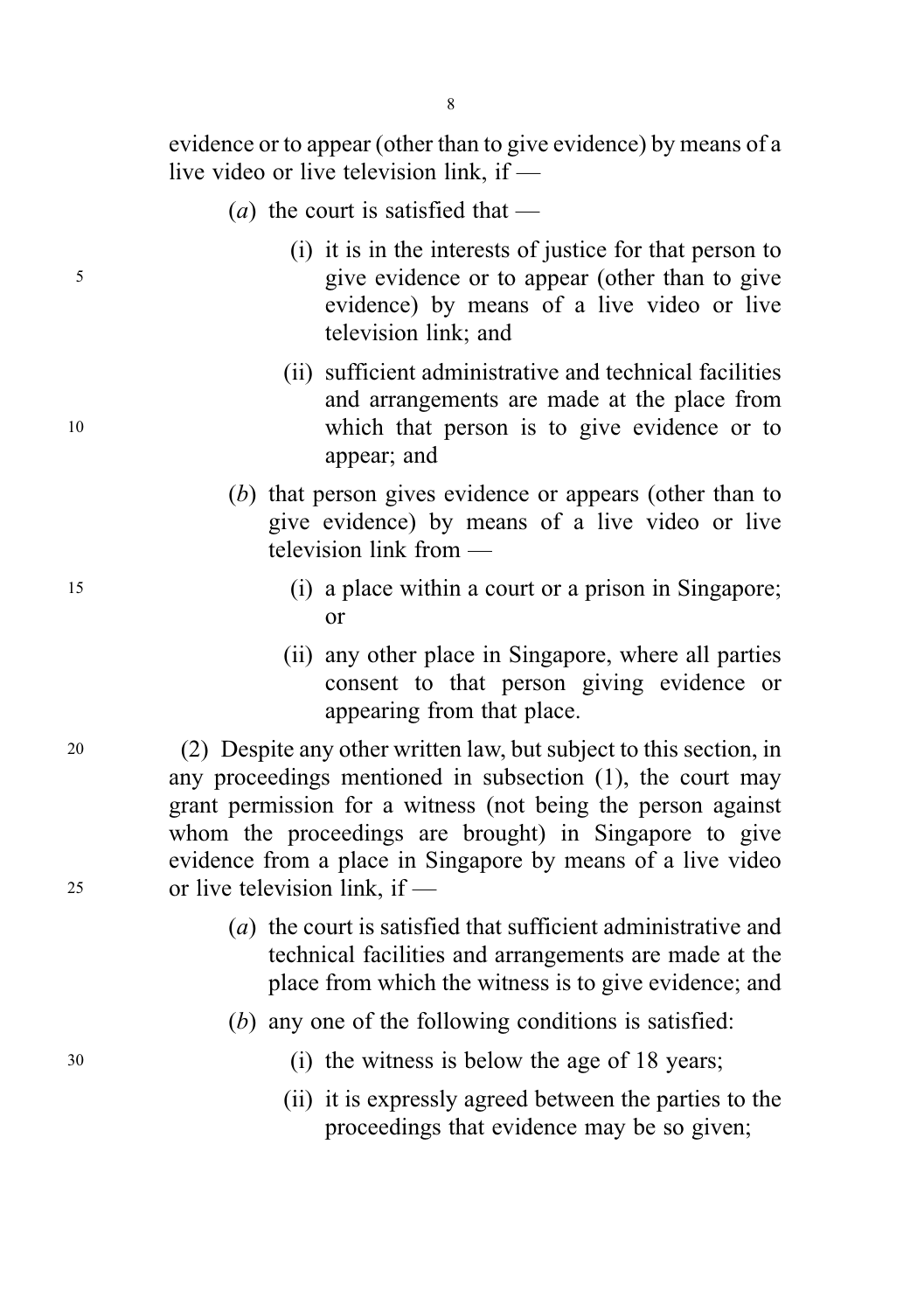evidence or to appear (other than to give evidence) by means of a live video or live television link, if —

(*a*) the court is satisfied that —

(i) it is in the interests of justice for that person to give evidence or to appear (other than to give evidence) by means of a live video or live television link; and

(ii) sufficient administrative and technical facilities and arrangements are made at the place from which that person is to give evidence or to appear; and

(*b*) that person gives evidence or appears (other than to give evidence) by means of a live video or live television link from —

(i) a place within a court or a prison in Singapore; or

(ii) any other place in Singapore, where all parties consent to that person giving evidence or appearing from that place.

(2) Despite any other written law, but subject to this section, in any proceedings mentioned in subsection (1), the court may grant permission for a witness (not being the person against whom the proceedings are brought) in Singapore to give evidence from a place in Singapore by means of a live video or live television link, if —

(*a*) the court is satisfied that sufficient administrative and technical facilities and arrangements are made at the place from which the witness is to give evidence; and

(*b*) any one of the following conditions is satisfied:

(i) the witness is below the age of 18 years;

(ii) it is expressly agreed between the parties to the proceedings that evidence may be so given;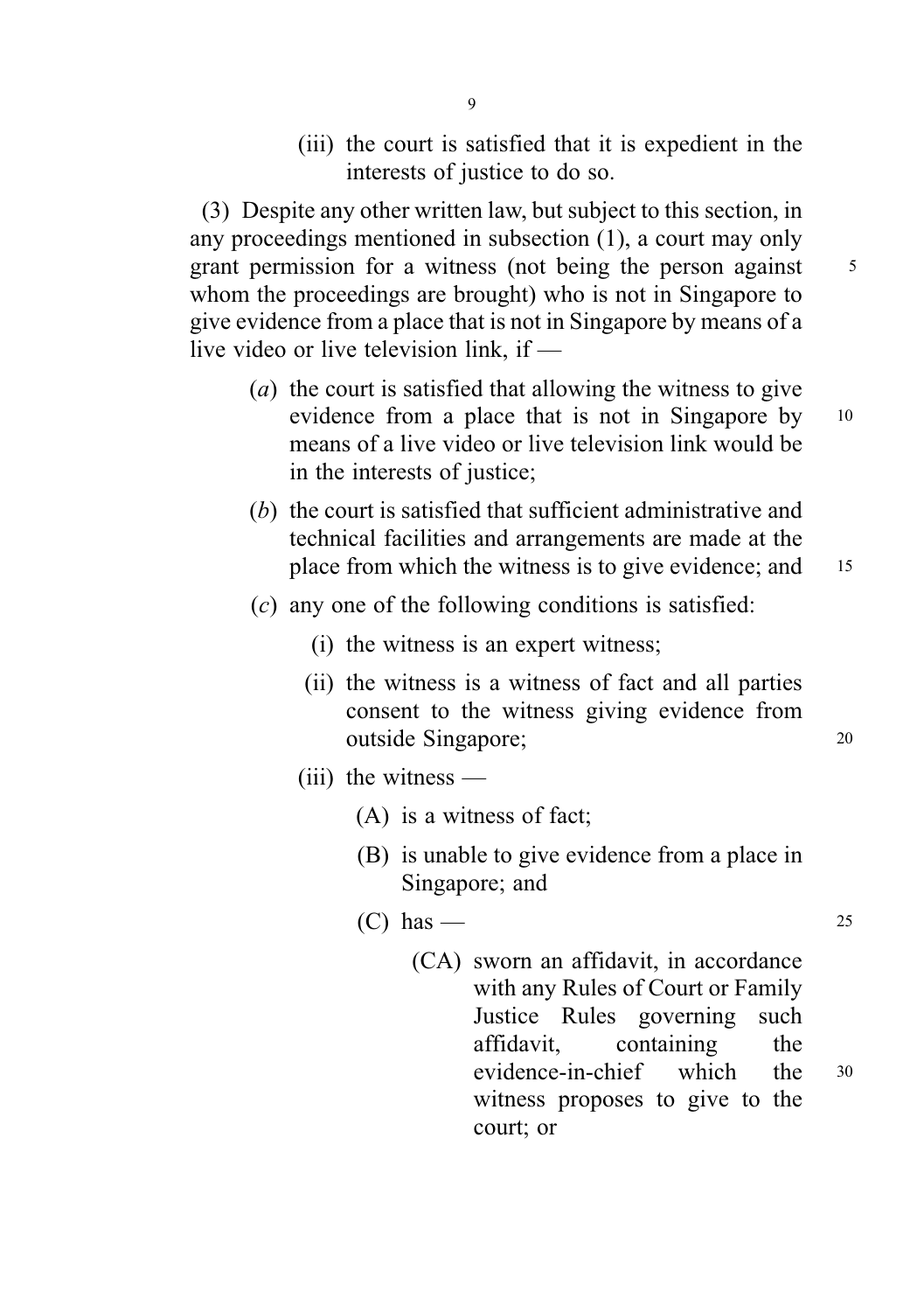(iii) the court is satisfied that it is expedient in the interests of justice to do so.

(3) Despite any other written law, but subject to this section, in any proceedings mentioned in subsection (1), a court may only grant permission for a witness (not being the person against whom the proceedings are brought) who is not in Singapore to give evidence from a place that is not in Singapore by means of a live video or live television link, if —

(*a*) the court is satisfied that allowing the witness to give evidence from a place that is not in Singapore by means of a live video or live television link would be in the interests of justice;

(*b*) the court is satisfied that sufficient administrative and technical facilities and arrangements are made at the place from which the witness is to give evidence; and

(*c*) any one of the following conditions is satisfied:

(i) the witness is an expert witness;

(ii) the witness is a witness of fact and all parties consent to the witness giving evidence from outside Singapore;

(iii) the witness —

(A) is a witness of fact;

(B) is unable to give evidence from a place in Singapore; and

(C) has —

(CA) sworn an affidavit, in accordance with any Rules of Court or Family Justice Rules governing such affidavit, containing the evidence-in-chief which the witness proposes to give to the court; or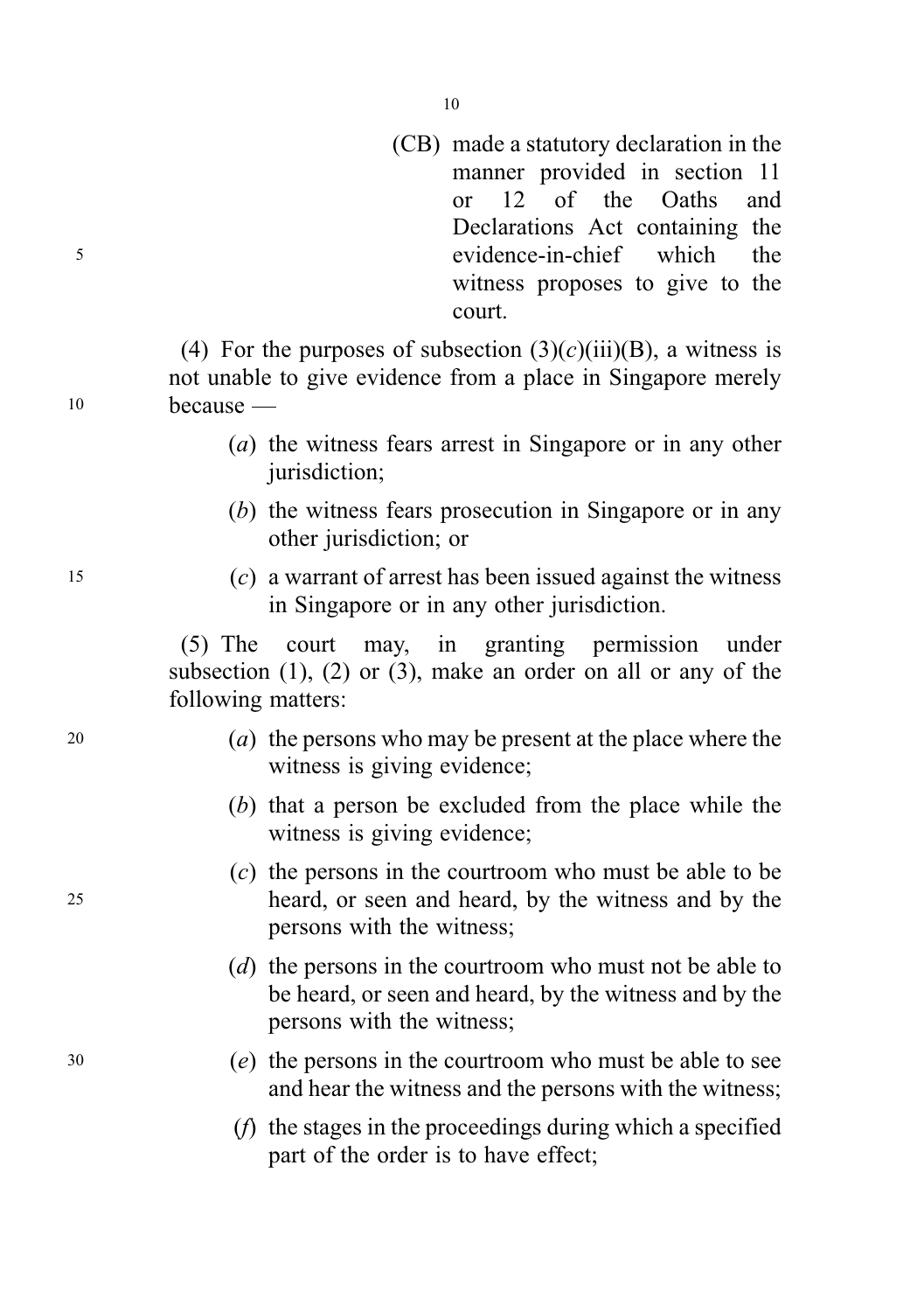(CB) made a statutory declaration in the manner provided in section 11 or 12 of the Oaths and Declarations Act containing the evidence-in-chief which the witness proposes to give to the court.

(4) For the purposes of subsection (3)(*c*)(iii)(B), a witness is not unable to give evidence from a place in Singapore merely because —

(*a*) the witness fears arrest in Singapore or in any other jurisdiction;

(*b*) the witness fears prosecution in Singapore or in any other jurisdiction; or

(*c*) a warrant of arrest has been issued against the witness in Singapore or in any other jurisdiction.

(5) The court may, in granting permission under subsection (1), (2) or (3), make an order on all or any of the following matters:

(*a*) the persons who may be present at the place where the witness is giving evidence;

(*b*) that a person be excluded from the place while the witness is giving evidence;

(*c*) the persons in the courtroom who must be able to be heard, or seen and heard, by the witness and by the persons with the witness;

(*d*) the persons in the courtroom who must not be able to be heard, or seen and heard, by the witness and by the persons with the witness;

(*e*) the persons in the courtroom who must be able to see and hear the witness and the persons with the witness;

(*f*) the stages in the proceedings during which a specified part of the order is to have effect;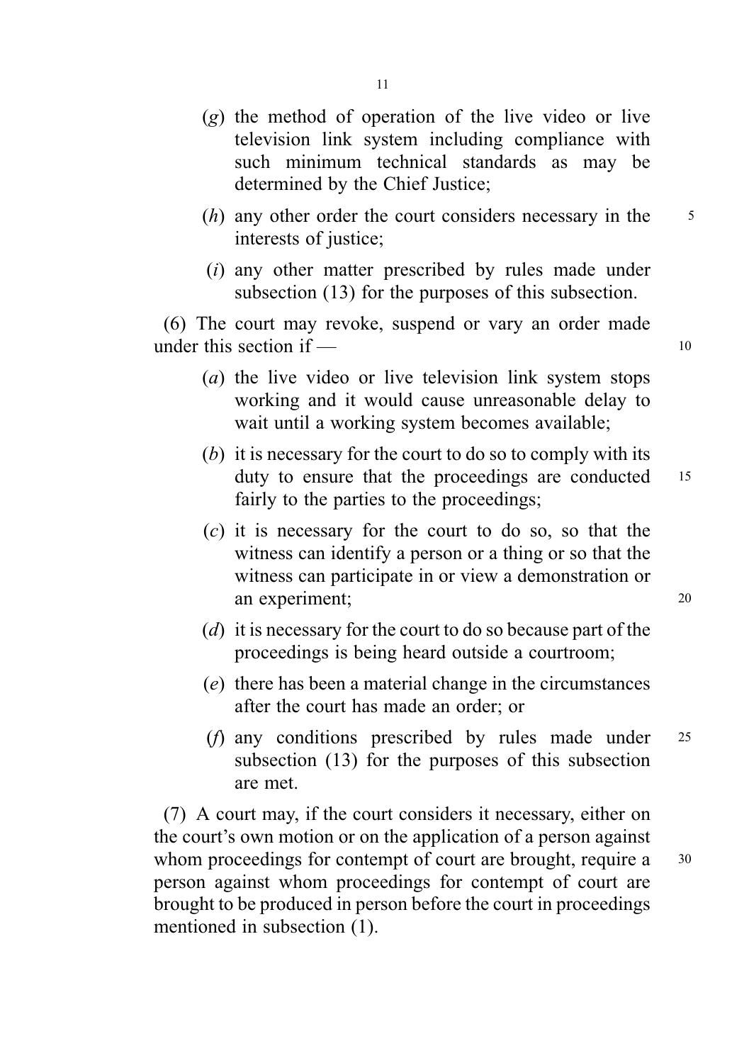(*g*) the method of operation of the live video or live television link system including compliance with such minimum technical standards as may be determined by the Chief Justice;

(*h*) any other order the court considers necessary in the interests of justice;

(*i*) any other matter prescribed by rules made under subsection (13) for the purposes of this subsection.

(6) The court may revoke, suspend or vary an order made under this section if —

(*a*) the live video or live television link system stops working and it would cause unreasonable delay to wait until a working system becomes available;

(*b*) it is necessary for the court to do so to comply with its duty to ensure that the proceedings are conducted fairly to the parties to the proceedings;

(*c*) it is necessary for the court to do so, so that the witness can identify a person or a thing or so that the witness can participate in or view a demonstration or an experiment;

(*d*) it is necessary for the court to do so because part of the proceedings is being heard outside a courtroom;

(*e*) there has been a material change in the circumstances after the court has made an order; or

(*f*) any conditions prescribed by rules made under subsection (13) for the purposes of this subsection are met.

(7) A court may, if the court considers it necessary, either on the court's own motion or on the application of a person against whom proceedings for contempt of court are brought, require a person against whom proceedings for contempt of court are brought to be produced in person before the court in proceedings mentioned in subsection (1).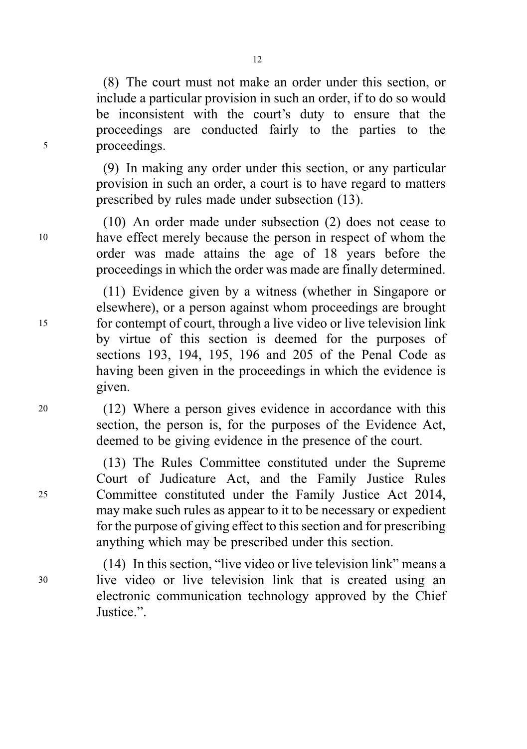(8) The court must not make an order under this section, or include a particular provision in such an order, if to do so would be inconsistent with the court's duty to ensure that the proceedings are conducted fairly to the parties to the proceedings.

(9) In making any order under this section, or any particular provision in such an order, a court is to have regard to matters prescribed by rules made under subsection (13).

(10) An order made under subsection (2) does not cease to have effect merely because the person in respect of whom the order was made attains the age of 18 years before the proceedings in which the order was made are finally determined.

(11) Evidence given by a witness (whether in Singapore or elsewhere), or a person against whom proceedings are brought for contempt of court, through a live video or live television link by virtue of this section is deemed for the purposes of sections 193, 194, 195, 196 and 205 of the Penal Code as having been given in the proceedings in which the evidence is given.

(12) Where a person gives evidence in accordance with this section, the person is, for the purposes of the Evidence Act, deemed to be giving evidence in the presence of the court.

(13) The Rules Committee constituted under the Supreme Court of Judicature Act, and the Family Justice Rules Committee constituted under the Family Justice Act 2014, may make such rules as appear to it to be necessary or expedient for the purpose of giving effect to this section and for prescribing anything which may be prescribed under this section.

(14) In this section, "live video or live television link" means a live video or live television link that is created using an electronic communication technology approved by the Chief Justice.".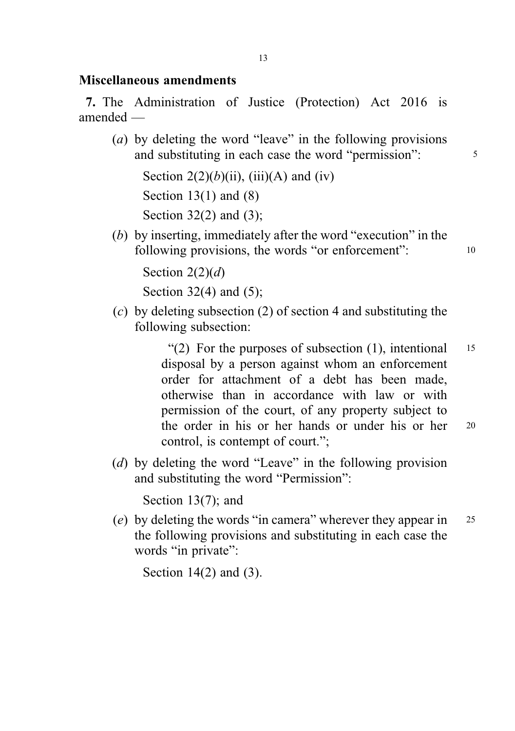## Miscellaneous amendments

**7.** The Administration of Justice (Protection) Act 2016 is amended —

(*a*) by deleting the word "leave" in the following provisions and substituting in each case the word "permission":

Section 2(2)(*b*)(ii), (iii)(A) and (iv)

Section 13(1) and (8)

Section 32(2) and (3);

(*b*) by inserting, immediately after the word "execution" in the following provisions, the words "or enforcement":

Section 2(2)(*d*)

Section 32(4) and (5);

(*c*) by deleting subsection (2) of section 4 and substituting the following subsection:

"(2) For the purposes of subsection (1), intentional disposal by a person against whom an enforcement order for attachment of a debt has been made, otherwise than in accordance with law or with permission of the court, of any property subject to the order in his or her hands or under his or her control, is contempt of court.";

(*d*) by deleting the word "Leave" in the following provision and substituting the word "Permission":

Section 13(7); and

(*e*) by deleting the words "in camera" wherever they appear in the following provisions and substituting in each case the words "in private":

Section 14(2) and (3).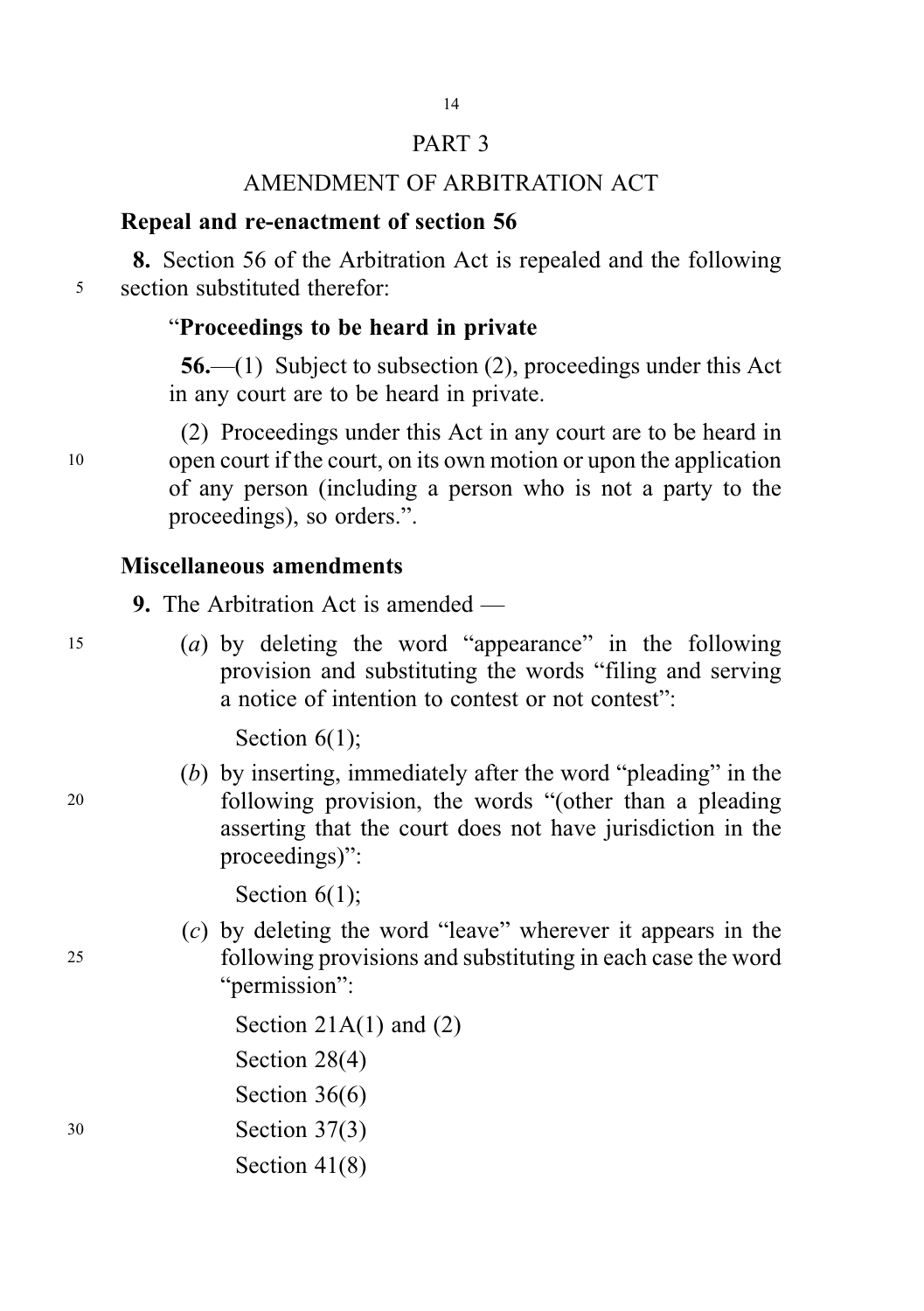# PART 3

## AMENDMENT OF ARBITRATION ACT

### Repeal and re-enactment of section 56

**8.** Section 56 of the Arbitration Act is repealed and the following section substituted therefor:

"**Proceedings to be heard in private**

**56.**—(1) Subject to subsection (2), proceedings under this Act in any court are to be heard in private.

(2) Proceedings under this Act in any court are to be heard in open court if the court, on its own motion or upon the application of any person (including a person who is not a party to the proceedings), so orders.".

### Miscellaneous amendments

**9.** The Arbitration Act is amended —

(*a*) by deleting the word "appearance" in the following provision and substituting the words "filing and serving a notice of intention to contest or not contest":

Section 6(1);

(*b*) by inserting, immediately after the word "pleading" in the following provision, the words "(other than a pleading asserting that the court does not have jurisdiction in the proceedings)":

Section 6(1);

(*c*) by deleting the word "leave" wherever it appears in the following provisions and substituting in each case the word "permission":

Section 21A(1) and (2)

Section 28(4)

Section 36(6)

Section 37(3)

Section 41(8)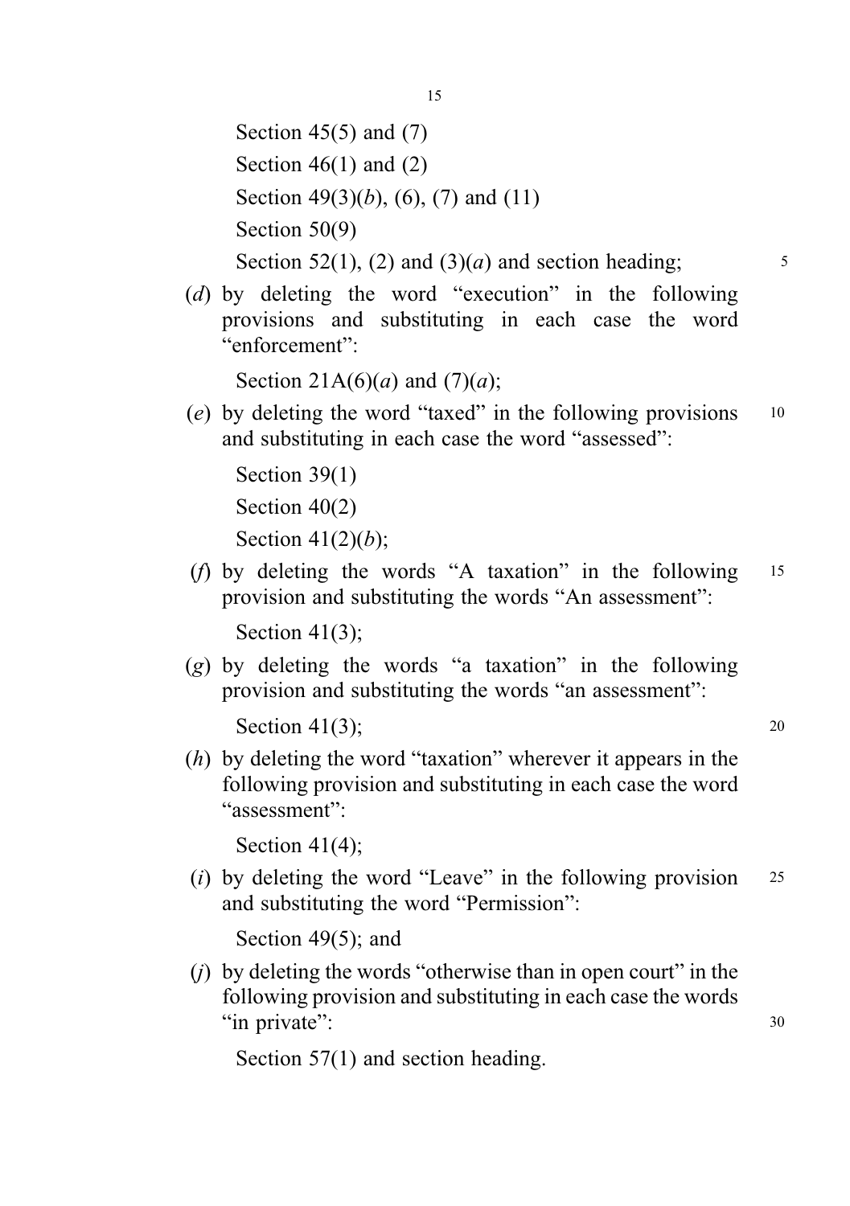Section 45(5) and (7)

Section 46(1) and (2)

Section 49(3)(*b*), (6), (7) and (11)

Section 50(9)

Section 52(1), (2) and (3)(*a*) and section heading;

(*d*) by deleting the word "execution" in the following provisions and substituting in each case the word "enforcement":

Section 21A(6)(*a*) and (7)(*a*);

(*e*) by deleting the word "taxed" in the following provisions and substituting in each case the word "assessed":

Section 39(1)

Section 40(2)

Section 41(2)(*b*);

(*f*) by deleting the words "A taxation" in the following provision and substituting the words "An assessment":

Section 41(3);

(*g*) by deleting the words "a taxation" in the following provision and substituting the words "an assessment":

Section 41(3);

(*h*) by deleting the word "taxation" wherever it appears in the following provision and substituting in each case the word "assessment":

Section 41(4);

(*i*) by deleting the word "Leave" in the following provision and substituting the word "Permission":

Section 49(5); and

(*j*) by deleting the words "otherwise than in open court" in the following provision and substituting in each case the words "in private":

Section 57(1) and section heading.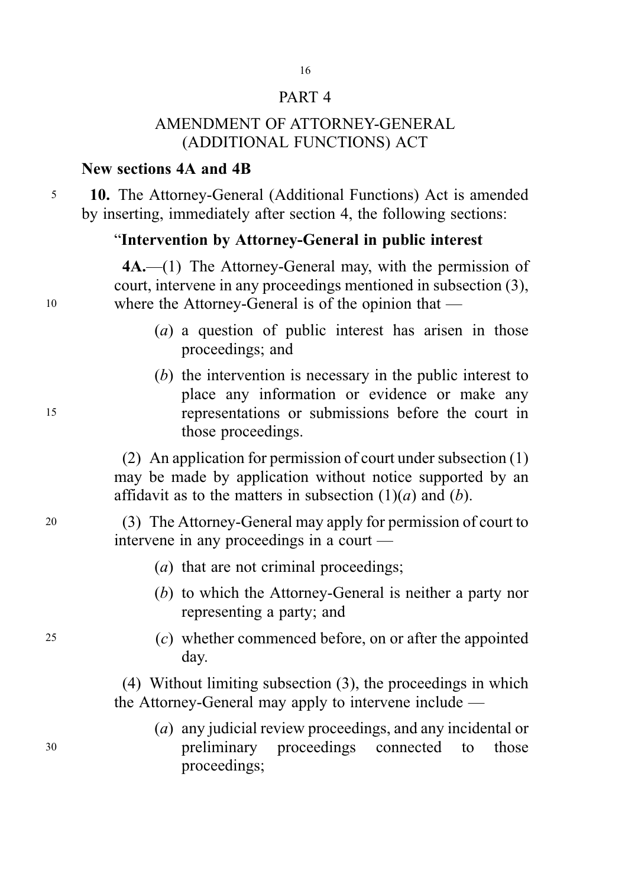## PART 4

## AMENDMENT OF ATTORNEY-GENERAL (ADDITIONAL FUNCTIONS) ACT

### New sections 4A and 4B

**10.** The Attorney-General (Additional Functions) Act is amended by inserting, immediately after section 4, the following sections:

"**Intervention by Attorney-General in public interest**

**4A.**—(1) The Attorney-General may, with the permission of court, intervene in any proceedings mentioned in subsection (3), where the Attorney-General is of the opinion that —

(*a*) a question of public interest has arisen in those proceedings; and

(*b*) the intervention is necessary in the public interest to place any information or evidence or make any representations or submissions before the court in those proceedings.

(2) An application for permission of court under subsection (1) may be made by application without notice supported by an affidavit as to the matters in subsection (1)(*a*) and (*b*).

(3) The Attorney-General may apply for permission of court to intervene in any proceedings in a court —

(*a*) that are not criminal proceedings;

(*b*) to which the Attorney-General is neither a party nor representing a party; and

(*c*) whether commenced before, on or after the appointed day.

(4) Without limiting subsection (3), the proceedings in which the Attorney-General may apply to intervene include —

(*a*) any judicial review proceedings, and any incidental or preliminary proceedings connected to those proceedings;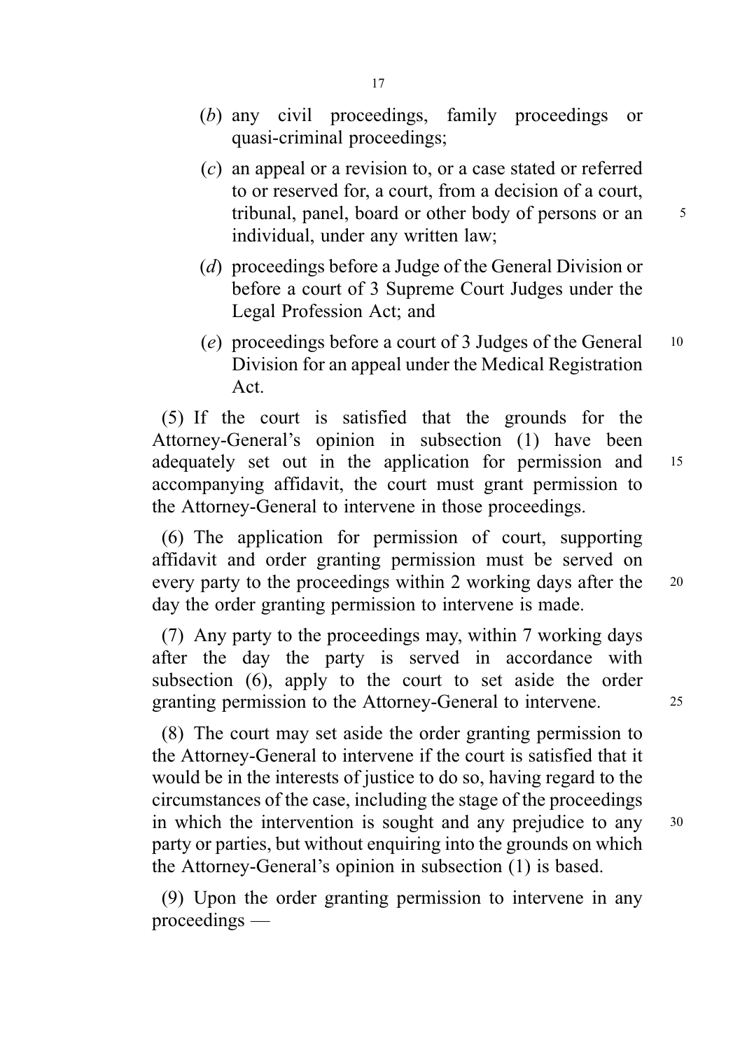(*b*) any civil proceedings, family proceedings or quasi-criminal proceedings;

(*c*) an appeal or a revision to, or a case stated or referred to or reserved for, a court, from a decision of a court, tribunal, panel, board or other body of persons or an individual, under any written law;

(*d*) proceedings before a Judge of the General Division or before a court of 3 Supreme Court Judges under the Legal Profession Act; and

(*e*) proceedings before a court of 3 Judges of the General Division for an appeal under the Medical Registration Act.

(5) If the court is satisfied that the grounds for the Attorney-General's opinion in subsection (1) have been adequately set out in the application for permission and accompanying affidavit, the court must grant permission to the Attorney-General to intervene in those proceedings.

(6) The application for permission of court, supporting affidavit and order granting permission must be served on every party to the proceedings within 2 working days after the day the order granting permission to intervene is made.

(7) Any party to the proceedings may, within 7 working days after the day the party is served in accordance with subsection (6), apply to the court to set aside the order granting permission to the Attorney-General to intervene.

(8) The court may set aside the order granting permission to the Attorney-General to intervene if the court is satisfied that it would be in the interests of justice to do so, having regard to the circumstances of the case, including the stage of the proceedings in which the intervention is sought and any prejudice to any party or parties, but without enquiring into the grounds on which the Attorney-General's opinion in subsection (1) is based.

(9) Upon the order granting permission to intervene in any proceedings —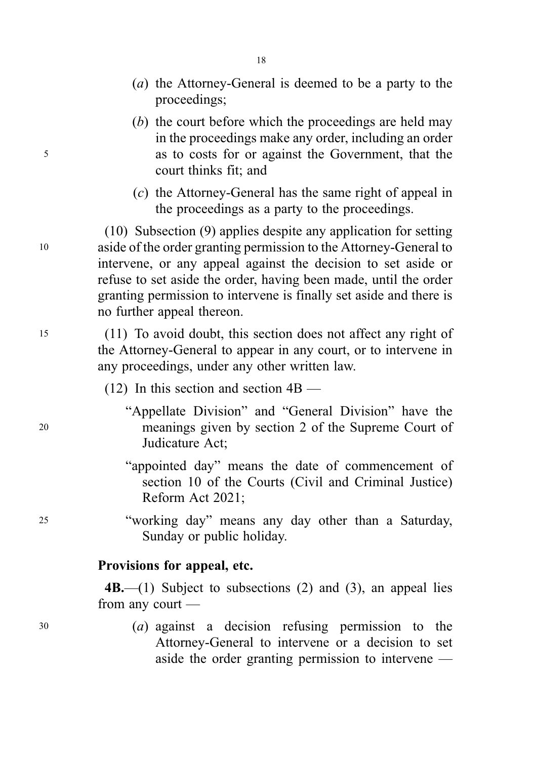(*a*) the Attorney-General is deemed to be a party to the proceedings;

(*b*) the court before which the proceedings are held may in the proceedings make any order, including an order as to costs for or against the Government, that the court thinks fit; and

(*c*) the Attorney-General has the same right of appeal in the proceedings as a party to the proceedings.

(10) Subsection (9) applies despite any application for setting aside of the order granting permission to the Attorney-General to intervene, or any appeal against the decision to set aside or refuse to set aside the order, having been made, until the order granting permission to intervene is finally set aside and there is no further appeal thereon.

(11) To avoid doubt, this section does not affect any right of the Attorney-General to appear in any court, or to intervene in any proceedings, under any other written law.

(12) In this section and section 4B —

"Appellate Division" and "General Division" have the meanings given by section 2 of the Supreme Court of Judicature Act;

"appointed day" means the date of commencement of section 10 of the Courts (Civil and Criminal Justice) Reform Act 2021;

"working day" means any day other than a Saturday, Sunday or public holiday.

**Provisions for appeal, etc.**

**4B.**—(1) Subject to subsections (2) and (3), an appeal lies from any court —

(*a*) against a decision refusing permission to the Attorney-General to intervene or a decision to set aside the order granting permission to intervene —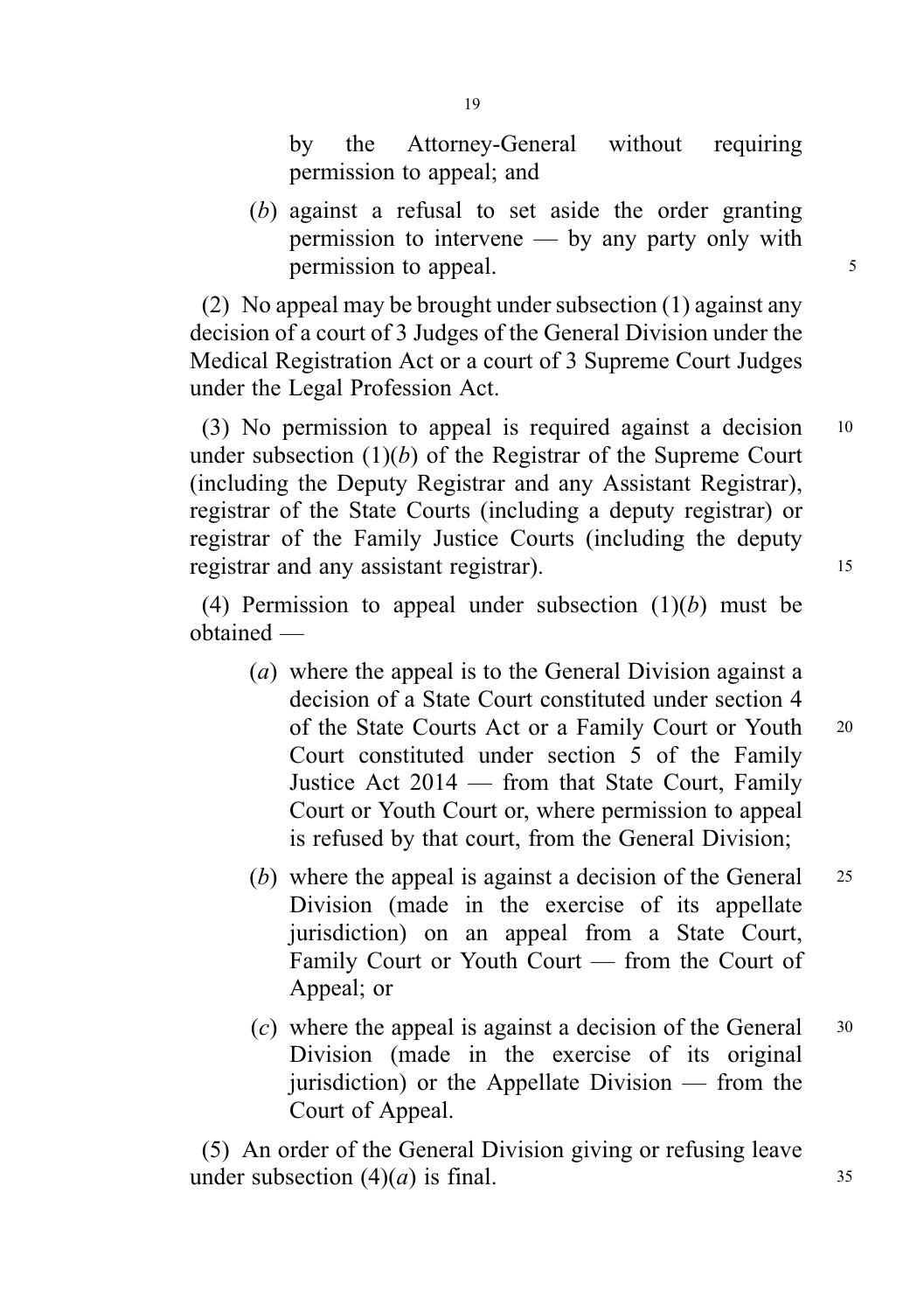by the Attorney-General without requiring permission to appeal; and

(*b*) against a refusal to set aside the order granting permission to intervene — by any party only with permission to appeal.

(2) No appeal may be brought under subsection (1) against any decision of a court of 3 Judges of the General Division under the Medical Registration Act or a court of 3 Supreme Court Judges under the Legal Profession Act.

(3) No permission to appeal is required against a decision under subsection (1)(*b*) of the Registrar of the Supreme Court (including the Deputy Registrar and any Assistant Registrar), registrar of the State Courts (including a deputy registrar) or registrar of the Family Justice Courts (including the deputy registrar and any assistant registrar).

(4) Permission to appeal under subsection (1)(*b*) must be obtained —

(*a*) where the appeal is to the General Division against a decision of a State Court constituted under section 4 of the State Courts Act or a Family Court or Youth Court constituted under section 5 of the Family Justice Act 2014 — from that State Court, Family Court or Youth Court or, where permission to appeal is refused by that court, from the General Division;

(*b*) where the appeal is against a decision of the General Division (made in the exercise of its appellate jurisdiction) on an appeal from a State Court, Family Court or Youth Court — from the Court of Appeal; or

(*c*) where the appeal is against a decision of the General Division (made in the exercise of its original jurisdiction) or the Appellate Division — from the Court of Appeal.

(5) An order of the General Division giving or refusing leave under subsection (4)(*a*) is final.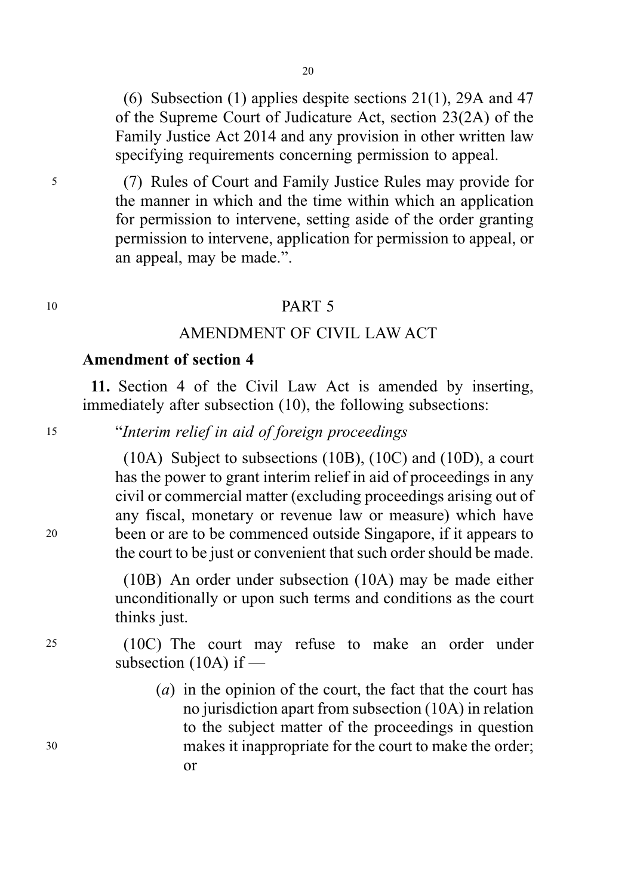(6) Subsection (1) applies despite sections 21(1), 29A and 47 of the Supreme Court of Judicature Act, section 23(2A) of the Family Justice Act 2014 and any provision in other written law specifying requirements concerning permission to appeal.

(7) Rules of Court and Family Justice Rules may provide for the manner in which and the time within which an application for permission to intervene, setting aside of the order granting permission to intervene, application for permission to appeal, or an appeal, may be made.".

PART 5

AMENDMENT OF CIVIL LAW ACT

**Amendment of section 4**

**11.** Section 4 of the Civil Law Act is amended by inserting, immediately after subsection (10), the following subsections:

"*Interim relief in aid of foreign proceedings*

(10A) Subject to subsections (10B), (10C) and (10D), a court has the power to grant interim relief in aid of proceedings in any civil or commercial matter (excluding proceedings arising out of any fiscal, monetary or revenue law or measure) which have been or are to be commenced outside Singapore, if it appears to the court to be just or convenient that such order should be made.

(10B) An order under subsection (10A) may be made either unconditionally or upon such terms and conditions as the court thinks just.

(10C) The court may refuse to make an order under subsection (10A) if —

(*a*) in the opinion of the court, the fact that the court has no jurisdiction apart from subsection (10A) in relation to the subject matter of the proceedings in question makes it inappropriate for the court to make the order; or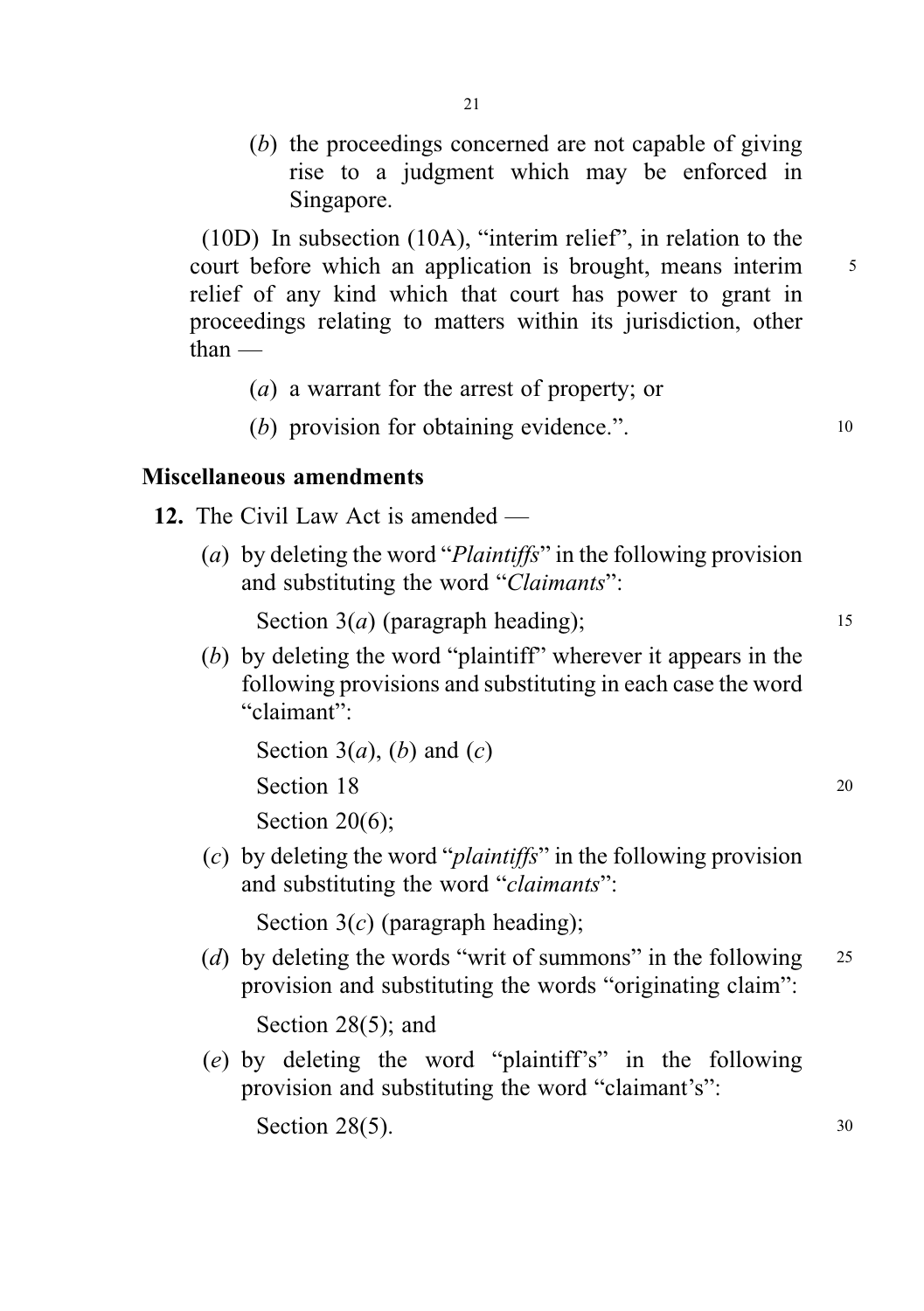(*b*) the proceedings concerned are not capable of giving rise to a judgment which may be enforced in Singapore.

(10D) In subsection (10A), "interim relief", in relation to the court before which an application is brought, means interim relief of any kind which that court has power to grant in proceedings relating to matters within its jurisdiction, other than —

(*a*) a warrant for the arrest of property; or

(*b*) provision for obtaining evidence.".

### Miscellaneous amendments

**12.** The Civil Law Act is amended —

(*a*) by deleting the word "*Plaintiffs*" in the following provision and substituting the word "*Claimants*":

Section 3(*a*) (paragraph heading);

(*b*) by deleting the word "plaintiff" wherever it appears in the following provisions and substituting in each case the word "claimant":

Section 3(*a*), (*b*) and (*c*)

Section 18

Section 20(6);

(*c*) by deleting the word "*plaintiffs*" in the following provision and substituting the word "*claimants*":

Section 3(*c*) (paragraph heading);

(*d*) by deleting the words "writ of summons" in the following provision and substituting the words "originating claim":

Section 28(5); and

(*e*) by deleting the word "plaintiff's" in the following provision and substituting the word "claimant's":

Section 28(5).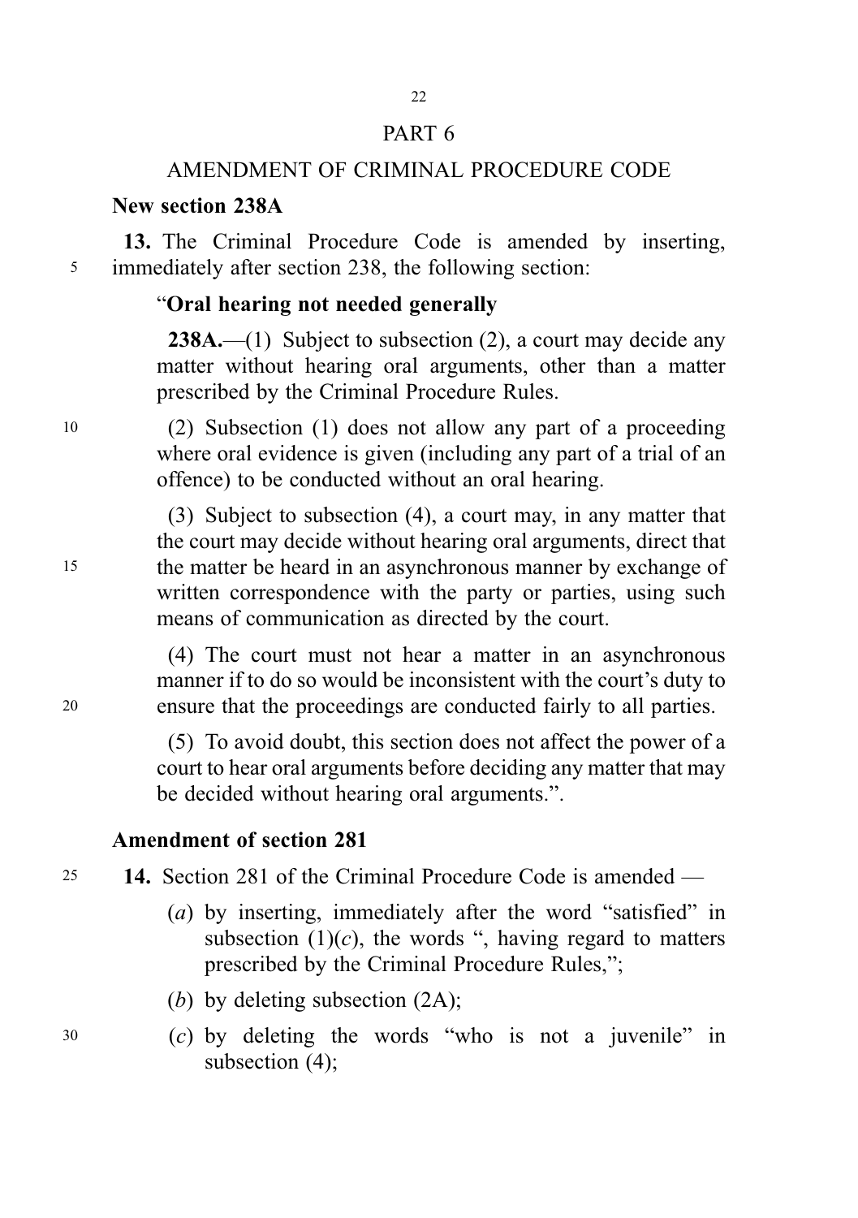## PART 6

## AMENDMENT OF CRIMINAL PROCEDURE CODE

### New section 238A

**13.** The Criminal Procedure Code is amended by inserting, immediately after section 238, the following section:

"**Oral hearing not needed generally**

**238A.**—(1) Subject to subsection (2), a court may decide any matter without hearing oral arguments, other than a matter prescribed by the Criminal Procedure Rules.

(2) Subsection (1) does not allow any part of a proceeding where oral evidence is given (including any part of a trial of an offence) to be conducted without an oral hearing.

(3) Subject to subsection (4), a court may, in any matter that the court may decide without hearing oral arguments, direct that the matter be heard in an asynchronous manner by exchange of written correspondence with the party or parties, using such means of communication as directed by the court.

(4) The court must not hear a matter in an asynchronous manner if to do so would be inconsistent with the court's duty to ensure that the proceedings are conducted fairly to all parties.

(5) To avoid doubt, this section does not affect the power of a court to hear oral arguments before deciding any matter that may be decided without hearing oral arguments.".

### Amendment of section 281

**14.** Section 281 of the Criminal Procedure Code is amended —

(*a*) by inserting, immediately after the word "satisfied" in subsection (1)(*c*), the words ", having regard to matters prescribed by the Criminal Procedure Rules,";

(*b*) by deleting subsection (2A);

(*c*) by deleting the words "who is not a juvenile" in subsection (4);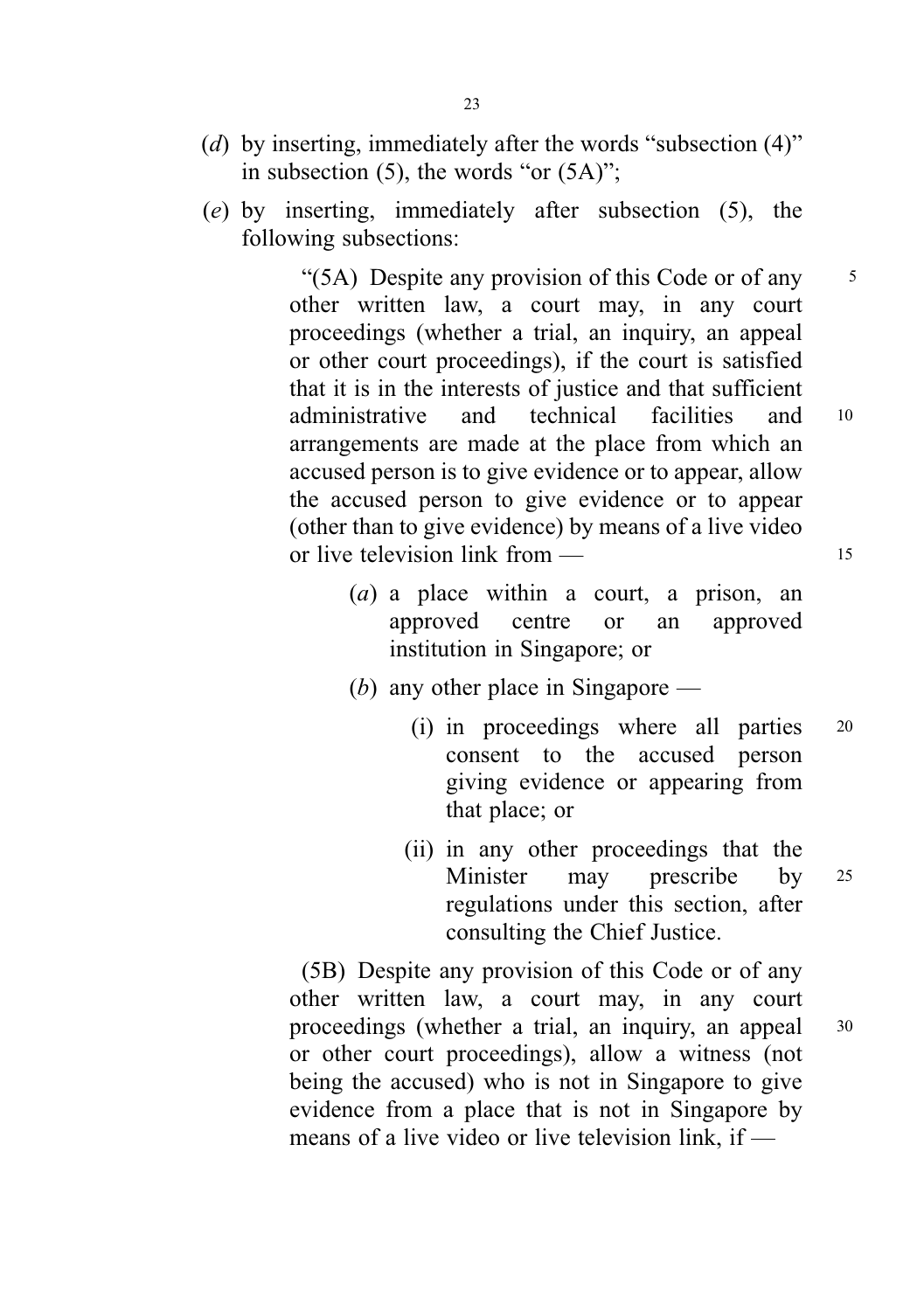(*d*) by inserting, immediately after the words "subsection (4)" in subsection (5), the words "or (5A)";

(*e*) by inserting, immediately after subsection (5), the following subsections:

> "(5A) Despite any provision of this Code or of any other written law, a court may, in any court proceedings (whether a trial, an inquiry, an appeal or other court proceedings), if the court is satisfied that it is in the interests of justice and that sufficient administrative and technical facilities and arrangements are made at the place from which an accused person is to give evidence or to appear, allow the accused person to give evidence or to appear (other than to give evidence) by means of a live video or live television link from —
>
> (*a*) a place within a court, a prison, an approved centre or an approved institution in Singapore; or
>
> (*b*) any other place in Singapore —
>
> (i) in proceedings where all parties consent to the accused person giving evidence or appearing from that place; or
>
> (ii) in any other proceedings that the Minister may prescribe by regulations under this section, after consulting the Chief Justice.
>
> (5B) Despite any provision of this Code or of any other written law, a court may, in any court proceedings (whether a trial, an inquiry, an appeal or other court proceedings), allow a witness (not being the accused) who is not in Singapore to give evidence from a place that is not in Singapore by means of a live video or live television link, if —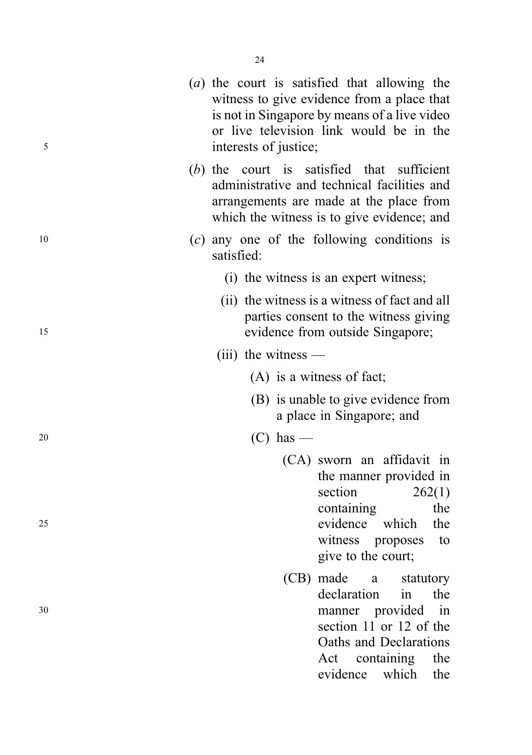(*a*) the court is satisfied that allowing the witness to give evidence from a place that is not in Singapore by means of a live video or live television link would be in the interests of justice;

(*b*) the court is satisfied that sufficient administrative and technical facilities and arrangements are made at the place from which the witness is to give evidence; and

(*c*) any one of the following conditions is satisfied:

(i) the witness is an expert witness;

(ii) the witness is a witness of fact and all parties consent to the witness giving evidence from outside Singapore;

(iii) the witness —

(A) is a witness of fact;

(B) is unable to give evidence from a place in Singapore; and

(C) has —

(CA) sworn an affidavit in the manner provided in section 262(1) containing the evidence which the witness proposes to give to the court;

(CB) made a statutory declaration in the manner provided in section 11 or 12 of the Oaths and Declarations Act containing the evidence which the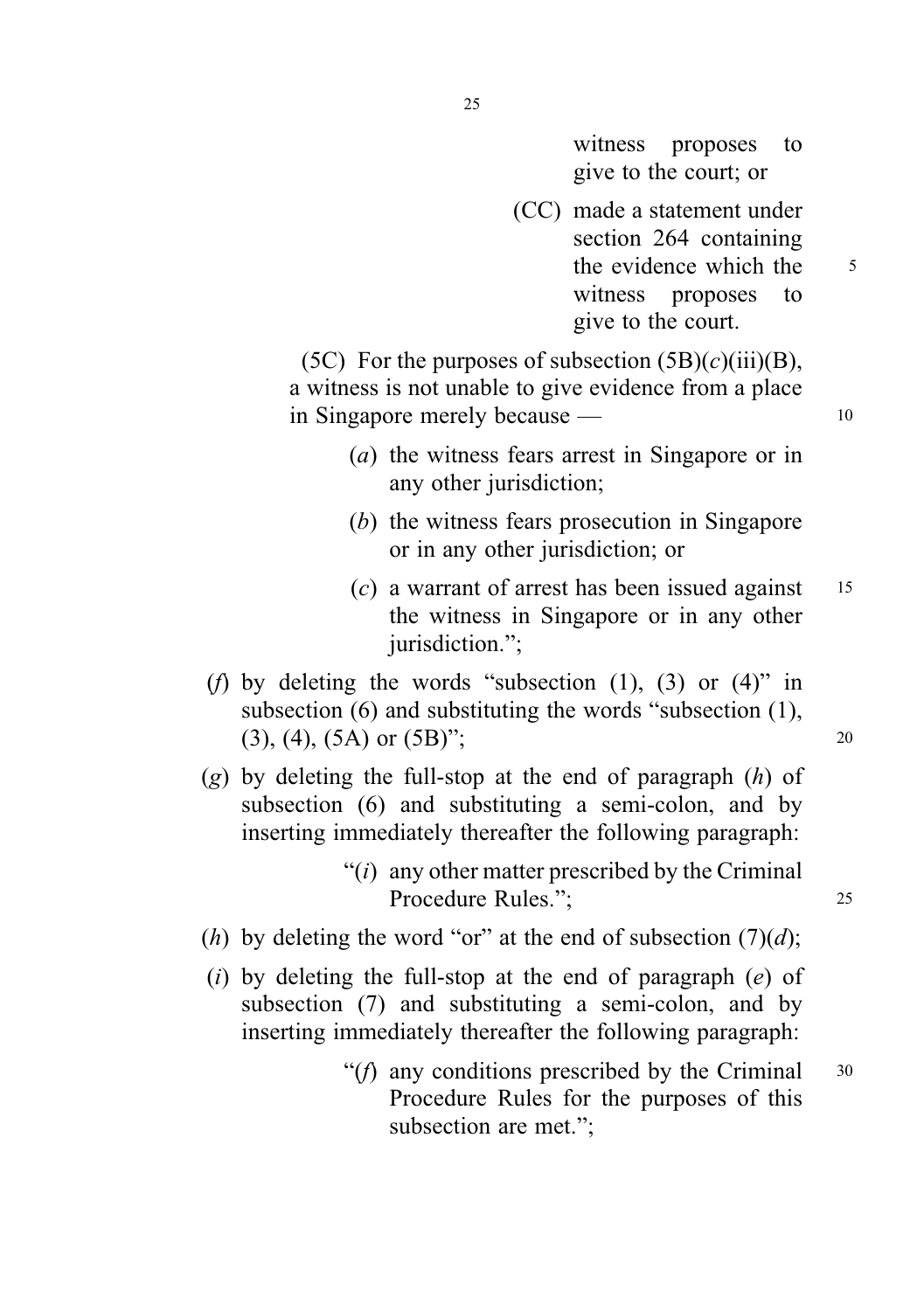witness proposes to give to the court; or

(CC) made a statement under section 264 containing the evidence which the witness proposes to give to the court.

(5C) For the purposes of subsection (5B)(*c*)(iii)(B), a witness is not unable to give evidence from a place in Singapore merely because —

(*a*) the witness fears arrest in Singapore or in any other jurisdiction;

(*b*) the witness fears prosecution in Singapore or in any other jurisdiction; or

(*c*) a warrant of arrest has been issued against the witness in Singapore or in any other jurisdiction.";

(*f*) by deleting the words "subsection (1), (3) or (4)" in subsection (6) and substituting the words "subsection (1), (3), (4), (5A) or (5B)";

(*g*) by deleting the full-stop at the end of paragraph (*h*) of subsection (6) and substituting a semi-colon, and by inserting immediately thereafter the following paragraph:

"(*i*) any other matter prescribed by the Criminal Procedure Rules.";

(*h*) by deleting the word "or" at the end of subsection (7)(*d*);

(*i*) by deleting the full-stop at the end of paragraph (*e*) of subsection (7) and substituting a semi-colon, and by inserting immediately thereafter the following paragraph:

"(*f*) any conditions prescribed by the Criminal Procedure Rules for the purposes of this subsection are met.";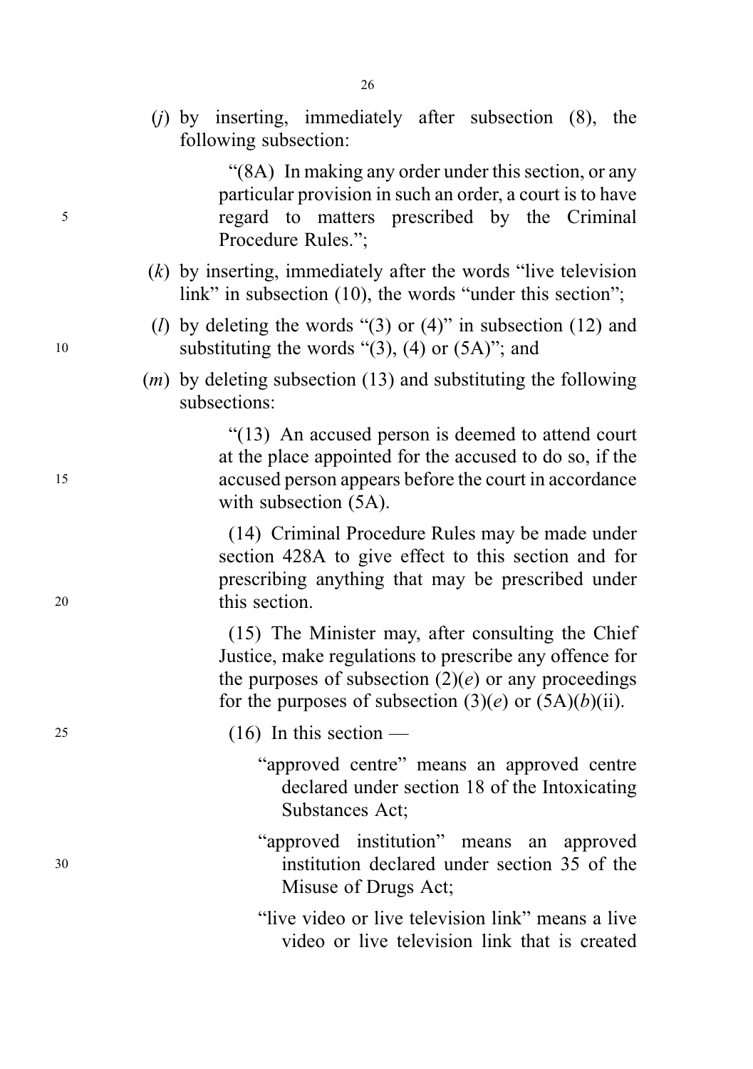(*j*) by inserting, immediately after subsection (8), the following subsection:

> "(8A) In making any order under this section, or any particular provision in such an order, a court is to have regard to matters prescribed by the Criminal Procedure Rules.";

(*k*) by inserting, immediately after the words "live television link" in subsection (10), the words "under this section";

(*l*) by deleting the words "(3) or (4)" in subsection (12) and substituting the words "(3), (4) or (5A)"; and

(*m*) by deleting subsection (13) and substituting the following subsections:

> "(13) An accused person is deemed to attend court at the place appointed for the accused to do so, if the accused person appears before the court in accordance with subsection (5A).
>
> (14) Criminal Procedure Rules may be made under section 428A to give effect to this section and for prescribing anything that may be prescribed under this section.
>
> (15) The Minister may, after consulting the Chief Justice, make regulations to prescribe any offence for the purposes of subsection (2)(*e*) or any proceedings for the purposes of subsection (3)(*e*) or (5A)(*b*)(ii).
>
> (16) In this section —
>
> "approved centre" means an approved centre declared under section 18 of the Intoxicating Substances Act;
>
> "approved institution" means an approved institution declared under section 35 of the Misuse of Drugs Act;
>
> "live video or live television link" means a live video or live television link that is created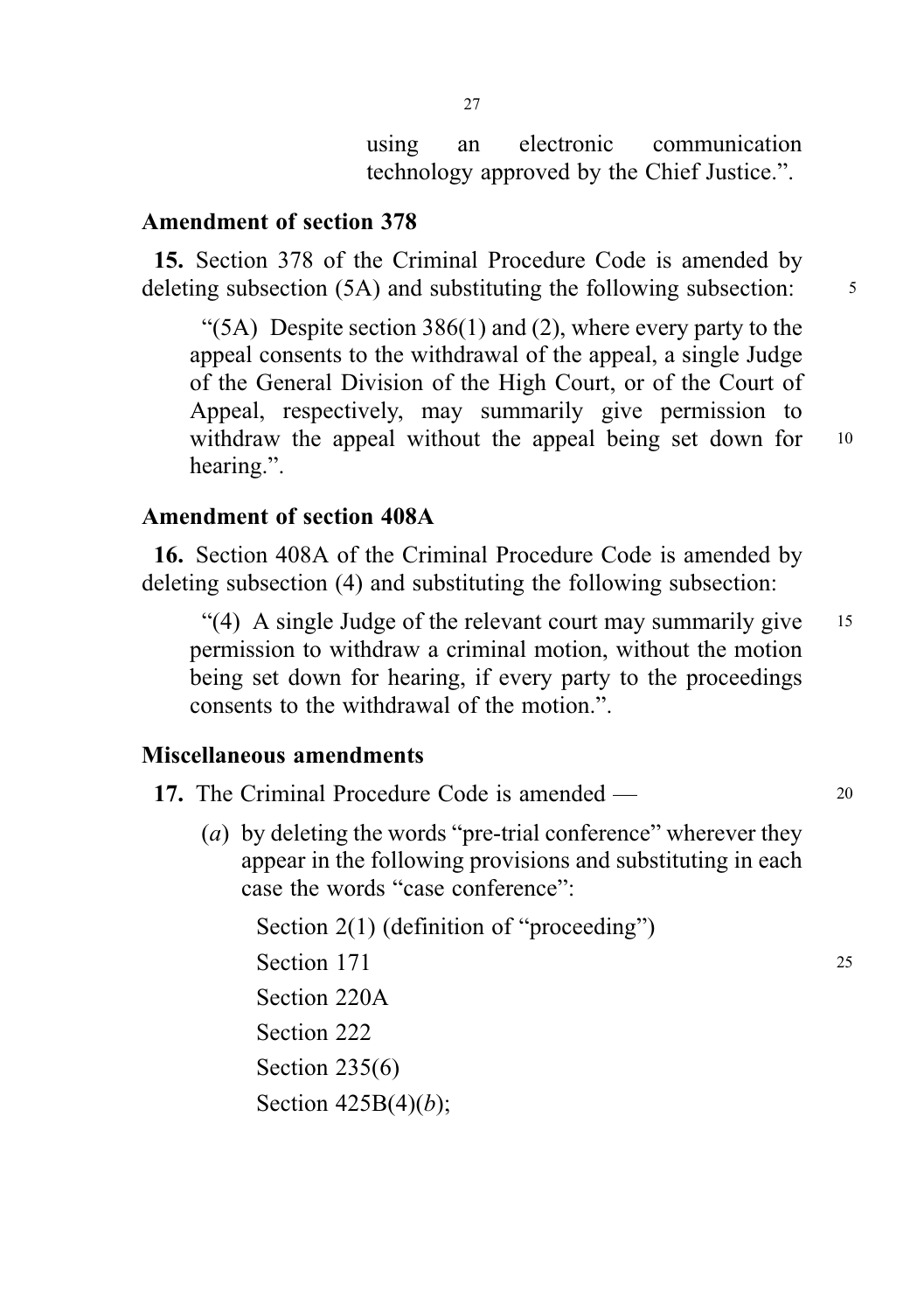using an electronic communication technology approved by the Chief Justice.”.

### Amendment of section 378

**15.** Section 378 of the Criminal Procedure Code is amended by deleting subsection (5A) and substituting the following subsection:

“(5A) Despite section 386(1) and (2), where every party to the appeal consents to the withdrawal of the appeal, a single Judge of the General Division of the High Court, or of the Court of Appeal, respectively, may summarily give permission to withdraw the appeal without the appeal being set down for hearing.”.

### Amendment of section 408A

**16.** Section 408A of the Criminal Procedure Code is amended by deleting subsection (4) and substituting the following subsection:

“(4) A single Judge of the relevant court may summarily give permission to withdraw a criminal motion, without the motion being set down for hearing, if every party to the proceedings consents to the withdrawal of the motion.”.

### Miscellaneous amendments

**17.** The Criminal Procedure Code is amended —

(*a*) by deleting the words “pre-trial conference” wherever they appear in the following provisions and substituting in each case the words “case conference”:

Section 2(1) (definition of “proceeding”)

Section 171

Section 220A

Section 222

Section 235(6)

Section 425B(4)(*b*);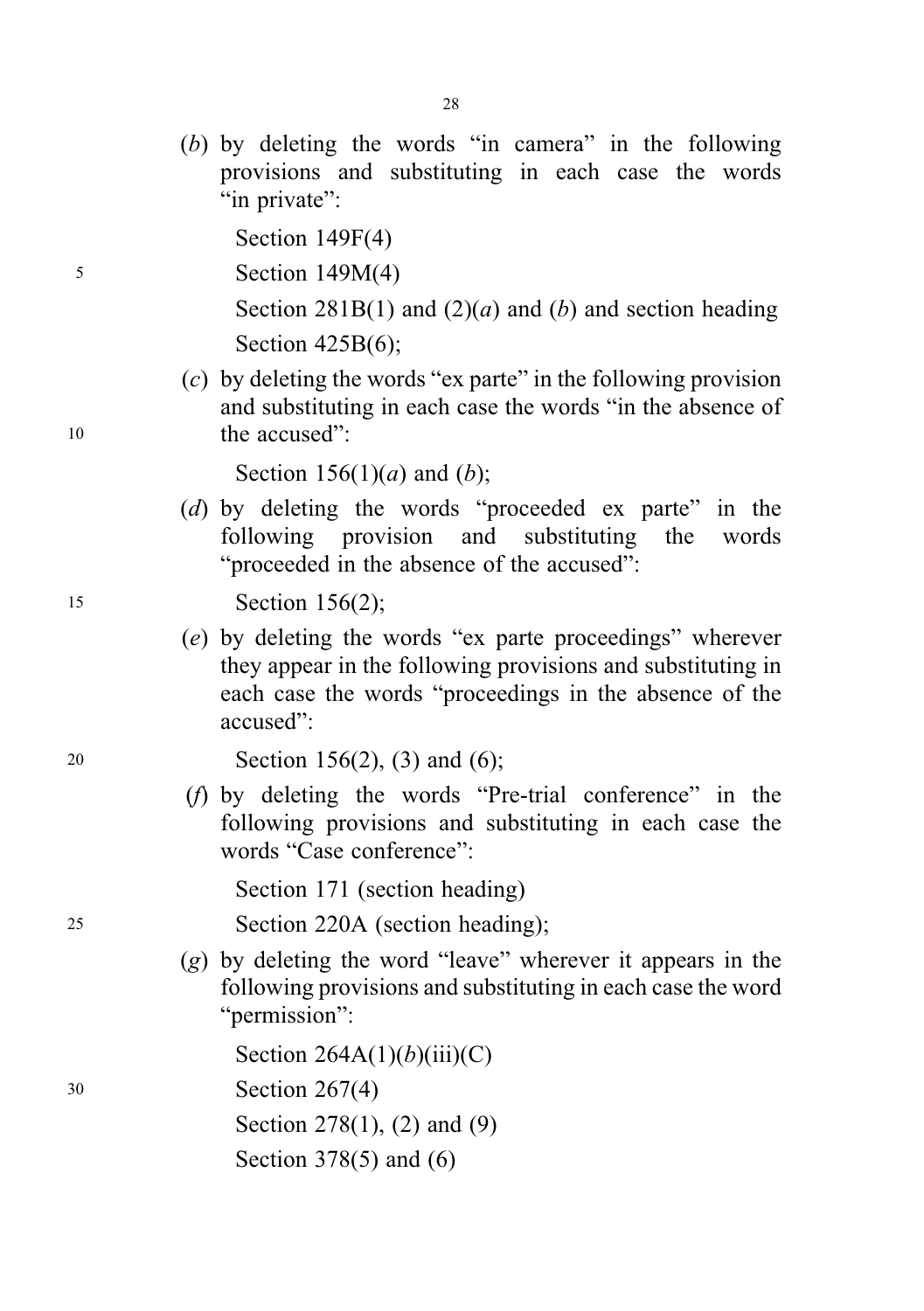(*b*) by deleting the words "in camera" in the following provisions and substituting in each case the words "in private":

Section 149F(4)

Section 149M(4)

Section 281B(1) and (2)(*a*) and (*b*) and section heading

Section 425B(6);

(*c*) by deleting the words "ex parte" in the following provision and substituting in each case the words "in the absence of the accused":

Section 156(1)(*a*) and (*b*);

(*d*) by deleting the words "proceeded ex parte" in the following provision and substituting the words "proceeded in the absence of the accused":

Section 156(2);

(*e*) by deleting the words "ex parte proceedings" wherever they appear in the following provisions and substituting in each case the words "proceedings in the absence of the accused":

Section 156(2), (3) and (6);

(*f*) by deleting the words "Pre-trial conference" in the following provisions and substituting in each case the words "Case conference":

Section 171 (section heading)

Section 220A (section heading);

(*g*) by deleting the word "leave" wherever it appears in the following provisions and substituting in each case the word "permission":

Section 264A(1)(*b*)(iii)(C)

Section 267(4)

Section 278(1), (2) and (9)

Section 378(5) and (6)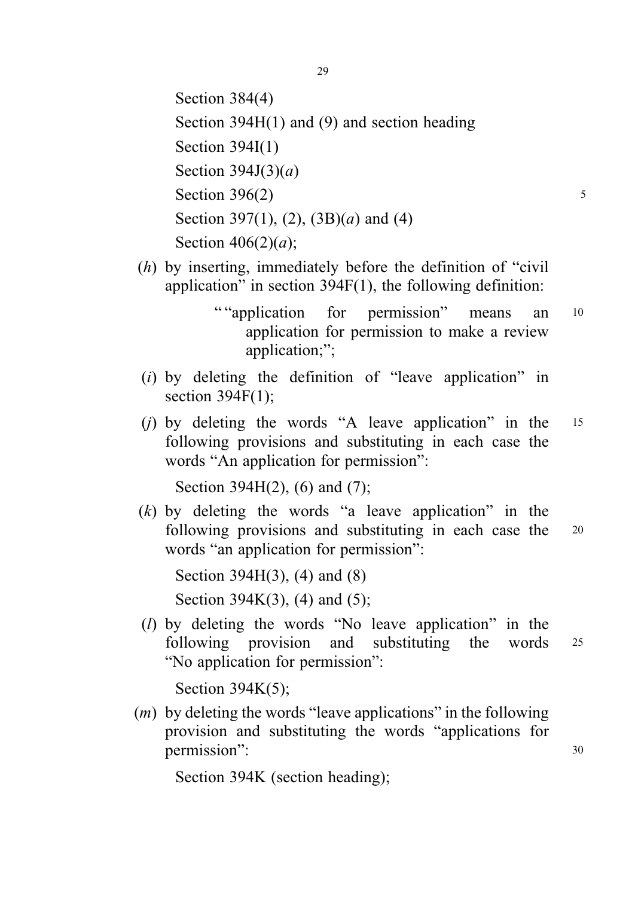Section 384(4)

Section 394H(1) and (9) and section heading

Section 394I(1)

Section 394J(3)(*a*)

Section 396(2)

Section 397(1), (2), (3B)(*a*) and (4)

Section 406(2)(*a*);

(*h*) by inserting, immediately before the definition of "civil application" in section 394F(1), the following definition:

> ""application for permission" means an application for permission to make a review application;";

(*i*) by deleting the definition of "leave application" in section 394F(1);

(*j*) by deleting the words "A leave application" in the following provisions and substituting in each case the words "An application for permission":

Section 394H(2), (6) and (7);

(*k*) by deleting the words "a leave application" in the following provisions and substituting in each case the words "an application for permission":

Section 394H(3), (4) and (8)

Section 394K(3), (4) and (5);

(*l*) by deleting the words "No leave application" in the following provision and substituting the words "No application for permission":

Section 394K(5);

(*m*) by deleting the words "leave applications" in the following provision and substituting the words "applications for permission":

Section 394K (section heading);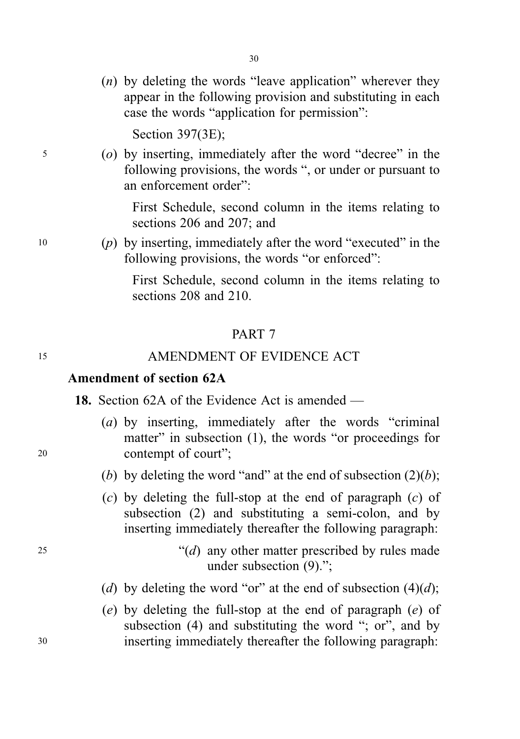(*n*) by deleting the words "leave application" wherever they appear in the following provision and substituting in each case the words "application for permission":

Section 397(3E);

(*o*) by inserting, immediately after the word "decree" in the following provisions, the words ", or under or pursuant to an enforcement order":

First Schedule, second column in the items relating to sections 206 and 207; and

(*p*) by inserting, immediately after the word "executed" in the following provisions, the words "or enforced":

First Schedule, second column in the items relating to sections 208 and 210.

## PART 7

## AMENDMENT OF EVIDENCE ACT

### Amendment of section 62A

**18.** Section 62A of the Evidence Act is amended —

(*a*) by inserting, immediately after the words "criminal matter" in subsection (1), the words "or proceedings for contempt of court";

(*b*) by deleting the word "and" at the end of subsection (2)(*b*);

(*c*) by deleting the full-stop at the end of paragraph (*c*) of subsection (2) and substituting a semi-colon, and by inserting immediately thereafter the following paragraph:

"(*d*) any other matter prescribed by rules made under subsection (9).";

(*d*) by deleting the word "or" at the end of subsection (4)(*d*);

(*e*) by deleting the full-stop at the end of paragraph (*e*) of subsection (4) and substituting the word "; or", and by inserting immediately thereafter the following paragraph: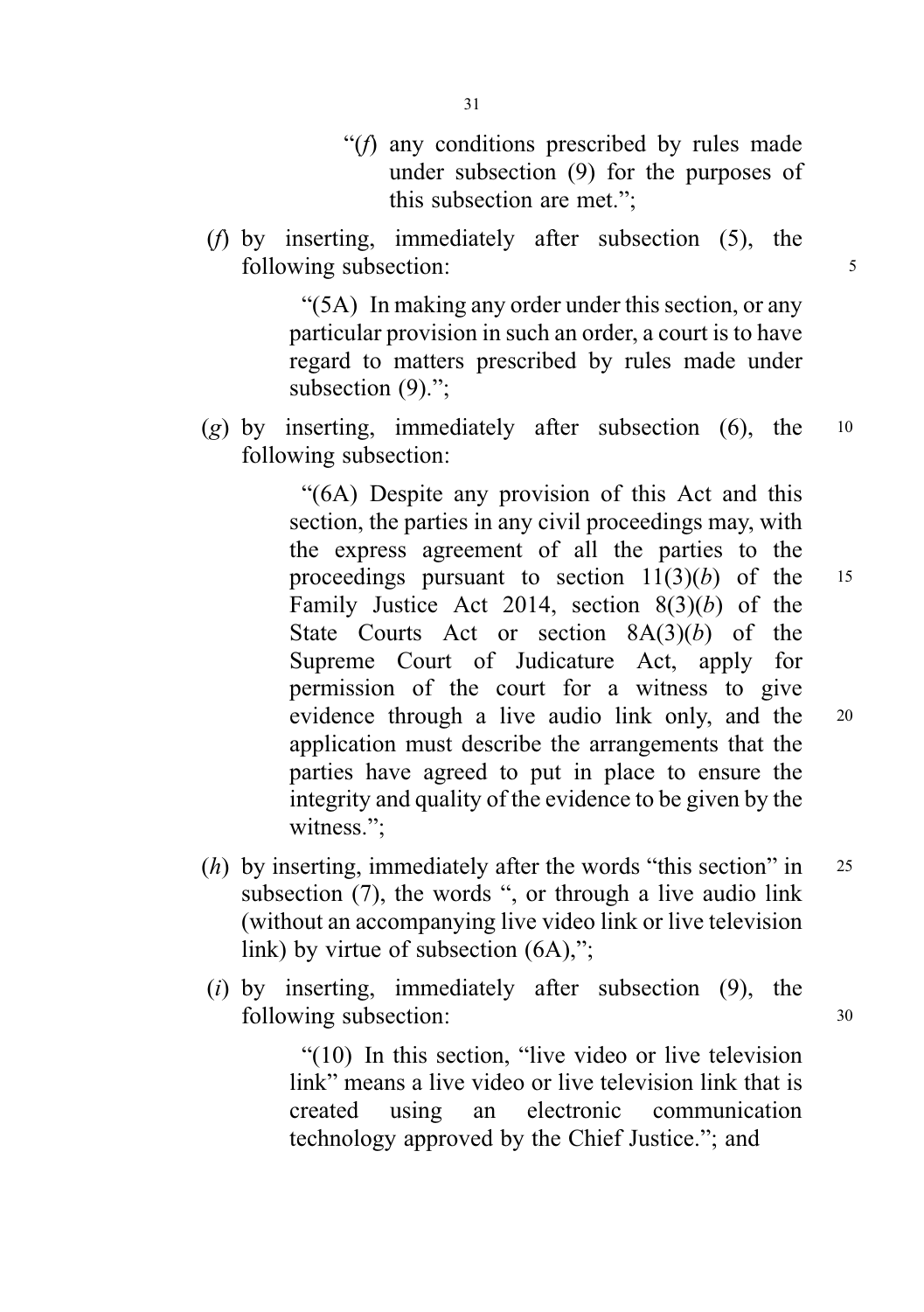"(*f*) any conditions prescribed by rules made under subsection (9) for the purposes of this subsection are met.";

(*f*) by inserting, immediately after subsection (5), the following subsection:

"(5A) In making any order under this section, or any particular provision in such an order, a court is to have regard to matters prescribed by rules made under subsection (9).";

(*g*) by inserting, immediately after subsection (6), the following subsection:

"(6A) Despite any provision of this Act and this section, the parties in any civil proceedings may, with the express agreement of all the parties to the proceedings pursuant to section 11(3)(*b*) of the Family Justice Act 2014, section 8(3)(*b*) of the State Courts Act or section 8A(3)(*b*) of the Supreme Court of Judicature Act, apply for permission of the court for a witness to give evidence through a live audio link only, and the application must describe the arrangements that the parties have agreed to put in place to ensure the integrity and quality of the evidence to be given by the witness.";

(*h*) by inserting, immediately after the words "this section" in subsection (7), the words ", or through a live audio link (without an accompanying live video link or live television link) by virtue of subsection (6A),";

(*i*) by inserting, immediately after subsection (9), the following subsection:

"(10) In this section, "live video or live television link" means a live video or live television link that is created using an electronic communication technology approved by the Chief Justice."; and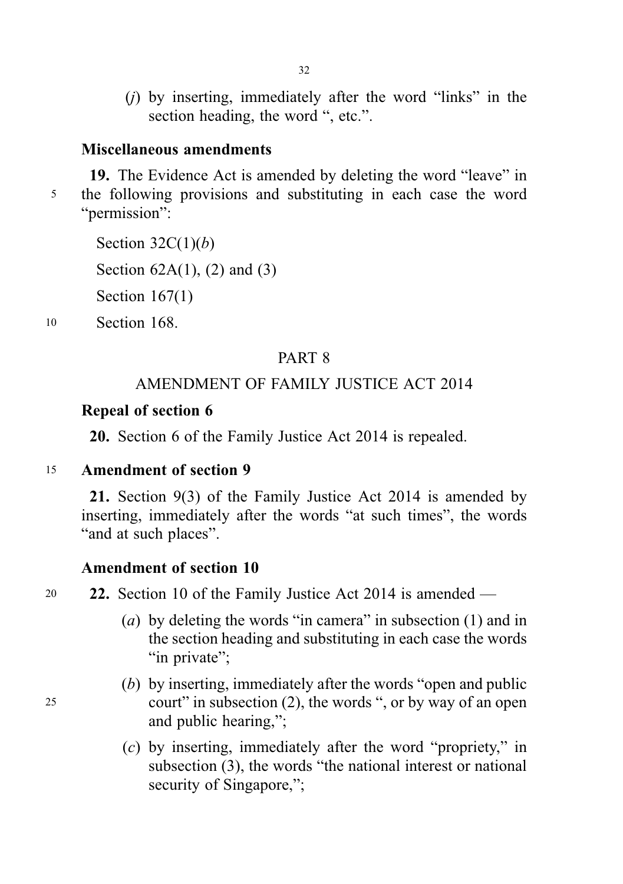(*j*) by inserting, immediately after the word "links" in the section heading, the word ", etc.".

**Miscellaneous amendments**

**19.** The Evidence Act is amended by deleting the word "leave" in the following provisions and substituting in each case the word "permission":

Section 32C(1)(*b*)

Section 62A(1), (2) and (3)

Section 167(1)

Section 168.

PART 8

AMENDMENT OF FAMILY JUSTICE ACT 2014

**Repeal of section 6**

**20.** Section 6 of the Family Justice Act 2014 is repealed.

**Amendment of section 9**

**21.** Section 9(3) of the Family Justice Act 2014 is amended by inserting, immediately after the words "at such times", the words "and at such places".

**Amendment of section 10**

**22.** Section 10 of the Family Justice Act 2014 is amended —

(*a*) by deleting the words "in camera" in subsection (1) and in the section heading and substituting in each case the words "in private";

(*b*) by inserting, immediately after the words "open and public court" in subsection (2), the words ", or by way of an open and public hearing,";

(*c*) by inserting, immediately after the word "propriety," in subsection (3), the words "the national interest or national security of Singapore,";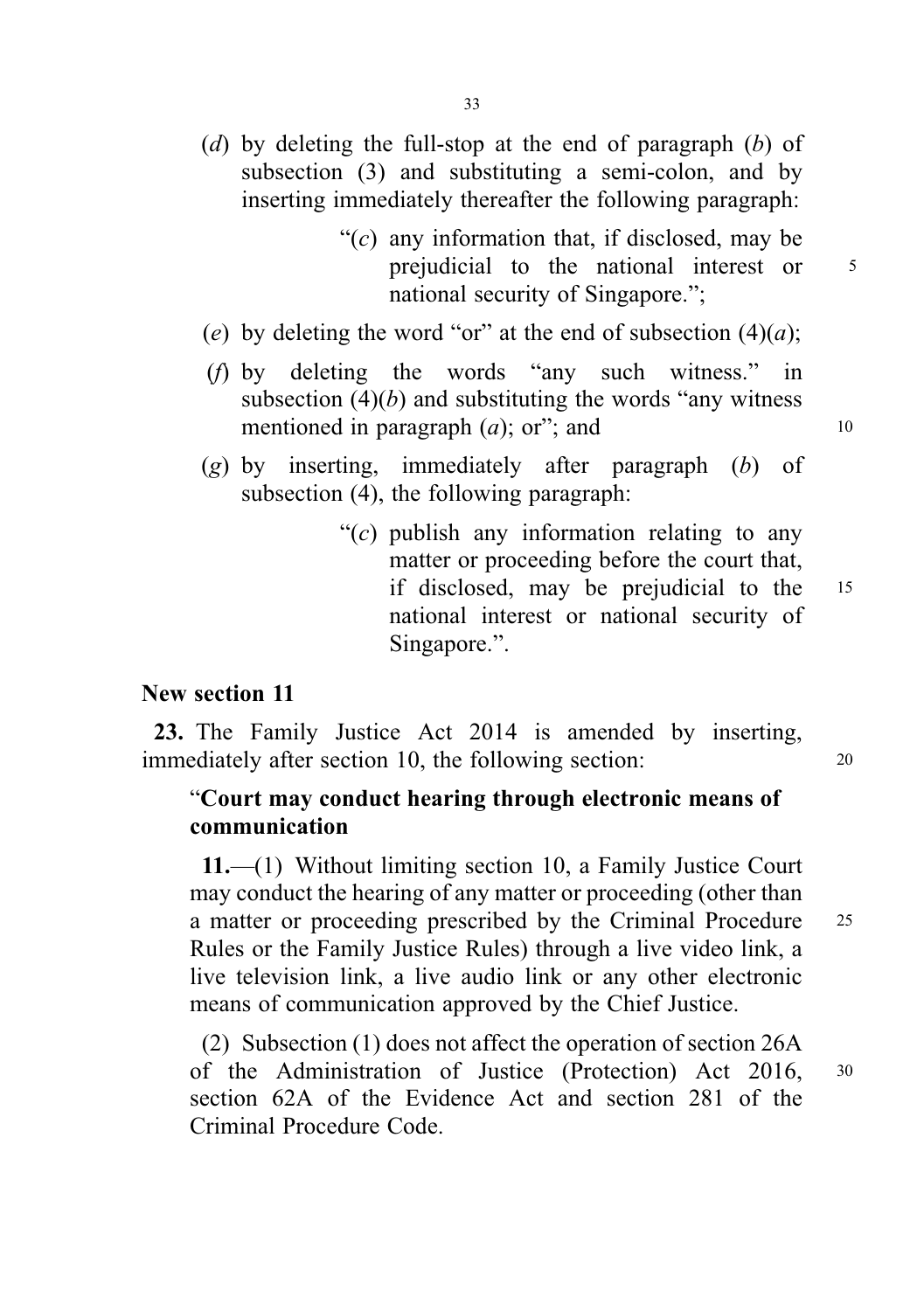(*d*) by deleting the full-stop at the end of paragraph (*b*) of subsection (3) and substituting a semi-colon, and by inserting immediately thereafter the following paragraph:

> "(*c*) any information that, if disclosed, may be prejudicial to the national interest or national security of Singapore.";

(*e*) by deleting the word "or" at the end of subsection (4)(*a*);

(*f*) by deleting the words "any such witness." in subsection (4)(*b*) and substituting the words "any witness mentioned in paragraph (*a*); or"; and

(*g*) by inserting, immediately after paragraph (*b*) of subsection (4), the following paragraph:

> "(*c*) publish any information relating to any matter or proceeding before the court that, if disclosed, may be prejudicial to the national interest or national security of Singapore.".

**New section 11**

**23.** The Family Justice Act 2014 is amended by inserting, immediately after section 10, the following section:

"**Court may conduct hearing through electronic means of communication**

**11.**—(1) Without limiting section 10, a Family Justice Court may conduct the hearing of any matter or proceeding (other than a matter or proceeding prescribed by the Criminal Procedure Rules or the Family Justice Rules) through a live video link, a live television link, a live audio link or any other electronic means of communication approved by the Chief Justice.

(2) Subsection (1) does not affect the operation of section 26A of the Administration of Justice (Protection) Act 2016, section 62A of the Evidence Act and section 281 of the Criminal Procedure Code.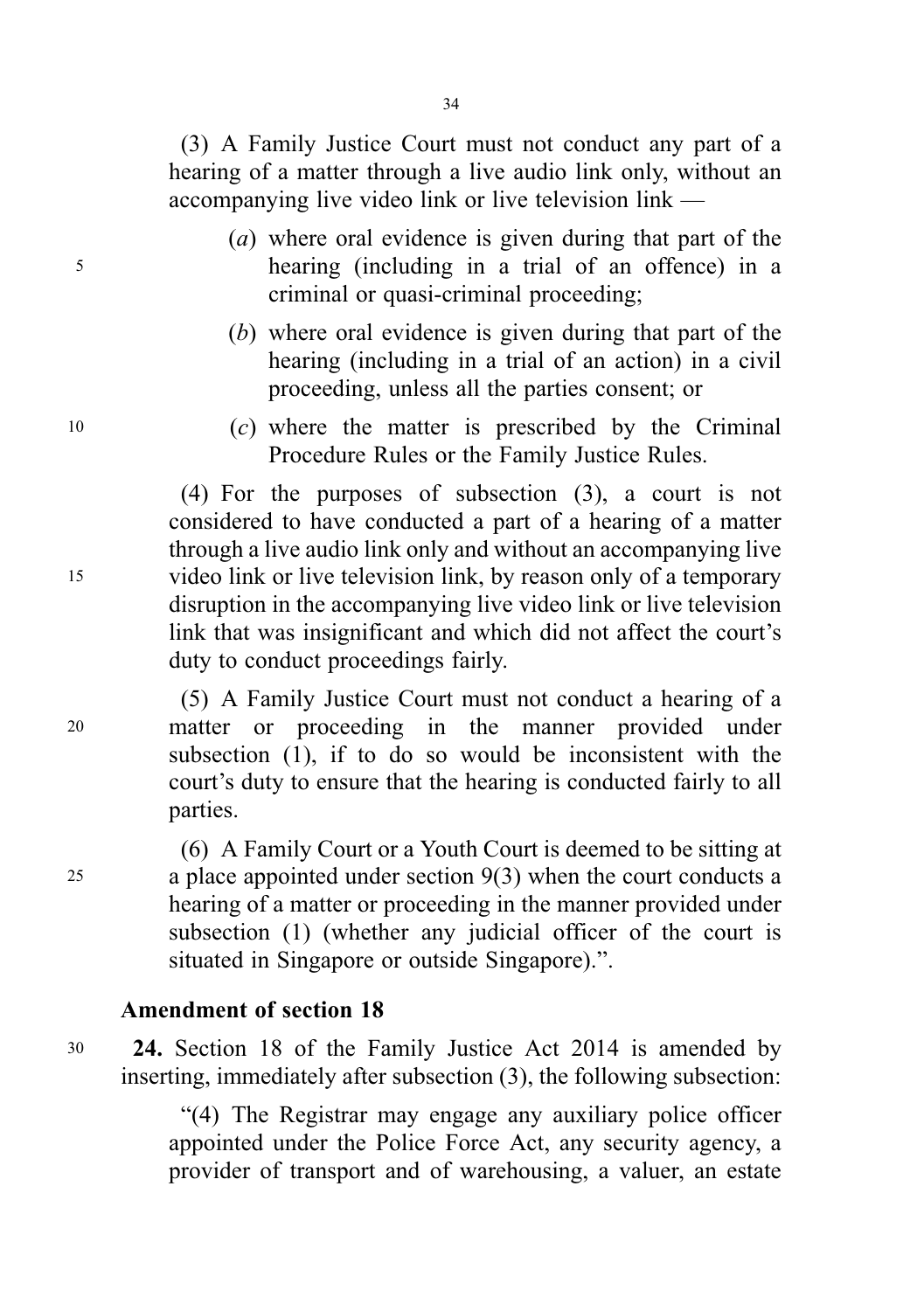(3) A Family Justice Court must not conduct any part of a hearing of a matter through a live audio link only, without an accompanying live video link or live television link —

(*a*) where oral evidence is given during that part of the hearing (including in a trial of an offence) in a criminal or quasi-criminal proceeding;

(*b*) where oral evidence is given during that part of the hearing (including in a trial of an action) in a civil proceeding, unless all the parties consent; or

(*c*) where the matter is prescribed by the Criminal Procedure Rules or the Family Justice Rules.

(4) For the purposes of subsection (3), a court is not considered to have conducted a part of a hearing of a matter through a live audio link only and without an accompanying live video link or live television link, by reason only of a temporary disruption in the accompanying live video link or live television link that was insignificant and which did not affect the court's duty to conduct proceedings fairly.

(5) A Family Justice Court must not conduct a hearing of a matter or proceeding in the manner provided under subsection (1), if to do so would be inconsistent with the court's duty to ensure that the hearing is conducted fairly to all parties.

(6) A Family Court or a Youth Court is deemed to be sitting at a place appointed under section 9(3) when the court conducts a hearing of a matter or proceeding in the manner provided under subsection (1) (whether any judicial officer of the court is situated in Singapore or outside Singapore).".

### Amendment of section 18

**24.** Section 18 of the Family Justice Act 2014 is amended by inserting, immediately after subsection (3), the following subsection:

"(4) The Registrar may engage any auxiliary police officer appointed under the Police Force Act, any security agency, a provider of transport and of warehousing, a valuer, an estate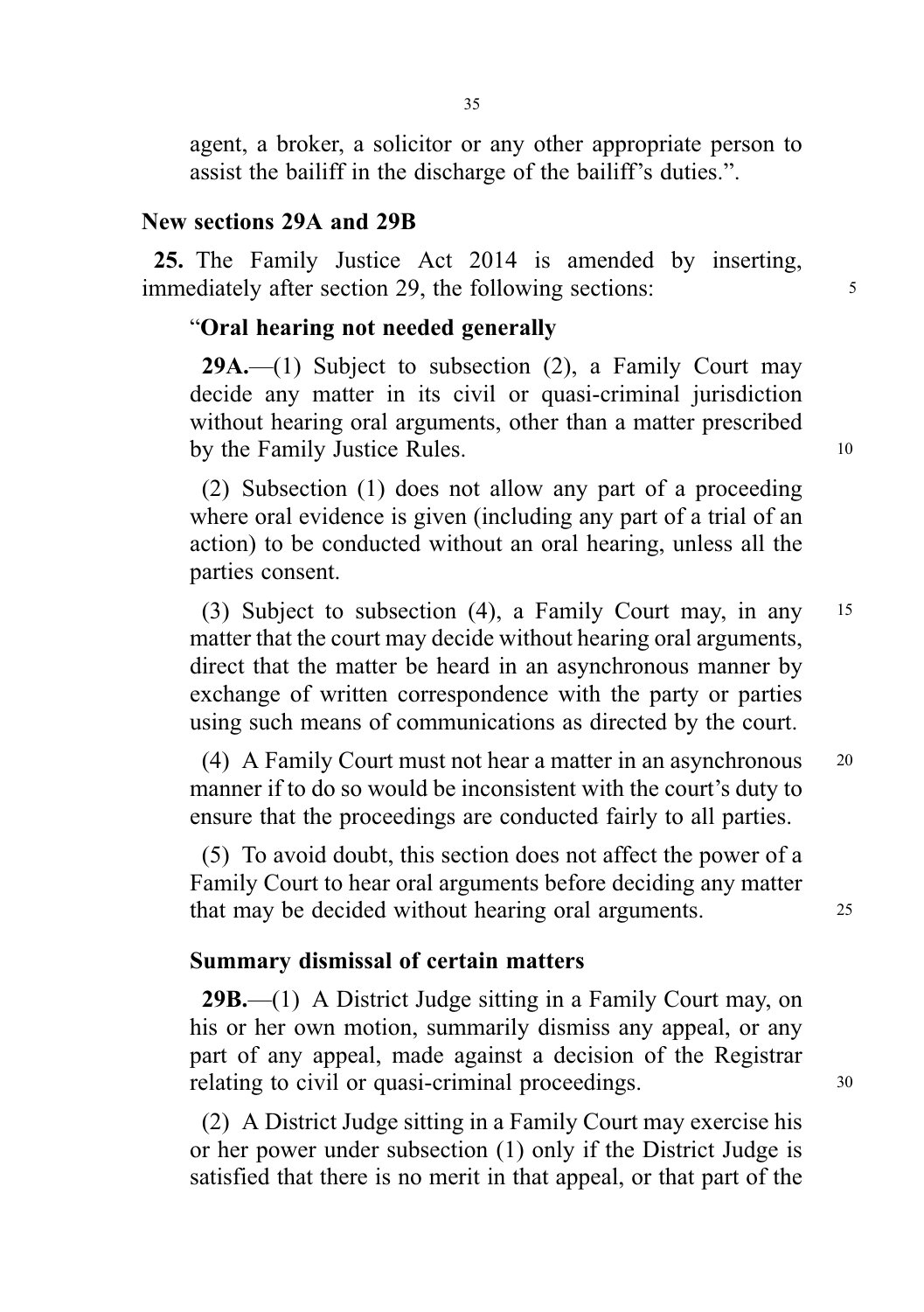agent, a broker, a solicitor or any other appropriate person to assist the bailiff in the discharge of the bailiff's duties.".

### New sections 29A and 29B

**25.** The Family Justice Act 2014 is amended by inserting, immediately after section 29, the following sections:

"**Oral hearing not needed generally**

**29A.**—(1) Subject to subsection (2), a Family Court may decide any matter in its civil or quasi-criminal jurisdiction without hearing oral arguments, other than a matter prescribed by the Family Justice Rules.

(2) Subsection (1) does not allow any part of a proceeding where oral evidence is given (including any part of a trial of an action) to be conducted without an oral hearing, unless all the parties consent.

(3) Subject to subsection (4), a Family Court may, in any matter that the court may decide without hearing oral arguments, direct that the matter be heard in an asynchronous manner by exchange of written correspondence with the party or parties using such means of communications as directed by the court.

(4) A Family Court must not hear a matter in an asynchronous manner if to do so would be inconsistent with the court's duty to ensure that the proceedings are conducted fairly to all parties.

(5) To avoid doubt, this section does not affect the power of a Family Court to hear oral arguments before deciding any matter that may be decided without hearing oral arguments.

**Summary dismissal of certain matters**

**29B.**—(1) A District Judge sitting in a Family Court may, on his or her own motion, summarily dismiss any appeal, or any part of any appeal, made against a decision of the Registrar relating to civil or quasi-criminal proceedings.

(2) A District Judge sitting in a Family Court may exercise his or her power under subsection (1) only if the District Judge is satisfied that there is no merit in that appeal, or that part of the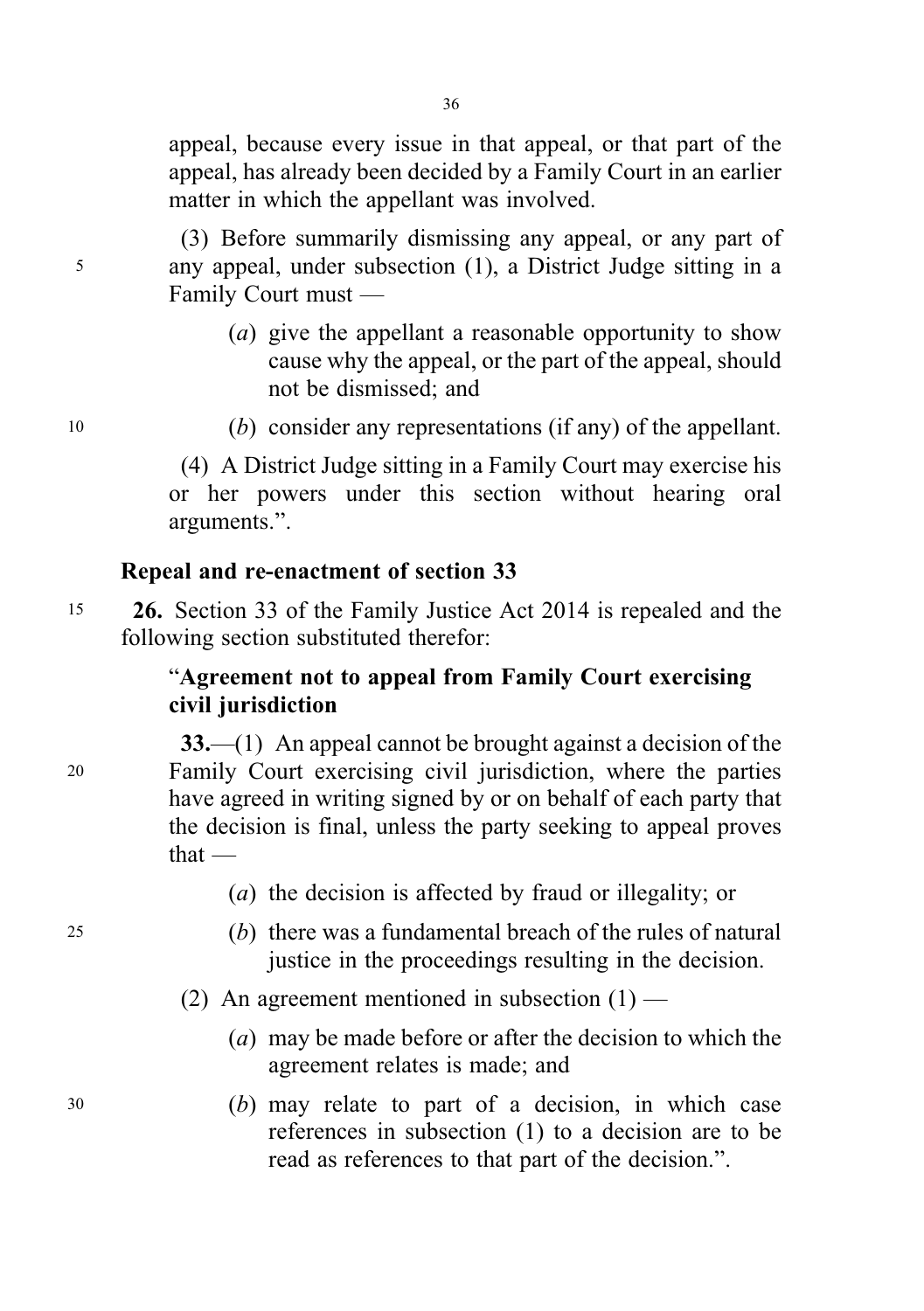appeal, because every issue in that appeal, or that part of the appeal, has already been decided by a Family Court in an earlier matter in which the appellant was involved.

(3) Before summarily dismissing any appeal, or any part of any appeal, under subsection (1), a District Judge sitting in a Family Court must —

(*a*) give the appellant a reasonable opportunity to show cause why the appeal, or the part of the appeal, should not be dismissed; and

(*b*) consider any representations (if any) of the appellant.

(4) A District Judge sitting in a Family Court may exercise his or her powers under this section without hearing oral arguments.".

**Repeal and re-enactment of section 33**

**26.** Section 33 of the Family Justice Act 2014 is repealed and the following section substituted therefor:

"**Agreement not to appeal from Family Court exercising civil jurisdiction**

**33.**—(1) An appeal cannot be brought against a decision of the Family Court exercising civil jurisdiction, where the parties have agreed in writing signed by or on behalf of each party that the decision is final, unless the party seeking to appeal proves that —

(*a*) the decision is affected by fraud or illegality; or

(*b*) there was a fundamental breach of the rules of natural justice in the proceedings resulting in the decision.

(2) An agreement mentioned in subsection (1) —

(*a*) may be made before or after the decision to which the agreement relates is made; and

(*b*) may relate to part of a decision, in which case references in subsection (1) to a decision are to be read as references to that part of the decision.".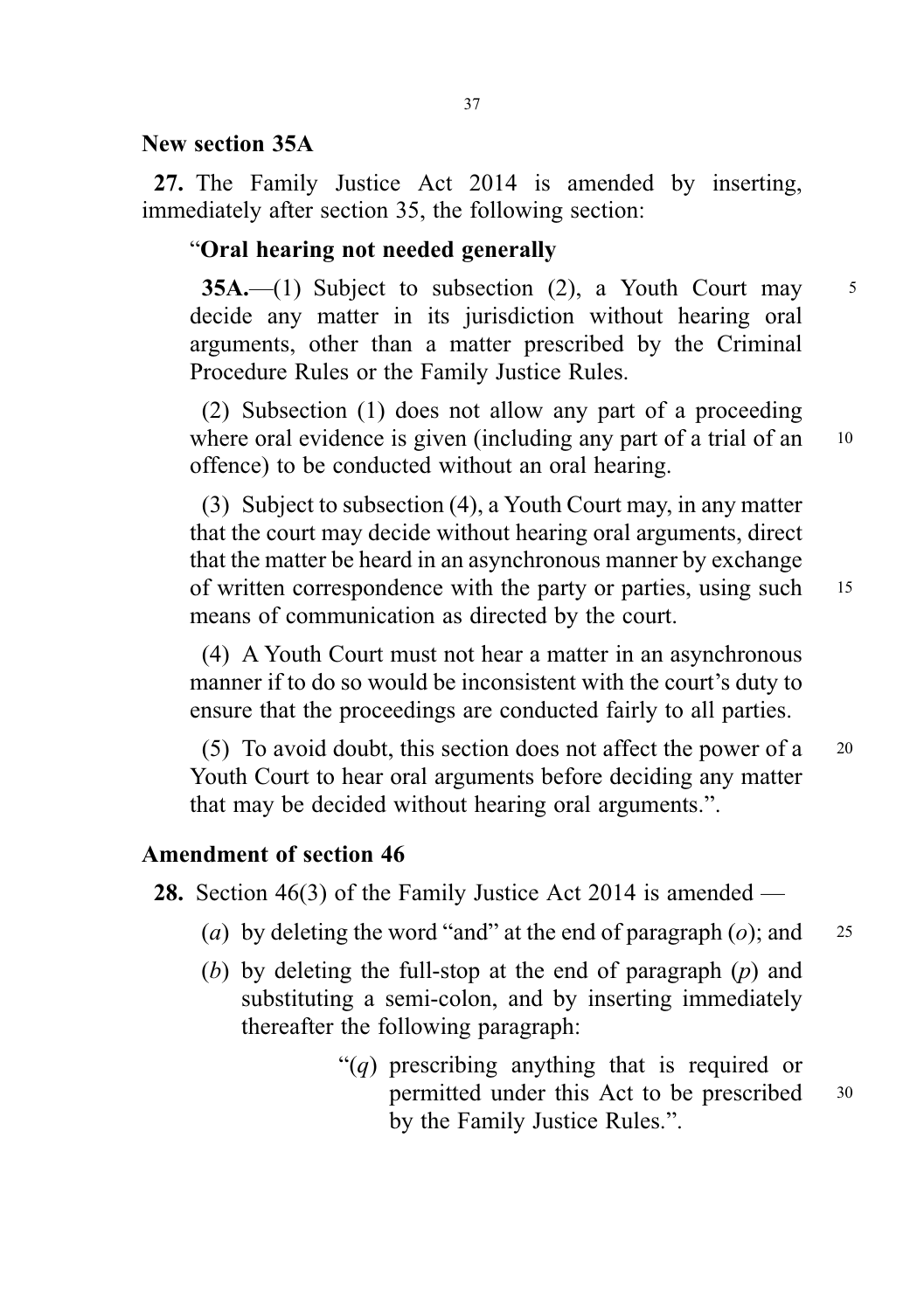**New section 35A**

**27.** The Family Justice Act 2014 is amended by inserting, immediately after section 35, the following section:

"**Oral hearing not needed generally**

**35A.**—(1) Subject to subsection (2), a Youth Court may decide any matter in its jurisdiction without hearing oral arguments, other than a matter prescribed by the Criminal Procedure Rules or the Family Justice Rules.

(2) Subsection (1) does not allow any part of a proceeding where oral evidence is given (including any part of a trial of an offence) to be conducted without an oral hearing.

(3) Subject to subsection (4), a Youth Court may, in any matter that the court may decide without hearing oral arguments, direct that the matter be heard in an asynchronous manner by exchange of written correspondence with the party or parties, using such means of communication as directed by the court.

(4) A Youth Court must not hear a matter in an asynchronous manner if to do so would be inconsistent with the court's duty to ensure that the proceedings are conducted fairly to all parties.

(5) To avoid doubt, this section does not affect the power of a Youth Court to hear oral arguments before deciding any matter that may be decided without hearing oral arguments.".

**Amendment of section 46**

**28.** Section 46(3) of the Family Justice Act 2014 is amended —

(*a*) by deleting the word "and" at the end of paragraph (*o*); and

(*b*) by deleting the full-stop at the end of paragraph (*p*) and substituting a semi-colon, and by inserting immediately thereafter the following paragraph:

"(*q*) prescribing anything that is required or permitted under this Act to be prescribed by the Family Justice Rules.".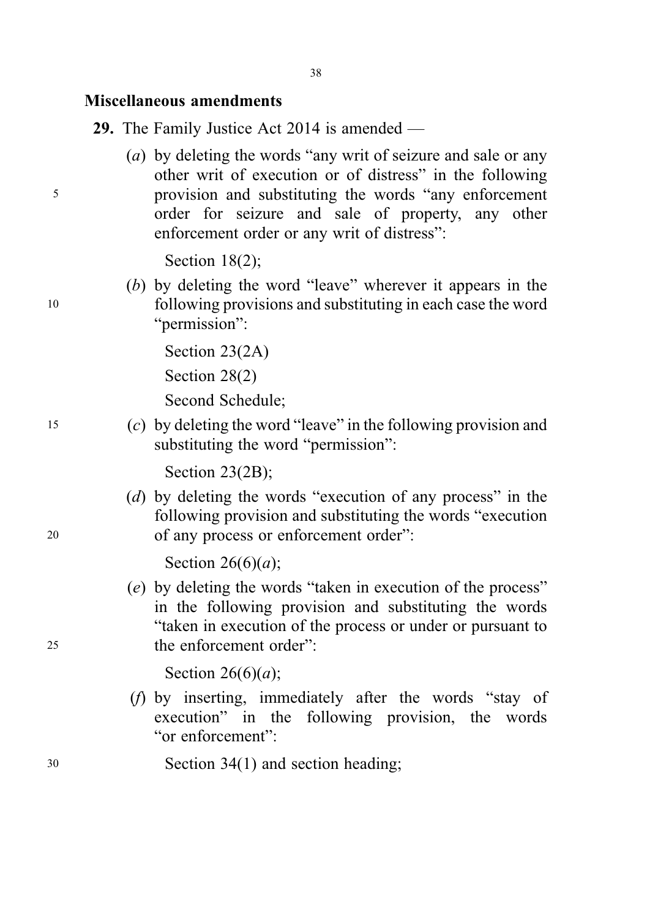**Miscellaneous amendments**

**29.** The Family Justice Act 2014 is amended —

(*a*) by deleting the words "any writ of seizure and sale or any other writ of execution or of distress" in the following provision and substituting the words "any enforcement order for seizure and sale of property, any other enforcement order or any writ of distress":

Section 18(2);

(*b*) by deleting the word "leave" wherever it appears in the following provisions and substituting in each case the word "permission":

Section 23(2A)

Section 28(2)

Second Schedule;

(*c*) by deleting the word "leave" in the following provision and substituting the word "permission":

Section 23(2B);

(*d*) by deleting the words "execution of any process" in the following provision and substituting the words "execution of any process or enforcement order":

Section 26(6)(*a*);

(*e*) by deleting the words "taken in execution of the process" in the following provision and substituting the words "taken in execution of the process or under or pursuant to the enforcement order":

Section 26(6)(*a*);

(*f*) by inserting, immediately after the words "stay of execution" in the following provision, the words "or enforcement":

Section 34(1) and section heading;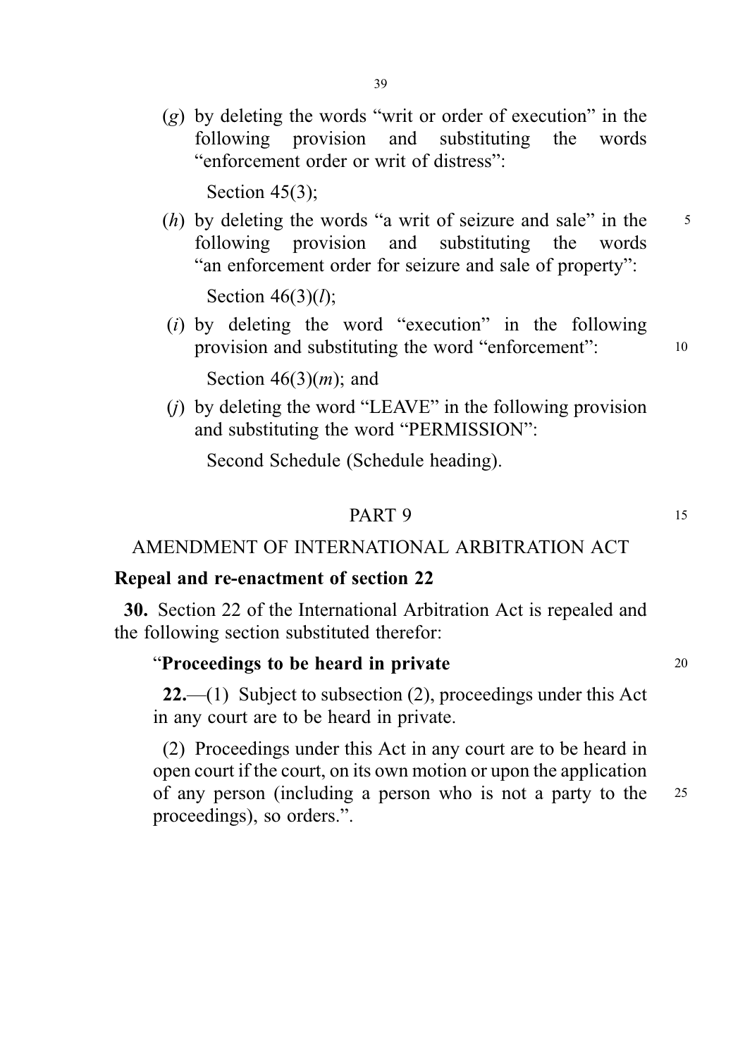(*g*) by deleting the words "writ or order of execution" in the following provision and substituting the words "enforcement order or writ of distress":

Section 45(3);

(*h*) by deleting the words "a writ of seizure and sale" in the following provision and substituting the words "an enforcement order for seizure and sale of property":

Section 46(3)(*l*);

(*i*) by deleting the word "execution" in the following provision and substituting the word "enforcement":

Section 46(3)(*m*); and

(*j*) by deleting the word "LEAVE" in the following provision and substituting the word "PERMISSION":

Second Schedule (Schedule heading).

PART 9

AMENDMENT OF INTERNATIONAL ARBITRATION ACT

**Repeal and re-enactment of section 22**

**30.** Section 22 of the International Arbitration Act is repealed and the following section substituted therefor:

"**Proceedings to be heard in private**

**22.**—(1) Subject to subsection (2), proceedings under this Act in any court are to be heard in private.

(2) Proceedings under this Act in any court are to be heard in open court if the court, on its own motion or upon the application of any person (including a person who is not a party to the proceedings), so orders.".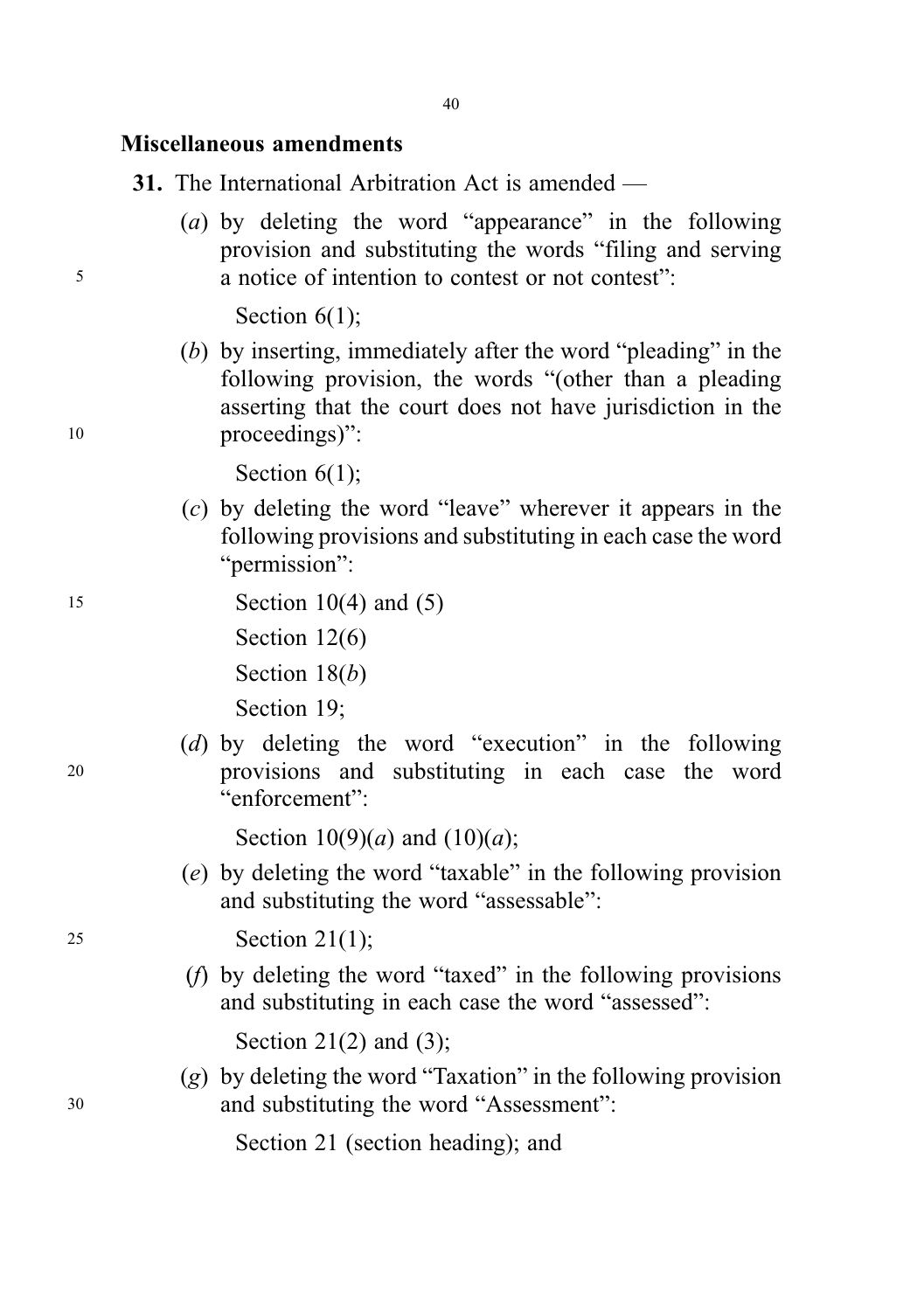**Miscellaneous amendments**

**31.** The International Arbitration Act is amended —

(*a*) by deleting the word "appearance" in the following provision and substituting the words "filing and serving a notice of intention to contest or not contest":

Section 6(1);

(*b*) by inserting, immediately after the word "pleading" in the following provision, the words "(other than a pleading asserting that the court does not have jurisdiction in the proceedings)":

Section 6(1);

(*c*) by deleting the word "leave" wherever it appears in the following provisions and substituting in each case the word "permission":

Section 10(4) and (5)

Section 12(6)

Section 18(*b*)

Section 19;

(*d*) by deleting the word "execution" in the following provisions and substituting in each case the word "enforcement":

Section 10(9)(*a*) and (10)(*a*);

(*e*) by deleting the word "taxable" in the following provision and substituting the word "assessable":

Section 21(1);

(*f*) by deleting the word "taxed" in the following provisions and substituting in each case the word "assessed":

Section 21(2) and (3);

(*g*) by deleting the word "Taxation" in the following provision and substituting the word "Assessment":

Section 21 (section heading); and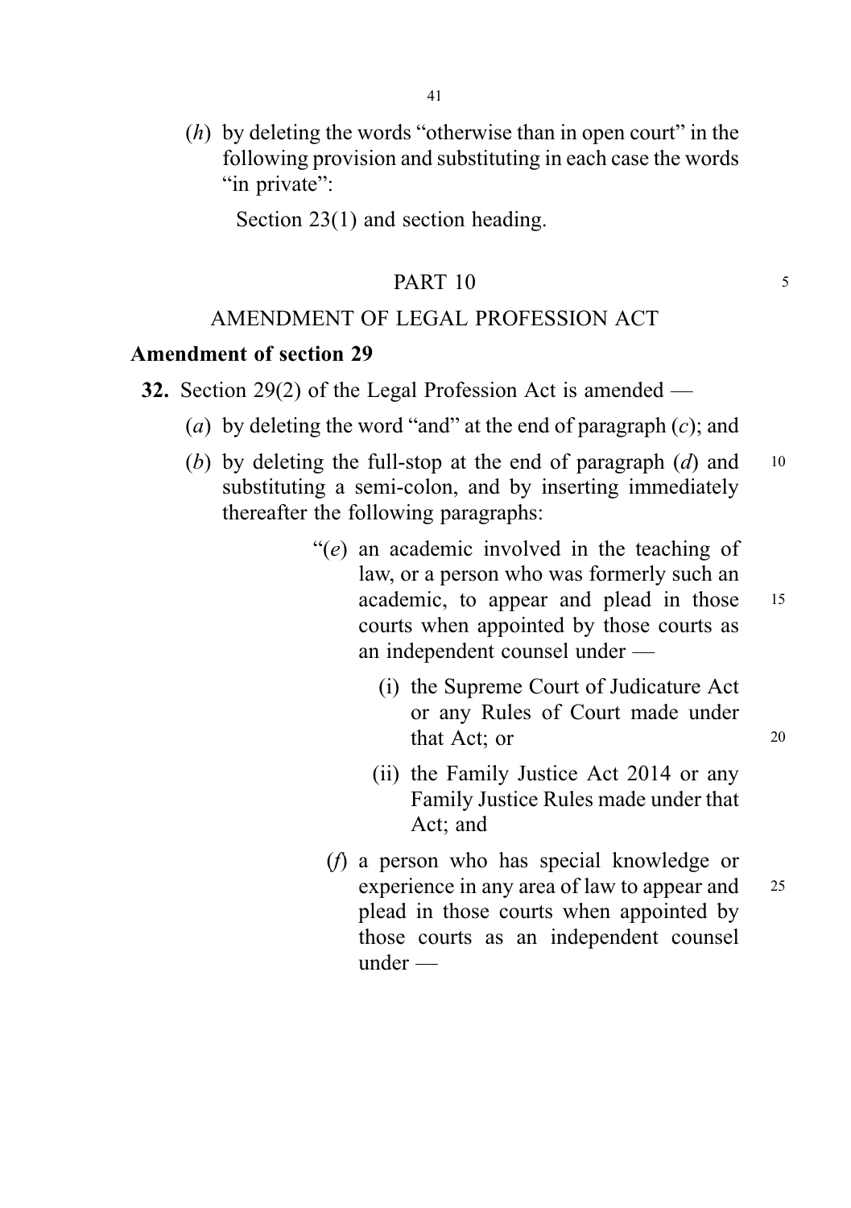(*h*) by deleting the words "otherwise than in open court" in the following provision and substituting in each case the words "in private":

Section 23(1) and section heading.

## PART 10

## AMENDMENT OF LEGAL PROFESSION ACT

### Amendment of section 29

**32.** Section 29(2) of the Legal Profession Act is amended —

(*a*) by deleting the word "and" at the end of paragraph (*c*); and

(*b*) by deleting the full-stop at the end of paragraph (*d*) and substituting a semi-colon, and by inserting immediately thereafter the following paragraphs:

> "(*e*) an academic involved in the teaching of law, or a person who was formerly such an academic, to appear and plead in those courts when appointed by those courts as an independent counsel under —
>
> (i) the Supreme Court of Judicature Act or any Rules of Court made under that Act; or
>
> (ii) the Family Justice Act 2014 or any Family Justice Rules made under that Act; and
>
> (*f*) a person who has special knowledge or experience in any area of law to appear and plead in those courts when appointed by those courts as an independent counsel under —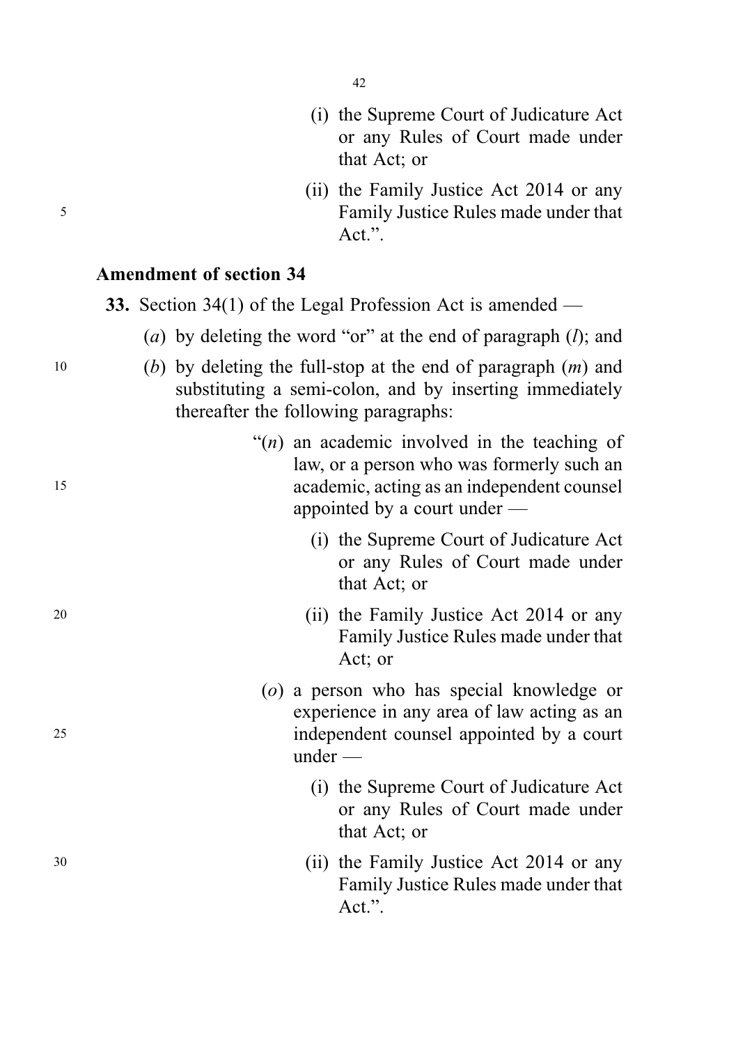(i) the Supreme Court of Judicature Act or any Rules of Court made under that Act; or

(ii) the Family Justice Act 2014 or any Family Justice Rules made under that Act.".

### Amendment of section 34

**33.** Section 34(1) of the Legal Profession Act is amended —

(*a*) by deleting the word "or" at the end of paragraph (*l*); and

(*b*) by deleting the full-stop at the end of paragraph (*m*) and substituting a semi-colon, and by inserting immediately thereafter the following paragraphs:

> "(*n*) an academic involved in the teaching of law, or a person who was formerly such an academic, acting as an independent counsel appointed by a court under —
>
> (i) the Supreme Court of Judicature Act or any Rules of Court made under that Act; or
>
> (ii) the Family Justice Act 2014 or any Family Justice Rules made under that Act; or
>
> (*o*) a person who has special knowledge or experience in any area of law acting as an independent counsel appointed by a court under —
>
> (i) the Supreme Court of Judicature Act or any Rules of Court made under that Act; or
>
> (ii) the Family Justice Act 2014 or any Family Justice Rules made under that Act.".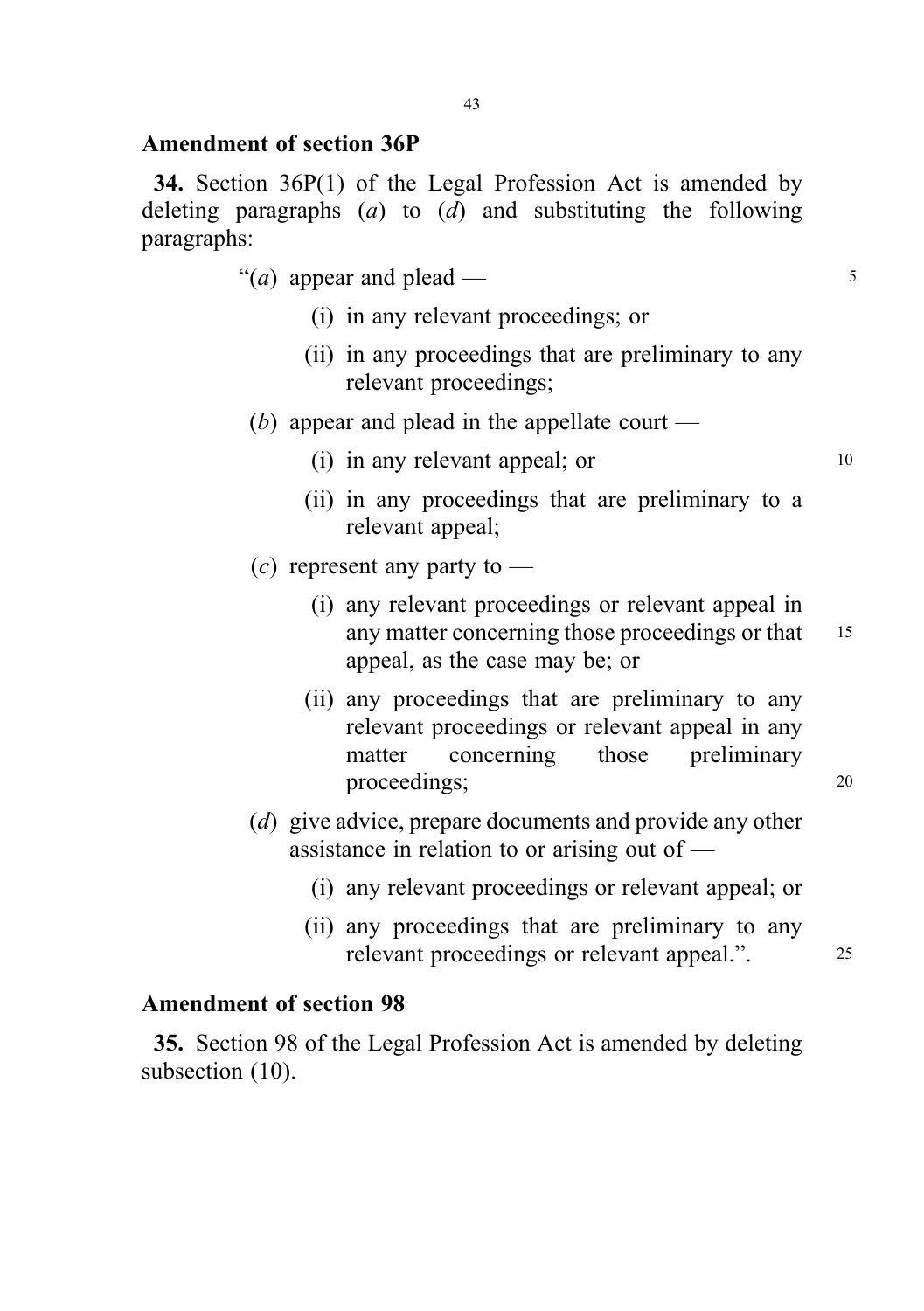## Amendment of section 36P

**34.** Section 36P(1) of the Legal Profession Act is amended by deleting paragraphs (*a*) to (*d*) and substituting the following paragraphs:

"(*a*) appear and plead —

(i) in any relevant proceedings; or

(ii) in any proceedings that are preliminary to any relevant proceedings;

(*b*) appear and plead in the appellate court —

(i) in any relevant appeal; or

(ii) in any proceedings that are preliminary to a relevant appeal;

(*c*) represent any party to —

(i) any relevant proceedings or relevant appeal in any matter concerning those proceedings or that appeal, as the case may be; or

(ii) any proceedings that are preliminary to any relevant proceedings or relevant appeal in any matter concerning those preliminary proceedings;

(*d*) give advice, prepare documents and provide any other assistance in relation to or arising out of —

(i) any relevant proceedings or relevant appeal; or

(ii) any proceedings that are preliminary to any relevant proceedings or relevant appeal.".

## Amendment of section 98

**35.** Section 98 of the Legal Profession Act is amended by deleting subsection (10).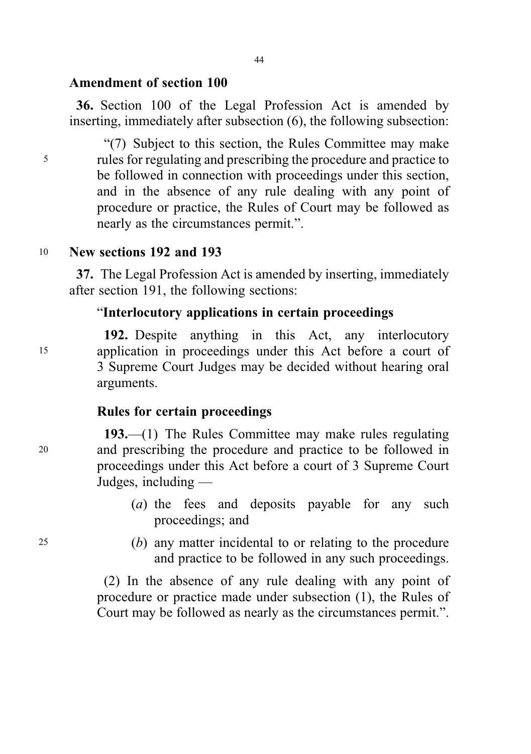### Amendment of section 100

**36.** Section 100 of the Legal Profession Act is amended by inserting, immediately after subsection (6), the following subsection:

"(7) Subject to this section, the Rules Committee may make rules for regulating and prescribing the procedure and practice to be followed in connection with proceedings under this section, and in the absence of any rule dealing with any point of procedure or practice, the Rules of Court may be followed as nearly as the circumstances permit.".

### New sections 192 and 193

**37.** The Legal Profession Act is amended by inserting, immediately after section 191, the following sections:

"**Interlocutory applications in certain proceedings**

**192.** Despite anything in this Act, any interlocutory application in proceedings under this Act before a court of 3 Supreme Court Judges may be decided without hearing oral arguments.

**Rules for certain proceedings**

**193.**—(1) The Rules Committee may make rules regulating and prescribing the procedure and practice to be followed in proceedings under this Act before a court of 3 Supreme Court Judges, including —

(*a*) the fees and deposits payable for any such proceedings; and

(*b*) any matter incidental to or relating to the procedure and practice to be followed in any such proceedings.

(2) In the absence of any rule dealing with any point of procedure or practice made under subsection (1), the Rules of Court may be followed as nearly as the circumstances permit.".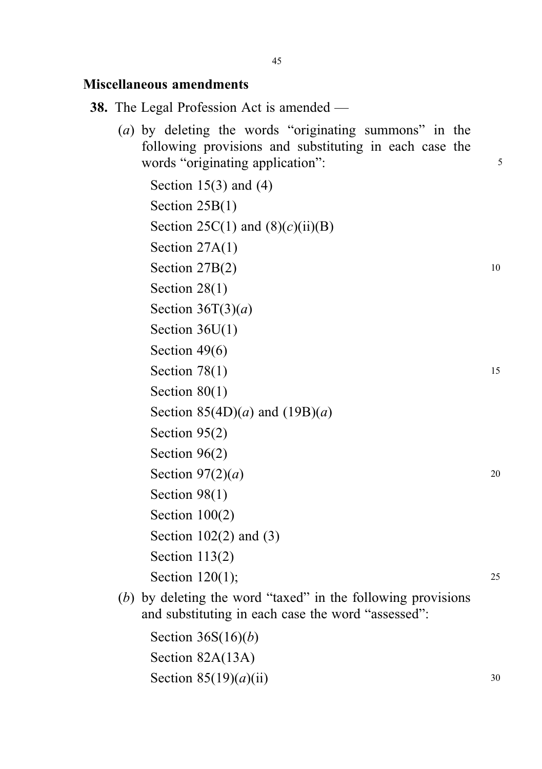### Miscellaneous amendments

**38.** The Legal Profession Act is amended —

(*a*) by deleting the words "originating summons" in the following provisions and substituting in each case the words "originating application":

Section 15(3) and (4)

Section 25B(1)

Section 25C(1) and (8)(*c*)(ii)(B)

Section 27A(1)

Section 27B(2)

Section 28(1)

Section 36T(3)(*a*)

Section 36U(1)

Section 49(6)

Section 78(1)

Section 80(1)

Section 85(4D)(*a*) and (19B)(*a*)

Section 95(2)

Section 96(2)

Section 97(2)(*a*)

Section 98(1)

Section 100(2)

Section 102(2) and (3)

Section 113(2)

Section 120(1);

(*b*) by deleting the word "taxed" in the following provisions and substituting in each case the word "assessed":

Section 36S(16)(*b*)

Section 82A(13A)

Section 85(19)(*a*)(ii)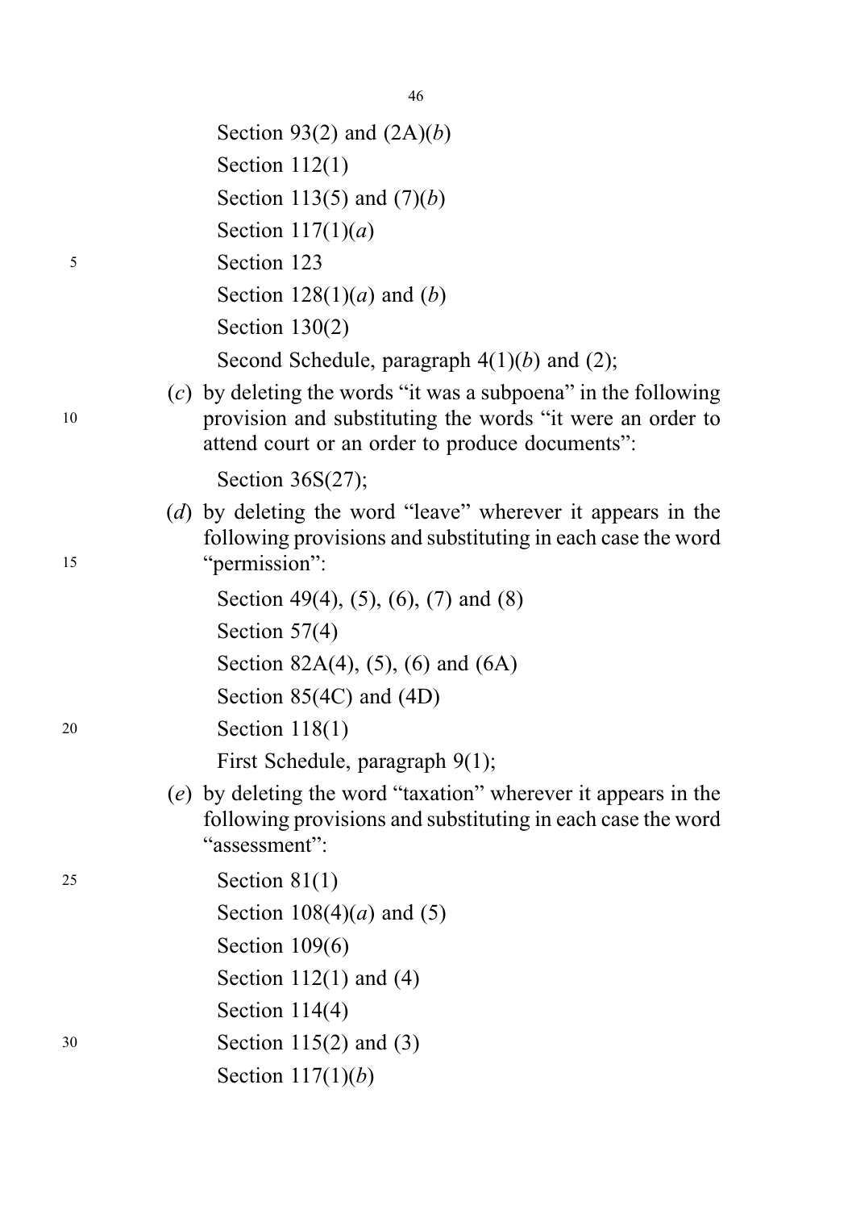Section 93(2) and (2A)(*b*)

Section 112(1)

Section 113(5) and (7)(*b*)

Section 117(1)(*a*)

Section 123

Section 128(1)(*a*) and (*b*)

Section 130(2)

Second Schedule, paragraph 4(1)(*b*) and (2);

(*c*) by deleting the words "it was a subpoena" in the following provision and substituting the words "it were an order to attend court or an order to produce documents":

Section 36S(27);

(*d*) by deleting the word "leave" wherever it appears in the following provisions and substituting in each case the word "permission":

Section 49(4), (5), (6), (7) and (8)

Section 57(4)

Section 82A(4), (5), (6) and (6A)

Section 85(4C) and (4D)

Section 118(1)

First Schedule, paragraph 9(1);

(*e*) by deleting the word "taxation" wherever it appears in the following provisions and substituting in each case the word "assessment":

Section 81(1)

Section 108(4)(*a*) and (5)

Section 109(6)

Section 112(1) and (4)

Section 114(4)

Section 115(2) and (3)

Section 117(1)(*b*)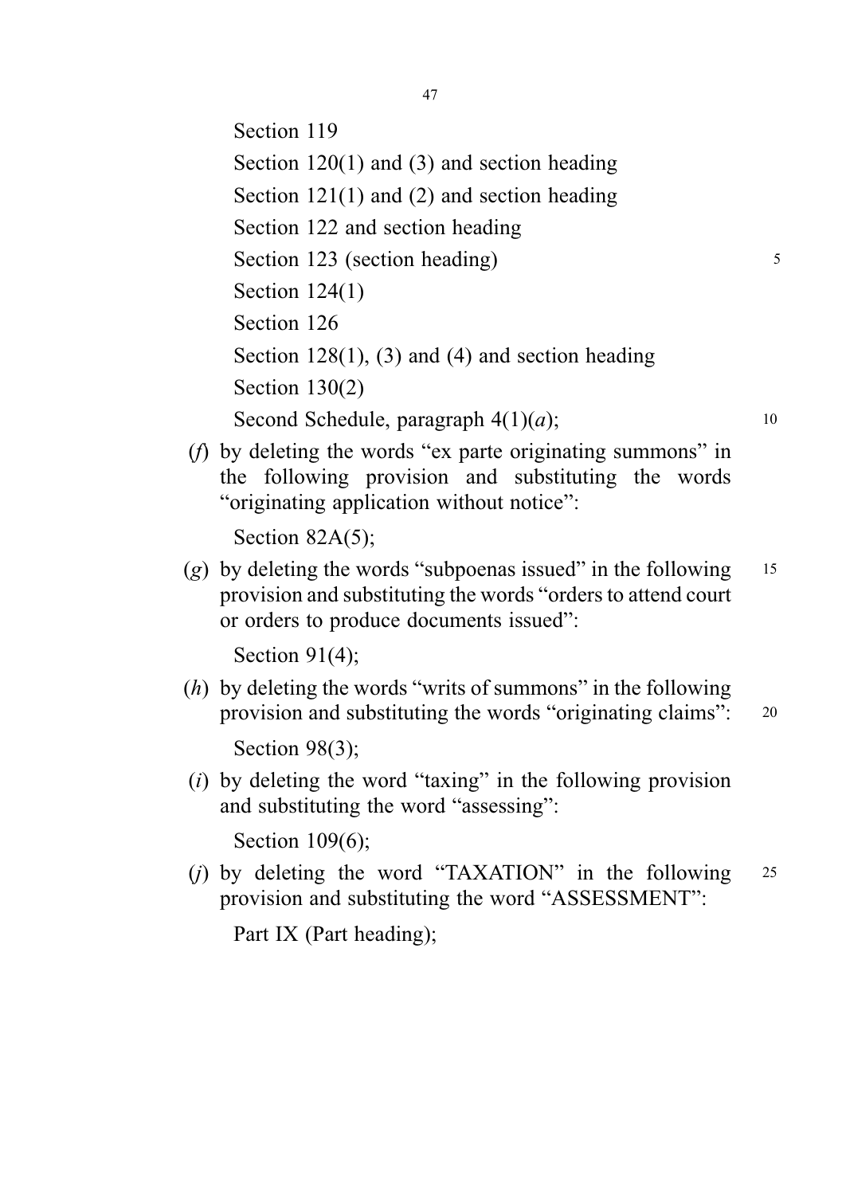Section 119

Section 120(1) and (3) and section heading

Section 121(1) and (2) and section heading

Section 122 and section heading

Section 123 (section heading)

Section 124(1)

Section 126

Section 128(1), (3) and (4) and section heading

Section 130(2)

Second Schedule, paragraph 4(1)(*a*);

(*f*) by deleting the words "ex parte originating summons" in the following provision and substituting the words "originating application without notice":

Section 82A(5);

(*g*) by deleting the words "subpoenas issued" in the following provision and substituting the words "orders to attend court or orders to produce documents issued":

Section 91(4);

(*h*) by deleting the words "writs of summons" in the following provision and substituting the words "originating claims":

Section 98(3);

(*i*) by deleting the word "taxing" in the following provision and substituting the word "assessing":

Section 109(6);

(*j*) by deleting the word "TAXATION" in the following provision and substituting the word "ASSESSMENT":

Part IX (Part heading);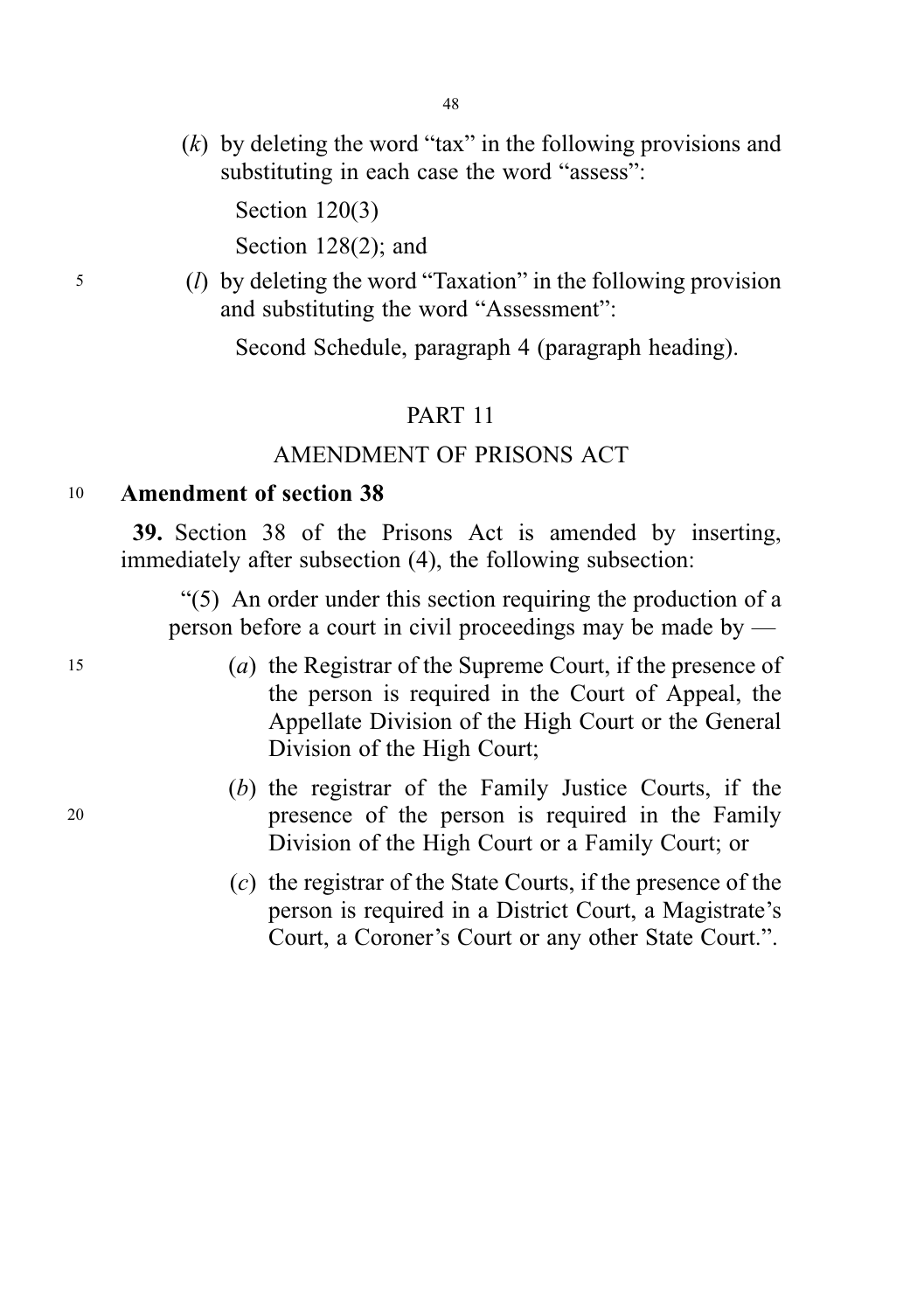(*k*) by deleting the word "tax" in the following provisions and substituting in each case the word "assess":

Section 120(3)

Section 128(2); and

(*l*) by deleting the word "Taxation" in the following provision and substituting the word "Assessment":

Second Schedule, paragraph 4 (paragraph heading).

## PART 11

## AMENDMENT OF PRISONS ACT

### Amendment of section 38

**39.** Section 38 of the Prisons Act is amended by inserting, immediately after subsection (4), the following subsection:

"(5) An order under this section requiring the production of a person before a court in civil proceedings may be made by —

(*a*) the Registrar of the Supreme Court, if the presence of the person is required in the Court of Appeal, the Appellate Division of the High Court or the General Division of the High Court;

(*b*) the registrar of the Family Justice Courts, if the presence of the person is required in the Family Division of the High Court or a Family Court; or

(*c*) the registrar of the State Courts, if the presence of the person is required in a District Court, a Magistrate's Court, a Coroner's Court or any other State Court.".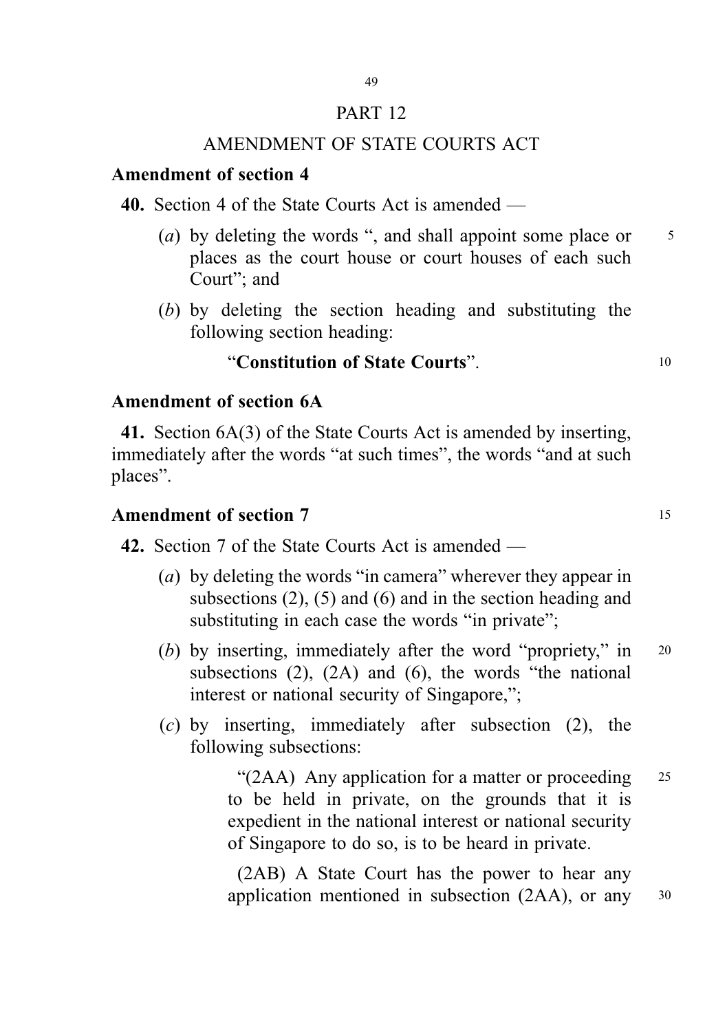## PART 12

## AMENDMENT OF STATE COURTS ACT

### Amendment of section 4

**40.** Section 4 of the State Courts Act is amended —

(*a*) by deleting the words ", and shall appoint some place or places as the court house or court houses of each such Court"; and

(*b*) by deleting the section heading and substituting the following section heading:

"**Constitution of State Courts**".

### Amendment of section 6A

**41.** Section 6A(3) of the State Courts Act is amended by inserting, immediately after the words "at such times", the words "and at such places".

### Amendment of section 7

**42.** Section 7 of the State Courts Act is amended —

(*a*) by deleting the words "in camera" wherever they appear in subsections (2), (5) and (6) and in the section heading and substituting in each case the words "in private";

(*b*) by inserting, immediately after the word "propriety," in subsections (2), (2A) and (6), the words "the national interest or national security of Singapore,";

(*c*) by inserting, immediately after subsection (2), the following subsections:

"(2AA) Any application for a matter or proceeding to be held in private, on the grounds that it is expedient in the national interest or national security of Singapore to do so, is to be heard in private.

(2AB) A State Court has the power to hear any application mentioned in subsection (2AA), or any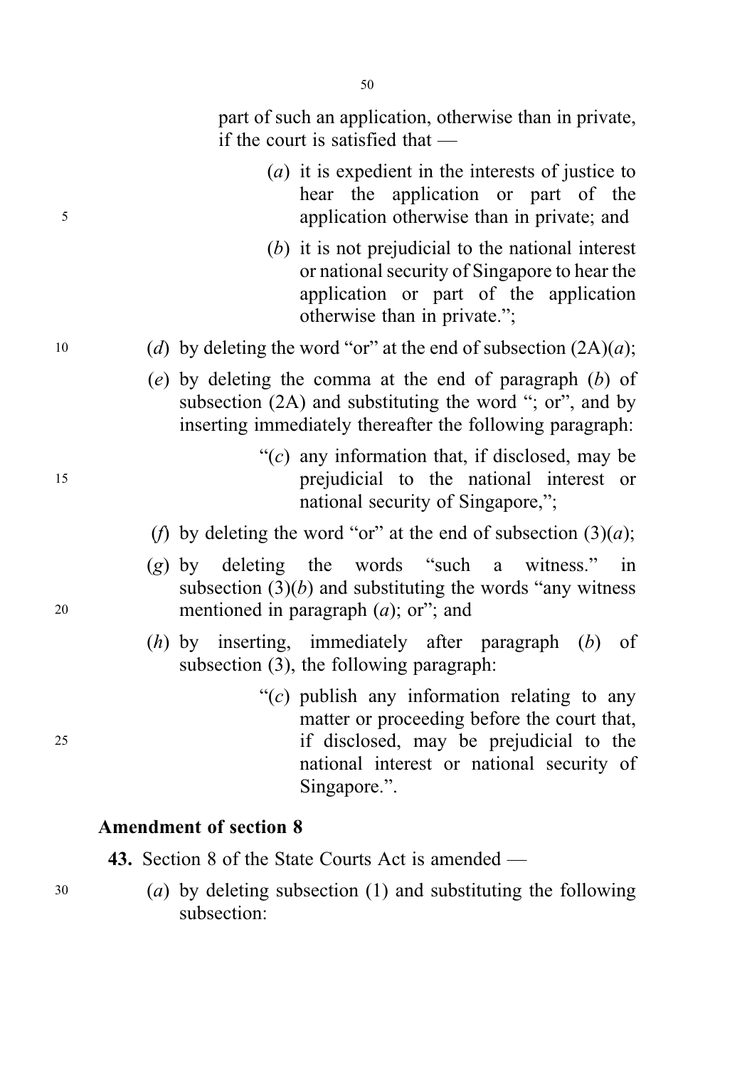part of such an application, otherwise than in private, if the court is satisfied that —

(*a*) it is expedient in the interests of justice to hear the application or part of the application otherwise than in private; and

(*b*) it is not prejudicial to the national interest or national security of Singapore to hear the application or part of the application otherwise than in private.";

(*d*) by deleting the word "or" at the end of subsection (2A)(*a*);

(*e*) by deleting the comma at the end of paragraph (*b*) of subsection (2A) and substituting the word "; or", and by inserting immediately thereafter the following paragraph:

"(*c*) any information that, if disclosed, may be prejudicial to the national interest or national security of Singapore,";

(*f*) by deleting the word "or" at the end of subsection (3)(*a*);

(*g*) by deleting the words "such a witness." in subsection (3)(*b*) and substituting the words "any witness mentioned in paragraph (*a*); or"; and

(*h*) by inserting, immediately after paragraph (*b*) of subsection (3), the following paragraph:

"(*c*) publish any information relating to any matter or proceeding before the court that, if disclosed, may be prejudicial to the national interest or national security of Singapore.".

### Amendment of section 8

**43.** Section 8 of the State Courts Act is amended —

(*a*) by deleting subsection (1) and substituting the following subsection: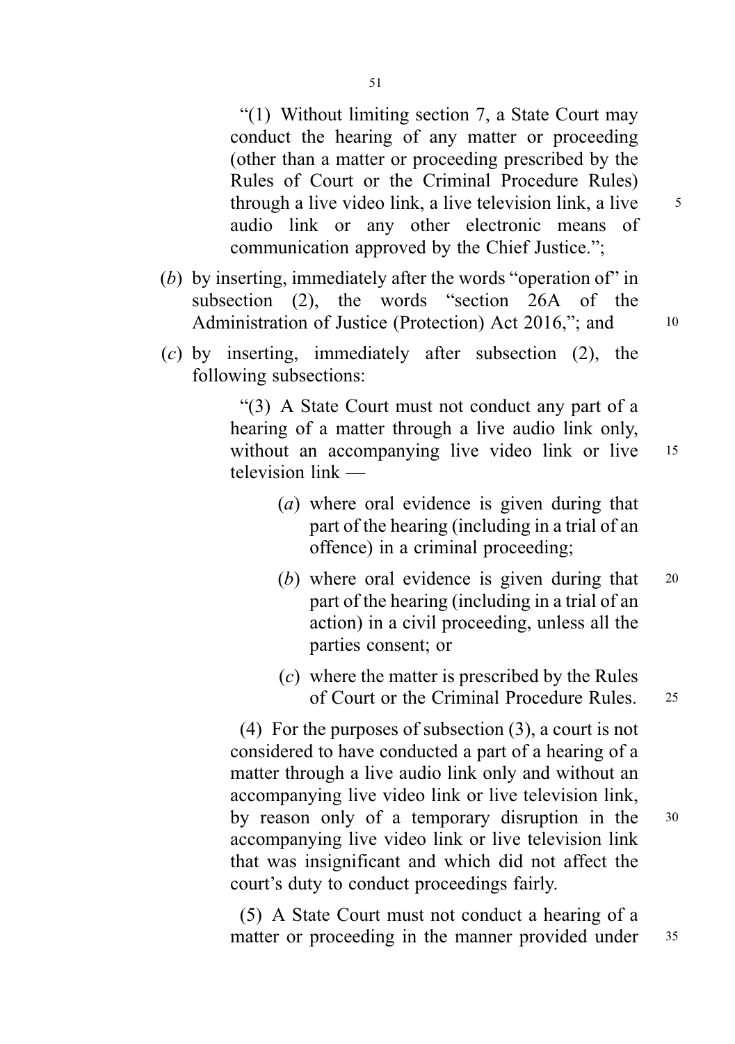"(1) Without limiting section 7, a State Court may conduct the hearing of any matter or proceeding (other than a matter or proceeding prescribed by the Rules of Court or the Criminal Procedure Rules) through a live video link, a live television link, a live audio link or any other electronic means of communication approved by the Chief Justice.";

(*b*) by inserting, immediately after the words "operation of" in subsection (2), the words "section 26A of the Administration of Justice (Protection) Act 2016,"; and

(*c*) by inserting, immediately after subsection (2), the following subsections:

"(3) A State Court must not conduct any part of a hearing of a matter through a live audio link only, without an accompanying live video link or live television link —

(*a*) where oral evidence is given during that part of the hearing (including in a trial of an offence) in a criminal proceeding;

(*b*) where oral evidence is given during that part of the hearing (including in a trial of an action) in a civil proceeding, unless all the parties consent; or

(*c*) where the matter is prescribed by the Rules of Court or the Criminal Procedure Rules.

(4) For the purposes of subsection (3), a court is not considered to have conducted a part of a hearing of a matter through a live audio link only and without an accompanying live video link or live television link, by reason only of a temporary disruption in the accompanying live video link or live television link that was insignificant and which did not affect the court's duty to conduct proceedings fairly.

(5) A State Court must not conduct a hearing of a matter or proceeding in the manner provided under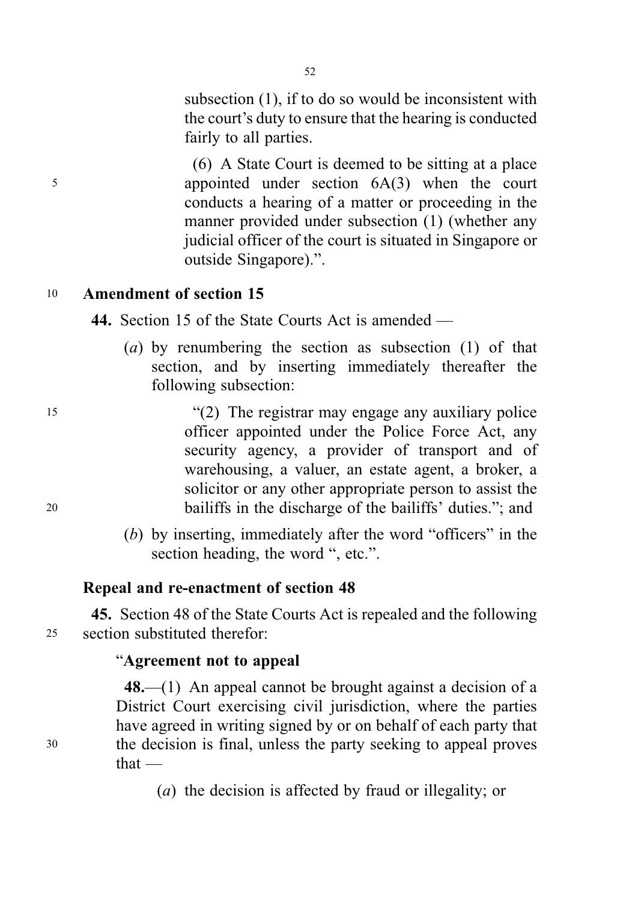subsection (1), if to do so would be inconsistent with the court's duty to ensure that the hearing is conducted fairly to all parties.

(6) A State Court is deemed to be sitting at a place appointed under section 6A(3) when the court conducts a hearing of a matter or proceeding in the manner provided under subsection (1) (whether any judicial officer of the court is situated in Singapore or outside Singapore).".

**Amendment of section 15**

**44.** Section 15 of the State Courts Act is amended —

(*a*) by renumbering the section as subsection (1) of that section, and by inserting immediately thereafter the following subsection:

"(2) The registrar may engage any auxiliary police officer appointed under the Police Force Act, any security agency, a provider of transport and of warehousing, a valuer, an estate agent, a broker, a solicitor or any other appropriate person to assist the bailiffs in the discharge of the bailiffs' duties."; and

(*b*) by inserting, immediately after the word "officers" in the section heading, the word ", etc.".

**Repeal and re-enactment of section 48**

**45.** Section 48 of the State Courts Act is repealed and the following section substituted therefor:

"**Agreement not to appeal**

**48.**—(1) An appeal cannot be brought against a decision of a District Court exercising civil jurisdiction, where the parties have agreed in writing signed by or on behalf of each party that the decision is final, unless the party seeking to appeal proves that —

(*a*) the decision is affected by fraud or illegality; or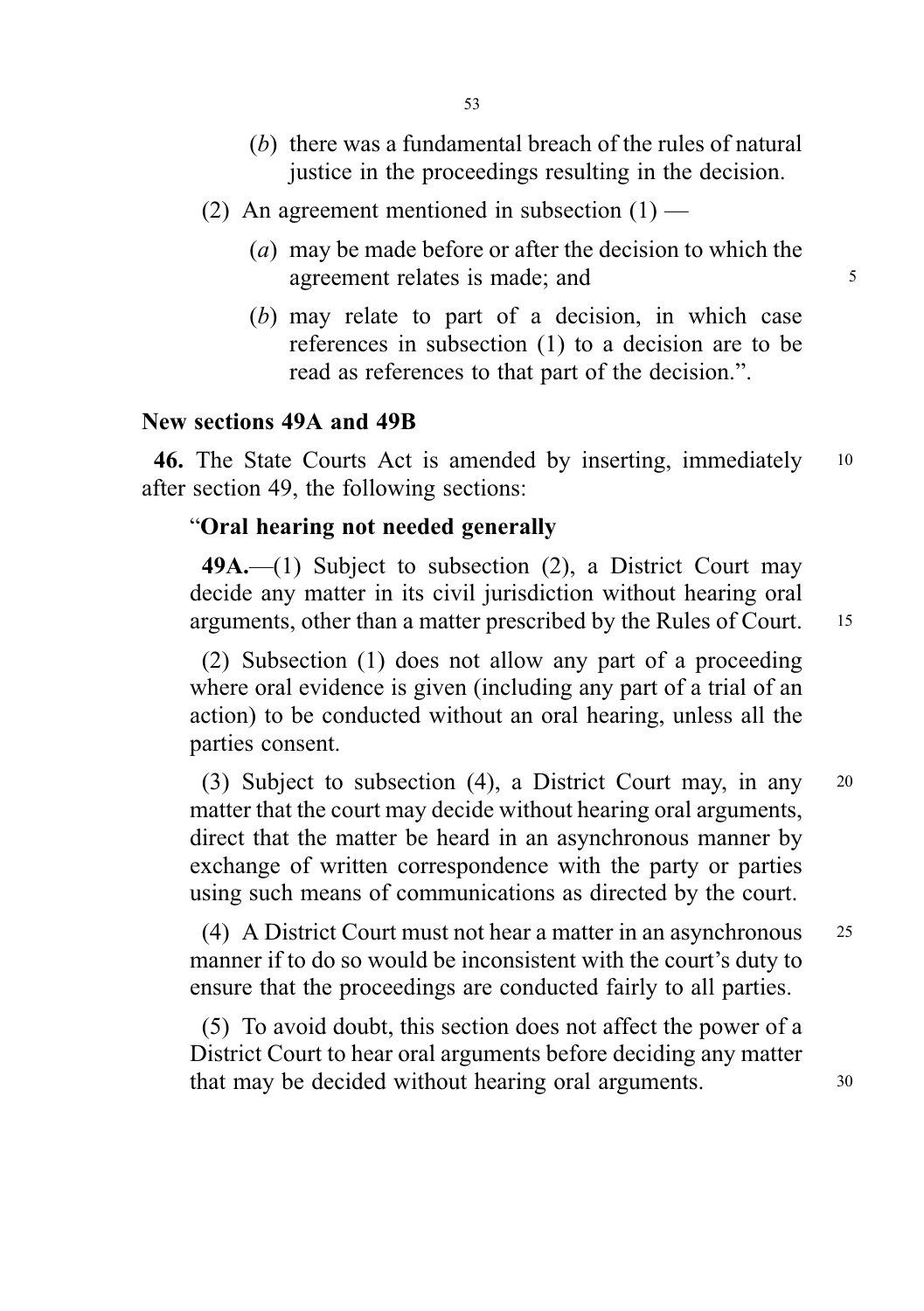(*b*) there was a fundamental breach of the rules of natural justice in the proceedings resulting in the decision.

(2) An agreement mentioned in subsection (1) —

(*a*) may be made before or after the decision to which the agreement relates is made; and

(*b*) may relate to part of a decision, in which case references in subsection (1) to a decision are to be read as references to that part of the decision.".

**New sections 49A and 49B**

**46.** The State Courts Act is amended by inserting, immediately after section 49, the following sections:

"**Oral hearing not needed generally**

**49A.**—(1) Subject to subsection (2), a District Court may decide any matter in its civil jurisdiction without hearing oral arguments, other than a matter prescribed by the Rules of Court.

(2) Subsection (1) does not allow any part of a proceeding where oral evidence is given (including any part of a trial of an action) to be conducted without an oral hearing, unless all the parties consent.

(3) Subject to subsection (4), a District Court may, in any matter that the court may decide without hearing oral arguments, direct that the matter be heard in an asynchronous manner by exchange of written correspondence with the party or parties using such means of communications as directed by the court.

(4) A District Court must not hear a matter in an asynchronous manner if to do so would be inconsistent with the court's duty to ensure that the proceedings are conducted fairly to all parties.

(5) To avoid doubt, this section does not affect the power of a District Court to hear oral arguments before deciding any matter that may be decided without hearing oral arguments.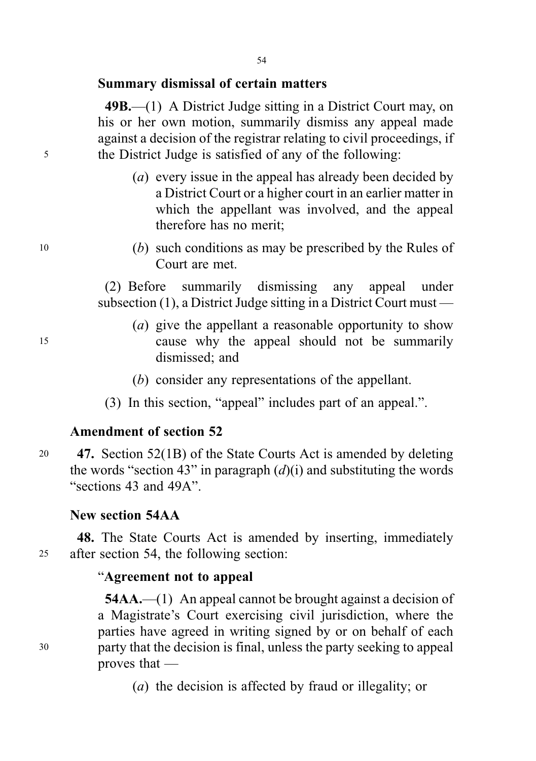**Summary dismissal of certain matters**

**49B.**—(1) A District Judge sitting in a District Court may, on his or her own motion, summarily dismiss any appeal made against a decision of the registrar relating to civil proceedings, if the District Judge is satisfied of any of the following:

(*a*) every issue in the appeal has already been decided by a District Court or a higher court in an earlier matter in which the appellant was involved, and the appeal therefore has no merit;

(*b*) such conditions as may be prescribed by the Rules of Court are met.

(2) Before summarily dismissing any appeal under subsection (1), a District Judge sitting in a District Court must —

(*a*) give the appellant a reasonable opportunity to show cause why the appeal should not be summarily dismissed; and

(*b*) consider any representations of the appellant.

(3) In this section, "appeal" includes part of an appeal.".

**Amendment of section 52**

**47.** Section 52(1B) of the State Courts Act is amended by deleting the words "section 43" in paragraph (*d*)(i) and substituting the words "sections 43 and 49A".

**New section 54AA**

**48.** The State Courts Act is amended by inserting, immediately after section 54, the following section:

"**Agreement not to appeal**

**54AA.**—(1) An appeal cannot be brought against a decision of a Magistrate's Court exercising civil jurisdiction, where the parties have agreed in writing signed by or on behalf of each party that the decision is final, unless the party seeking to appeal proves that —

(*a*) the decision is affected by fraud or illegality; or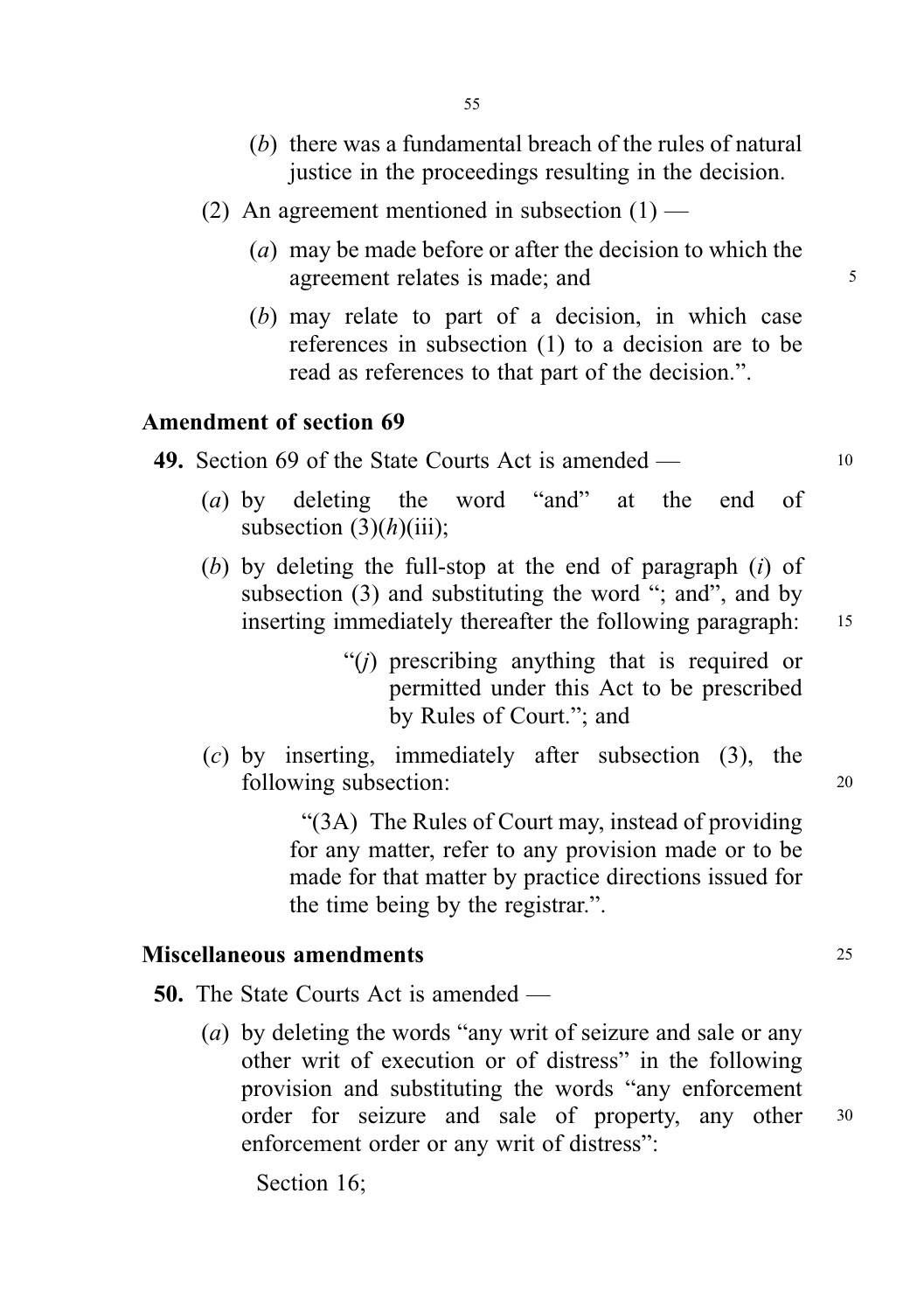(*b*) there was a fundamental breach of the rules of natural justice in the proceedings resulting in the decision.

(2) An agreement mentioned in subsection (1) —

(*a*) may be made before or after the decision to which the agreement relates is made; and

(*b*) may relate to part of a decision, in which case references in subsection (1) to a decision are to be read as references to that part of the decision.".

**Amendment of section 69**

**49.** Section 69 of the State Courts Act is amended —

(*a*) by deleting the word "and" at the end of subsection (3)(*h*)(iii);

(*b*) by deleting the full-stop at the end of paragraph (*i*) of subsection (3) and substituting the word "; and", and by inserting immediately thereafter the following paragraph:

"(*j*) prescribing anything that is required or permitted under this Act to be prescribed by Rules of Court."; and

(*c*) by inserting, immediately after subsection (3), the following subsection:

"(3A) The Rules of Court may, instead of providing for any matter, refer to any provision made or to be made for that matter by practice directions issued for the time being by the registrar.".

**Miscellaneous amendments**

**50.** The State Courts Act is amended —

(*a*) by deleting the words "any writ of seizure and sale or any other writ of execution or of distress" in the following provision and substituting the words "any enforcement order for seizure and sale of property, any other enforcement order or any writ of distress":

Section 16;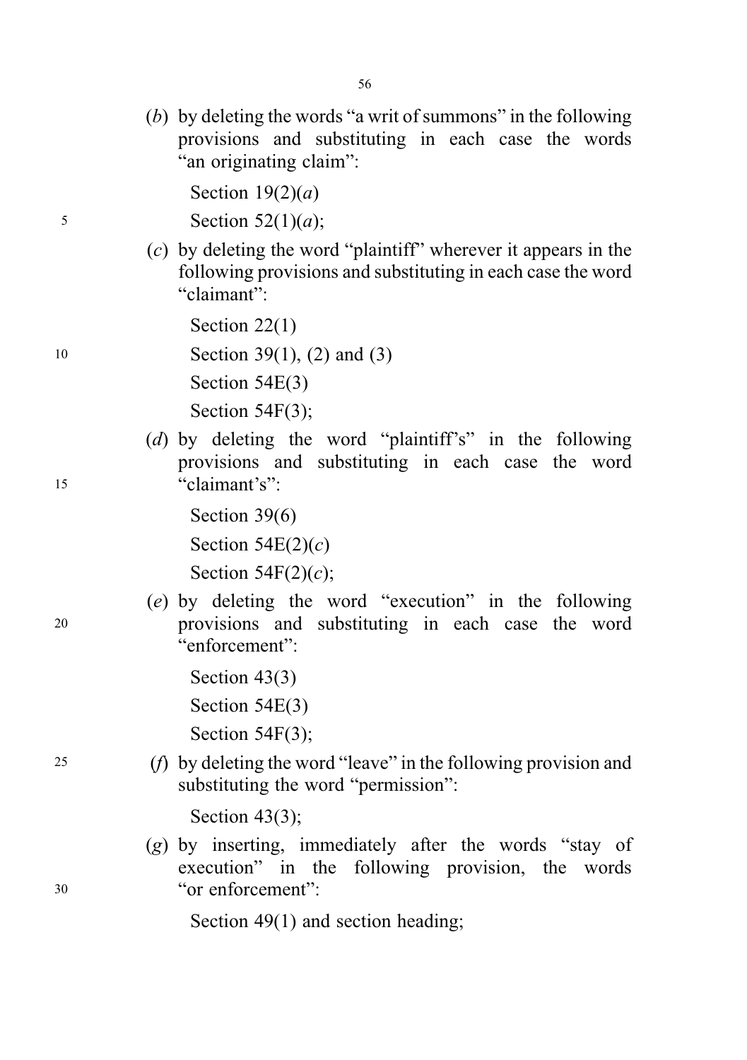(*b*) by deleting the words "a writ of summons" in the following provisions and substituting in each case the words "an originating claim":

Section 19(2)(*a*)

Section 52(1)(*a*);

(*c*) by deleting the word "plaintiff" wherever it appears in the following provisions and substituting in each case the word "claimant":

Section 22(1)

Section 39(1), (2) and (3)

Section 54E(3)

Section 54F(3);

(*d*) by deleting the word "plaintiff's" in the following provisions and substituting in each case the word "claimant's":

Section 39(6)

Section 54E(2)(*c*)

Section 54F(2)(*c*);

(*e*) by deleting the word "execution" in the following provisions and substituting in each case the word "enforcement":

Section 43(3)

Section 54E(3)

Section 54F(3);

(*f*) by deleting the word "leave" in the following provision and substituting the word "permission":

Section 43(3);

(*g*) by inserting, immediately after the words "stay of execution" in the following provision, the words "or enforcement":

Section 49(1) and section heading;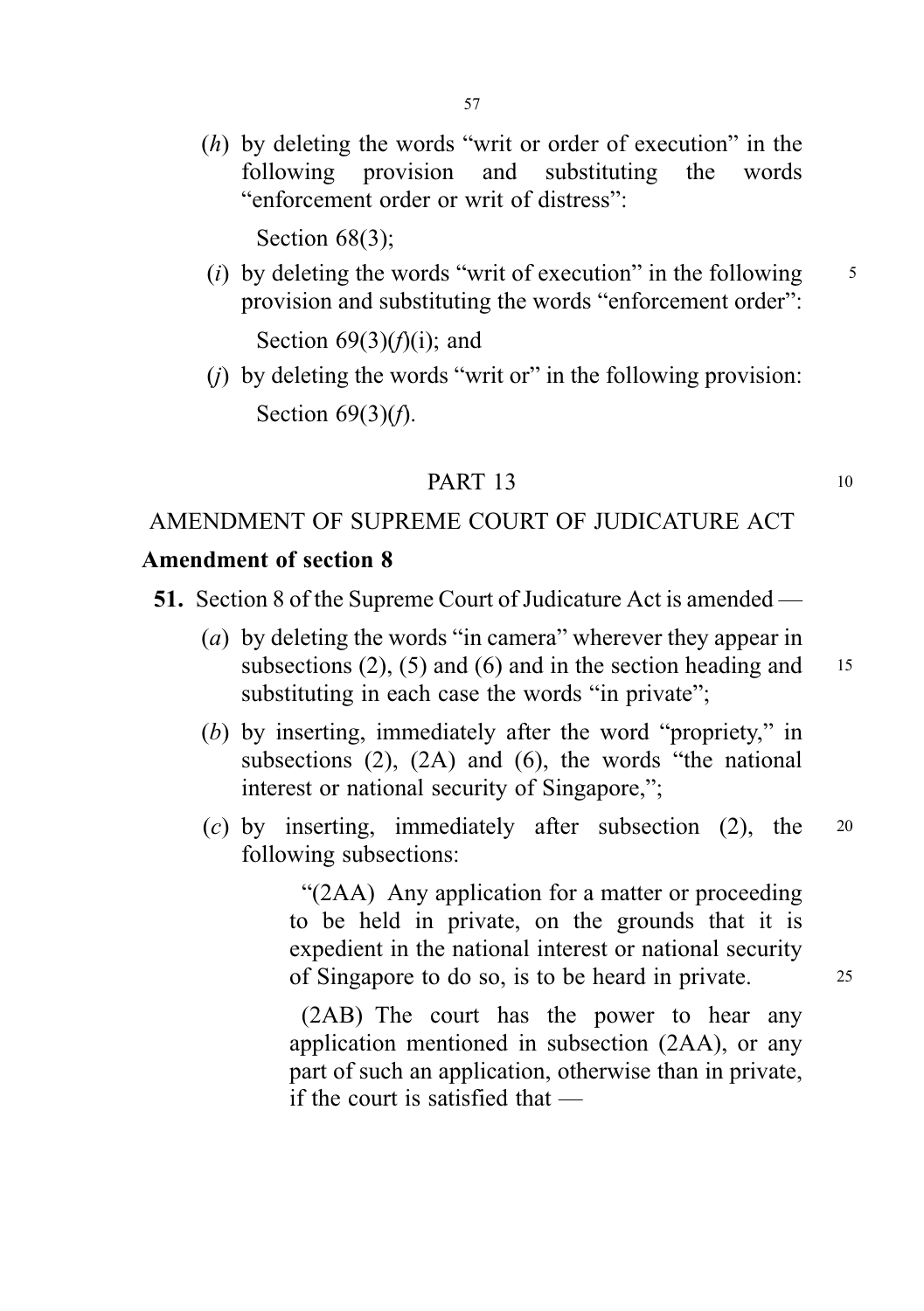(*h*) by deleting the words "writ or order of execution" in the following provision and substituting the words "enforcement order or writ of distress":

Section 68(3);

(*i*) by deleting the words "writ of execution" in the following provision and substituting the words "enforcement order":

Section 69(3)(*f*)(i); and

(*j*) by deleting the words "writ or" in the following provision:

Section 69(3)(*f*).

## PART 13

## AMENDMENT OF SUPREME COURT OF JUDICATURE ACT

### Amendment of section 8

**51.** Section 8 of the Supreme Court of Judicature Act is amended —

(*a*) by deleting the words "in camera" wherever they appear in subsections (2), (5) and (6) and in the section heading and substituting in each case the words "in private";

(*b*) by inserting, immediately after the word "propriety," in subsections (2), (2A) and (6), the words "the national interest or national security of Singapore,";

(*c*) by inserting, immediately after subsection (2), the following subsections:

"(2AA) Any application for a matter or proceeding to be held in private, on the grounds that it is expedient in the national interest or national security of Singapore to do so, is to be heard in private.

(2AB) The court has the power to hear any application mentioned in subsection (2AA), or any part of such an application, otherwise than in private, if the court is satisfied that —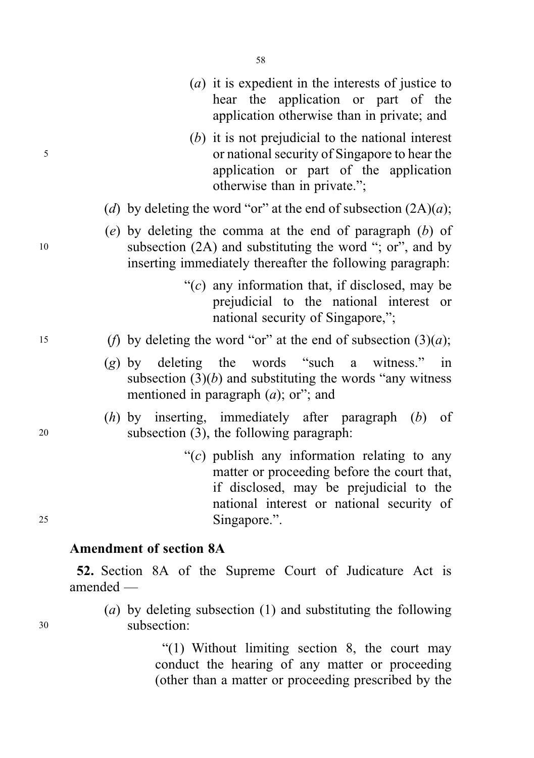(*a*) it is expedient in the interests of justice to hear the application or part of the application otherwise than in private; and

(*b*) it is not prejudicial to the national interest or national security of Singapore to hear the application or part of the application otherwise than in private.";

(*d*) by deleting the word "or" at the end of subsection (2A)(*a*);

(*e*) by deleting the comma at the end of paragraph (*b*) of subsection (2A) and substituting the word "; or", and by inserting immediately thereafter the following paragraph:

"(*c*) any information that, if disclosed, may be prejudicial to the national interest or national security of Singapore,";

(*f*) by deleting the word "or" at the end of subsection (3)(*a*);

(*g*) by deleting the words "such a witness." in subsection (3)(*b*) and substituting the words "any witness mentioned in paragraph (*a*); or"; and

(*h*) by inserting, immediately after paragraph (*b*) of subsection (3), the following paragraph:

"(*c*) publish any information relating to any matter or proceeding before the court that, if disclosed, may be prejudicial to the national interest or national security of Singapore.".

### Amendment of section 8A

**52.** Section 8A of the Supreme Court of Judicature Act is amended —

(*a*) by deleting subsection (1) and substituting the following subsection:

"(1) Without limiting section 8, the court may conduct the hearing of any matter or proceeding (other than a matter or proceeding prescribed by the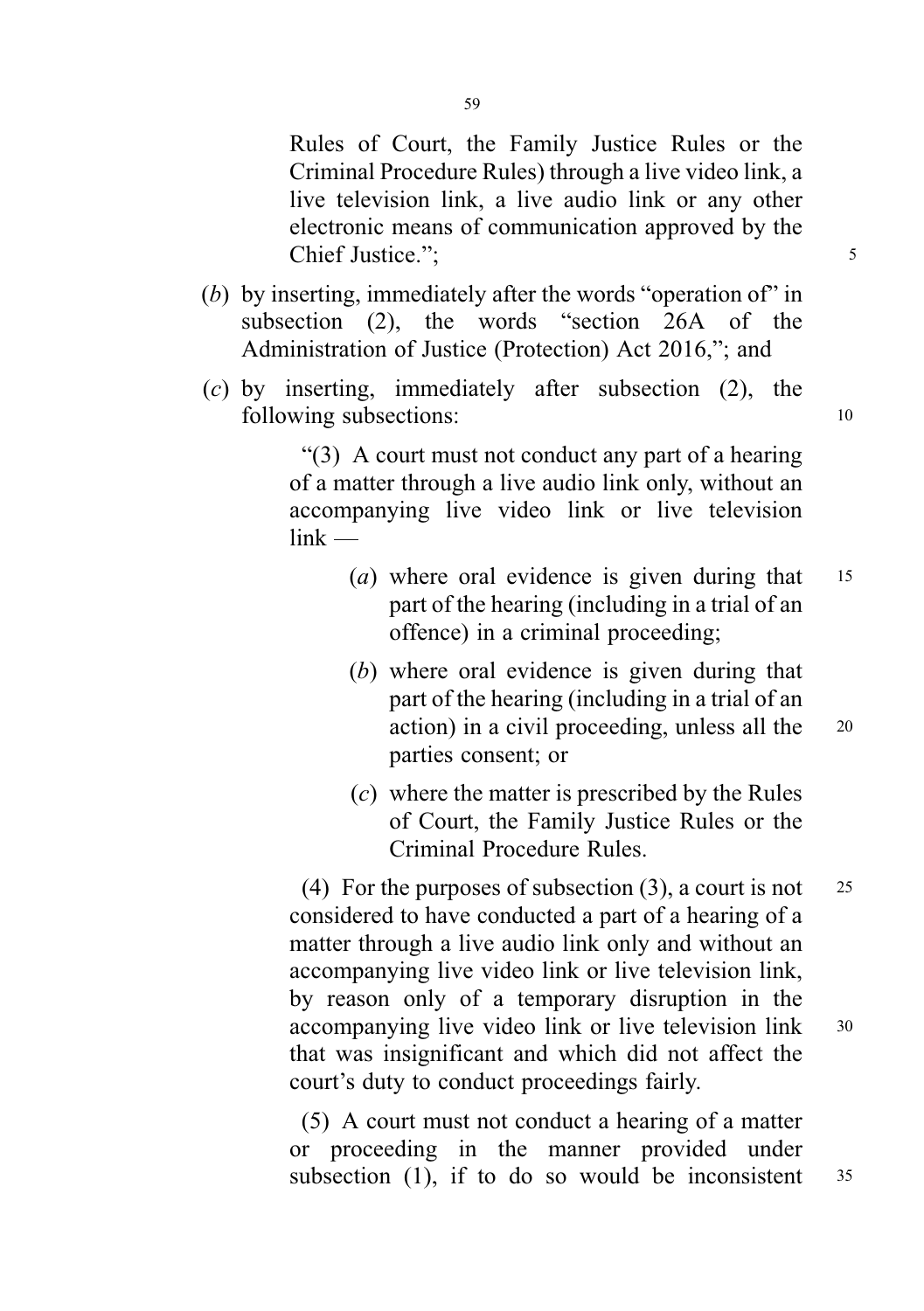Rules of Court, the Family Justice Rules or the Criminal Procedure Rules) through a live video link, a live television link, a live audio link or any other electronic means of communication approved by the Chief Justice.";

(*b*) by inserting, immediately after the words "operation of" in subsection (2), the words "section 26A of the Administration of Justice (Protection) Act 2016,"; and

(*c*) by inserting, immediately after subsection (2), the following subsections:

> "(3) A court must not conduct any part of a hearing of a matter through a live audio link only, without an accompanying live video link or live television link —
>
> (*a*) where oral evidence is given during that part of the hearing (including in a trial of an offence) in a criminal proceeding;
>
> (*b*) where oral evidence is given during that part of the hearing (including in a trial of an action) in a civil proceeding, unless all the parties consent; or
>
> (*c*) where the matter is prescribed by the Rules of Court, the Family Justice Rules or the Criminal Procedure Rules.
>
> (4) For the purposes of subsection (3), a court is not considered to have conducted a part of a hearing of a matter through a live audio link only and without an accompanying live video link or live television link, by reason only of a temporary disruption in the accompanying live video link or live television link that was insignificant and which did not affect the court's duty to conduct proceedings fairly.
>
> (5) A court must not conduct a hearing of a matter or proceeding in the manner provided under subsection (1), if to do so would be inconsistent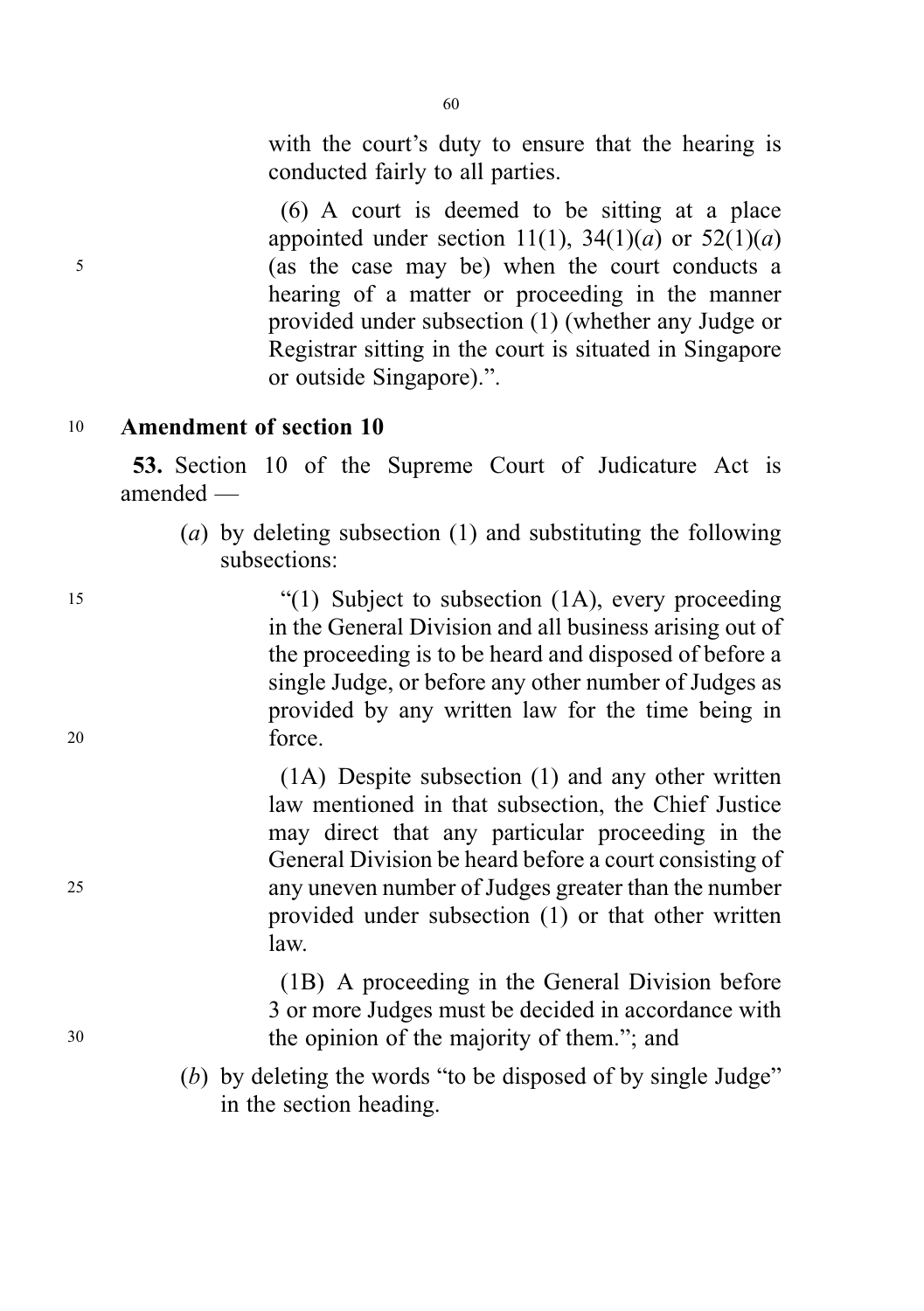with the court's duty to ensure that the hearing is conducted fairly to all parties.

(6) A court is deemed to be sitting at a place appointed under section 11(1), 34(1)(*a*) or 52(1)(*a*) (as the case may be) when the court conducts a hearing of a matter or proceeding in the manner provided under subsection (1) (whether any Judge or Registrar sitting in the court is situated in Singapore or outside Singapore).".

## Amendment of section 10

**53.** Section 10 of the Supreme Court of Judicature Act is amended —

(*a*) by deleting subsection (1) and substituting the following subsections:

"(1) Subject to subsection (1A), every proceeding in the General Division and all business arising out of the proceeding is to be heard and disposed of before a single Judge, or before any other number of Judges as provided by any written law for the time being in force.

(1A) Despite subsection (1) and any other written law mentioned in that subsection, the Chief Justice may direct that any particular proceeding in the General Division be heard before a court consisting of any uneven number of Judges greater than the number provided under subsection (1) or that other written law.

(1B) A proceeding in the General Division before 3 or more Judges must be decided in accordance with the opinion of the majority of them."; and

(*b*) by deleting the words "to be disposed of by single Judge" in the section heading.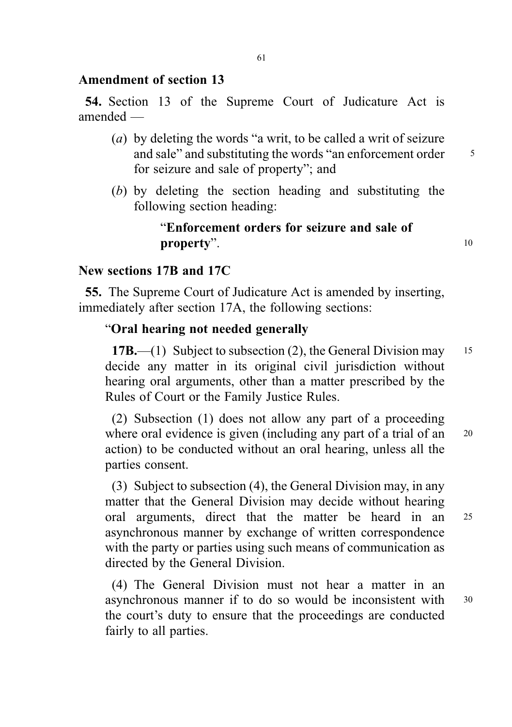## Amendment of section 13

**54.** Section 13 of the Supreme Court of Judicature Act is amended —

(*a*) by deleting the words "a writ, to be called a writ of seizure and sale" and substituting the words "an enforcement order for seizure and sale of property"; and

(*b*) by deleting the section heading and substituting the following section heading:

"**Enforcement orders for seizure and sale of property**".

## New sections 17B and 17C

**55.** The Supreme Court of Judicature Act is amended by inserting, immediately after section 17A, the following sections:

"**Oral hearing not needed generally**

**17B.**—(1) Subject to subsection (2), the General Division may decide any matter in its original civil jurisdiction without hearing oral arguments, other than a matter prescribed by the Rules of Court or the Family Justice Rules.

(2) Subsection (1) does not allow any part of a proceeding where oral evidence is given (including any part of a trial of an action) to be conducted without an oral hearing, unless all the parties consent.

(3) Subject to subsection (4), the General Division may, in any matter that the General Division may decide without hearing oral arguments, direct that the matter be heard in an asynchronous manner by exchange of written correspondence with the party or parties using such means of communication as directed by the General Division.

(4) The General Division must not hear a matter in an asynchronous manner if to do so would be inconsistent with the court's duty to ensure that the proceedings are conducted fairly to all parties.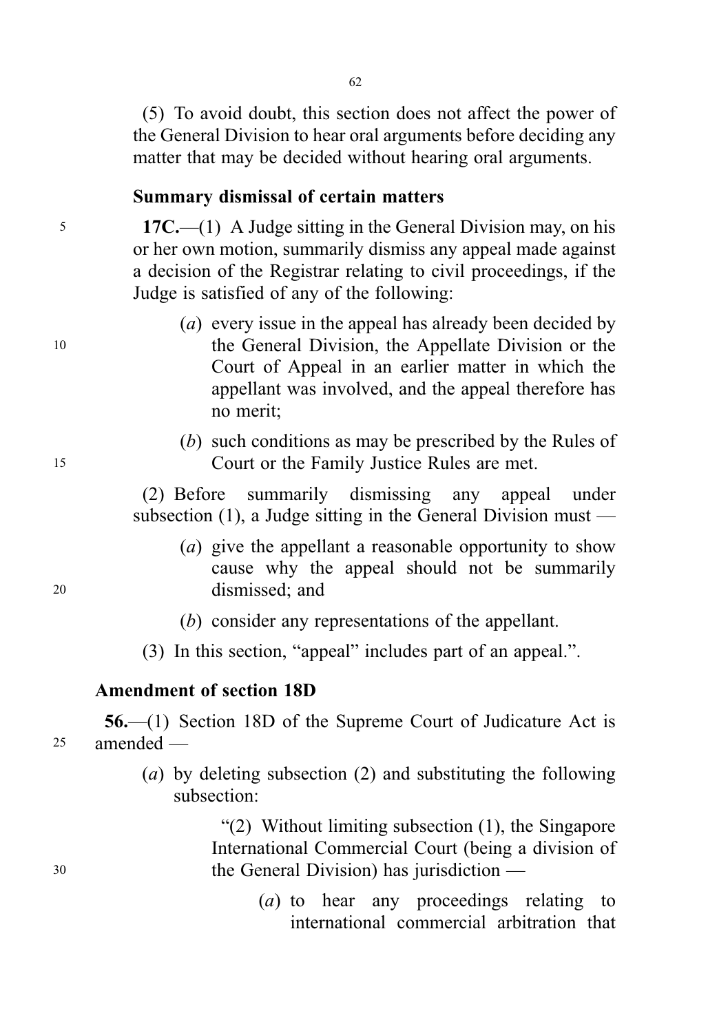(5) To avoid doubt, this section does not affect the power of the General Division to hear oral arguments before deciding any matter that may be decided without hearing oral arguments.

**Summary dismissal of certain matters**

**17C.**—(1) A Judge sitting in the General Division may, on his or her own motion, summarily dismiss any appeal made against a decision of the Registrar relating to civil proceedings, if the Judge is satisfied of any of the following:

(*a*) every issue in the appeal has already been decided by the General Division, the Appellate Division or the Court of Appeal in an earlier matter in which the appellant was involved, and the appeal therefore has no merit;

(*b*) such conditions as may be prescribed by the Rules of Court or the Family Justice Rules are met.

(2) Before summarily dismissing any appeal under subsection (1), a Judge sitting in the General Division must —

(*a*) give the appellant a reasonable opportunity to show cause why the appeal should not be summarily dismissed; and

(*b*) consider any representations of the appellant.

(3) In this section, "appeal" includes part of an appeal.".

## Amendment of section 18D

**56.**—(1) Section 18D of the Supreme Court of Judicature Act is amended —

(*a*) by deleting subsection (2) and substituting the following subsection:

"(2) Without limiting subsection (1), the Singapore International Commercial Court (being a division of the General Division) has jurisdiction —

(*a*) to hear any proceedings relating to international commercial arbitration that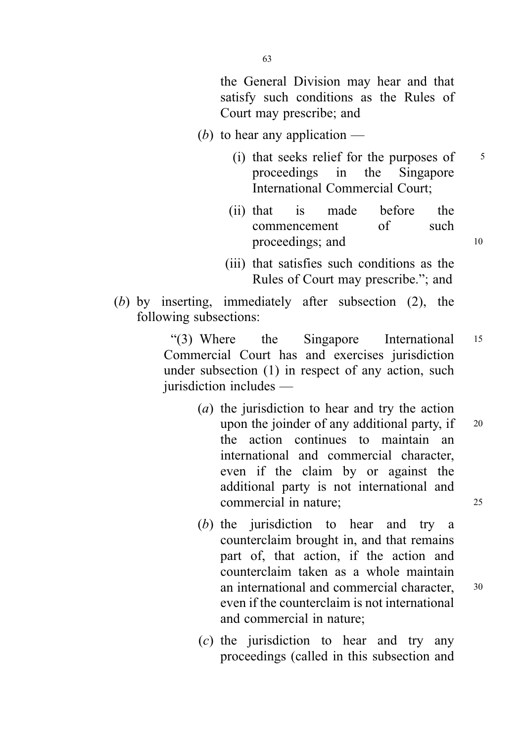the General Division may hear and that satisfy such conditions as the Rules of Court may prescribe; and

(*b*) to hear any application —

(i) that seeks relief for the purposes of proceedings in the Singapore International Commercial Court;

(ii) that is made before the commencement of such proceedings; and

(iii) that satisfies such conditions as the Rules of Court may prescribe."; and

(*b*) by inserting, immediately after subsection (2), the following subsections:

"(3) Where the Singapore International Commercial Court has and exercises jurisdiction under subsection (1) in respect of any action, such jurisdiction includes —

(*a*) the jurisdiction to hear and try the action upon the joinder of any additional party, if the action continues to maintain an international and commercial character, even if the claim by or against the additional party is not international and commercial in nature;

(*b*) the jurisdiction to hear and try a counterclaim brought in, and that remains part of, that action, if the action and counterclaim taken as a whole maintain an international and commercial character, even if the counterclaim is not international and commercial in nature;

(*c*) the jurisdiction to hear and try any proceedings (called in this subsection and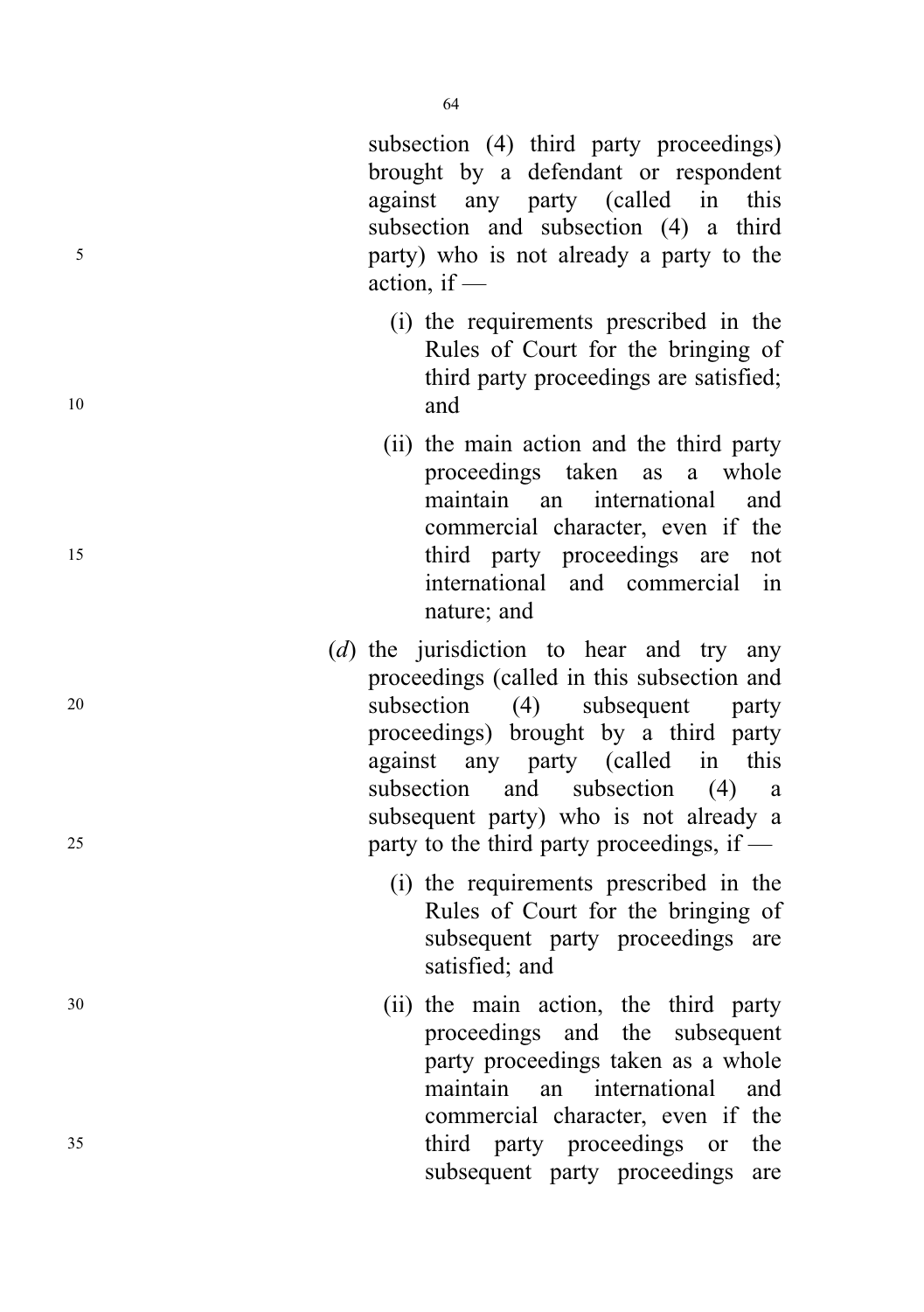subsection (4) third party proceedings) brought by a defendant or respondent against any party (called in this subsection and subsection (4) a third party) who is not already a party to the action, if —

  (i) the requirements prescribed in the Rules of Court for the bringing of third party proceedings are satisfied; and

  (ii) the main action and the third party proceedings taken as a whole maintain an international and commercial character, even if the third party proceedings are not international and commercial in nature; and

(*d*) the jurisdiction to hear and try any proceedings (called in this subsection and subsection (4) subsequent party proceedings) brought by a third party against any party (called in this subsection and subsection (4) a subsequent party) who is not already a party to the third party proceedings, if —

  (i) the requirements prescribed in the Rules of Court for the bringing of subsequent party proceedings are satisfied; and

  (ii) the main action, the third party proceedings and the subsequent party proceedings taken as a whole maintain an international and commercial character, even if the third party proceedings or the subsequent party proceedings are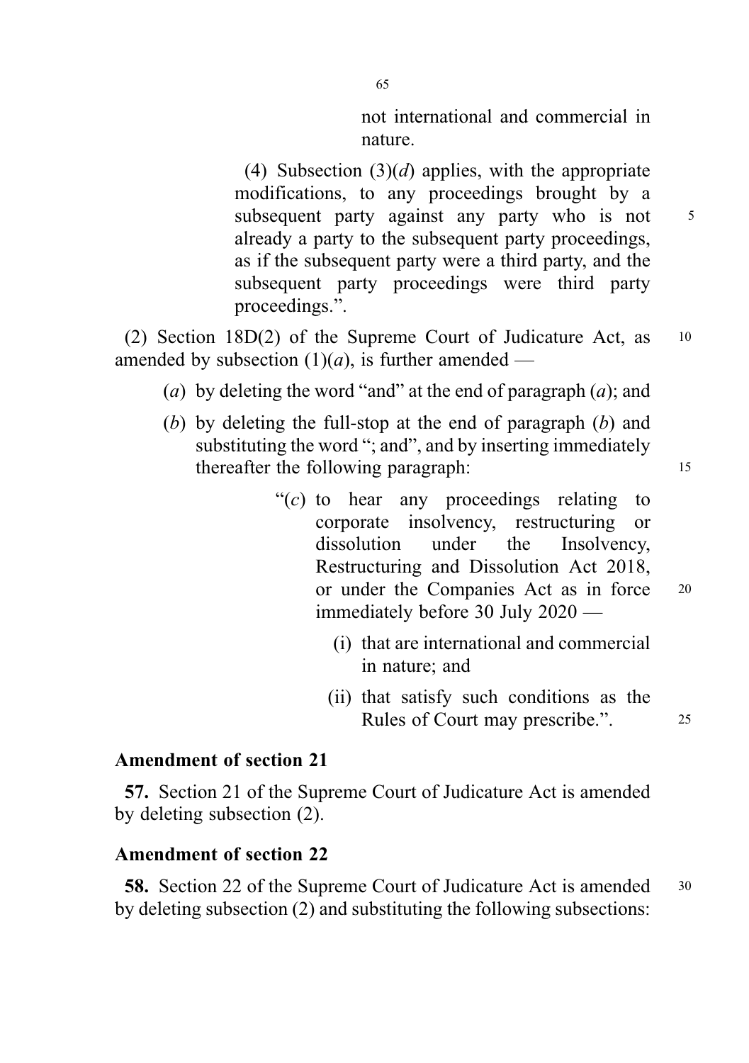not international and commercial in nature.

(4) Subsection (3)(*d*) applies, with the appropriate modifications, to any proceedings brought by a subsequent party against any party who is not already a party to the subsequent party proceedings, as if the subsequent party were a third party, and the subsequent party proceedings were third party proceedings.".

(2) Section 18D(2) of the Supreme Court of Judicature Act, as amended by subsection (1)(*a*), is further amended —

(*a*) by deleting the word "and" at the end of paragraph (*a*); and

(*b*) by deleting the full-stop at the end of paragraph (*b*) and substituting the word "; and", and by inserting immediately thereafter the following paragraph:

"(*c*) to hear any proceedings relating to corporate insolvency, restructuring or dissolution under the Insolvency, Restructuring and Dissolution Act 2018, or under the Companies Act as in force immediately before 30 July 2020 —

(i) that are international and commercial in nature; and

(ii) that satisfy such conditions as the Rules of Court may prescribe.".

### Amendment of section 21

**57.** Section 21 of the Supreme Court of Judicature Act is amended by deleting subsection (2).

### Amendment of section 22

**58.** Section 22 of the Supreme Court of Judicature Act is amended by deleting subsection (2) and substituting the following subsections: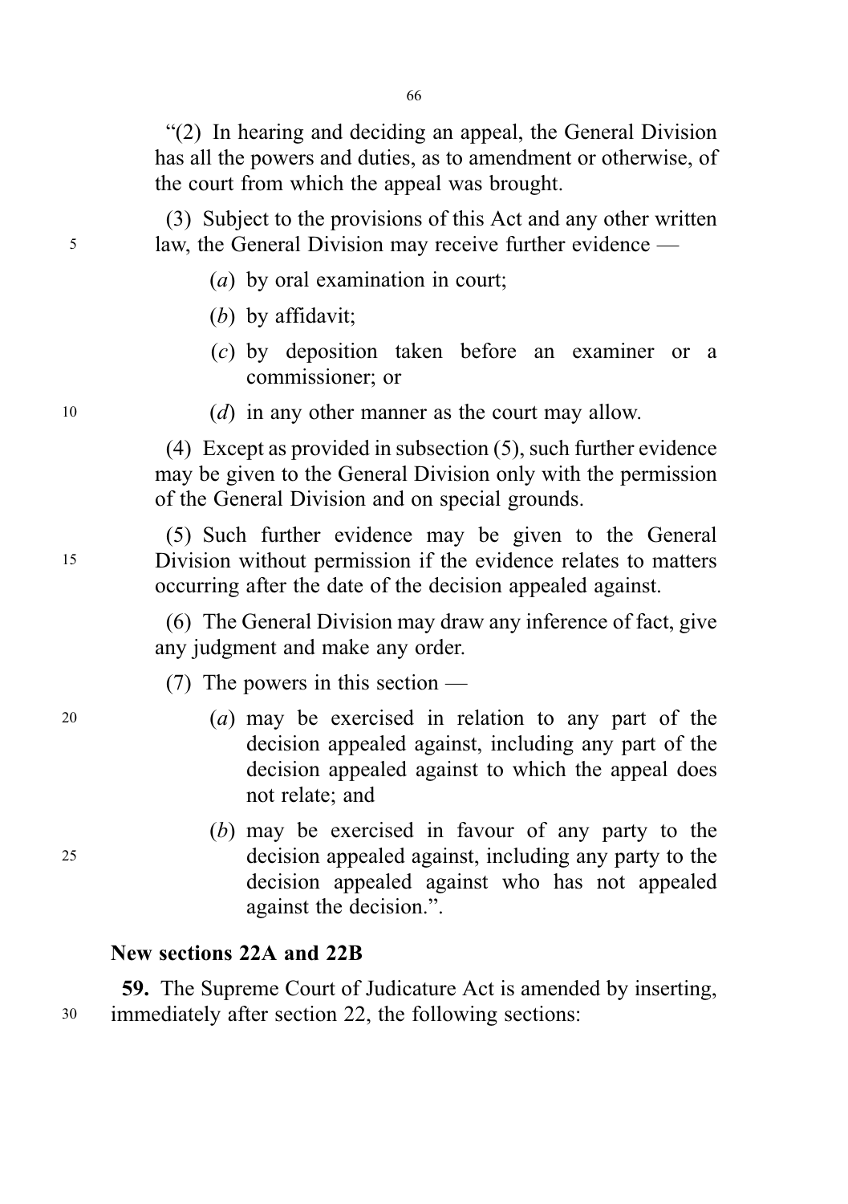"(2) In hearing and deciding an appeal, the General Division has all the powers and duties, as to amendment or otherwise, of the court from which the appeal was brought.

(3) Subject to the provisions of this Act and any other written law, the General Division may receive further evidence —

(*a*) by oral examination in court;

(*b*) by affidavit;

(*c*) by deposition taken before an examiner or a commissioner; or

(*d*) in any other manner as the court may allow.

(4) Except as provided in subsection (5), such further evidence may be given to the General Division only with the permission of the General Division and on special grounds.

(5) Such further evidence may be given to the General Division without permission if the evidence relates to matters occurring after the date of the decision appealed against.

(6) The General Division may draw any inference of fact, give any judgment and make any order.

(7) The powers in this section —

(*a*) may be exercised in relation to any part of the decision appealed against, including any part of the decision appealed against to which the appeal does not relate; and

(*b*) may be exercised in favour of any party to the decision appealed against, including any party to the decision appealed against who has not appealed against the decision.".

**New sections 22A and 22B**

**59.** The Supreme Court of Judicature Act is amended by inserting, immediately after section 22, the following sections: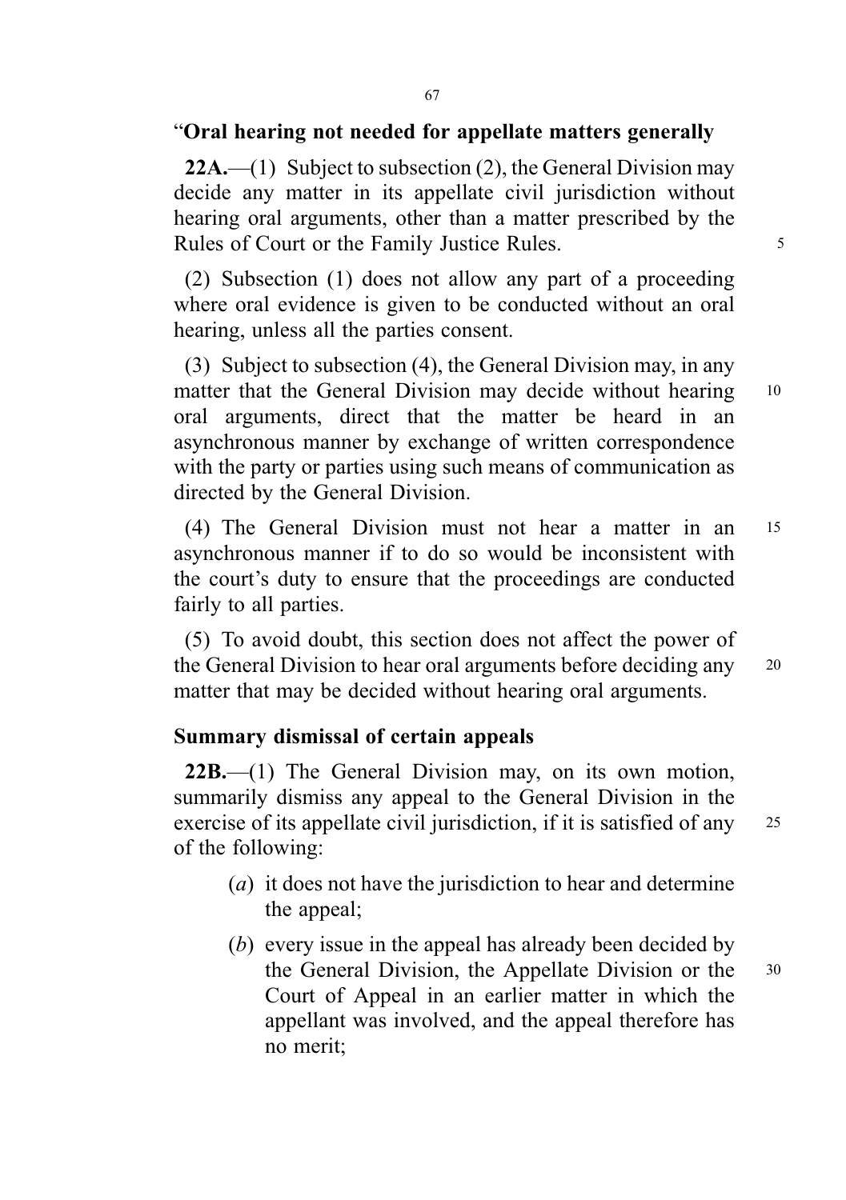"**Oral hearing not needed for appellate matters generally**

**22A.**—(1) Subject to subsection (2), the General Division may decide any matter in its appellate civil jurisdiction without hearing oral arguments, other than a matter prescribed by the Rules of Court or the Family Justice Rules.

(2) Subsection (1) does not allow any part of a proceeding where oral evidence is given to be conducted without an oral hearing, unless all the parties consent.

(3) Subject to subsection (4), the General Division may, in any matter that the General Division may decide without hearing oral arguments, direct that the matter be heard in an asynchronous manner by exchange of written correspondence with the party or parties using such means of communication as directed by the General Division.

(4) The General Division must not hear a matter in an asynchronous manner if to do so would be inconsistent with the court's duty to ensure that the proceedings are conducted fairly to all parties.

(5) To avoid doubt, this section does not affect the power of the General Division to hear oral arguments before deciding any matter that may be decided without hearing oral arguments.

**Summary dismissal of certain appeals**

**22B.**—(1) The General Division may, on its own motion, summarily dismiss any appeal to the General Division in the exercise of its appellate civil jurisdiction, if it is satisfied of any of the following:

(*a*) it does not have the jurisdiction to hear and determine the appeal;

(*b*) every issue in the appeal has already been decided by the General Division, the Appellate Division or the Court of Appeal in an earlier matter in which the appellant was involved, and the appeal therefore has no merit;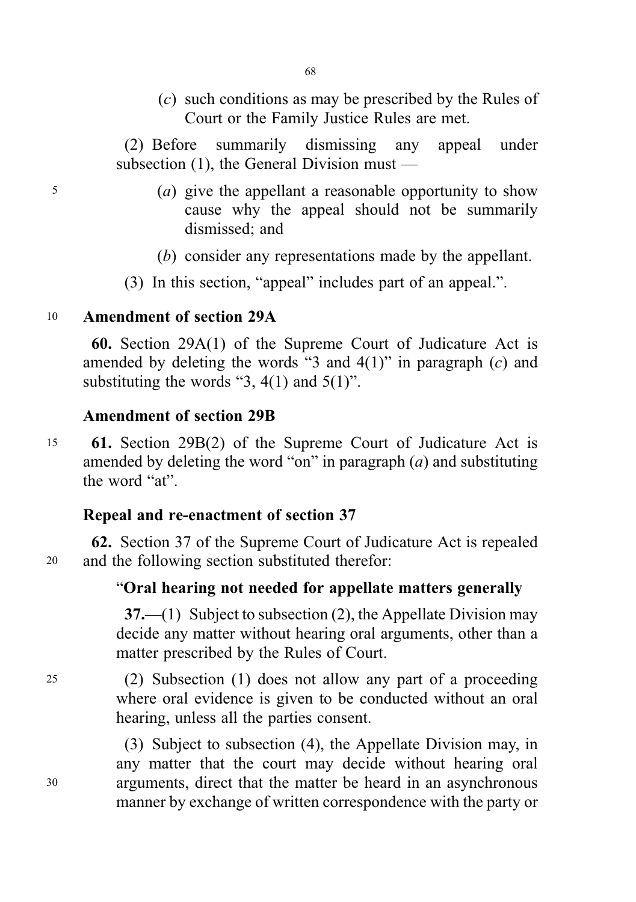(*c*) such conditions as may be prescribed by the Rules of Court or the Family Justice Rules are met.

(2) Before summarily dismissing any appeal under subsection (1), the General Division must —

(*a*) give the appellant a reasonable opportunity to show cause why the appeal should not be summarily dismissed; and

(*b*) consider any representations made by the appellant.

(3) In this section, "appeal" includes part of an appeal.".

**Amendment of section 29A**

**60.** Section 29A(1) of the Supreme Court of Judicature Act is amended by deleting the words "3 and 4(1)" in paragraph (*c*) and substituting the words "3, 4(1) and 5(1)".

**Amendment of section 29B**

**61.** Section 29B(2) of the Supreme Court of Judicature Act is amended by deleting the word "on" in paragraph (*a*) and substituting the word "at".

**Repeal and re-enactment of section 37**

**62.** Section 37 of the Supreme Court of Judicature Act is repealed and the following section substituted therefor:

"**Oral hearing not needed for appellate matters generally**

**37.**—(1) Subject to subsection (2), the Appellate Division may decide any matter without hearing oral arguments, other than a matter prescribed by the Rules of Court.

(2) Subsection (1) does not allow any part of a proceeding where oral evidence is given to be conducted without an oral hearing, unless all the parties consent.

(3) Subject to subsection (4), the Appellate Division may, in any matter that the court may decide without hearing oral arguments, direct that the matter be heard in an asynchronous manner by exchange of written correspondence with the party or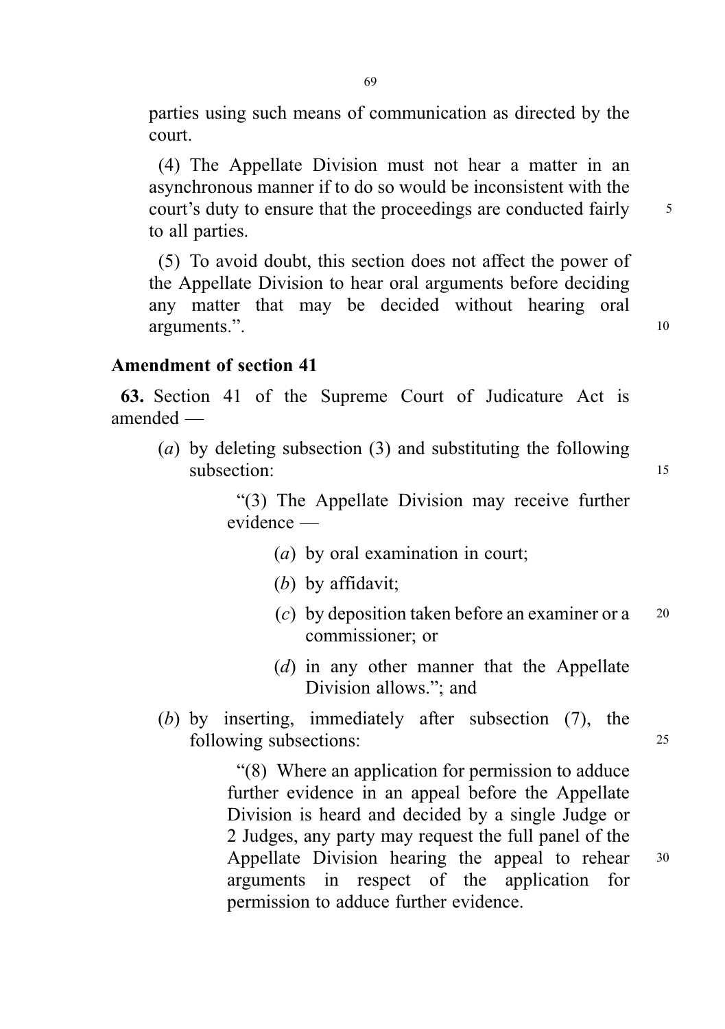parties using such means of communication as directed by the court.

(4) The Appellate Division must not hear a matter in an asynchronous manner if to do so would be inconsistent with the court's duty to ensure that the proceedings are conducted fairly to all parties.

(5) To avoid doubt, this section does not affect the power of the Appellate Division to hear oral arguments before deciding any matter that may be decided without hearing oral arguments.".

### Amendment of section 41

**63.** Section 41 of the Supreme Court of Judicature Act is amended —

(*a*) by deleting subsection (3) and substituting the following subsection:

> "(3) The Appellate Division may receive further evidence —
>
> (*a*) by oral examination in court;
>
> (*b*) by affidavit;
>
> (*c*) by deposition taken before an examiner or a commissioner; or
>
> (*d*) in any other manner that the Appellate Division allows."; and

(*b*) by inserting, immediately after subsection (7), the following subsections:

> "(8) Where an application for permission to adduce further evidence in an appeal before the Appellate Division is heard and decided by a single Judge or 2 Judges, any party may request the full panel of the Appellate Division hearing the appeal to rehear arguments in respect of the application for permission to adduce further evidence.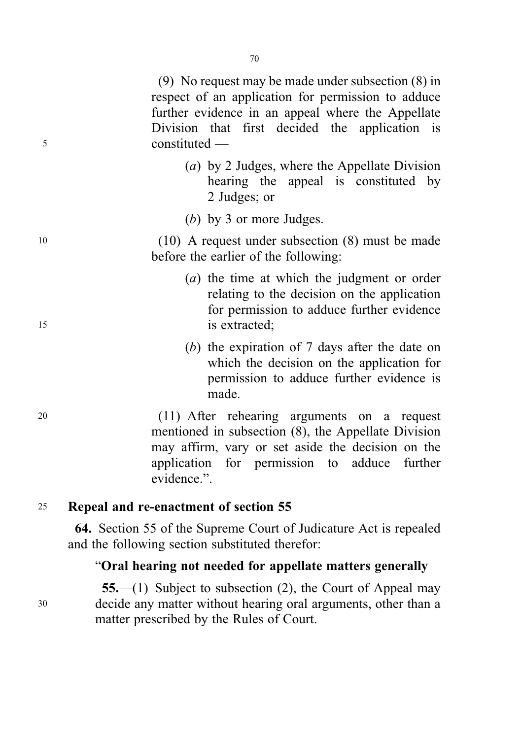(9) No request may be made under subsection (8) in respect of an application for permission to adduce further evidence in an appeal where the Appellate Division that first decided the application is constituted —

(*a*) by 2 Judges, where the Appellate Division hearing the appeal is constituted by 2 Judges; or

(*b*) by 3 or more Judges.

(10) A request under subsection (8) must be made before the earlier of the following:

(*a*) the time at which the judgment or order relating to the decision on the application for permission to adduce further evidence is extracted;

(*b*) the expiration of 7 days after the date on which the decision on the application for permission to adduce further evidence is made.

(11) After rehearing arguments on a request mentioned in subsection (8), the Appellate Division may affirm, vary or set aside the decision on the application for permission to adduce further evidence.".

**Repeal and re-enactment of section 55**

**64.** Section 55 of the Supreme Court of Judicature Act is repealed and the following section substituted therefor:

"**Oral hearing not needed for appellate matters generally**

**55.**—(1) Subject to subsection (2), the Court of Appeal may decide any matter without hearing oral arguments, other than a matter prescribed by the Rules of Court.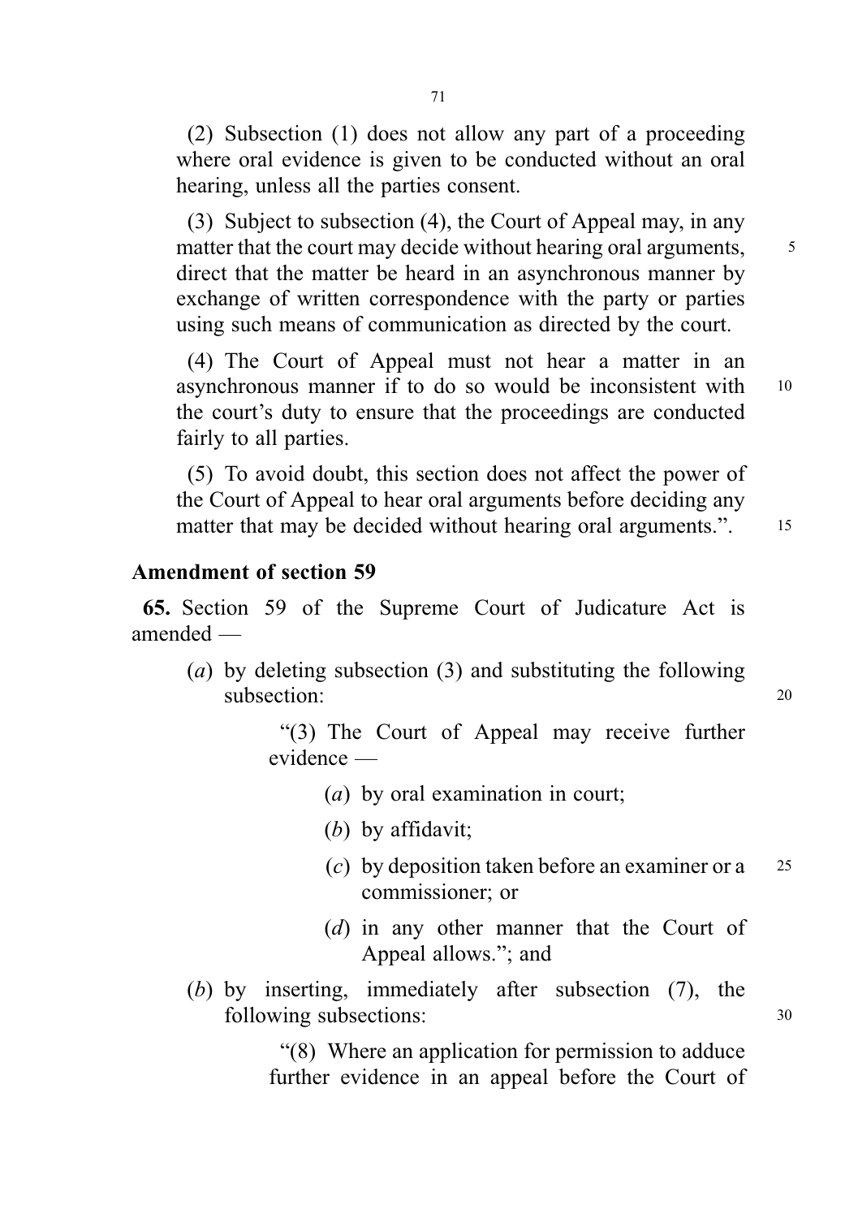(2) Subsection (1) does not allow any part of a proceeding where oral evidence is given to be conducted without an oral hearing, unless all the parties consent.

(3) Subject to subsection (4), the Court of Appeal may, in any matter that the court may decide without hearing oral arguments, direct that the matter be heard in an asynchronous manner by exchange of written correspondence with the party or parties using such means of communication as directed by the court.

(4) The Court of Appeal must not hear a matter in an asynchronous manner if to do so would be inconsistent with the court's duty to ensure that the proceedings are conducted fairly to all parties.

(5) To avoid doubt, this section does not affect the power of the Court of Appeal to hear oral arguments before deciding any matter that may be decided without hearing oral arguments.".

### Amendment of section 59

**65.** Section 59 of the Supreme Court of Judicature Act is amended —

- (*a*) by deleting subsection (3) and substituting the following subsection:

  "(3) The Court of Appeal may receive further evidence —

  - (*a*) by oral examination in court;
  - (*b*) by affidavit;
  - (*c*) by deposition taken before an examiner or a commissioner; or
  - (*d*) in any other manner that the Court of Appeal allows."; and

- (*b*) by inserting, immediately after subsection (7), the following subsections:

  "(8) Where an application for permission to adduce further evidence in an appeal before the Court of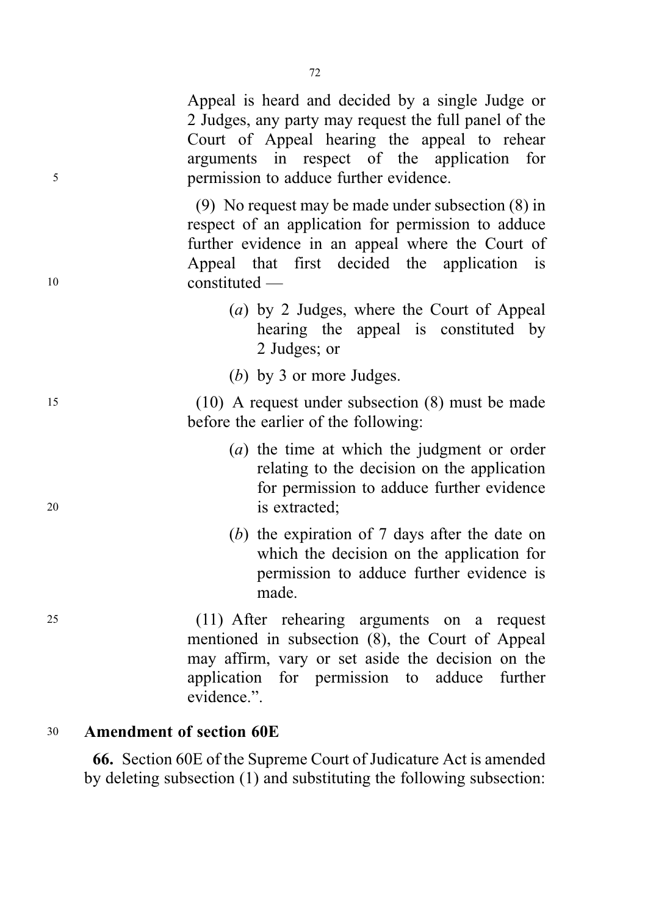Appeal is heard and decided by a single Judge or 2 Judges, any party may request the full panel of the Court of Appeal hearing the appeal to rehear arguments in respect of the application for permission to adduce further evidence.

(9) No request may be made under subsection (8) in respect of an application for permission to adduce further evidence in an appeal where the Court of Appeal that first decided the application is constituted —

(*a*) by 2 Judges, where the Court of Appeal hearing the appeal is constituted by 2 Judges; or

(*b*) by 3 or more Judges.

(10) A request under subsection (8) must be made before the earlier of the following:

(*a*) the time at which the judgment or order relating to the decision on the application for permission to adduce further evidence is extracted;

(*b*) the expiration of 7 days after the date on which the decision on the application for permission to adduce further evidence is made.

(11) After rehearing arguments on a request mentioned in subsection (8), the Court of Appeal may affirm, vary or set aside the decision on the application for permission to adduce further evidence.".

**Amendment of section 60E**

**66.** Section 60E of the Supreme Court of Judicature Act is amended by deleting subsection (1) and substituting the following subsection: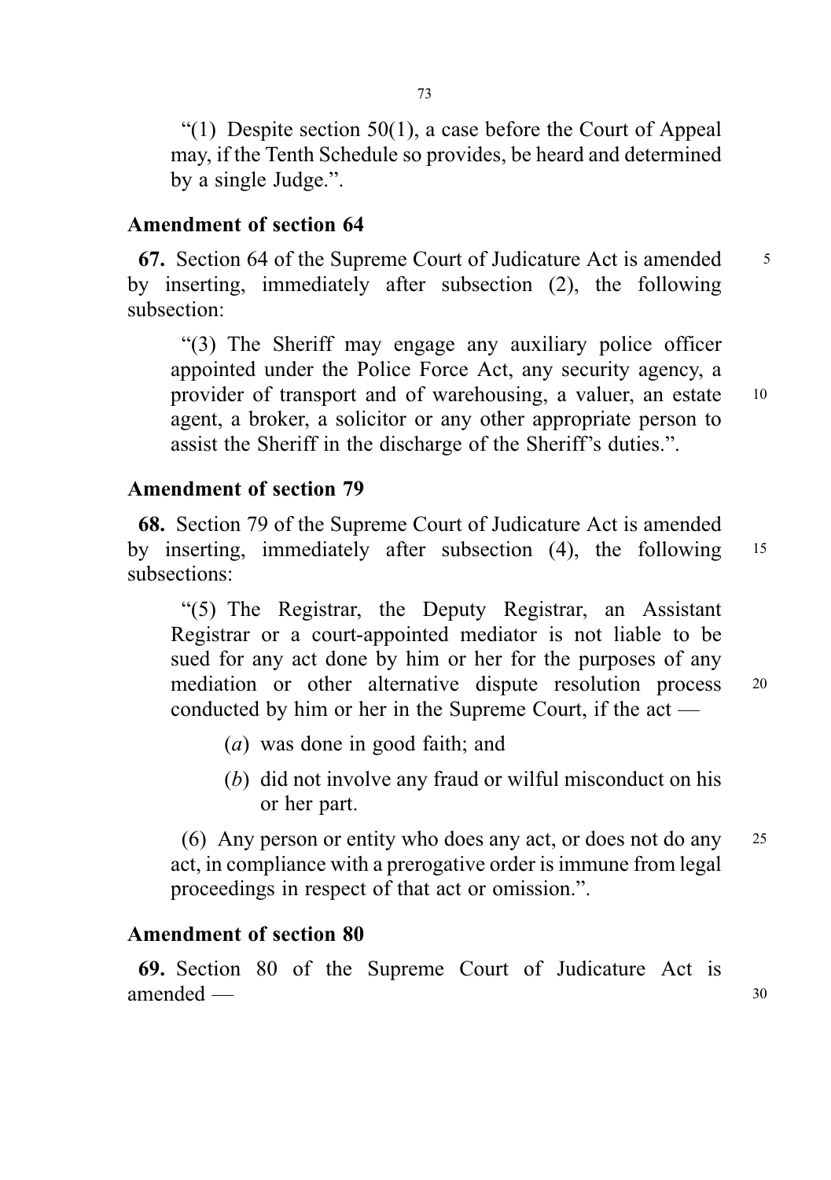"(1) Despite section 50(1), a case before the Court of Appeal may, if the Tenth Schedule so provides, be heard and determined by a single Judge.".

### Amendment of section 64

**67.** Section 64 of the Supreme Court of Judicature Act is amended by inserting, immediately after subsection (2), the following subsection:

> "(3) The Sheriff may engage any auxiliary police officer appointed under the Police Force Act, any security agency, a provider of transport and of warehousing, a valuer, an estate agent, a broker, a solicitor or any other appropriate person to assist the Sheriff in the discharge of the Sheriff's duties.".

### Amendment of section 79

**68.** Section 79 of the Supreme Court of Judicature Act is amended by inserting, immediately after subsection (4), the following subsections:

> "(5) The Registrar, the Deputy Registrar, an Assistant Registrar or a court-appointed mediator is not liable to be sued for any act done by him or her for the purposes of any mediation or other alternative dispute resolution process conducted by him or her in the Supreme Court, if the act —
>
> (*a*) was done in good faith; and
>
> (*b*) did not involve any fraud or wilful misconduct on his or her part.
>
> (6) Any person or entity who does any act, or does not do any act, in compliance with a prerogative order is immune from legal proceedings in respect of that act or omission.".

### Amendment of section 80

**69.** Section 80 of the Supreme Court of Judicature Act is amended —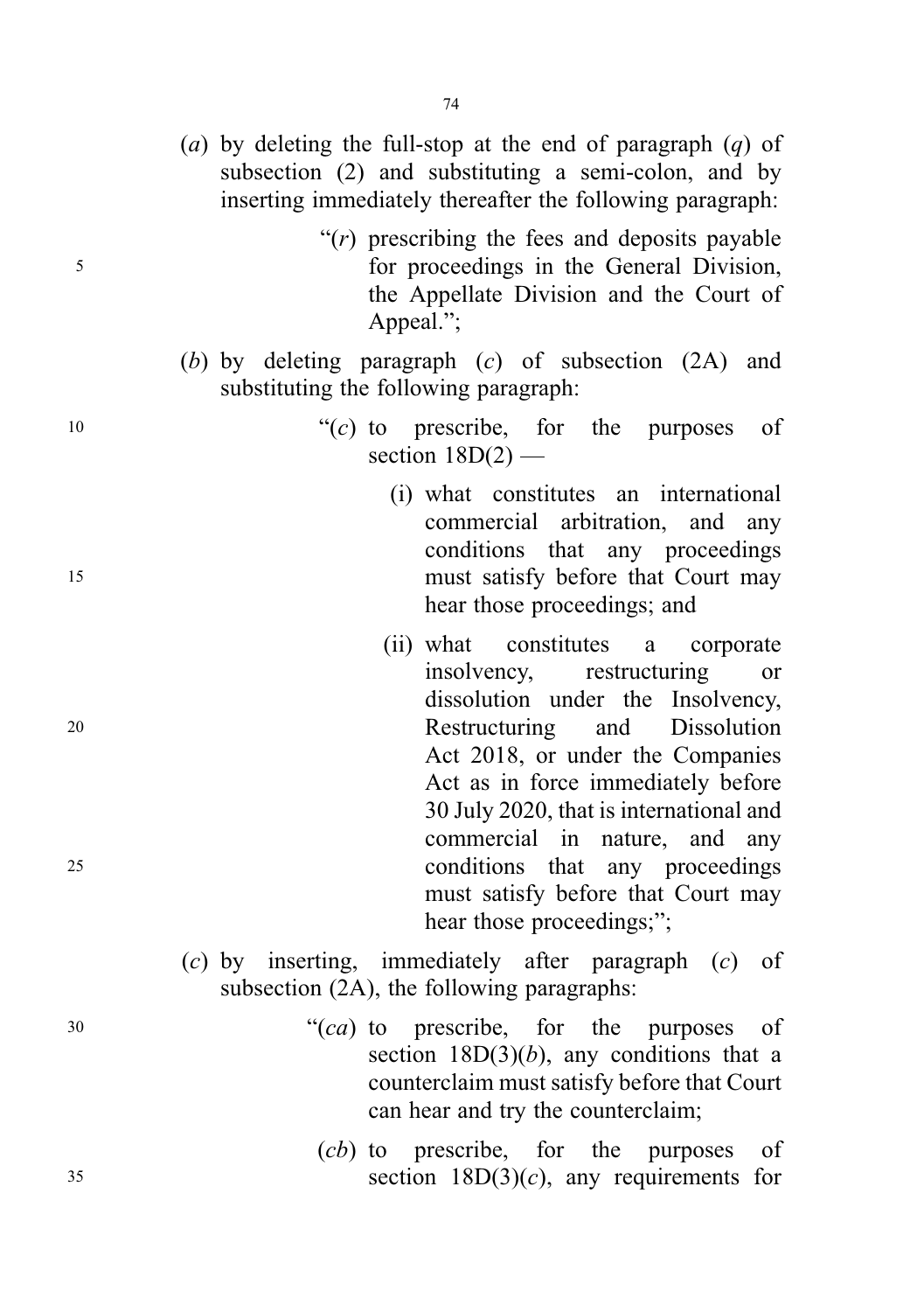(*a*) by deleting the full-stop at the end of paragraph (*q*) of subsection (2) and substituting a semi-colon, and by inserting immediately thereafter the following paragraph:

> "(*r*) prescribing the fees and deposits payable for proceedings in the General Division, the Appellate Division and the Court of Appeal.";

(*b*) by deleting paragraph (*c*) of subsection (2A) and substituting the following paragraph:

> "(*c*) to prescribe, for the purposes of section 18D(2) —
>
> (i) what constitutes an international commercial arbitration, and any conditions that any proceedings must satisfy before that Court may hear those proceedings; and
>
> (ii) what constitutes a corporate insolvency, restructuring or dissolution under the Insolvency, Restructuring and Dissolution Act 2018, or under the Companies Act as in force immediately before 30 July 2020, that is international and commercial in nature, and any conditions that any proceedings must satisfy before that Court may hear those proceedings;";

(*c*) by inserting, immediately after paragraph (*c*) of subsection (2A), the following paragraphs:

> "(*ca*) to prescribe, for the purposes of section 18D(3)(*b*), any conditions that a counterclaim must satisfy before that Court can hear and try the counterclaim;
>
> (*cb*) to prescribe, for the purposes of section 18D(3)(*c*), any requirements for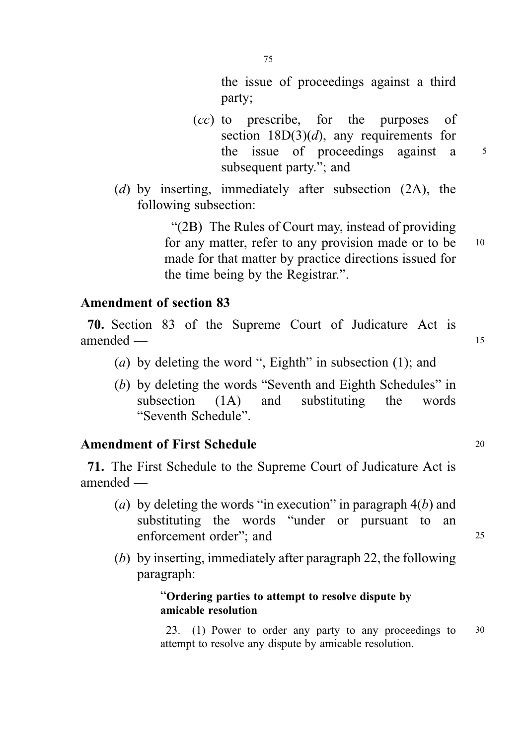the issue of proceedings against a third party;

(*cc*) to prescribe, for the purposes of section 18D(3)(*d*), any requirements for the issue of proceedings against a subsequent party.”; and

(*d*) by inserting, immediately after subsection (2A), the following subsection:

“(2B) The Rules of Court may, instead of providing for any matter, refer to any provision made or to be made for that matter by practice directions issued for the time being by the Registrar.”.

**Amendment of section 83**

**70.** Section 83 of the Supreme Court of Judicature Act is amended —

(*a*) by deleting the word “, Eighth” in subsection (1); and

(*b*) by deleting the words “Seventh and Eighth Schedules” in subsection (1A) and substituting the words “Seventh Schedule”.

**Amendment of First Schedule**

**71.** The First Schedule to the Supreme Court of Judicature Act is amended —

(*a*) by deleting the words “in execution” in paragraph 4(*b*) and substituting the words “under or pursuant to an enforcement order”; and

(*b*) by inserting, immediately after paragraph 22, the following paragraph:

“**Ordering parties to attempt to resolve dispute by amicable resolution**

23.—(1) Power to order any party to any proceedings to attempt to resolve any dispute by amicable resolution.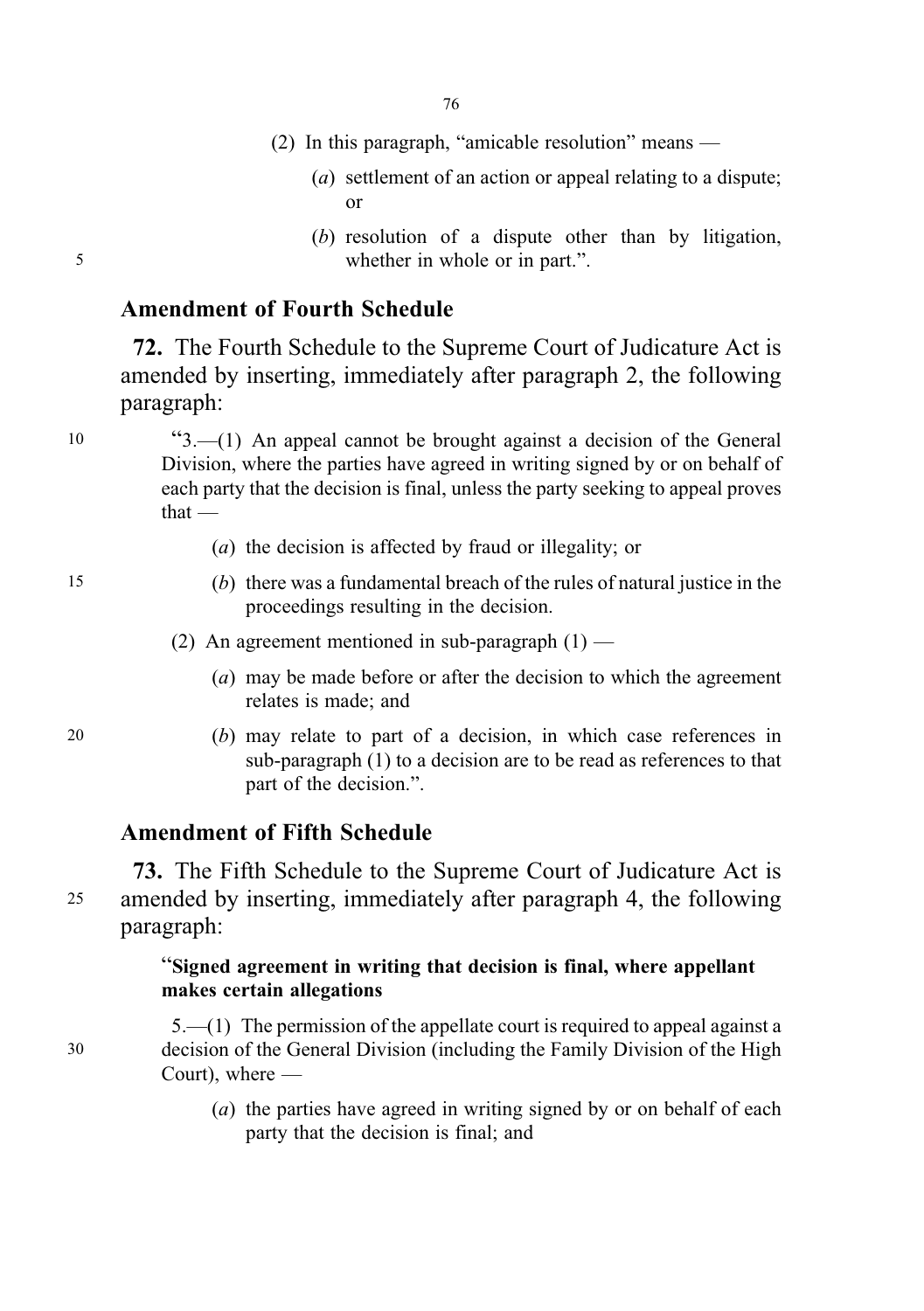(2) In this paragraph, "amicable resolution" means —

(*a*) settlement of an action or appeal relating to a dispute; or

(*b*) resolution of a dispute other than by litigation, whether in whole or in part.".

## Amendment of Fourth Schedule

**72.** The Fourth Schedule to the Supreme Court of Judicature Act is amended by inserting, immediately after paragraph 2, the following paragraph:

"3.—(1) An appeal cannot be brought against a decision of the General Division, where the parties have agreed in writing signed by or on behalf of each party that the decision is final, unless the party seeking to appeal proves that —

(*a*) the decision is affected by fraud or illegality; or

(*b*) there was a fundamental breach of the rules of natural justice in the proceedings resulting in the decision.

(2) An agreement mentioned in sub-paragraph (1) —

(*a*) may be made before or after the decision to which the agreement relates is made; and

(*b*) may relate to part of a decision, in which case references in sub-paragraph (1) to a decision are to be read as references to that part of the decision.".

## Amendment of Fifth Schedule

**73.** The Fifth Schedule to the Supreme Court of Judicature Act is amended by inserting, immediately after paragraph 4, the following paragraph:

"**Signed agreement in writing that decision is final, where appellant makes certain allegations**

5.—(1) The permission of the appellate court is required to appeal against a decision of the General Division (including the Family Division of the High Court), where —

(*a*) the parties have agreed in writing signed by or on behalf of each party that the decision is final; and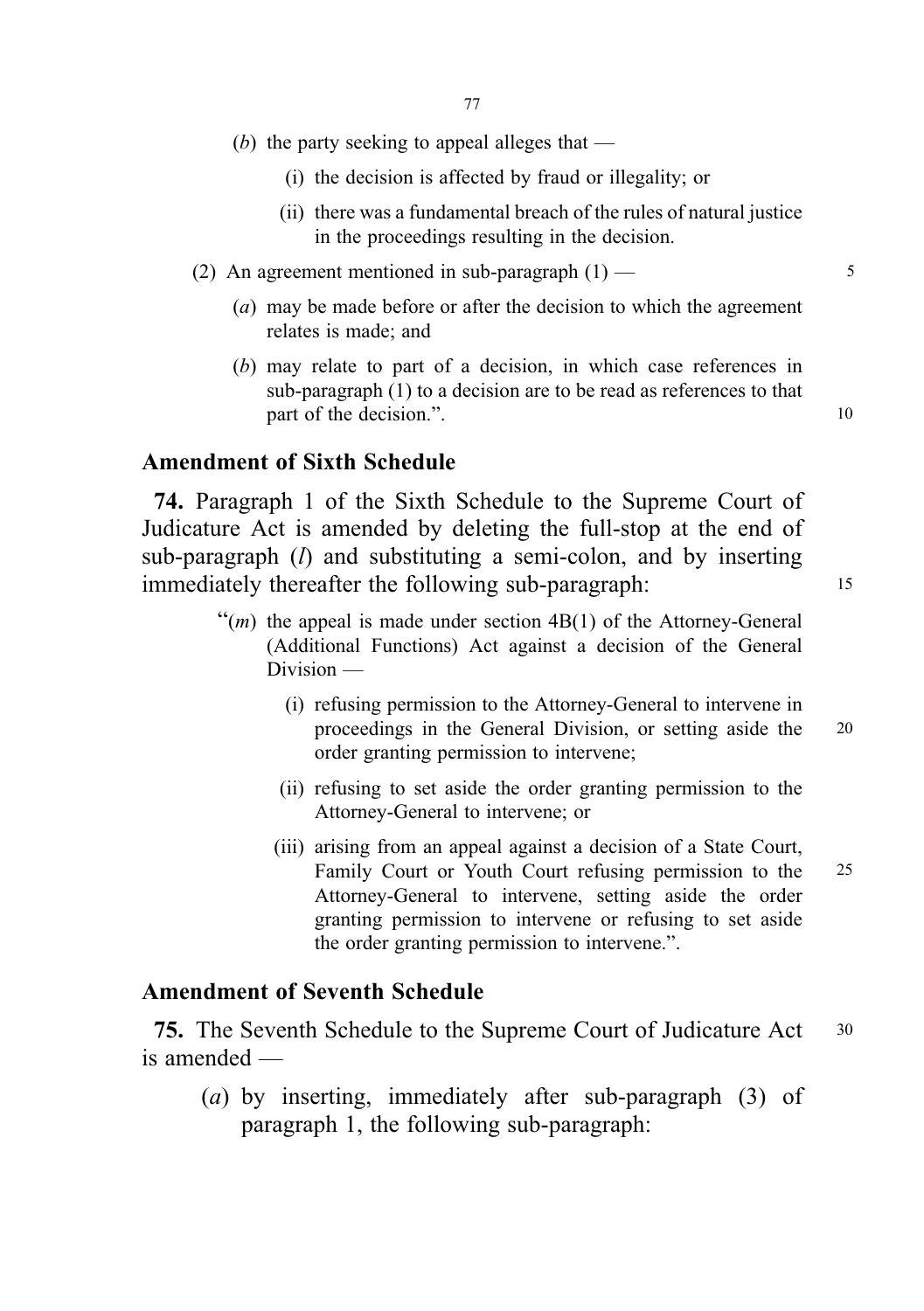(*b*) the party seeking to appeal alleges that —

(i) the decision is affected by fraud or illegality; or

(ii) there was a fundamental breach of the rules of natural justice in the proceedings resulting in the decision.

(2) An agreement mentioned in sub-paragraph (1) —

(*a*) may be made before or after the decision to which the agreement relates is made; and

(*b*) may relate to part of a decision, in which case references in sub-paragraph (1) to a decision are to be read as references to that part of the decision.".

## Amendment of Sixth Schedule

**74.** Paragraph 1 of the Sixth Schedule to the Supreme Court of Judicature Act is amended by deleting the full-stop at the end of sub-paragraph (*l*) and substituting a semi-colon, and by inserting immediately thereafter the following sub-paragraph:

"(*m*) the appeal is made under section 4B(1) of the Attorney-General (Additional Functions) Act against a decision of the General Division —

(i) refusing permission to the Attorney-General to intervene in proceedings in the General Division, or setting aside the order granting permission to intervene;

(ii) refusing to set aside the order granting permission to the Attorney-General to intervene; or

(iii) arising from an appeal against a decision of a State Court, Family Court or Youth Court refusing permission to the Attorney-General to intervene, setting aside the order granting permission to intervene or refusing to set aside the order granting permission to intervene.".

## Amendment of Seventh Schedule

**75.** The Seventh Schedule to the Supreme Court of Judicature Act is amended —

(*a*) by inserting, immediately after sub-paragraph (3) of paragraph 1, the following sub-paragraph: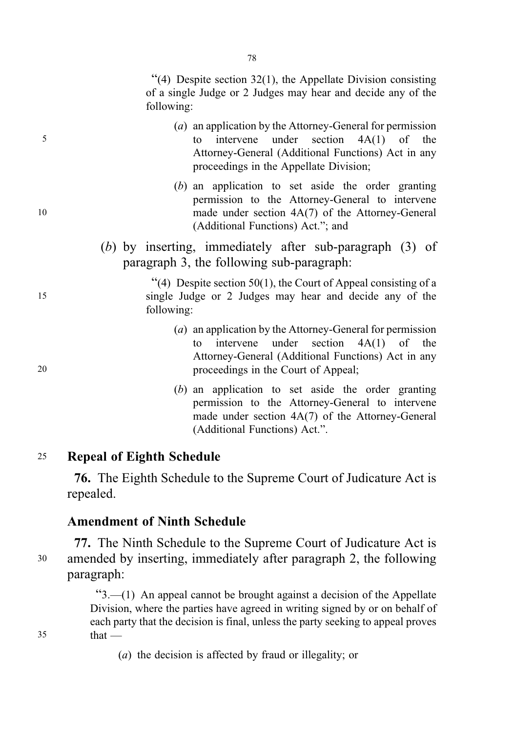"(4) Despite section 32(1), the Appellate Division consisting of a single Judge or 2 Judges may hear and decide any of the following:

(*a*) an application by the Attorney-General for permission to intervene under section 4A(1) of the Attorney-General (Additional Functions) Act in any proceedings in the Appellate Division;

(*b*) an application to set aside the order granting permission to the Attorney-General to intervene made under section 4A(7) of the Attorney-General (Additional Functions) Act."; and

(*b*) by inserting, immediately after sub-paragraph (3) of paragraph 3, the following sub-paragraph:

"(4) Despite section 50(1), the Court of Appeal consisting of a single Judge or 2 Judges may hear and decide any of the following:

(*a*) an application by the Attorney-General for permission to intervene under section 4A(1) of the Attorney-General (Additional Functions) Act in any proceedings in the Court of Appeal;

(*b*) an application to set aside the order granting permission to the Attorney-General to intervene made under section 4A(7) of the Attorney-General (Additional Functions) Act.".

**Repeal of Eighth Schedule**

**76.** The Eighth Schedule to the Supreme Court of Judicature Act is repealed.

**Amendment of Ninth Schedule**

**77.** The Ninth Schedule to the Supreme Court of Judicature Act is amended by inserting, immediately after paragraph 2, the following paragraph:

"3.—(1) An appeal cannot be brought against a decision of the Appellate Division, where the parties have agreed in writing signed by or on behalf of each party that the decision is final, unless the party seeking to appeal proves that —

(*a*) the decision is affected by fraud or illegality; or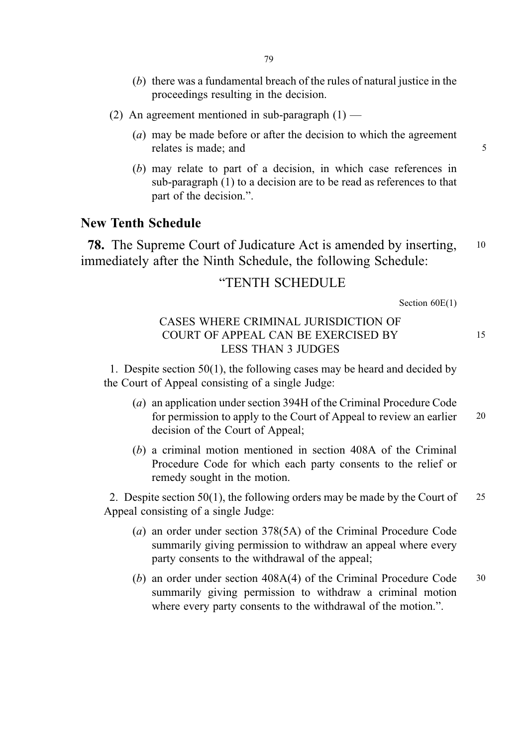(*b*) there was a fundamental breach of the rules of natural justice in the proceedings resulting in the decision.

(2) An agreement mentioned in sub-paragraph (1) —

(*a*) may be made before or after the decision to which the agreement relates is made; and

(*b*) may relate to part of a decision, in which case references in sub-paragraph (1) to a decision are to be read as references to that part of the decision.".

## New Tenth Schedule

**78.** The Supreme Court of Judicature Act is amended by inserting, immediately after the Ninth Schedule, the following Schedule:

### "TENTH SCHEDULE

Section 60E(1)

CASES WHERE CRIMINAL JURISDICTION OF COURT OF APPEAL CAN BE EXERCISED BY LESS THAN 3 JUDGES

1. Despite section 50(1), the following cases may be heard and decided by the Court of Appeal consisting of a single Judge:

(*a*) an application under section 394H of the Criminal Procedure Code for permission to apply to the Court of Appeal to review an earlier decision of the Court of Appeal;

(*b*) a criminal motion mentioned in section 408A of the Criminal Procedure Code for which each party consents to the relief or remedy sought in the motion.

2. Despite section 50(1), the following orders may be made by the Court of Appeal consisting of a single Judge:

(*a*) an order under section 378(5A) of the Criminal Procedure Code summarily giving permission to withdraw an appeal where every party consents to the withdrawal of the appeal;

(*b*) an order under section 408A(4) of the Criminal Procedure Code summarily giving permission to withdraw a criminal motion where every party consents to the withdrawal of the motion.".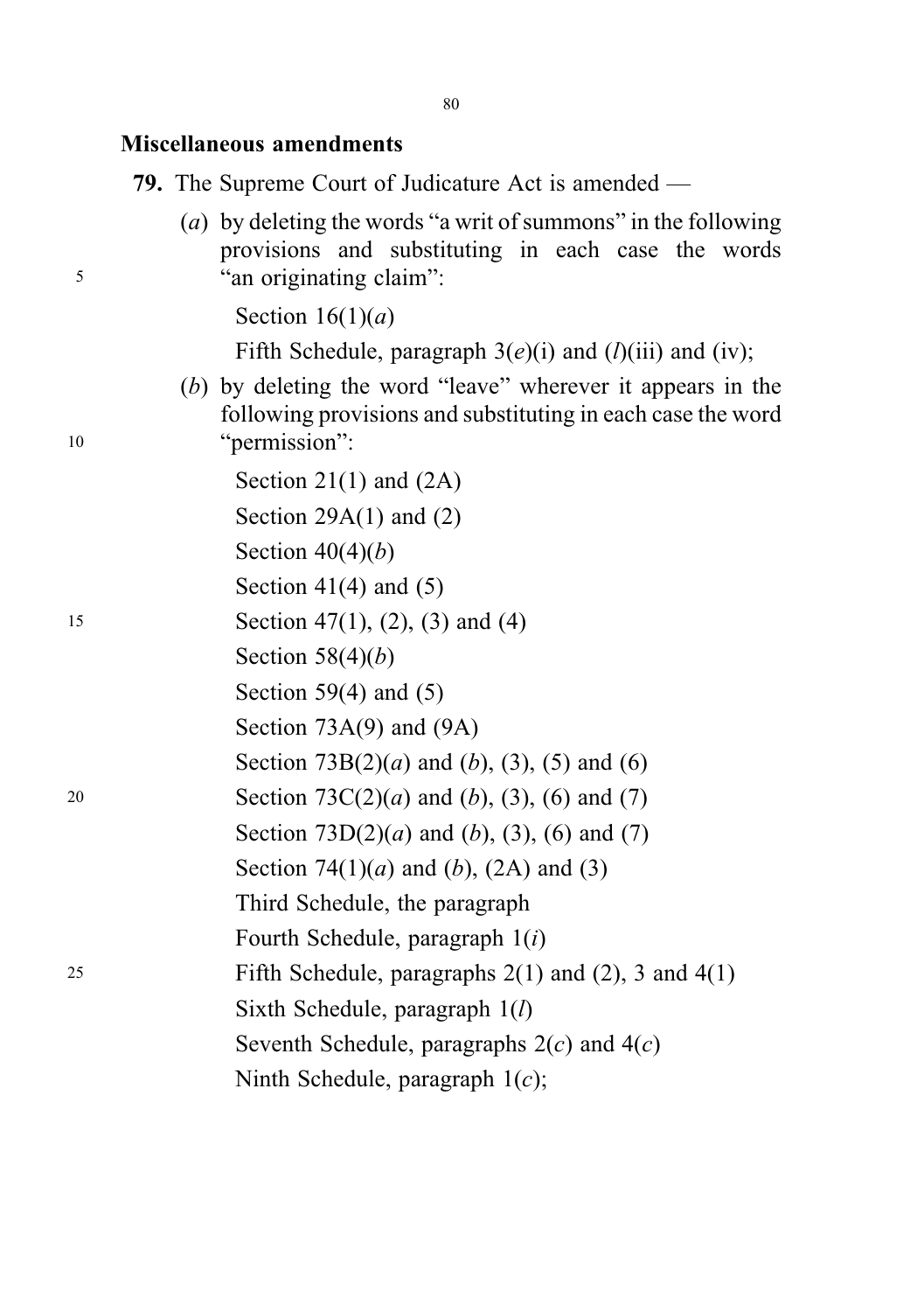**Miscellaneous amendments**

**79.** The Supreme Court of Judicature Act is amended —

(*a*) by deleting the words "a writ of summons" in the following provisions and substituting in each case the words "an originating claim":

Section 16(1)(*a*)

Fifth Schedule, paragraph 3(*e*)(i) and (*l*)(iii) and (iv);

(*b*) by deleting the word "leave" wherever it appears in the following provisions and substituting in each case the word "permission":

Section 21(1) and (2A)

Section 29A(1) and (2)

Section 40(4)(*b*)

Section 41(4) and (5)

Section 47(1), (2), (3) and (4)

Section 58(4)(*b*)

Section 59(4) and (5)

Section 73A(9) and (9A)

Section 73B(2)(*a*) and (*b*), (3), (5) and (6)

Section 73C(2)(*a*) and (*b*), (3), (6) and (7)

Section 73D(2)(*a*) and (*b*), (3), (6) and (7)

Section 74(1)(*a*) and (*b*), (2A) and (3)

Third Schedule, the paragraph

Fourth Schedule, paragraph 1(*i*)

Fifth Schedule, paragraphs 2(1) and (2), 3 and 4(1)

Sixth Schedule, paragraph 1(*l*)

Seventh Schedule, paragraphs 2(*c*) and 4(*c*)

Ninth Schedule, paragraph 1(*c*);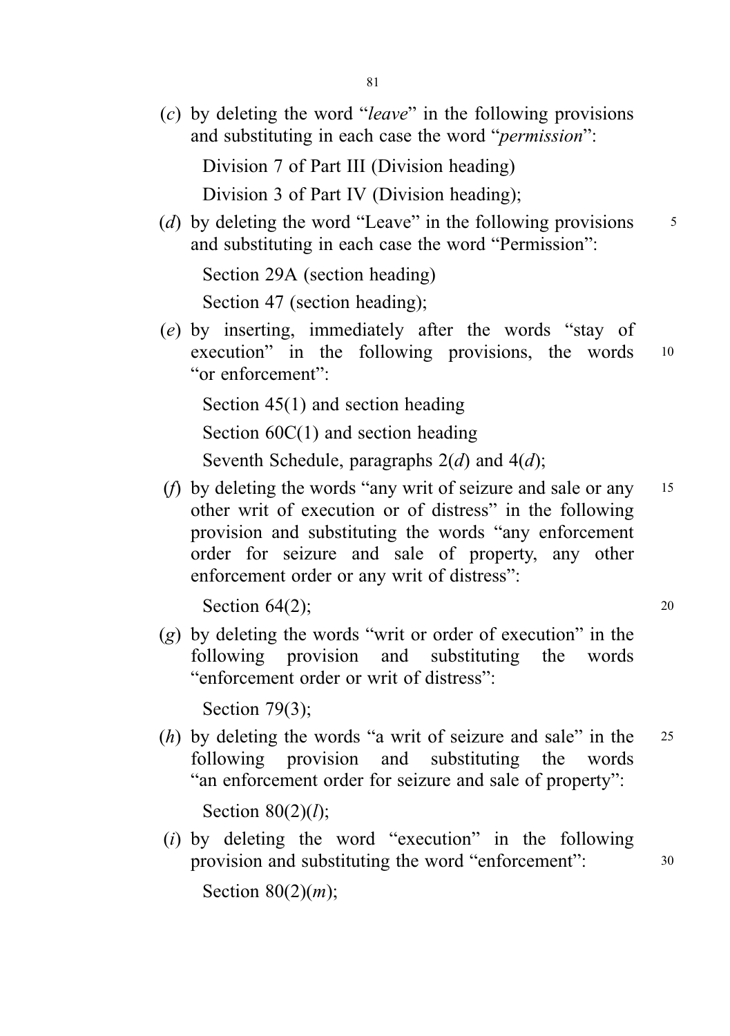(*c*) by deleting the word "*leave*" in the following provisions and substituting in each case the word "*permission*":

Division 7 of Part III (Division heading)

Division 3 of Part IV (Division heading);

(*d*) by deleting the word "Leave" in the following provisions and substituting in each case the word "Permission":

Section 29A (section heading)

Section 47 (section heading);

(*e*) by inserting, immediately after the words "stay of execution" in the following provisions, the words "or enforcement":

Section 45(1) and section heading

Section 60C(1) and section heading

Seventh Schedule, paragraphs 2(*d*) and 4(*d*);

(*f*) by deleting the words "any writ of seizure and sale or any other writ of execution or of distress" in the following provision and substituting the words "any enforcement order for seizure and sale of property, any other enforcement order or any writ of distress":

Section 64(2);

(*g*) by deleting the words "writ or order of execution" in the following provision and substituting the words "enforcement order or writ of distress":

Section 79(3);

(*h*) by deleting the words "a writ of seizure and sale" in the following provision and substituting the words "an enforcement order for seizure and sale of property":

Section 80(2)(*l*);

(*i*) by deleting the word "execution" in the following provision and substituting the word "enforcement":

Section 80(2)(*m*);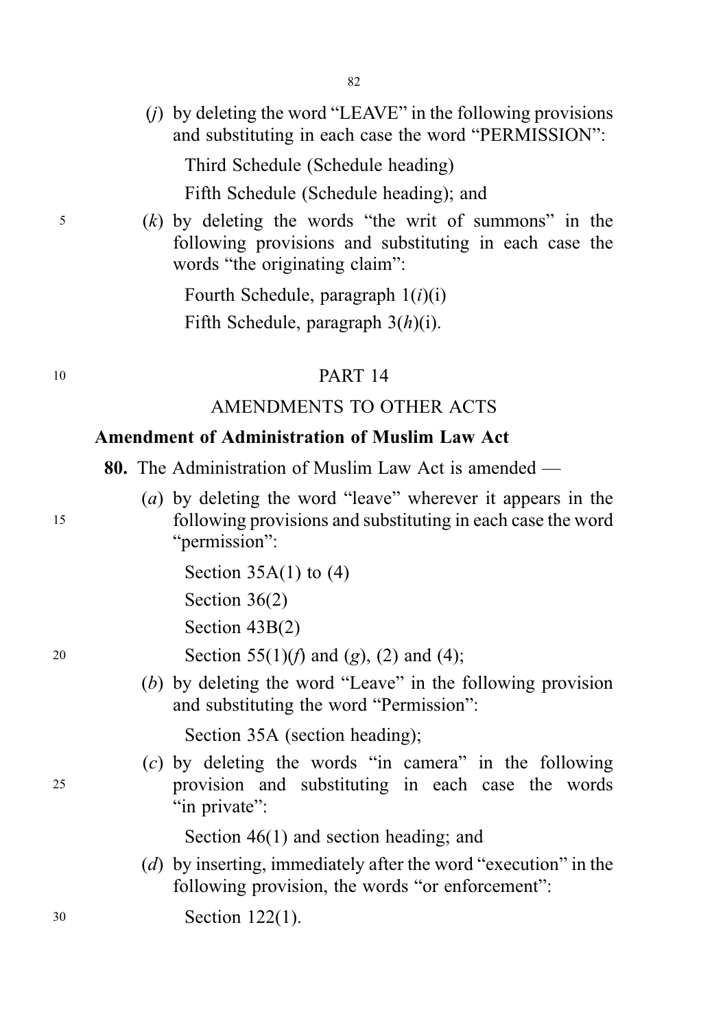(*j*) by deleting the word "LEAVE" in the following provisions and substituting in each case the word "PERMISSION":

Third Schedule (Schedule heading)

Fifth Schedule (Schedule heading); and

(*k*) by deleting the words "the writ of summons" in the following provisions and substituting in each case the words "the originating claim":

Fourth Schedule, paragraph 1(*i*)(i)

Fifth Schedule, paragraph 3(*h*)(i).

## PART 14

## AMENDMENTS TO OTHER ACTS

### Amendment of Administration of Muslim Law Act

**80.** The Administration of Muslim Law Act is amended —

(*a*) by deleting the word "leave" wherever it appears in the following provisions and substituting in each case the word "permission":

Section 35A(1) to (4)

Section 36(2)

Section 43B(2)

Section 55(1)(*f*) and (*g*), (2) and (4);

(*b*) by deleting the word "Leave" in the following provision and substituting the word "Permission":

Section 35A (section heading);

(*c*) by deleting the words "in camera" in the following provision and substituting in each case the words "in private":

Section 46(1) and section heading; and

(*d*) by inserting, immediately after the word "execution" in the following provision, the words "or enforcement":

Section 122(1).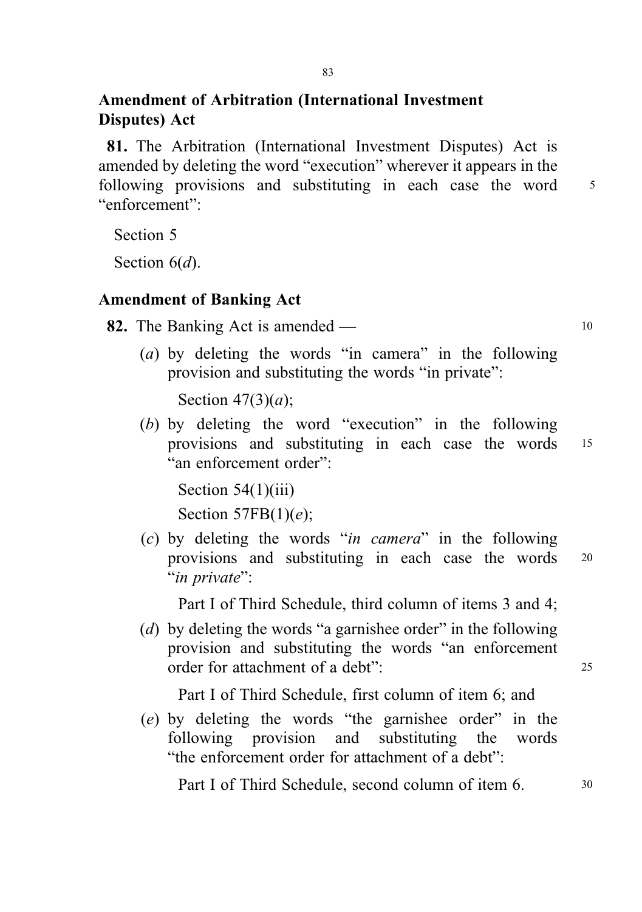## Amendment of Arbitration (International Investment Disputes) Act

**81.** The Arbitration (International Investment Disputes) Act is amended by deleting the word "execution" wherever it appears in the following provisions and substituting in each case the word "enforcement":

Section 5

Section 6(*d*).

## Amendment of Banking Act

**82.** The Banking Act is amended —

(*a*) by deleting the words "in camera" in the following provision and substituting the words "in private":

Section 47(3)(*a*);

(*b*) by deleting the word "execution" in the following provisions and substituting in each case the words "an enforcement order":

Section 54(1)(iii)

Section 57FB(1)(*e*);

(*c*) by deleting the words "*in camera*" in the following provisions and substituting in each case the words "*in private*":

Part I of Third Schedule, third column of items 3 and 4;

(*d*) by deleting the words "a garnishee order" in the following provision and substituting the words "an enforcement order for attachment of a debt":

Part I of Third Schedule, first column of item 6; and

(*e*) by deleting the words "the garnishee order" in the following provision and substituting the words "the enforcement order for attachment of a debt":

Part I of Third Schedule, second column of item 6.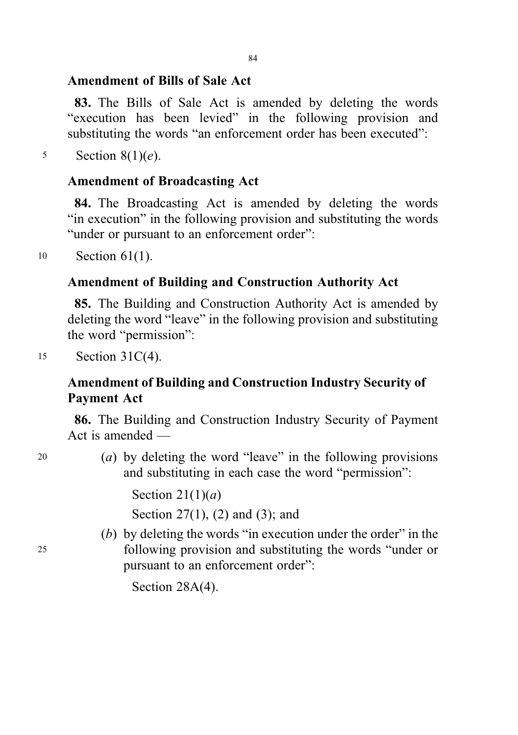### Amendment of Bills of Sale Act

**83.** The Bills of Sale Act is amended by deleting the words "execution has been levied" in the following provision and substituting the words "an enforcement order has been executed":

Section 8(1)(*e*).

### Amendment of Broadcasting Act

**84.** The Broadcasting Act is amended by deleting the words "in execution" in the following provision and substituting the words "under or pursuant to an enforcement order":

Section 61(1).

### Amendment of Building and Construction Authority Act

**85.** The Building and Construction Authority Act is amended by deleting the word "leave" in the following provision and substituting the word "permission":

Section 31C(4).

### Amendment of Building and Construction Industry Security of Payment Act

**86.** The Building and Construction Industry Security of Payment Act is amended —

(*a*) by deleting the word "leave" in the following provisions and substituting in each case the word "permission":

Section 21(1)(*a*)

Section 27(1), (2) and (3); and

(*b*) by deleting the words "in execution under the order" in the following provision and substituting the words "under or pursuant to an enforcement order":

Section 28A(4).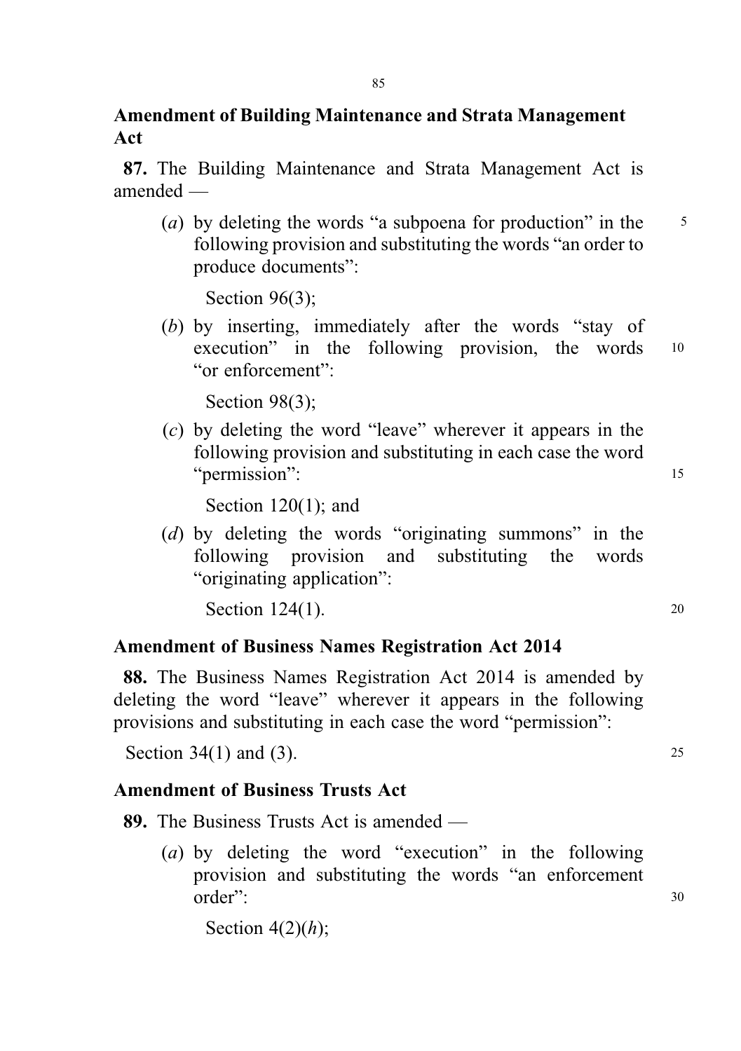### Amendment of Building Maintenance and Strata Management Act

**87.** The Building Maintenance and Strata Management Act is amended —

(*a*) by deleting the words "a subpoena for production" in the following provision and substituting the words "an order to produce documents":

Section 96(3);

(*b*) by inserting, immediately after the words "stay of execution" in the following provision, the words "or enforcement":

Section 98(3);

(*c*) by deleting the word "leave" wherever it appears in the following provision and substituting in each case the word "permission":

Section 120(1); and

(*d*) by deleting the words "originating summons" in the following provision and substituting the words "originating application":

Section 124(1).

### Amendment of Business Names Registration Act 2014

**88.** The Business Names Registration Act 2014 is amended by deleting the word "leave" wherever it appears in the following provisions and substituting in each case the word "permission":

Section 34(1) and (3).

### Amendment of Business Trusts Act

**89.** The Business Trusts Act is amended —

(*a*) by deleting the word "execution" in the following provision and substituting the words "an enforcement order":

Section 4(2)(*h*);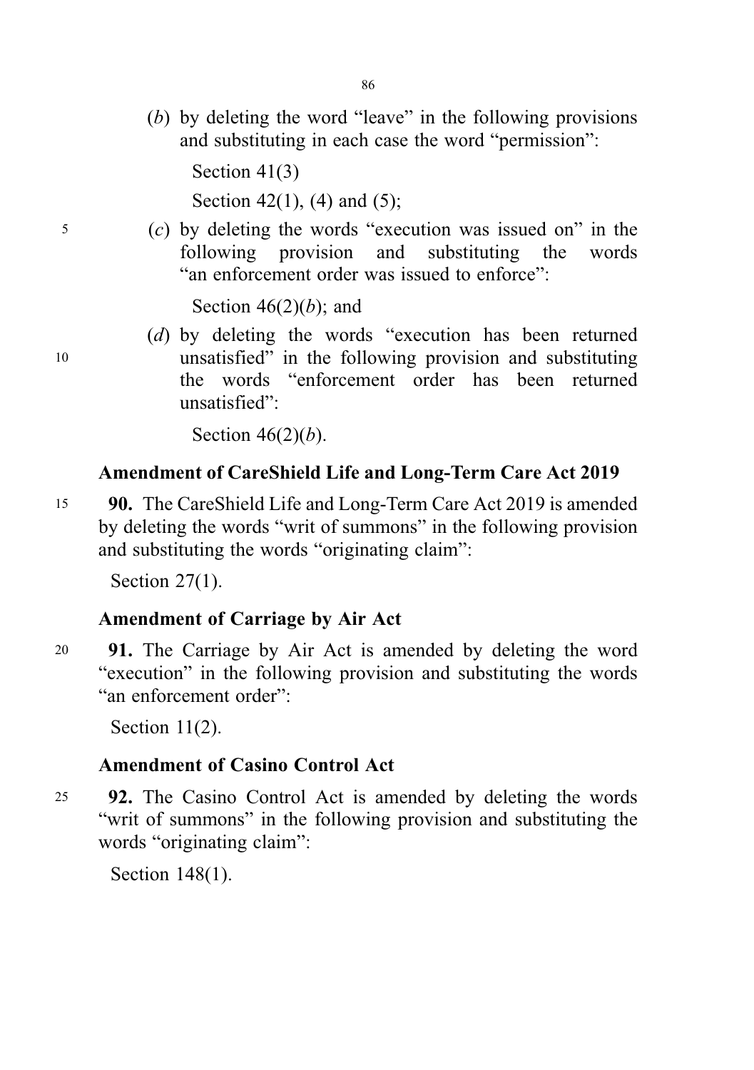(*b*) by deleting the word "leave" in the following provisions and substituting in each case the word "permission":

Section 41(3)

Section 42(1), (4) and (5);

(*c*) by deleting the words "execution was issued on" in the following provision and substituting the words "an enforcement order was issued to enforce":

Section 46(2)(*b*); and

(*d*) by deleting the words "execution has been returned unsatisfied" in the following provision and substituting the words "enforcement order has been returned unsatisfied":

Section 46(2)(*b*).

**Amendment of CareShield Life and Long-Term Care Act 2019**

**90.** The CareShield Life and Long-Term Care Act 2019 is amended by deleting the words "writ of summons" in the following provision and substituting the words "originating claim":

Section 27(1).

**Amendment of Carriage by Air Act**

**91.** The Carriage by Air Act is amended by deleting the word "execution" in the following provision and substituting the words "an enforcement order":

Section 11(2).

**Amendment of Casino Control Act**

**92.** The Casino Control Act is amended by deleting the words "writ of summons" in the following provision and substituting the words "originating claim":

Section 148(1).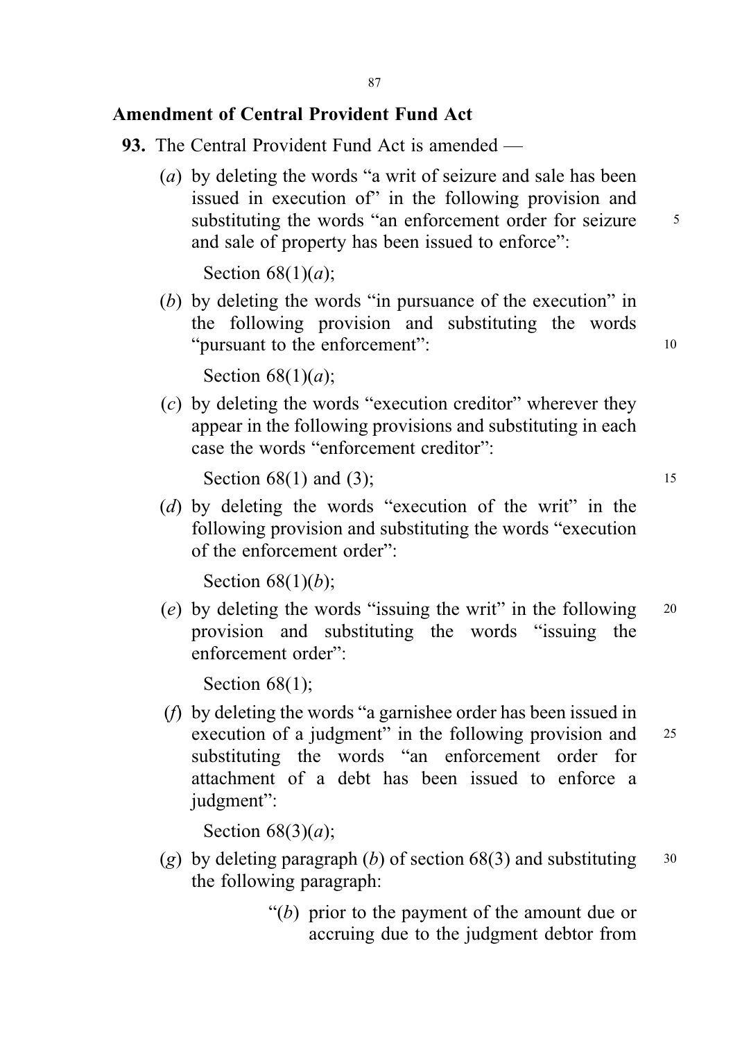## Amendment of Central Provident Fund Act

**93.** The Central Provident Fund Act is amended —

(*a*) by deleting the words "a writ of seizure and sale has been issued in execution of" in the following provision and substituting the words "an enforcement order for seizure and sale of property has been issued to enforce":

Section 68(1)(*a*);

(*b*) by deleting the words "in pursuance of the execution" in the following provision and substituting the words "pursuant to the enforcement":

Section 68(1)(*a*);

(*c*) by deleting the words "execution creditor" wherever they appear in the following provisions and substituting in each case the words "enforcement creditor":

Section 68(1) and (3);

(*d*) by deleting the words "execution of the writ" in the following provision and substituting the words "execution of the enforcement order":

Section 68(1)(*b*);

(*e*) by deleting the words "issuing the writ" in the following provision and substituting the words "issuing the enforcement order":

Section 68(1);

(*f*) by deleting the words "a garnishee order has been issued in execution of a judgment" in the following provision and substituting the words "an enforcement order for attachment of a debt has been issued to enforce a judgment":

Section 68(3)(*a*);

(*g*) by deleting paragraph (*b*) of section 68(3) and substituting the following paragraph:

"(*b*) prior to the payment of the amount due or accruing due to the judgment debtor from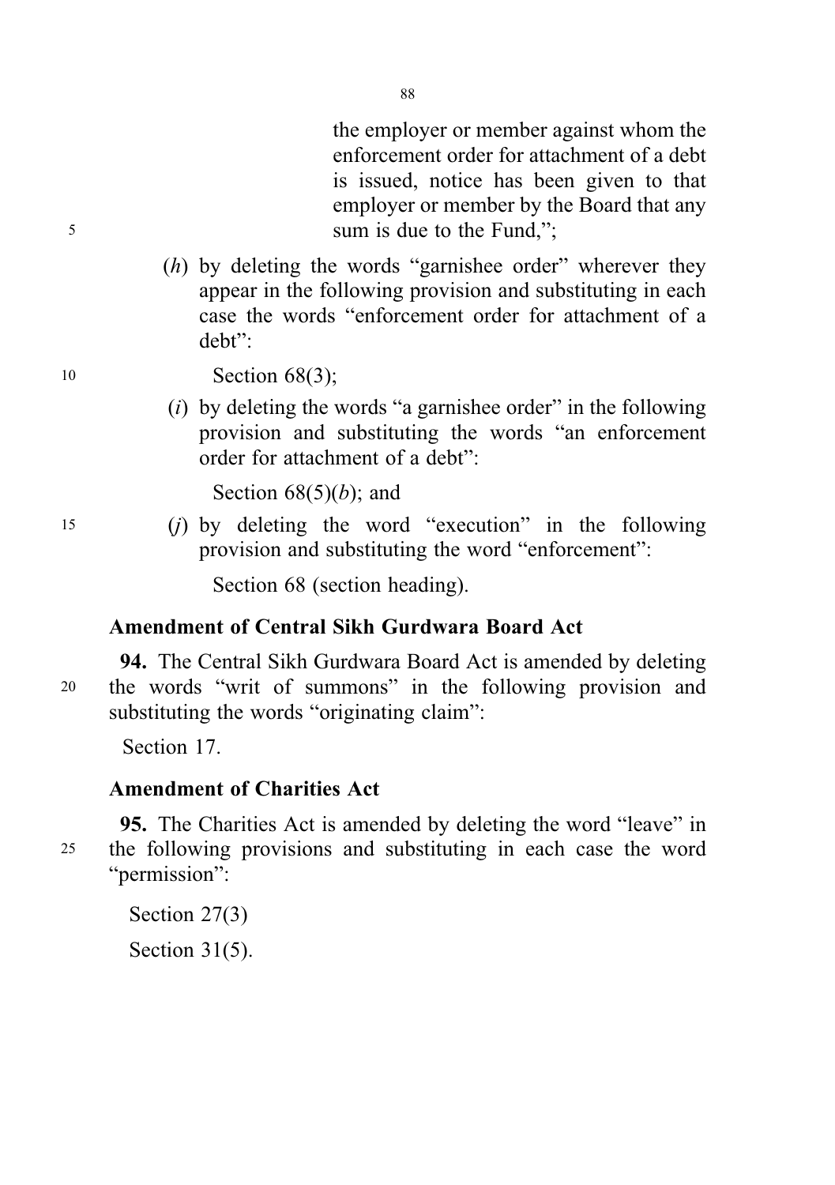the employer or member against whom the enforcement order for attachment of a debt is issued, notice has been given to that employer or member by the Board that any sum is due to the Fund,";

(*h*) by deleting the words "garnishee order" wherever they appear in the following provision and substituting in each case the words "enforcement order for attachment of a debt":

Section 68(3);

(*i*) by deleting the words "a garnishee order" in the following provision and substituting the words "an enforcement order for attachment of a debt":

Section 68(5)(*b*); and

(*j*) by deleting the word "execution" in the following provision and substituting the word "enforcement":

Section 68 (section heading).

**Amendment of Central Sikh Gurdwara Board Act**

**94.** The Central Sikh Gurdwara Board Act is amended by deleting the words "writ of summons" in the following provision and substituting the words "originating claim":

Section 17.

**Amendment of Charities Act**

**95.** The Charities Act is amended by deleting the word "leave" in the following provisions and substituting in each case the word "permission":

Section 27(3)

Section 31(5).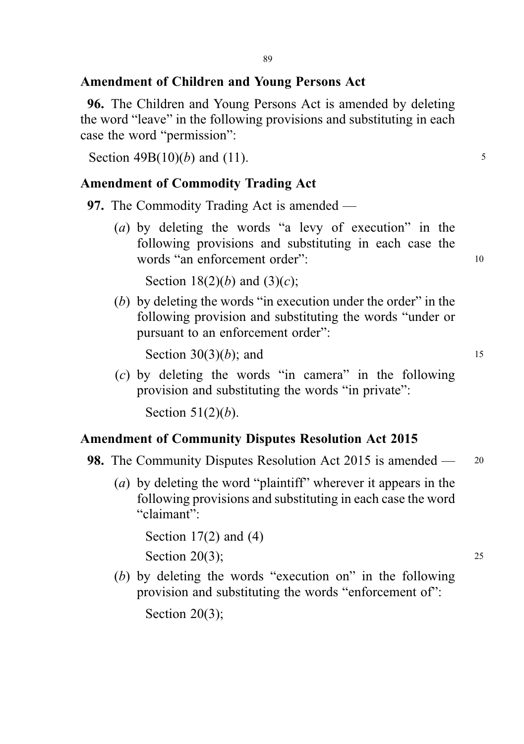## Amendment of Children and Young Persons Act

**96.** The Children and Young Persons Act is amended by deleting the word "leave" in the following provisions and substituting in each case the word "permission":

Section 49B(10)(*b*) and (11).

## Amendment of Commodity Trading Act

**97.** The Commodity Trading Act is amended —

(*a*) by deleting the words "a levy of execution" in the following provisions and substituting in each case the words "an enforcement order":

Section 18(2)(*b*) and (3)(*c*);

(*b*) by deleting the words "in execution under the order" in the following provision and substituting the words "under or pursuant to an enforcement order":

Section 30(3)(*b*); and

(*c*) by deleting the words "in camera" in the following provision and substituting the words "in private":

Section 51(2)(*b*).

## Amendment of Community Disputes Resolution Act 2015

**98.** The Community Disputes Resolution Act 2015 is amended —

(*a*) by deleting the word "plaintiff" wherever it appears in the following provisions and substituting in each case the word "claimant":

Section 17(2) and (4)

Section 20(3);

(*b*) by deleting the words "execution on" in the following provision and substituting the words "enforcement of":

Section 20(3);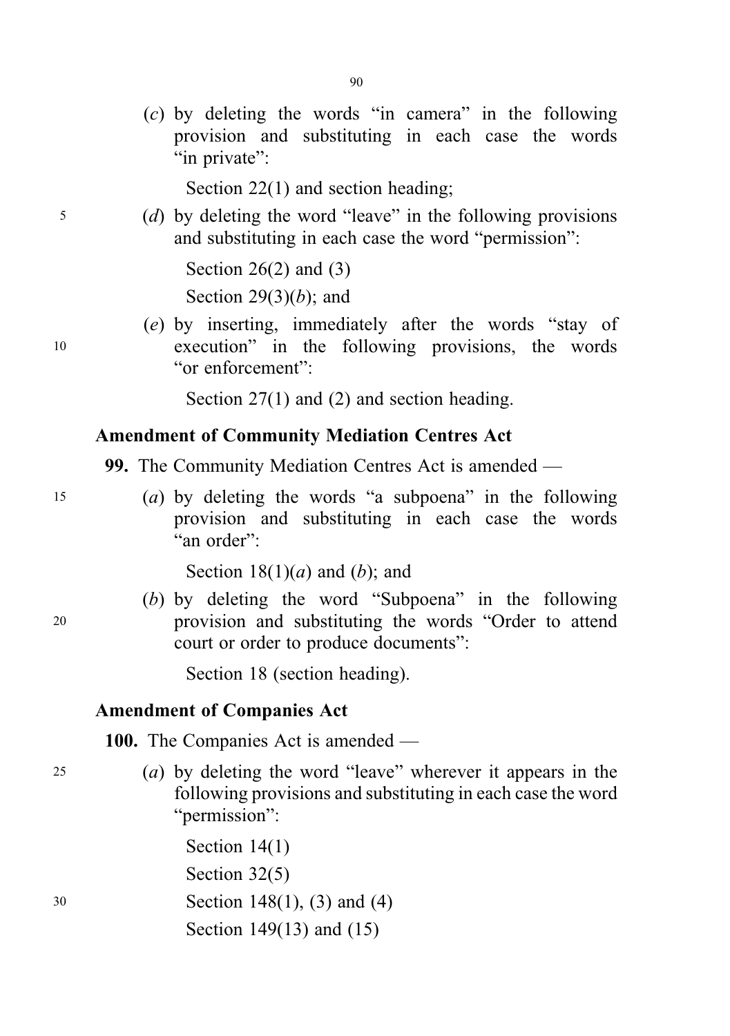(*c*) by deleting the words "in camera" in the following provision and substituting in each case the words "in private":

Section 22(1) and section heading;

(*d*) by deleting the word "leave" in the following provisions and substituting in each case the word "permission":

Section 26(2) and (3)

Section 29(3)(*b*); and

(*e*) by inserting, immediately after the words "stay of execution" in the following provisions, the words "or enforcement":

Section 27(1) and (2) and section heading.

### Amendment of Community Mediation Centres Act

**99.** The Community Mediation Centres Act is amended —

(*a*) by deleting the words "a subpoena" in the following provision and substituting in each case the words "an order":

Section 18(1)(*a*) and (*b*); and

(*b*) by deleting the word "Subpoena" in the following provision and substituting the words "Order to attend court or order to produce documents":

Section 18 (section heading).

### Amendment of Companies Act

**100.** The Companies Act is amended —

(*a*) by deleting the word "leave" wherever it appears in the following provisions and substituting in each case the word "permission":

Section 14(1)

Section 32(5)

Section 148(1), (3) and (4)

Section 149(13) and (15)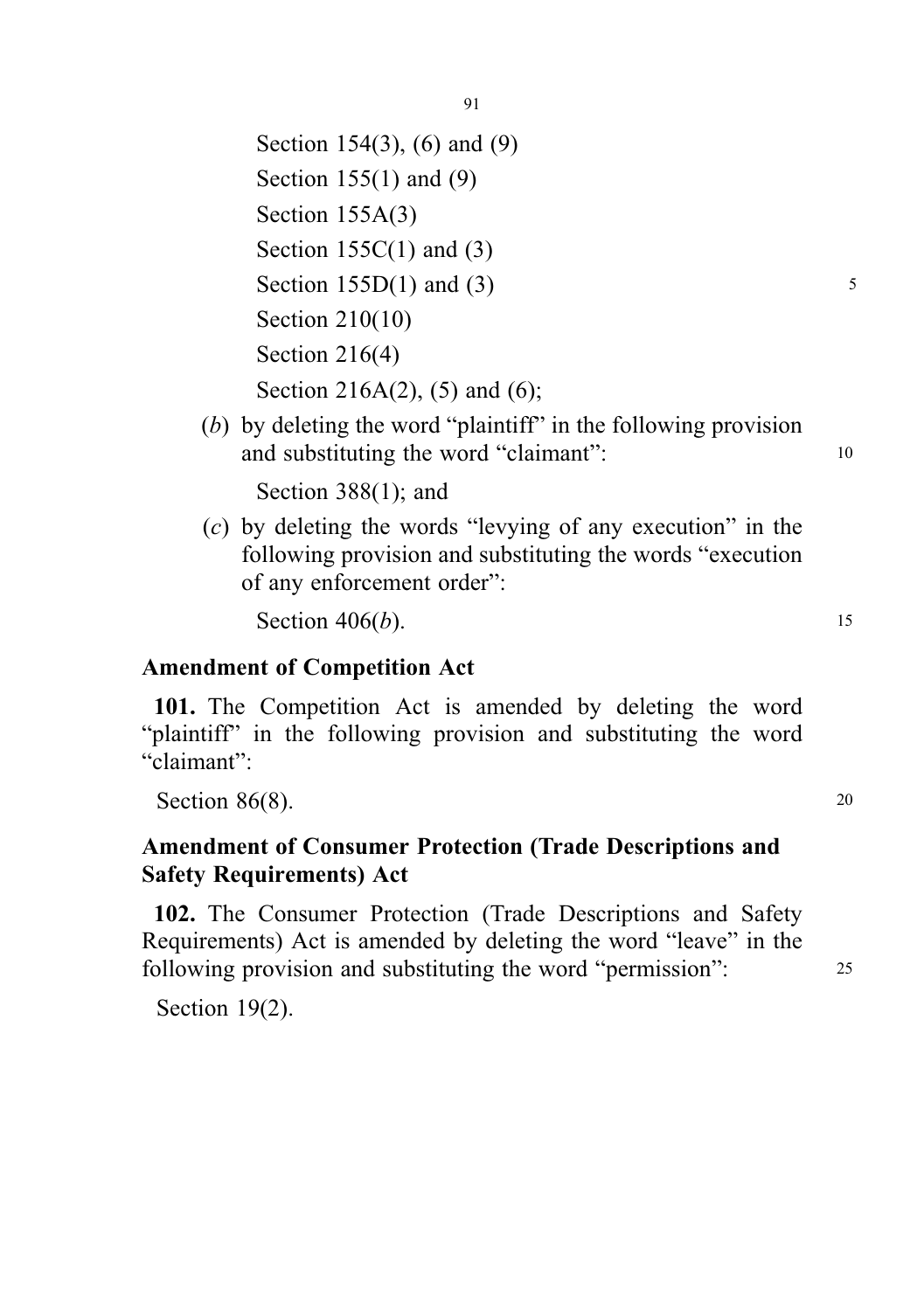Section 154(3), (6) and (9)

Section 155(1) and (9)

Section 155A(3)

Section 155C(1) and (3)

Section 155D(1) and (3)

Section 210(10)

Section 216(4)

Section 216A(2), (5) and (6);

(*b*) by deleting the word "plaintiff" in the following provision and substituting the word "claimant":

Section 388(1); and

(*c*) by deleting the words "levying of any execution" in the following provision and substituting the words "execution of any enforcement order":

Section 406(*b*).

**Amendment of Competition Act**

**101.** The Competition Act is amended by deleting the word "plaintiff" in the following provision and substituting the word "claimant":

Section 86(8).

**Amendment of Consumer Protection (Trade Descriptions and Safety Requirements) Act**

**102.** The Consumer Protection (Trade Descriptions and Safety Requirements) Act is amended by deleting the word "leave" in the following provision and substituting the word "permission":

Section 19(2).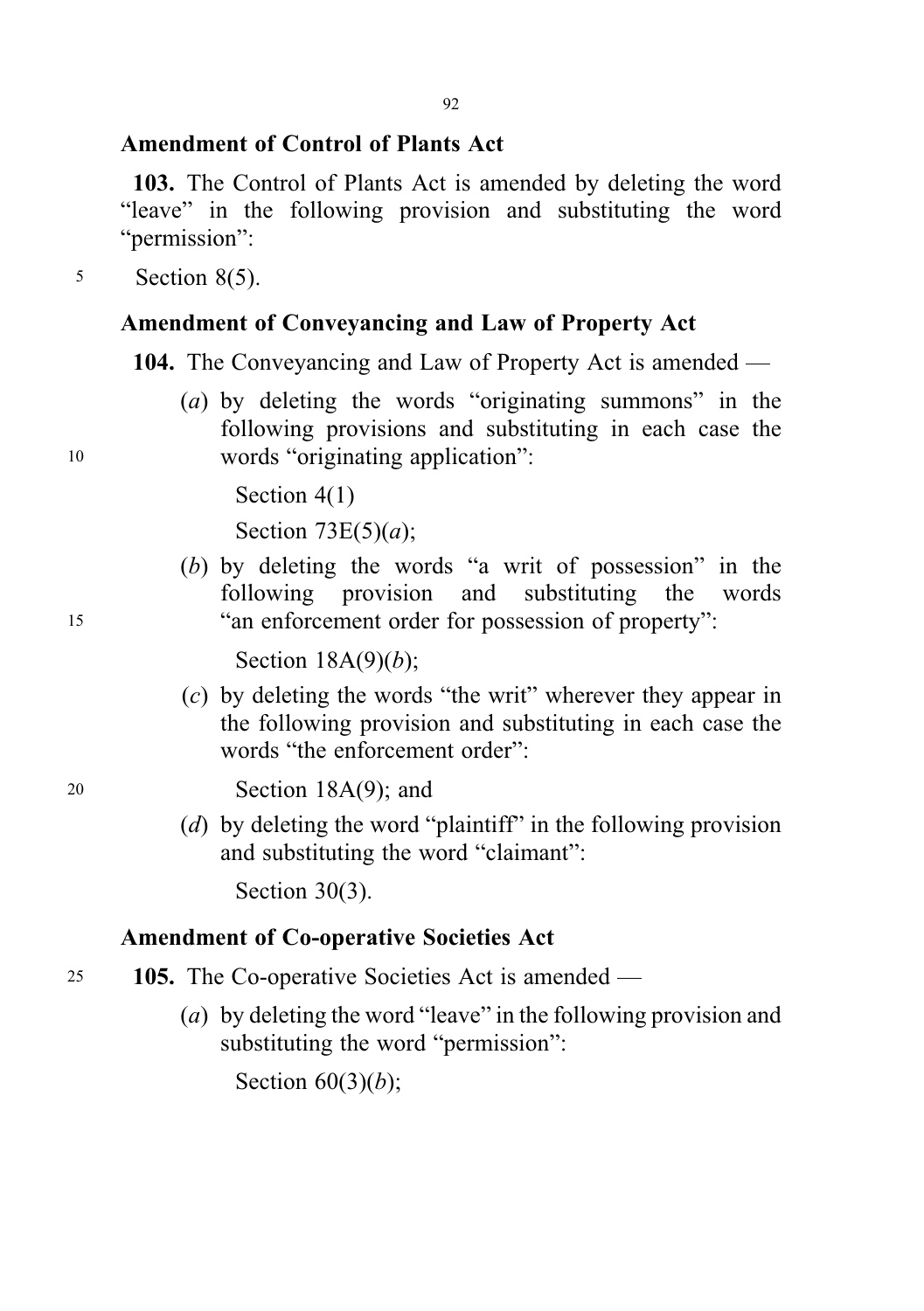## Amendment of Control of Plants Act

**103.** The Control of Plants Act is amended by deleting the word "leave" in the following provision and substituting the word "permission":

Section 8(5).

## Amendment of Conveyancing and Law of Property Act

**104.** The Conveyancing and Law of Property Act is amended —

(*a*) by deleting the words "originating summons" in the following provisions and substituting in each case the words "originating application":

Section 4(1)

Section 73E(5)(*a*);

(*b*) by deleting the words "a writ of possession" in the following provision and substituting the words "an enforcement order for possession of property":

Section 18A(9)(*b*);

(*c*) by deleting the words "the writ" wherever they appear in the following provision and substituting in each case the words "the enforcement order":

Section 18A(9); and

(*d*) by deleting the word "plaintiff" in the following provision and substituting the word "claimant":

Section 30(3).

## Amendment of Co-operative Societies Act

**105.** The Co-operative Societies Act is amended —

(*a*) by deleting the word "leave" in the following provision and substituting the word "permission":

Section 60(3)(*b*);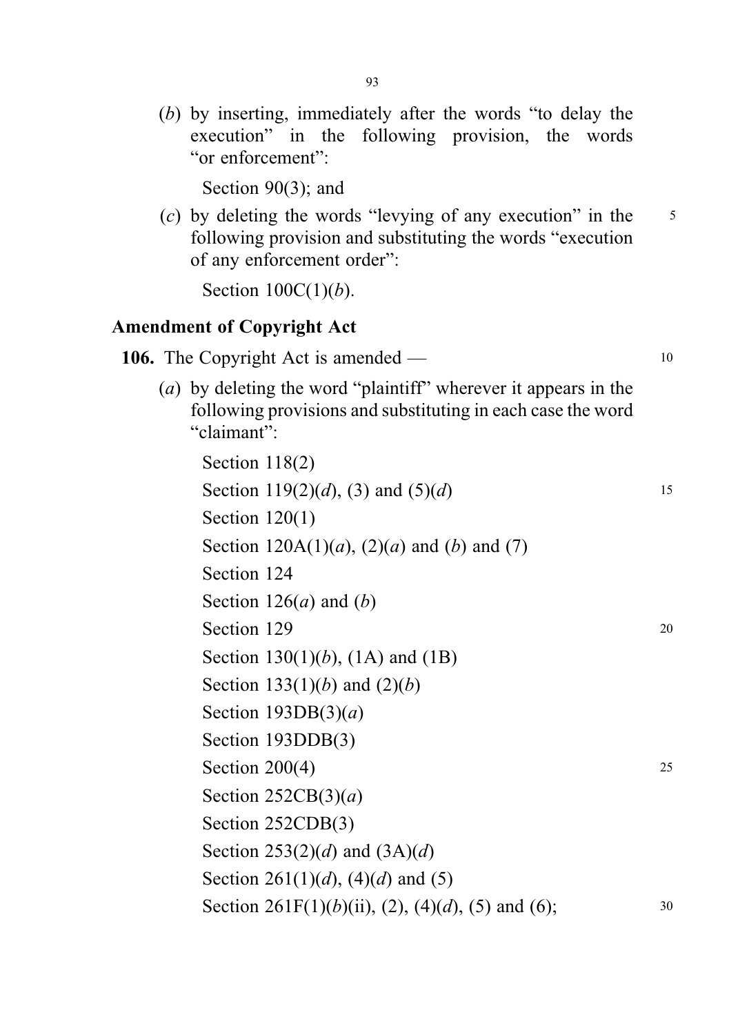(*b*) by inserting, immediately after the words "to delay the execution" in the following provision, the words "or enforcement":

Section 90(3); and

(*c*) by deleting the words "levying of any execution" in the following provision and substituting the words "execution of any enforcement order":

Section 100C(1)(*b*).

**Amendment of Copyright Act**

**106.** The Copyright Act is amended —

(*a*) by deleting the word "plaintiff" wherever it appears in the following provisions and substituting in each case the word "claimant":

Section 118(2)
Section 119(2)(*d*), (3) and (5)(*d*)
Section 120(1)
Section 120A(1)(*a*), (2)(*a*) and (*b*) and (7)
Section 124
Section 126(*a*) and (*b*)
Section 129
Section 130(1)(*b*), (1A) and (1B)
Section 133(1)(*b*) and (2)(*b*)
Section 193DB(3)(*a*)
Section 193DDB(3)
Section 200(4)
Section 252CB(3)(*a*)
Section 252CDB(3)
Section 253(2)(*d*) and (3A)(*d*)
Section 261(1)(*d*), (4)(*d*) and (5)
Section 261F(1)(*b*)(ii), (2), (4)(*d*), (5) and (6);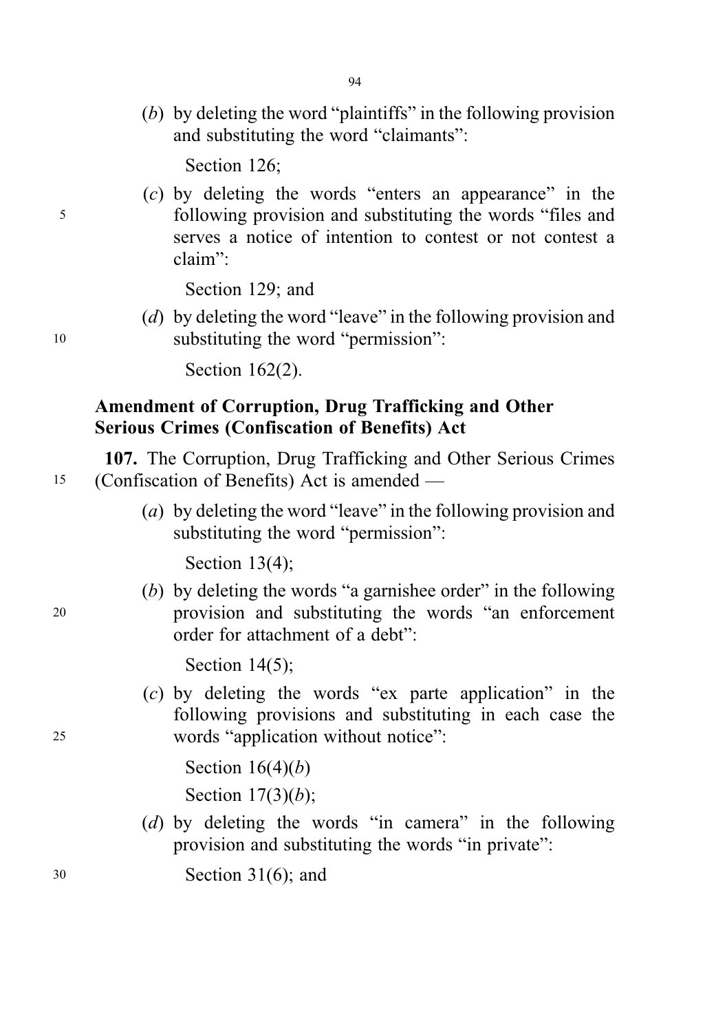(*b*) by deleting the word "plaintiffs" in the following provision and substituting the word "claimants":

Section 126;

(*c*) by deleting the words "enters an appearance" in the following provision and substituting the words "files and serves a notice of intention to contest or not contest a claim":

Section 129; and

(*d*) by deleting the word "leave" in the following provision and substituting the word "permission":

Section 162(2).

### Amendment of Corruption, Drug Trafficking and Other Serious Crimes (Confiscation of Benefits) Act

**107.** The Corruption, Drug Trafficking and Other Serious Crimes (Confiscation of Benefits) Act is amended —

(*a*) by deleting the word "leave" in the following provision and substituting the word "permission":

Section 13(4);

(*b*) by deleting the words "a garnishee order" in the following provision and substituting the words "an enforcement order for attachment of a debt":

Section 14(5);

(*c*) by deleting the words "ex parte application" in the following provisions and substituting in each case the words "application without notice":

Section 16(4)(*b*)

Section 17(3)(*b*);

(*d*) by deleting the words "in camera" in the following provision and substituting the words "in private":

Section 31(6); and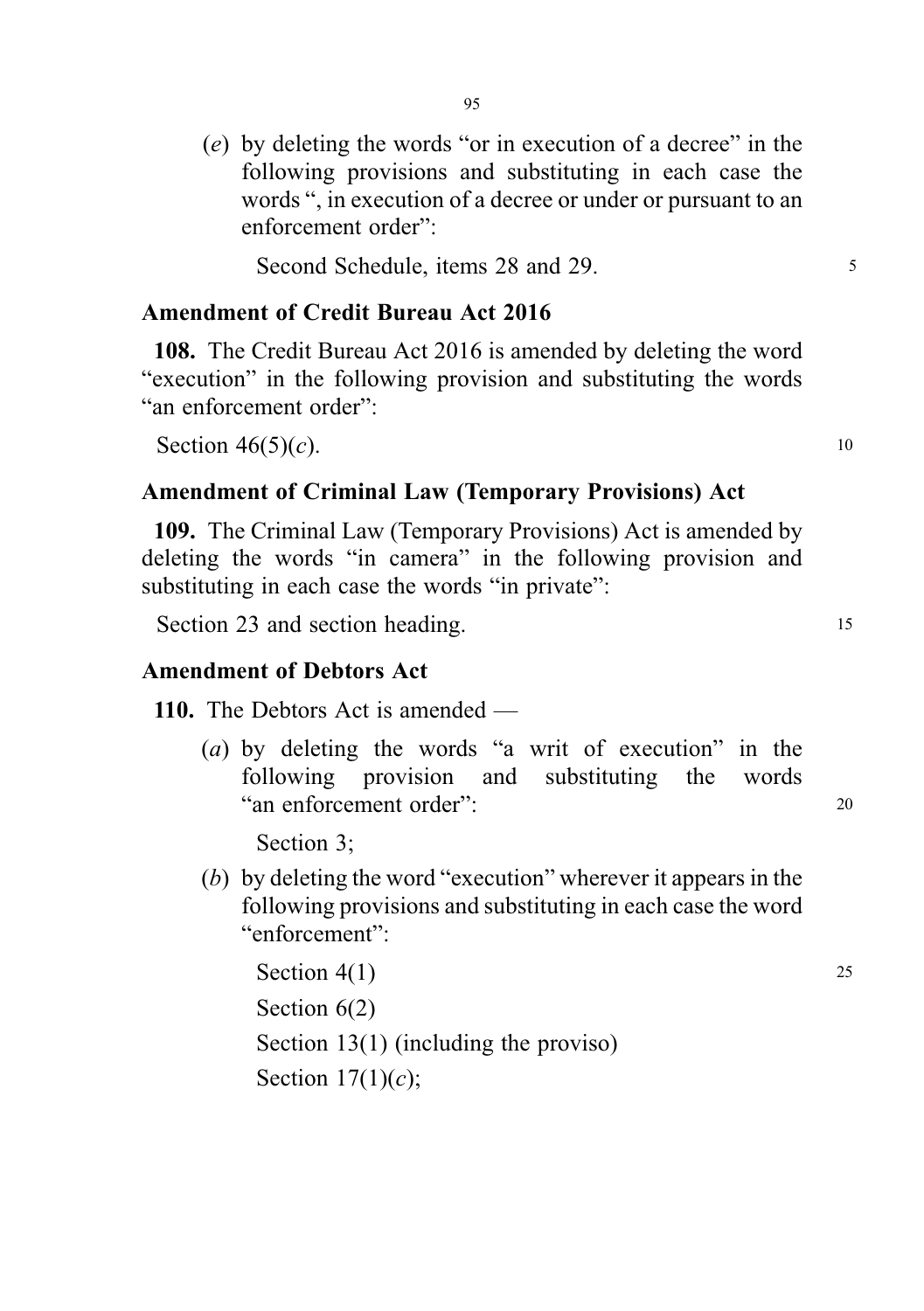(*e*) by deleting the words "or in execution of a decree" in the following provisions and substituting in each case the words ", in execution of a decree or under or pursuant to an enforcement order":

Second Schedule, items 28 and 29.

### Amendment of Credit Bureau Act 2016

**108.** The Credit Bureau Act 2016 is amended by deleting the word "execution" in the following provision and substituting the words "an enforcement order":

Section 46(5)(*c*).

### Amendment of Criminal Law (Temporary Provisions) Act

**109.** The Criminal Law (Temporary Provisions) Act is amended by deleting the words "in camera" in the following provision and substituting in each case the words "in private":

Section 23 and section heading.

### Amendment of Debtors Act

**110.** The Debtors Act is amended —

(*a*) by deleting the words "a writ of execution" in the following provision and substituting the words "an enforcement order":

Section 3;

(*b*) by deleting the word "execution" wherever it appears in the following provisions and substituting in each case the word "enforcement":

Section 4(1)

Section 6(2)

Section 13(1) (including the proviso)

Section 17(1)(*c*);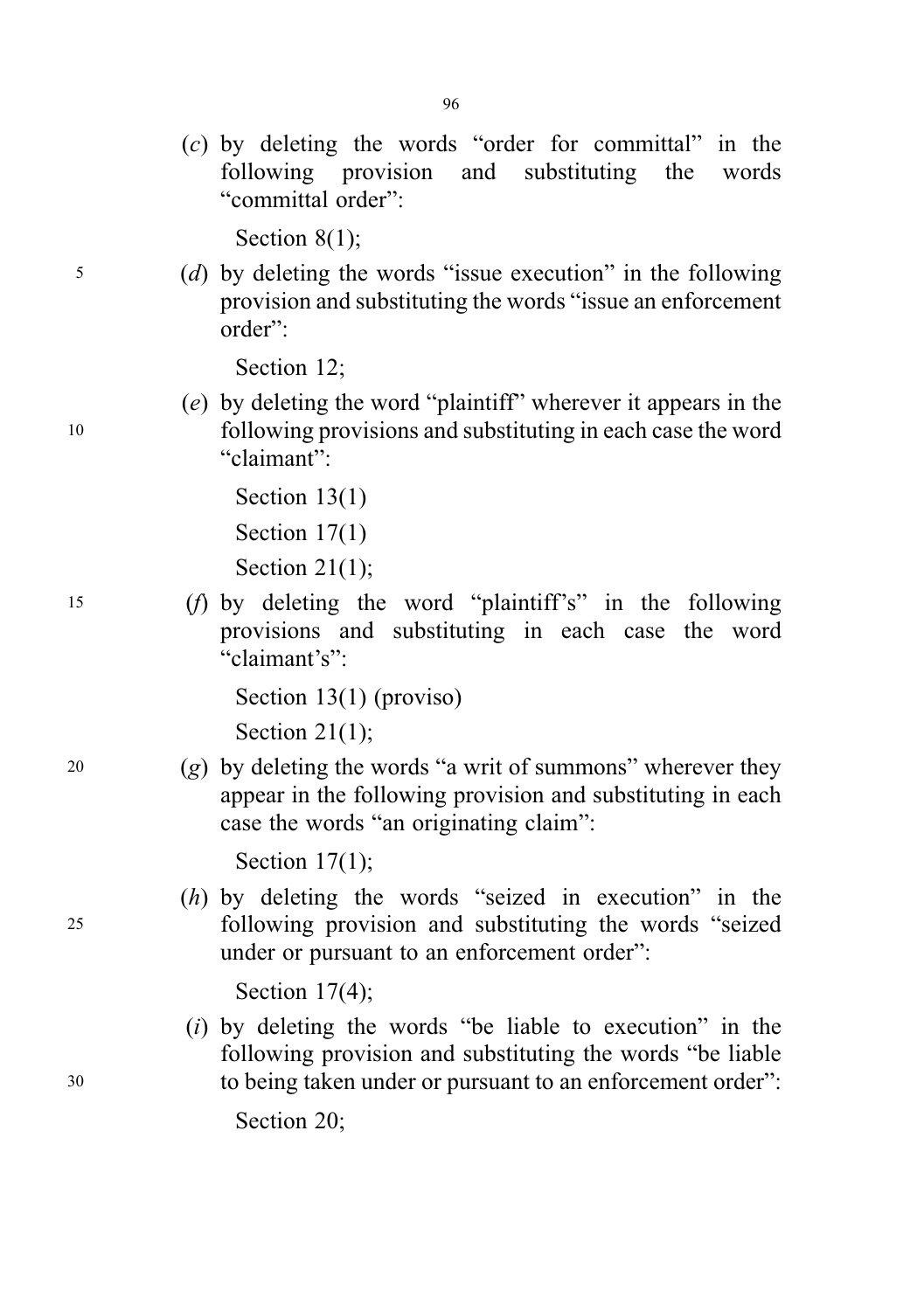(*c*) by deleting the words "order for committal" in the following provision and substituting the words "committal order":

Section 8(1);

(*d*) by deleting the words "issue execution" in the following provision and substituting the words "issue an enforcement order":

Section 12;

(*e*) by deleting the word "plaintiff" wherever it appears in the following provisions and substituting in each case the word "claimant":

Section 13(1)

Section 17(1)

Section 21(1);

(*f*) by deleting the word "plaintiff's" in the following provisions and substituting in each case the word "claimant's":

Section 13(1) (proviso)

Section 21(1);

(*g*) by deleting the words "a writ of summons" wherever they appear in the following provision and substituting in each case the words "an originating claim":

Section 17(1);

(*h*) by deleting the words "seized in execution" in the following provision and substituting the words "seized under or pursuant to an enforcement order":

Section 17(4);

(*i*) by deleting the words "be liable to execution" in the following provision and substituting the words "be liable to being taken under or pursuant to an enforcement order":

Section 20;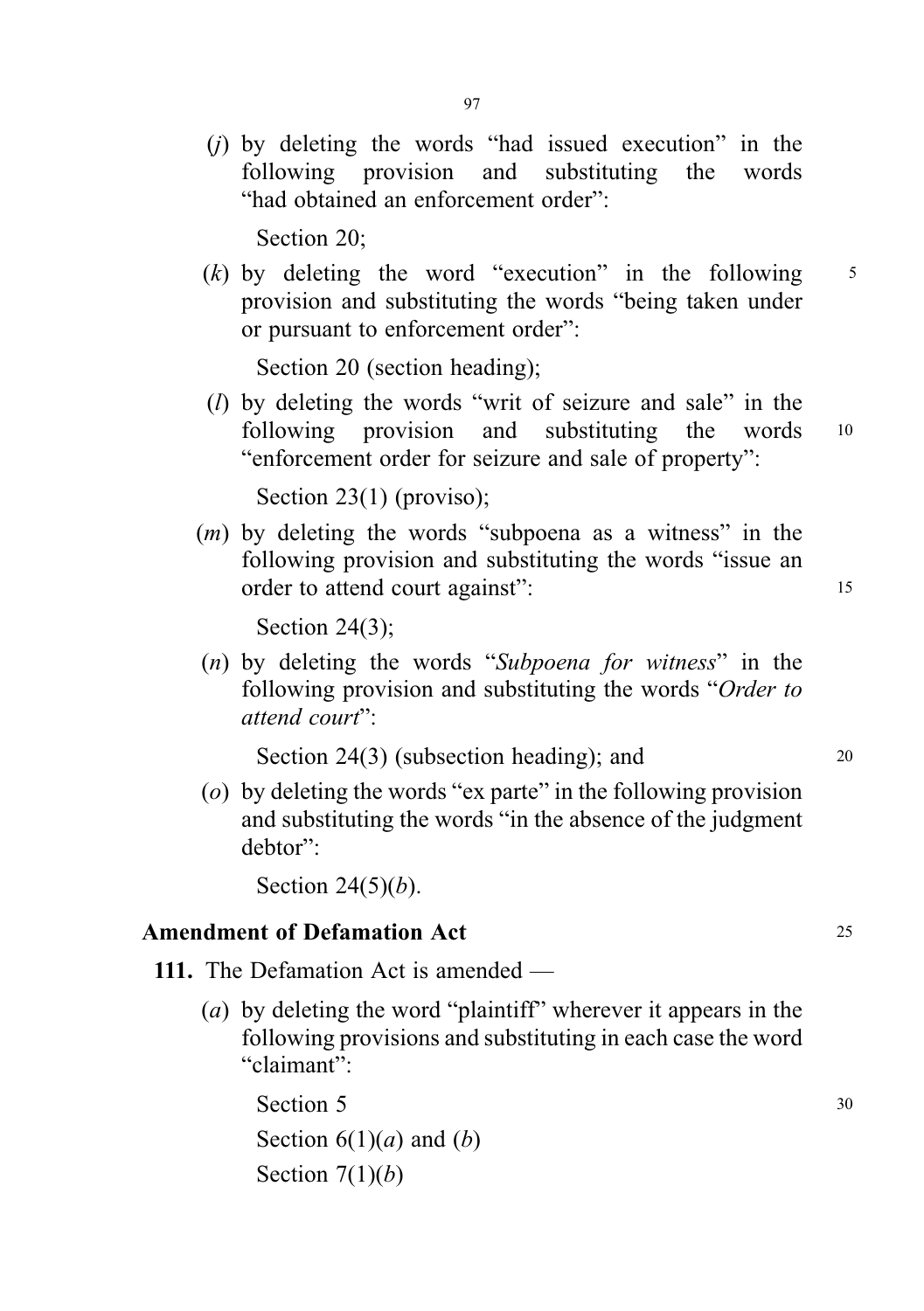(*j*) by deleting the words "had issued execution" in the following provision and substituting the words "had obtained an enforcement order":

Section 20;

(*k*) by deleting the word "execution" in the following provision and substituting the words "being taken under or pursuant to enforcement order":

Section 20 (section heading);

(*l*) by deleting the words "writ of seizure and sale" in the following provision and substituting the words "enforcement order for seizure and sale of property":

Section 23(1) (proviso);

(*m*) by deleting the words "subpoena as a witness" in the following provision and substituting the words "issue an order to attend court against":

Section 24(3);

(*n*) by deleting the words "*Subpoena for witness*" in the following provision and substituting the words "*Order to attend court*":

Section 24(3) (subsection heading); and

(*o*) by deleting the words "ex parte" in the following provision and substituting the words "in the absence of the judgment debtor":

Section 24(5)(*b*).

**Amendment of Defamation Act**

**111.** The Defamation Act is amended —

(*a*) by deleting the word "plaintiff" wherever it appears in the following provisions and substituting in each case the word "claimant":

Section 5

Section 6(1)(*a*) and (*b*)

Section 7(1)(*b*)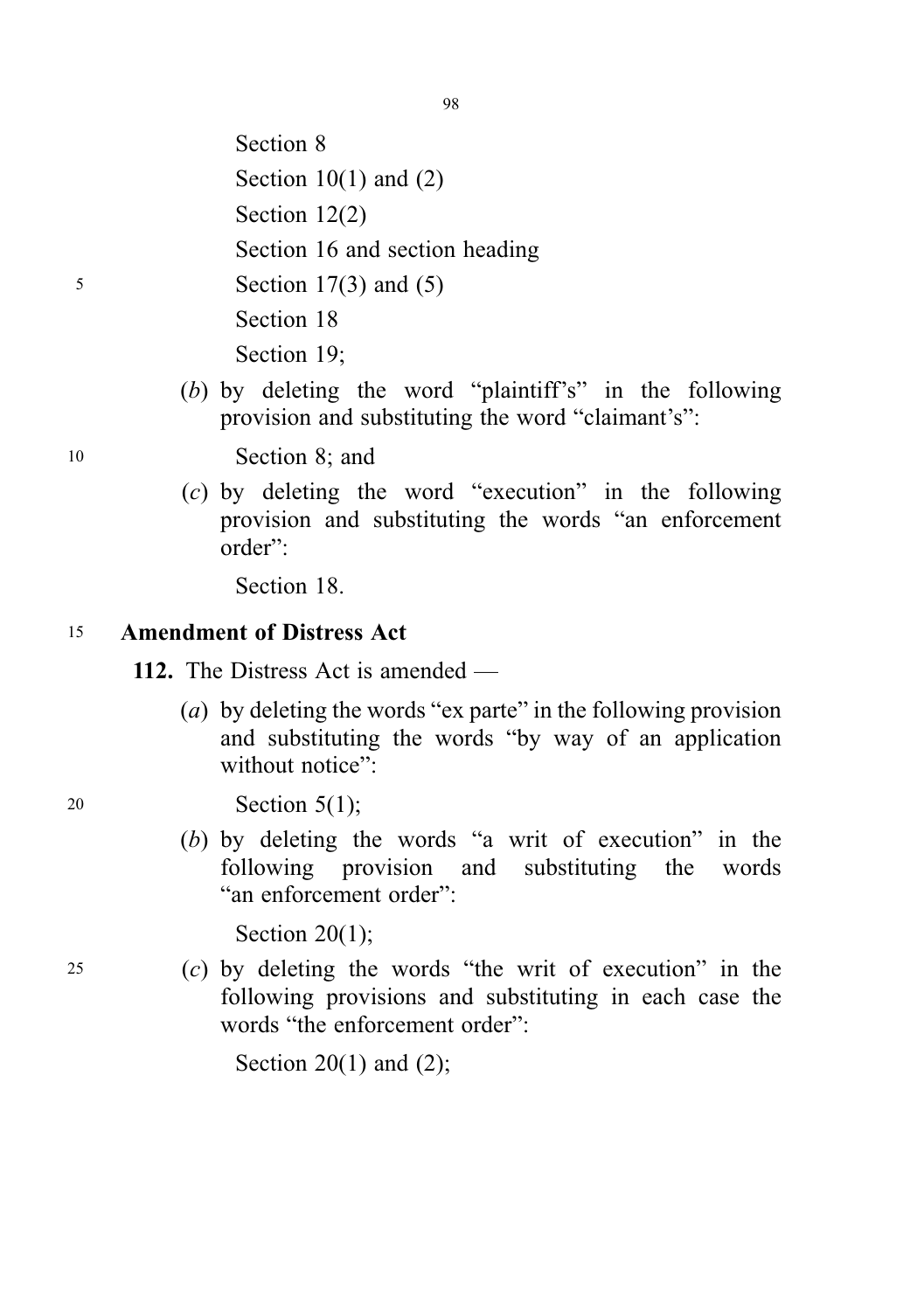Section 8

Section 10(1) and (2)

Section 12(2)

Section 16 and section heading

Section 17(3) and (5)

Section 18

Section 19;

(*b*) by deleting the word "plaintiff's" in the following provision and substituting the word "claimant's":

Section 8; and

(*c*) by deleting the word "execution" in the following provision and substituting the words "an enforcement order":

Section 18.

**Amendment of Distress Act**

**112.** The Distress Act is amended —

(*a*) by deleting the words "ex parte" in the following provision and substituting the words "by way of an application without notice":

Section 5(1);

(*b*) by deleting the words "a writ of execution" in the following provision and substituting the words "an enforcement order":

Section 20(1);

(*c*) by deleting the words "the writ of execution" in the following provisions and substituting in each case the words "the enforcement order":

Section 20(1) and (2);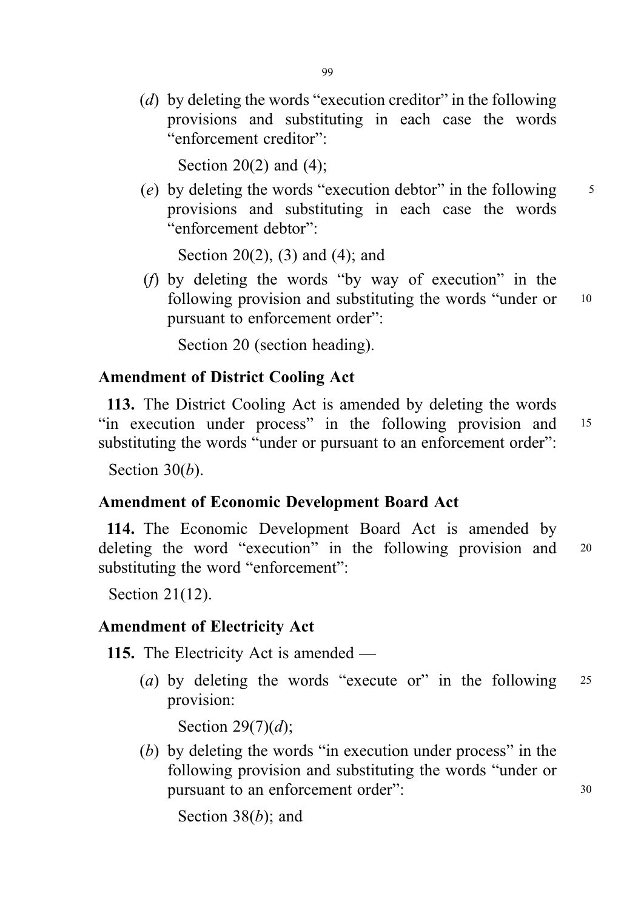(*d*) by deleting the words "execution creditor" in the following provisions and substituting in each case the words "enforcement creditor":

Section 20(2) and (4);

(*e*) by deleting the words "execution debtor" in the following provisions and substituting in each case the words "enforcement debtor":

Section 20(2), (3) and (4); and

(*f*) by deleting the words "by way of execution" in the following provision and substituting the words "under or pursuant to enforcement order":

Section 20 (section heading).

**Amendment of District Cooling Act**

**113.** The District Cooling Act is amended by deleting the words "in execution under process" in the following provision and substituting the words "under or pursuant to an enforcement order":

Section 30(*b*).

**Amendment of Economic Development Board Act**

**114.** The Economic Development Board Act is amended by deleting the word "execution" in the following provision and substituting the word "enforcement":

Section 21(12).

**Amendment of Electricity Act**

**115.** The Electricity Act is amended —

(*a*) by deleting the words "execute or" in the following provision:

Section 29(7)(*d*);

(*b*) by deleting the words "in execution under process" in the following provision and substituting the words "under or pursuant to an enforcement order":

Section 38(*b*); and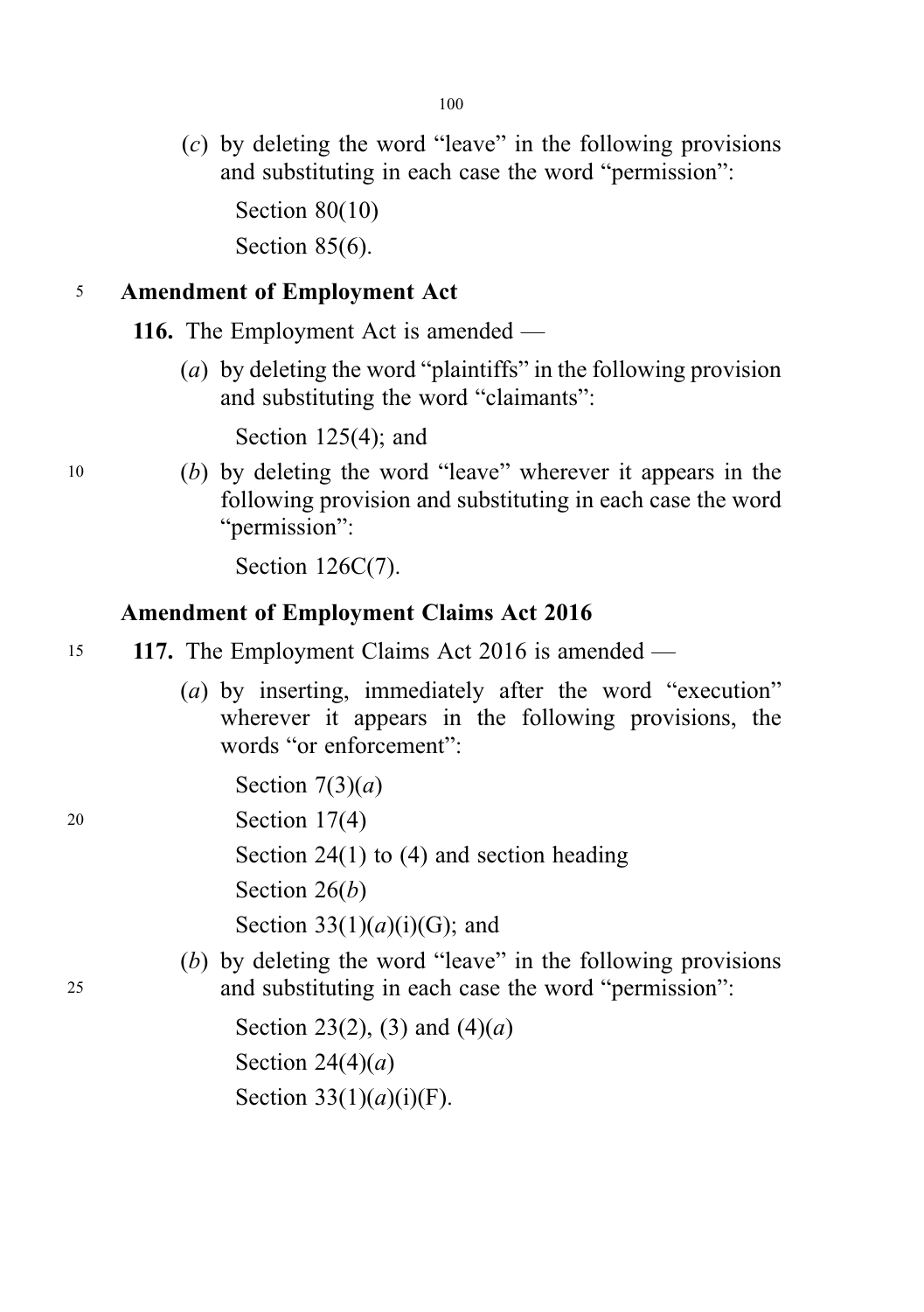(*c*) by deleting the word "leave" in the following provisions and substituting in each case the word "permission":

Section 80(10)

Section 85(6).

**Amendment of Employment Act**

**116.** The Employment Act is amended —

(*a*) by deleting the word "plaintiffs" in the following provision and substituting the word "claimants":

Section 125(4); and

(*b*) by deleting the word "leave" wherever it appears in the following provision and substituting in each case the word "permission":

Section 126C(7).

**Amendment of Employment Claims Act 2016**

**117.** The Employment Claims Act 2016 is amended —

(*a*) by inserting, immediately after the word "execution" wherever it appears in the following provisions, the words "or enforcement":

Section 7(3)(*a*)

Section 17(4)

Section 24(1) to (4) and section heading

Section 26(*b*)

Section 33(1)(*a*)(i)(G); and

(*b*) by deleting the word "leave" in the following provisions and substituting in each case the word "permission":

Section 23(2), (3) and (4)(*a*)

Section 24(4)(*a*)

Section 33(1)(*a*)(i)(F).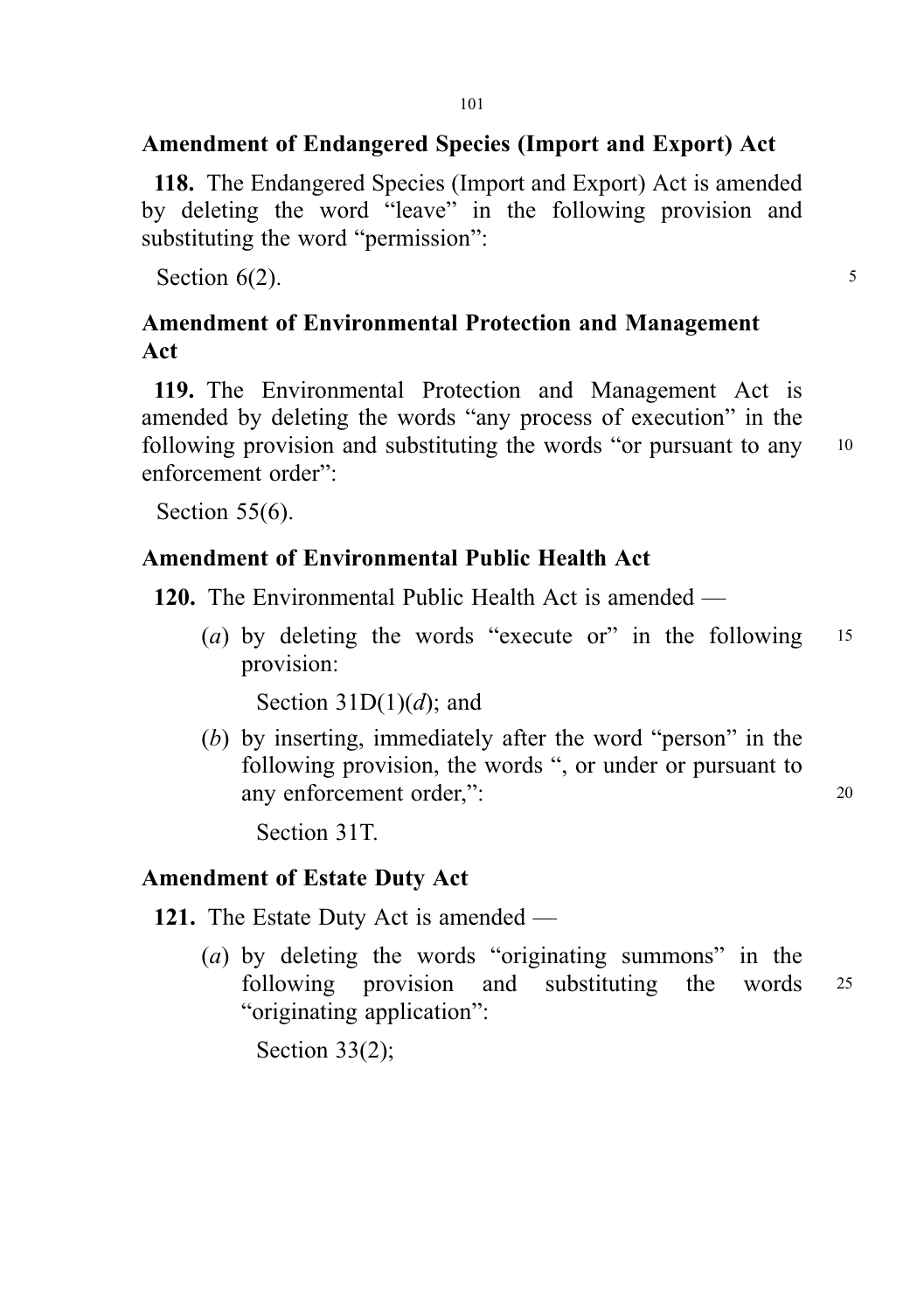### Amendment of Endangered Species (Import and Export) Act

**118.** The Endangered Species (Import and Export) Act is amended by deleting the word "leave" in the following provision and substituting the word "permission":

Section 6(2).

### Amendment of Environmental Protection and Management Act

**119.** The Environmental Protection and Management Act is amended by deleting the words "any process of execution" in the following provision and substituting the words "or pursuant to any enforcement order":

Section 55(6).

### Amendment of Environmental Public Health Act

**120.** The Environmental Public Health Act is amended —

(*a*) by deleting the words "execute or" in the following provision:

Section 31D(1)(*d*); and

(*b*) by inserting, immediately after the word "person" in the following provision, the words ", or under or pursuant to any enforcement order,":

Section 31T.

### Amendment of Estate Duty Act

**121.** The Estate Duty Act is amended —

(*a*) by deleting the words "originating summons" in the following provision and substituting the words "originating application":

Section 33(2);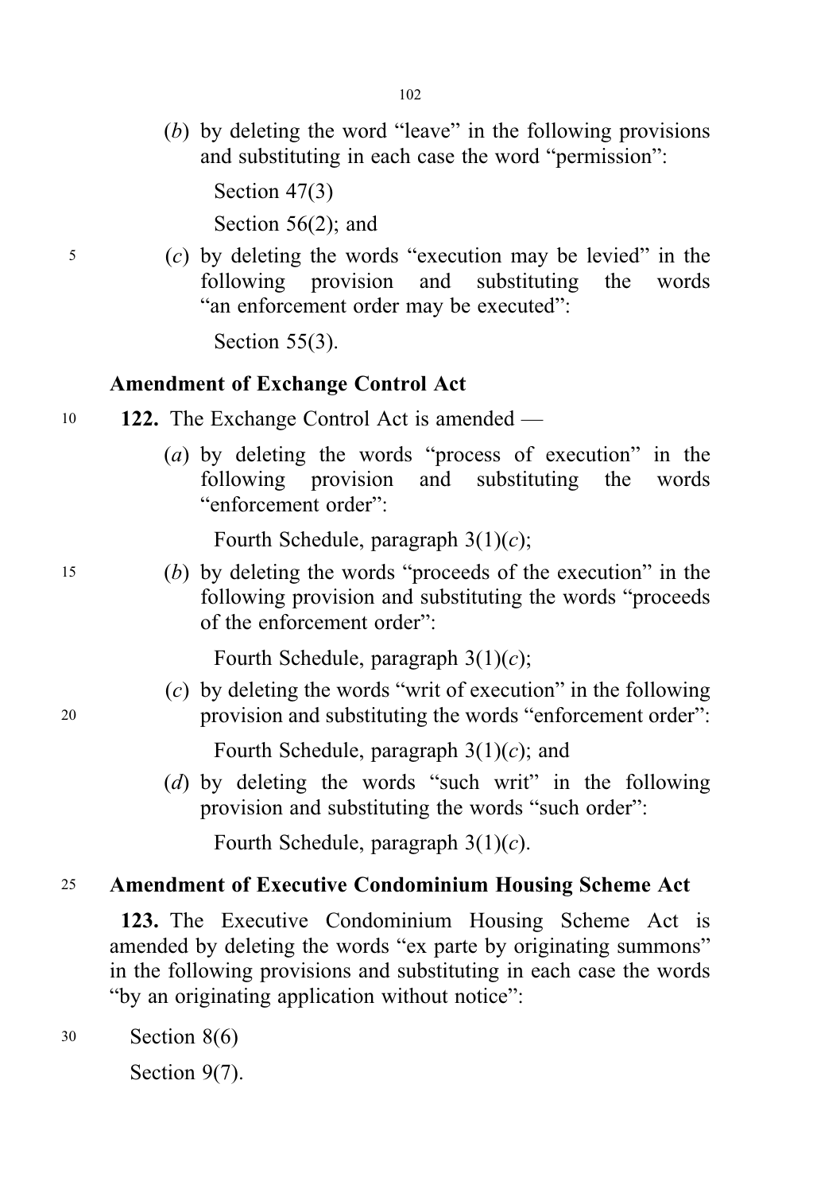(*b*) by deleting the word “leave” in the following provisions and substituting in each case the word “permission”:

Section 47(3)

Section 56(2); and

(*c*) by deleting the words “execution may be levied” in the following provision and substituting the words “an enforcement order may be executed”:

Section 55(3).

**Amendment of Exchange Control Act**

**122.** The Exchange Control Act is amended —

(*a*) by deleting the words “process of execution” in the following provision and substituting the words “enforcement order”:

Fourth Schedule, paragraph 3(1)(*c*);

(*b*) by deleting the words “proceeds of the execution” in the following provision and substituting the words “proceeds of the enforcement order”:

Fourth Schedule, paragraph 3(1)(*c*);

(*c*) by deleting the words “writ of execution” in the following provision and substituting the words “enforcement order”:

Fourth Schedule, paragraph 3(1)(*c*); and

(*d*) by deleting the words “such writ” in the following provision and substituting the words “such order”:

Fourth Schedule, paragraph 3(1)(*c*).

**Amendment of Executive Condominium Housing Scheme Act**

**123.** The Executive Condominium Housing Scheme Act is amended by deleting the words “ex parte by originating summons” in the following provisions and substituting in each case the words “by an originating application without notice”:

Section 8(6)

Section 9(7).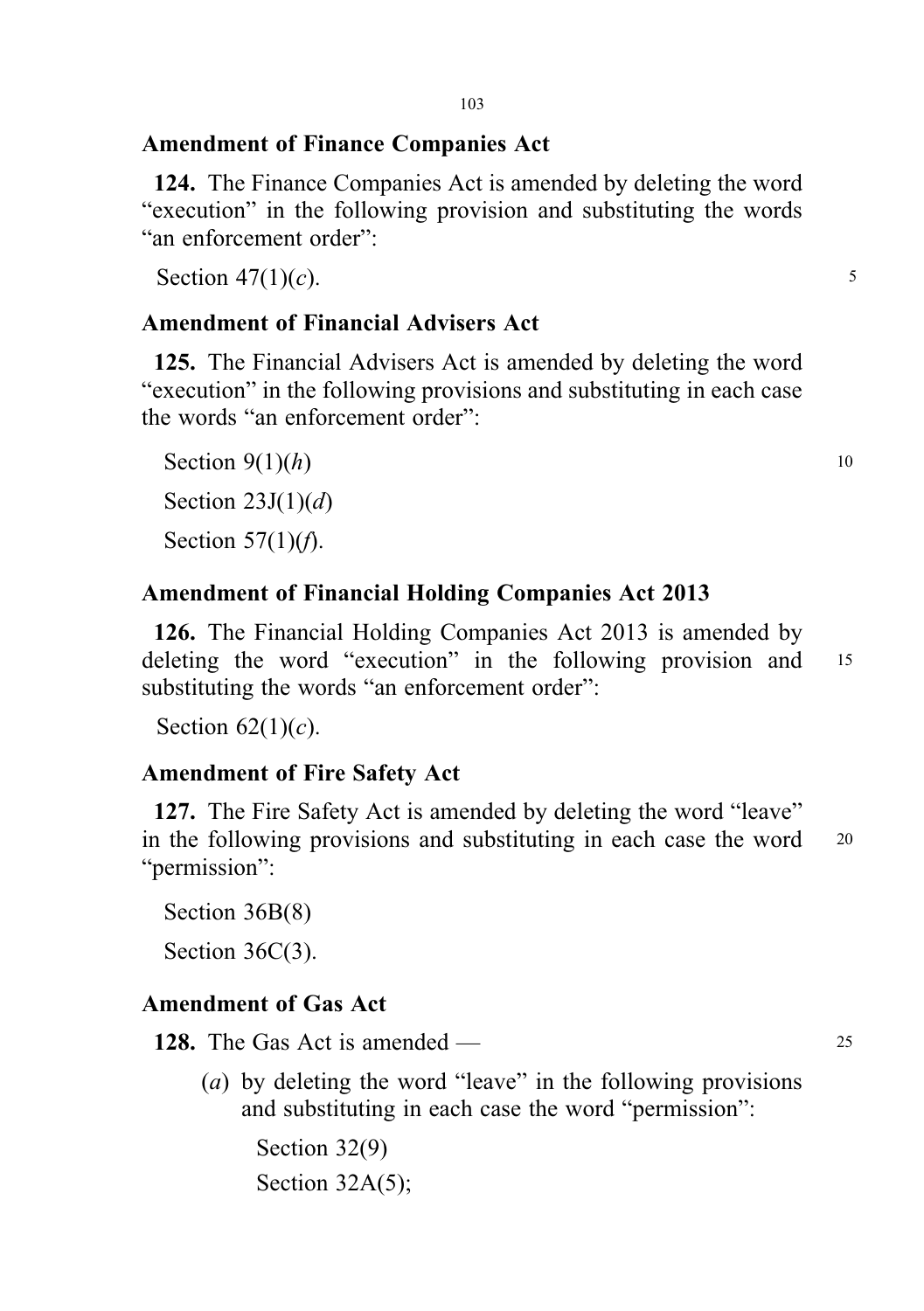### Amendment of Finance Companies Act

**124.** The Finance Companies Act is amended by deleting the word "execution" in the following provision and substituting the words "an enforcement order":

Section 47(1)(*c*).

### Amendment of Financial Advisers Act

**125.** The Financial Advisers Act is amended by deleting the word "execution" in the following provisions and substituting in each case the words "an enforcement order":

Section 9(1)(*h*)

Section 23J(1)(*d*)

Section 57(1)(*f*).

### Amendment of Financial Holding Companies Act 2013

**126.** The Financial Holding Companies Act 2013 is amended by deleting the word "execution" in the following provision and substituting the words "an enforcement order":

Section 62(1)(*c*).

### Amendment of Fire Safety Act

**127.** The Fire Safety Act is amended by deleting the word "leave" in the following provisions and substituting in each case the word "permission":

Section 36B(8)

Section 36C(3).

### Amendment of Gas Act

**128.** The Gas Act is amended —

(*a*) by deleting the word "leave" in the following provisions and substituting in each case the word "permission":

Section 32(9)

Section 32A(5);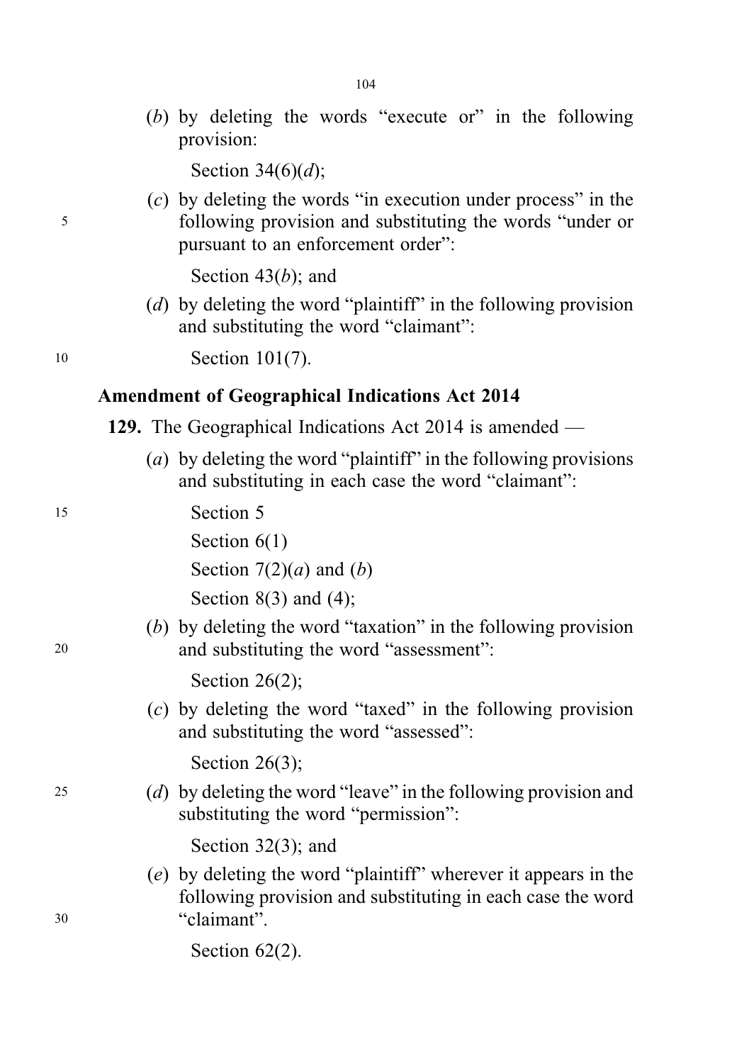(*b*) by deleting the words "execute or" in the following provision:

Section 34(6)(*d*);

(*c*) by deleting the words "in execution under process" in the following provision and substituting the words "under or pursuant to an enforcement order":

Section 43(*b*); and

(*d*) by deleting the word "plaintiff" in the following provision and substituting the word "claimant":

Section 101(7).

**Amendment of Geographical Indications Act 2014**

**129.** The Geographical Indications Act 2014 is amended —

(*a*) by deleting the word "plaintiff" in the following provisions and substituting in each case the word "claimant":

Section 5

Section 6(1)

Section 7(2)(*a*) and (*b*)

Section 8(3) and (4);

(*b*) by deleting the word "taxation" in the following provision and substituting the word "assessment":

Section 26(2);

(*c*) by deleting the word "taxed" in the following provision and substituting the word "assessed":

Section 26(3);

(*d*) by deleting the word "leave" in the following provision and substituting the word "permission":

Section 32(3); and

(*e*) by deleting the word "plaintiff" wherever it appears in the following provision and substituting in each case the word "claimant".

Section 62(2).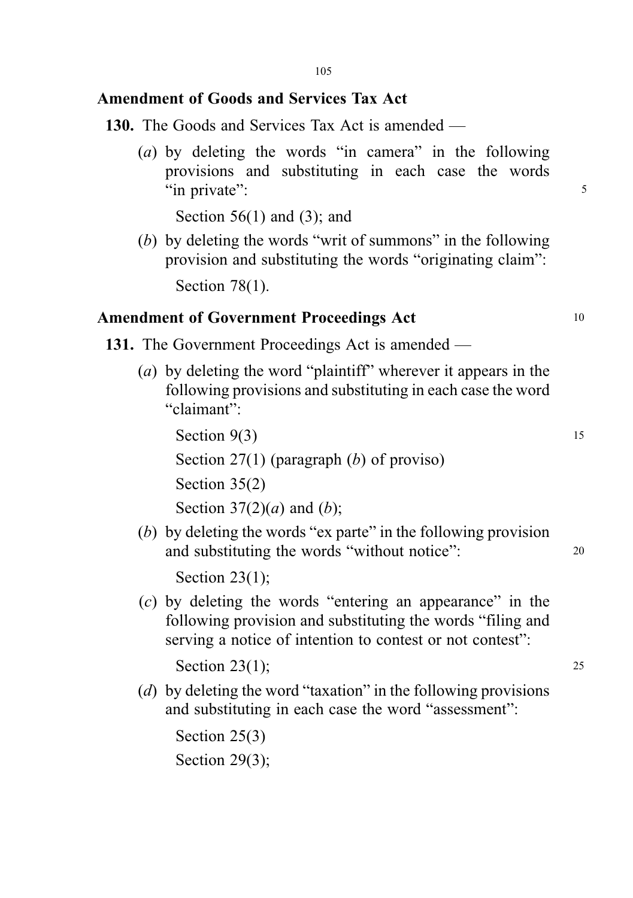**Amendment of Goods and Services Tax Act**

**130.** The Goods and Services Tax Act is amended —

(*a*) by deleting the words "in camera" in the following provisions and substituting in each case the words "in private":

Section 56(1) and (3); and

(*b*) by deleting the words "writ of summons" in the following provision and substituting the words "originating claim":

Section 78(1).

**Amendment of Government Proceedings Act**

**131.** The Government Proceedings Act is amended —

(*a*) by deleting the word "plaintiff" wherever it appears in the following provisions and substituting in each case the word "claimant":

Section 9(3)

Section 27(1) (paragraph (*b*) of proviso)

Section 35(2)

Section 37(2)(*a*) and (*b*);

(*b*) by deleting the words "ex parte" in the following provision and substituting the words "without notice":

Section 23(1);

(*c*) by deleting the words "entering an appearance" in the following provision and substituting the words "filing and serving a notice of intention to contest or not contest":

Section 23(1);

(*d*) by deleting the word "taxation" in the following provisions and substituting in each case the word "assessment":

Section 25(3)

Section 29(3);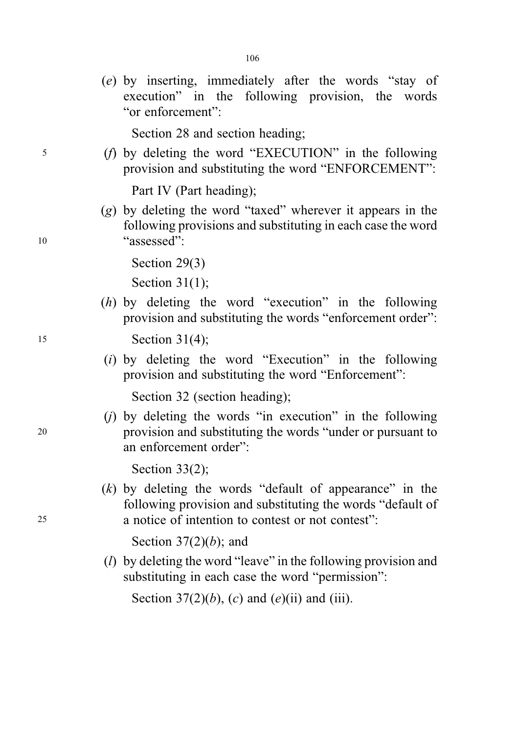(*e*) by inserting, immediately after the words "stay of execution" in the following provision, the words "or enforcement":

Section 28 and section heading;

(*f*) by deleting the word "EXECUTION" in the following provision and substituting the word "ENFORCEMENT":

Part IV (Part heading);

(*g*) by deleting the word "taxed" wherever it appears in the following provisions and substituting in each case the word "assessed":

Section 29(3)

Section 31(1);

(*h*) by deleting the word "execution" in the following provision and substituting the words "enforcement order":

Section 31(4);

(*i*) by deleting the word "Execution" in the following provision and substituting the word "Enforcement":

Section 32 (section heading);

(*j*) by deleting the words "in execution" in the following provision and substituting the words "under or pursuant to an enforcement order":

Section 33(2);

(*k*) by deleting the words "default of appearance" in the following provision and substituting the words "default of a notice of intention to contest or not contest":

Section 37(2)(*b*); and

(*l*) by deleting the word "leave" in the following provision and substituting in each case the word "permission":

Section 37(2)(*b*), (*c*) and (*e*)(ii) and (iii).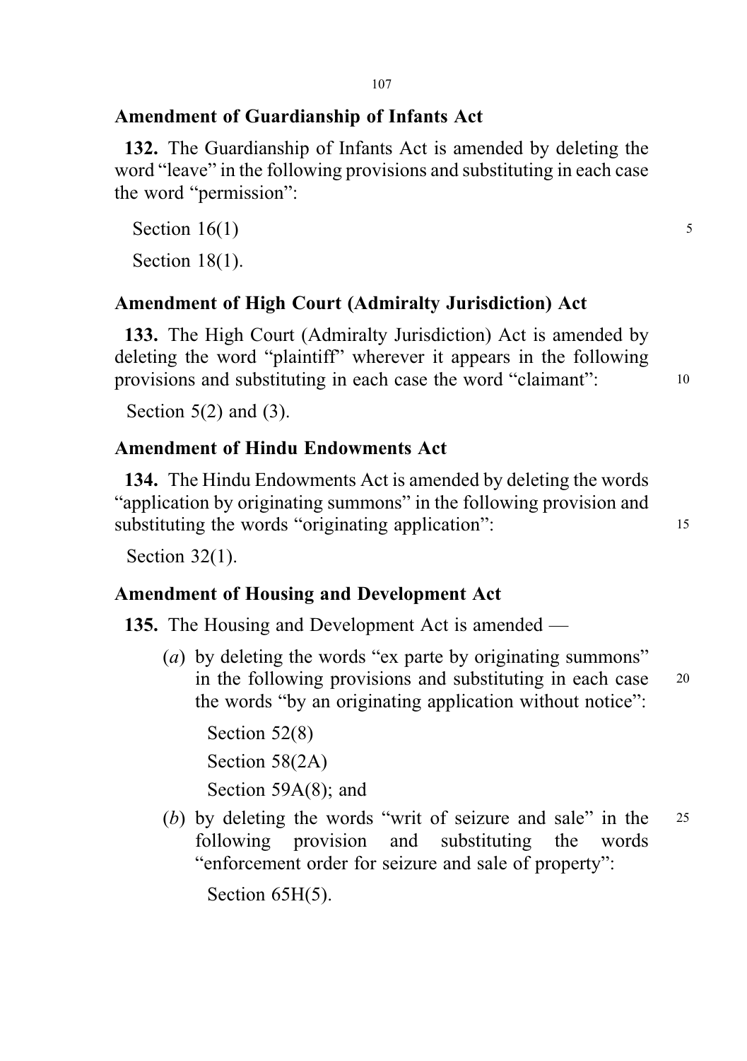### Amendment of Guardianship of Infants Act

**132.** The Guardianship of Infants Act is amended by deleting the word "leave" in the following provisions and substituting in each case the word "permission":

Section 16(1)

Section 18(1).

### Amendment of High Court (Admiralty Jurisdiction) Act

**133.** The High Court (Admiralty Jurisdiction) Act is amended by deleting the word "plaintiff" wherever it appears in the following provisions and substituting in each case the word "claimant":

Section 5(2) and (3).

### Amendment of Hindu Endowments Act

**134.** The Hindu Endowments Act is amended by deleting the words "application by originating summons" in the following provision and substituting the words "originating application":

Section 32(1).

### Amendment of Housing and Development Act

**135.** The Housing and Development Act is amended —

(*a*) by deleting the words "ex parte by originating summons" in the following provisions and substituting in each case the words "by an originating application without notice":

Section 52(8)

Section 58(2A)

Section 59A(8); and

(*b*) by deleting the words "writ of seizure and sale" in the following provision and substituting the words "enforcement order for seizure and sale of property":

Section 65H(5).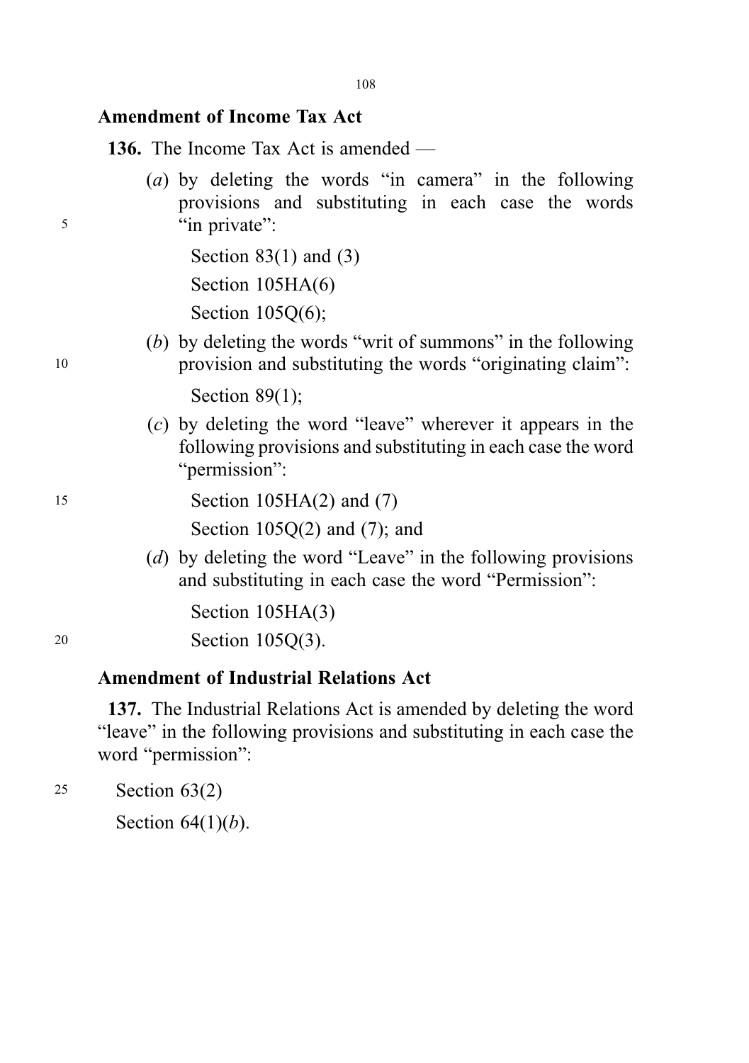**Amendment of Income Tax Act**

**136.** The Income Tax Act is amended —

(*a*) by deleting the words "in camera" in the following provisions and substituting in each case the words "in private":

Section 83(1) and (3)

Section 105HA(6)

Section 105Q(6);

(*b*) by deleting the words "writ of summons" in the following provision and substituting the words "originating claim":

Section 89(1);

(*c*) by deleting the word "leave" wherever it appears in the following provisions and substituting in each case the word "permission":

Section 105HA(2) and (7)

Section 105Q(2) and (7); and

(*d*) by deleting the word "Leave" in the following provisions and substituting in each case the word "Permission":

Section 105HA(3)

Section 105Q(3).

**Amendment of Industrial Relations Act**

**137.** The Industrial Relations Act is amended by deleting the word "leave" in the following provisions and substituting in each case the word "permission":

Section 63(2)

Section 64(1)(*b*).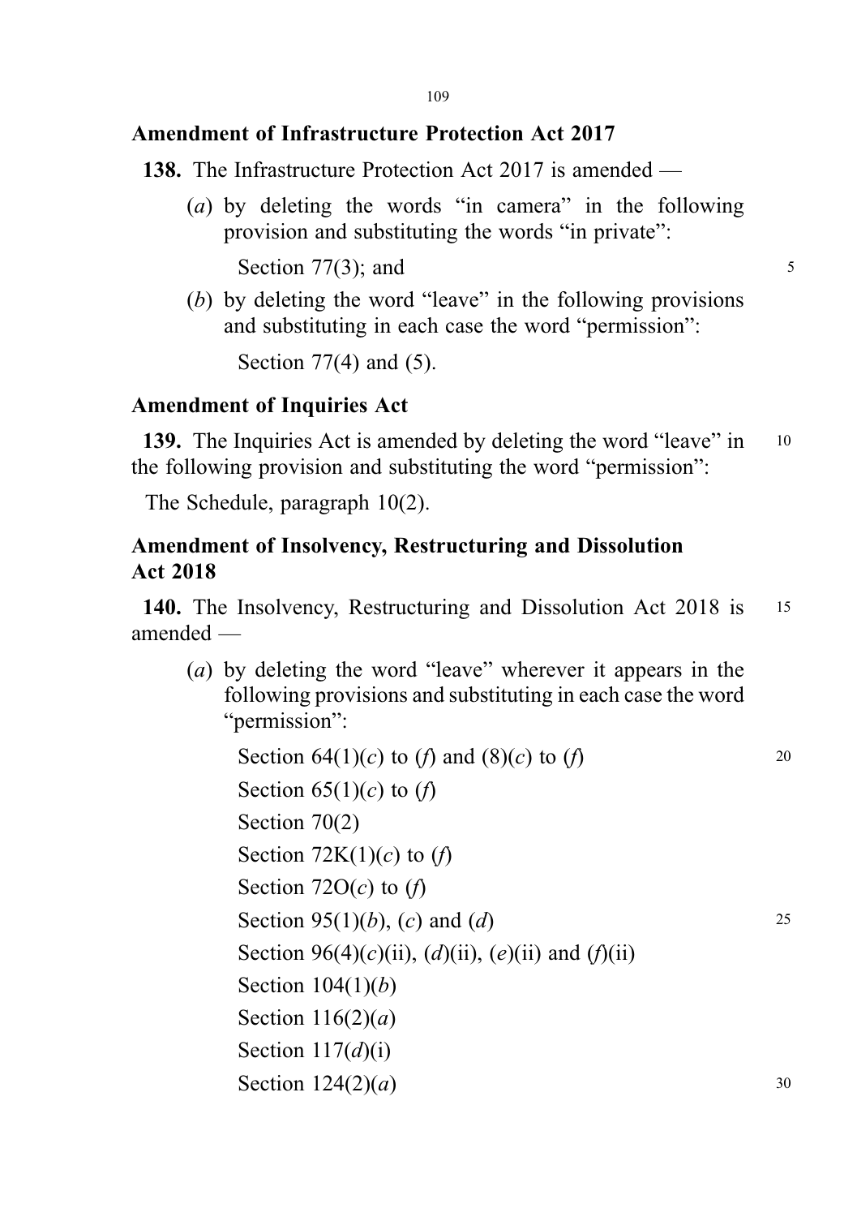## Amendment of Infrastructure Protection Act 2017

**138.** The Infrastructure Protection Act 2017 is amended —

(*a*) by deleting the words "in camera" in the following provision and substituting the words "in private":

Section 77(3); and

(*b*) by deleting the word "leave" in the following provisions and substituting in each case the word "permission":

Section 77(4) and (5).

## Amendment of Inquiries Act

**139.** The Inquiries Act is amended by deleting the word "leave" in the following provision and substituting the word "permission":

The Schedule, paragraph 10(2).

## Amendment of Insolvency, Restructuring and Dissolution Act 2018

**140.** The Insolvency, Restructuring and Dissolution Act 2018 is amended —

(*a*) by deleting the word "leave" wherever it appears in the following provisions and substituting in each case the word "permission":

Section 64(1)(*c*) to (*f*) and (8)(*c*) to (*f*)

Section 65(1)(*c*) to (*f*)

Section 70(2)

Section 72K(1)(*c*) to (*f*)

Section 72O(*c*) to (*f*)

Section 95(1)(*b*), (*c*) and (*d*)

Section 96(4)(*c*)(ii), (*d*)(ii), (*e*)(ii) and (*f*)(ii)

Section 104(1)(*b*)

Section 116(2)(*a*)

Section 117(*d*)(i)

Section 124(2)(*a*)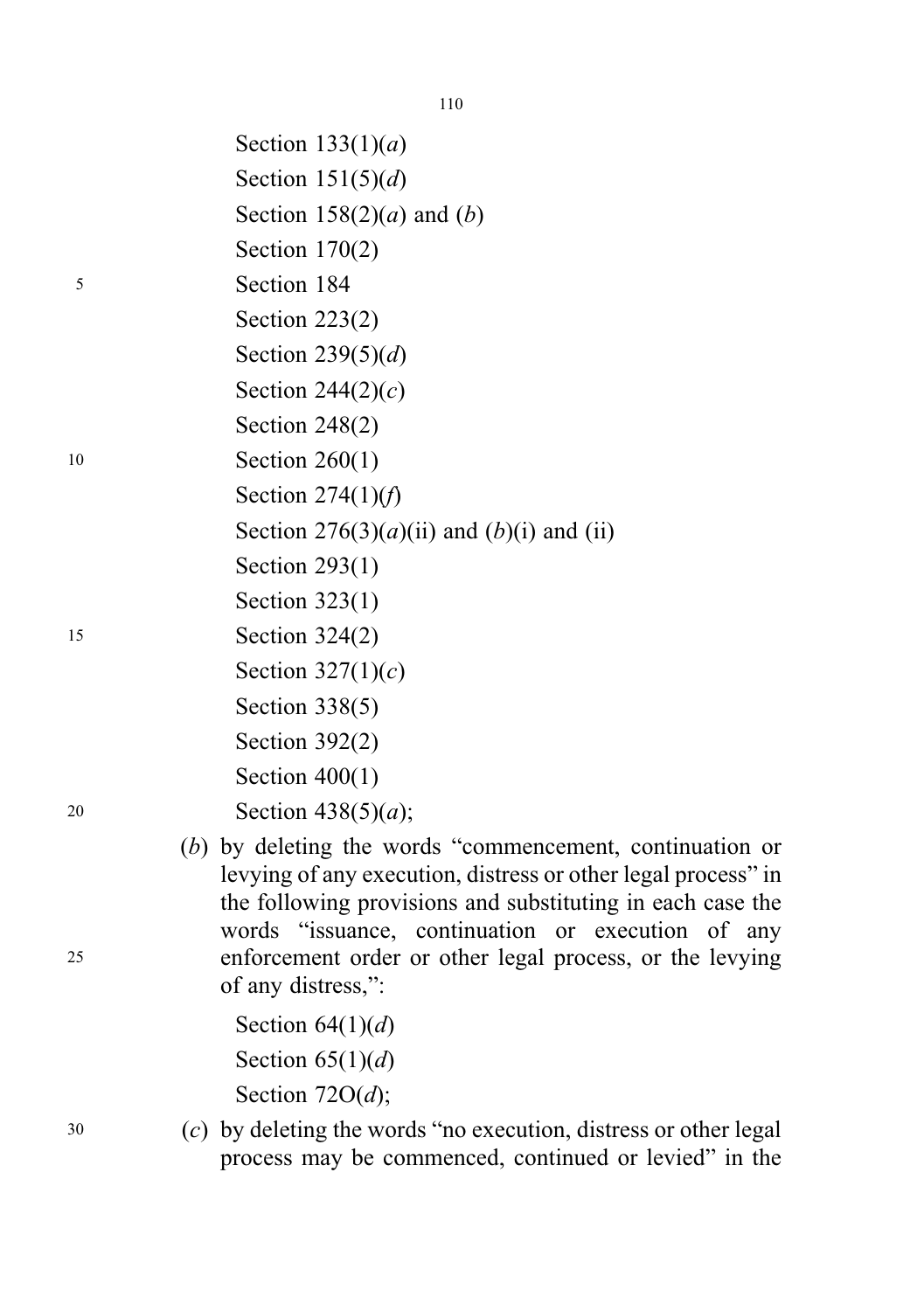Section 133(1)(*a*)

Section 151(5)(*d*)

Section 158(2)(*a*) and (*b*)

Section 170(2)

Section 184

Section 223(2)

Section 239(5)(*d*)

Section 244(2)(*c*)

Section 248(2)

Section 260(1)

Section 274(1)(*f*)

Section 276(3)(*a*)(ii) and (*b*)(i) and (ii)

Section 293(1)

Section 323(1)

Section 324(2)

Section 327(1)(*c*)

Section 338(5)

Section 392(2)

Section 400(1)

Section 438(5)(*a*);

(*b*) by deleting the words "commencement, continuation or levying of any execution, distress or other legal process" in the following provisions and substituting in each case the words "issuance, continuation or execution of any enforcement order or other legal process, or the levying of any distress,":

Section 64(1)(*d*)

Section 65(1)(*d*)

Section 72O(*d*);

(*c*) by deleting the words "no execution, distress or other legal process may be commenced, continued or levied" in the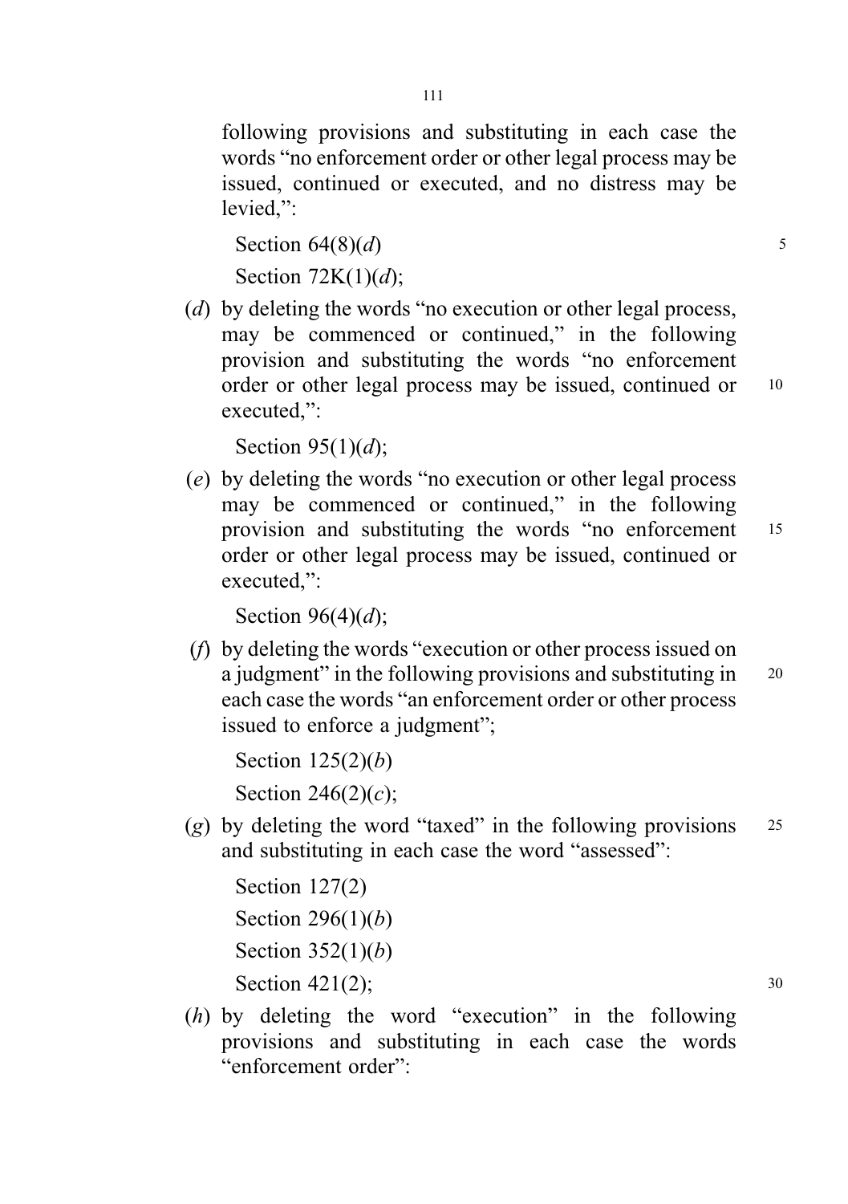following provisions and substituting in each case the words "no enforcement order or other legal process may be issued, continued or executed, and no distress may be levied,":

Section 64(8)(*d*)

Section 72K(1)(*d*);

(*d*) by deleting the words "no execution or other legal process, may be commenced or continued," in the following provision and substituting the words "no enforcement order or other legal process may be issued, continued or executed,":

Section 95(1)(*d*);

(*e*) by deleting the words "no execution or other legal process may be commenced or continued," in the following provision and substituting the words "no enforcement order or other legal process may be issued, continued or executed,":

Section 96(4)(*d*);

(*f*) by deleting the words "execution or other process issued on a judgment" in the following provisions and substituting in each case the words "an enforcement order or other process issued to enforce a judgment";

Section 125(2)(*b*)

Section 246(2)(*c*);

(*g*) by deleting the word "taxed" in the following provisions and substituting in each case the word "assessed":

Section 127(2)

Section 296(1)(*b*)

Section 352(1)(*b*)

Section 421(2);

(*h*) by deleting the word "execution" in the following provisions and substituting in each case the words "enforcement order":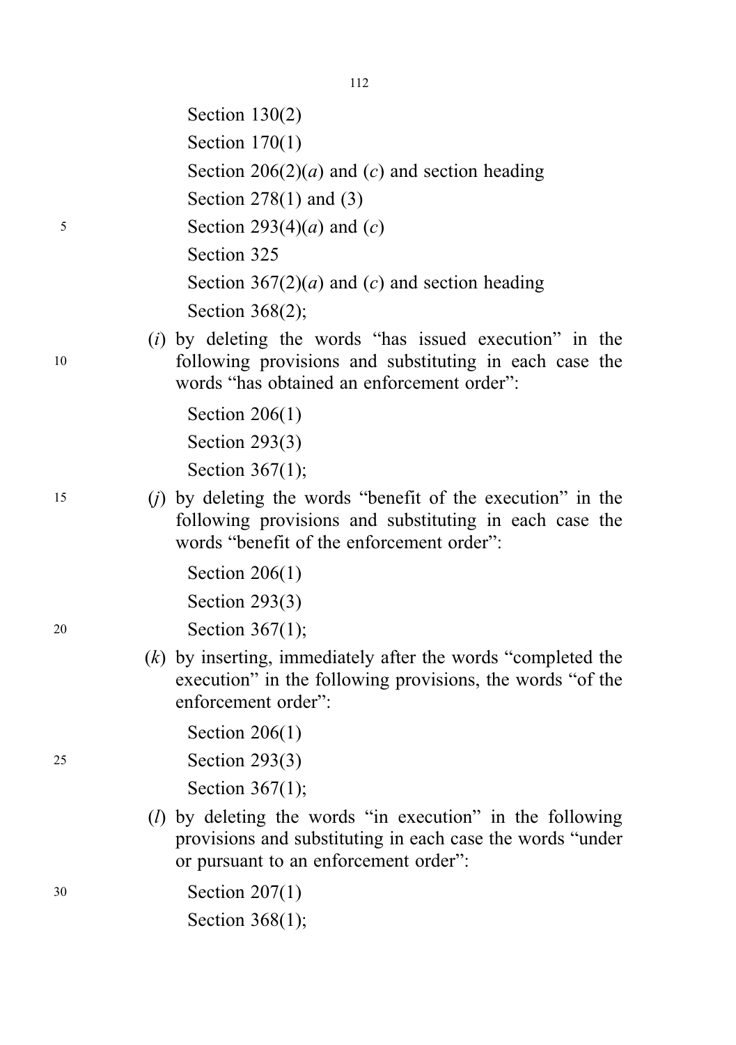Section 130(2)

Section 170(1)

Section 206(2)(*a*) and (*c*) and section heading

Section 278(1) and (3)

Section 293(4)(*a*) and (*c*)

Section 325

Section 367(2)(*a*) and (*c*) and section heading

Section 368(2);

(*i*) by deleting the words "has issued execution" in the following provisions and substituting in each case the words "has obtained an enforcement order":

Section 206(1)

Section 293(3)

Section 367(1);

(*j*) by deleting the words "benefit of the execution" in the following provisions and substituting in each case the words "benefit of the enforcement order":

Section 206(1)

Section 293(3)

Section 367(1);

(*k*) by inserting, immediately after the words "completed the execution" in the following provisions, the words "of the enforcement order":

Section 206(1)

Section 293(3)

Section 367(1);

(*l*) by deleting the words "in execution" in the following provisions and substituting in each case the words "under or pursuant to an enforcement order":

Section 207(1)

Section 368(1);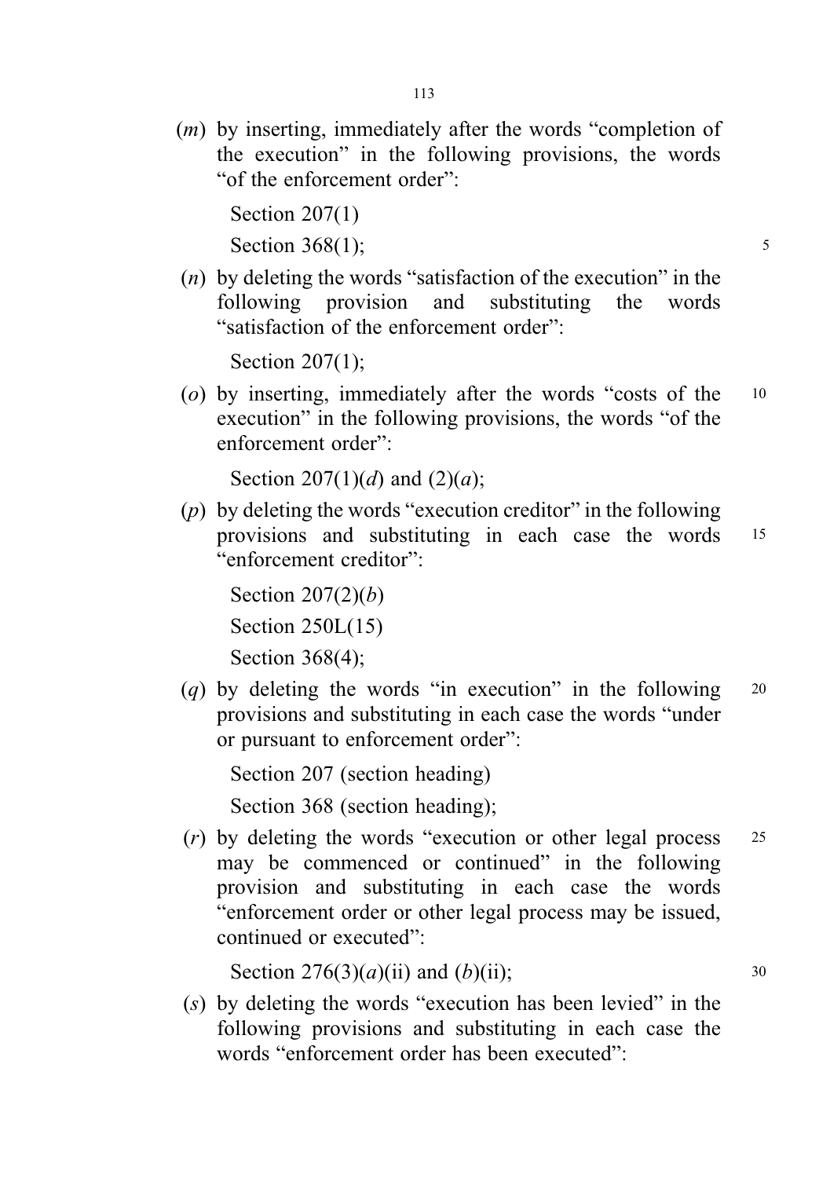(*m*) by inserting, immediately after the words "completion of the execution" in the following provisions, the words "of the enforcement order":

Section 207(1)

Section 368(1);

(*n*) by deleting the words "satisfaction of the execution" in the following provision and substituting the words "satisfaction of the enforcement order":

Section 207(1);

(*o*) by inserting, immediately after the words "costs of the execution" in the following provisions, the words "of the enforcement order":

Section 207(1)(*d*) and (2)(*a*);

(*p*) by deleting the words "execution creditor" in the following provisions and substituting in each case the words "enforcement creditor":

Section 207(2)(*b*)

Section 250L(15)

Section 368(4);

(*q*) by deleting the words "in execution" in the following provisions and substituting in each case the words "under or pursuant to enforcement order":

Section 207 (section heading)

Section 368 (section heading);

(*r*) by deleting the words "execution or other legal process may be commenced or continued" in the following provision and substituting in each case the words "enforcement order or other legal process may be issued, continued or executed":

Section 276(3)(*a*)(ii) and (*b*)(ii);

(*s*) by deleting the words "execution has been levied" in the following provisions and substituting in each case the words "enforcement order has been executed":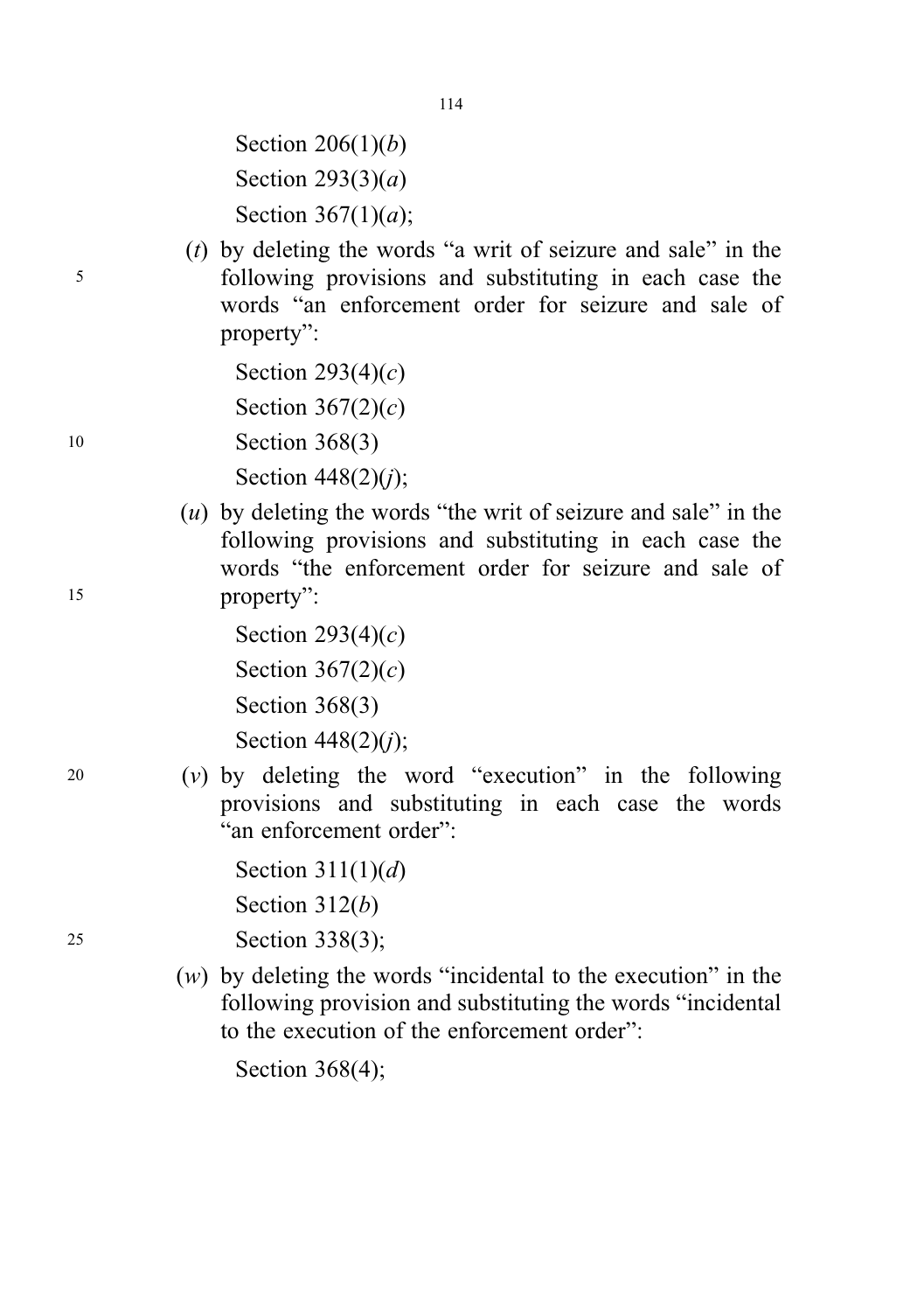Section 206(1)(*b*)

Section 293(3)(*a*)

Section 367(1)(*a*);

(*t*) by deleting the words "a writ of seizure and sale" in the following provisions and substituting in each case the words "an enforcement order for seizure and sale of property":

Section 293(4)(*c*)

Section 367(2)(*c*)

Section 368(3)

Section 448(2)(*j*);

(*u*) by deleting the words "the writ of seizure and sale" in the following provisions and substituting in each case the words "the enforcement order for seizure and sale of property":

Section 293(4)(*c*)

Section 367(2)(*c*)

Section 368(3)

Section 448(2)(*j*);

(*v*) by deleting the word "execution" in the following provisions and substituting in each case the words "an enforcement order":

Section 311(1)(*d*)

Section 312(*b*)

Section 338(3);

(*w*) by deleting the words "incidental to the execution" in the following provision and substituting the words "incidental to the execution of the enforcement order":

Section 368(4);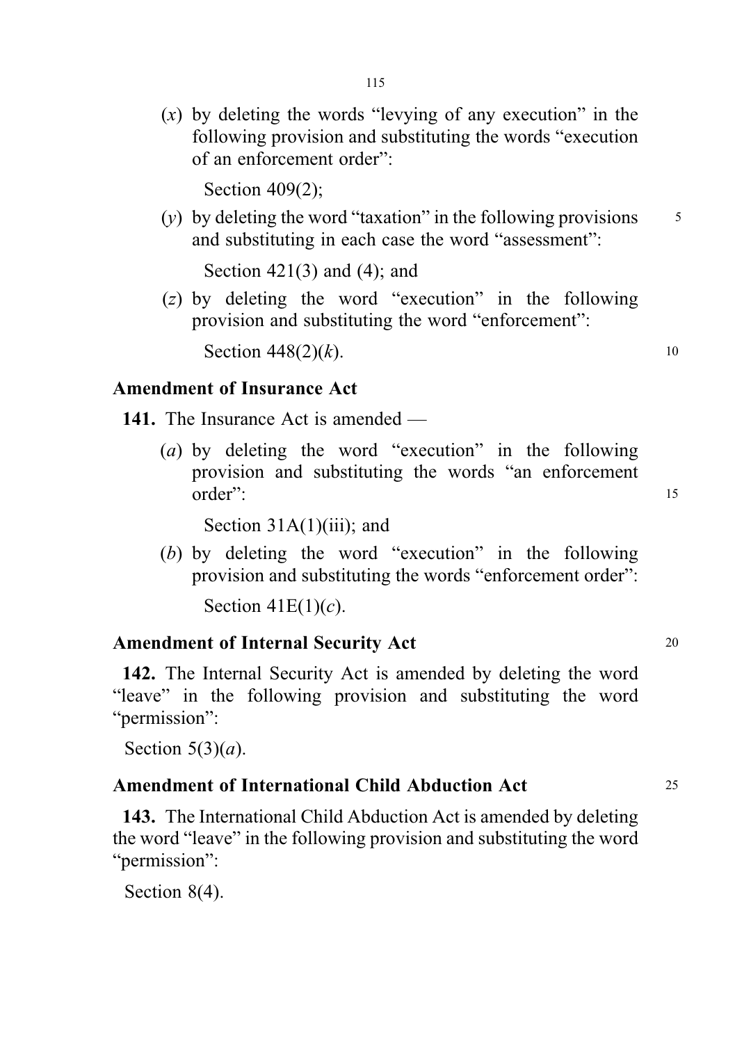(*x*) by deleting the words "levying of any execution" in the following provision and substituting the words "execution of an enforcement order":

Section 409(2);

(*y*) by deleting the word "taxation" in the following provisions and substituting in each case the word "assessment":

Section 421(3) and (4); and

(*z*) by deleting the word "execution" in the following provision and substituting the word "enforcement":

Section 448(2)(*k*).

### Amendment of Insurance Act

**141.** The Insurance Act is amended —

(*a*) by deleting the word "execution" in the following provision and substituting the words "an enforcement order":

Section 31A(1)(iii); and

(*b*) by deleting the word "execution" in the following provision and substituting the words "enforcement order":

Section 41E(1)(*c*).

### Amendment of Internal Security Act

**142.** The Internal Security Act is amended by deleting the word "leave" in the following provision and substituting the word "permission":

Section 5(3)(*a*).

### Amendment of International Child Abduction Act

**143.** The International Child Abduction Act is amended by deleting the word "leave" in the following provision and substituting the word "permission":

Section 8(4).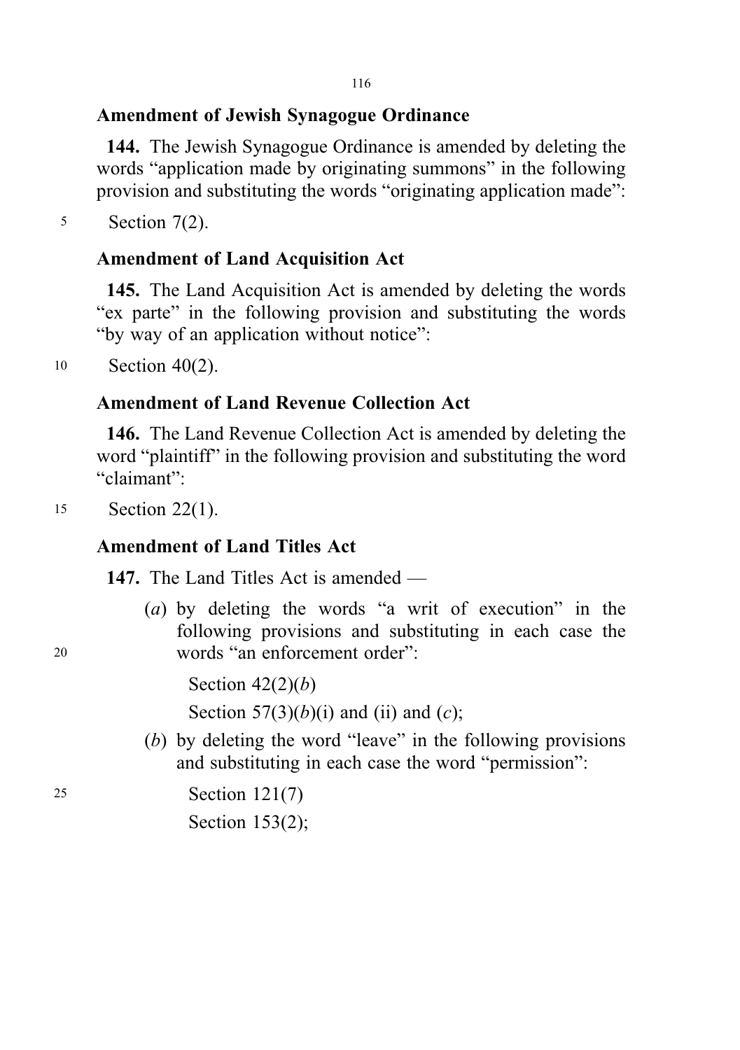### Amendment of Jewish Synagogue Ordinance

**144.** The Jewish Synagogue Ordinance is amended by deleting the words "application made by originating summons" in the following provision and substituting the words "originating application made":

Section 7(2).

### Amendment of Land Acquisition Act

**145.** The Land Acquisition Act is amended by deleting the words "ex parte" in the following provision and substituting the words "by way of an application without notice":

Section 40(2).

### Amendment of Land Revenue Collection Act

**146.** The Land Revenue Collection Act is amended by deleting the word "plaintiff" in the following provision and substituting the word "claimant":

Section 22(1).

### Amendment of Land Titles Act

**147.** The Land Titles Act is amended —

(*a*) by deleting the words "a writ of execution" in the following provisions and substituting in each case the words "an enforcement order":

Section 42(2)(*b*)

Section 57(3)(*b*)(i) and (ii) and (*c*);

(*b*) by deleting the word "leave" in the following provisions and substituting in each case the word "permission":

Section 121(7)

Section 153(2);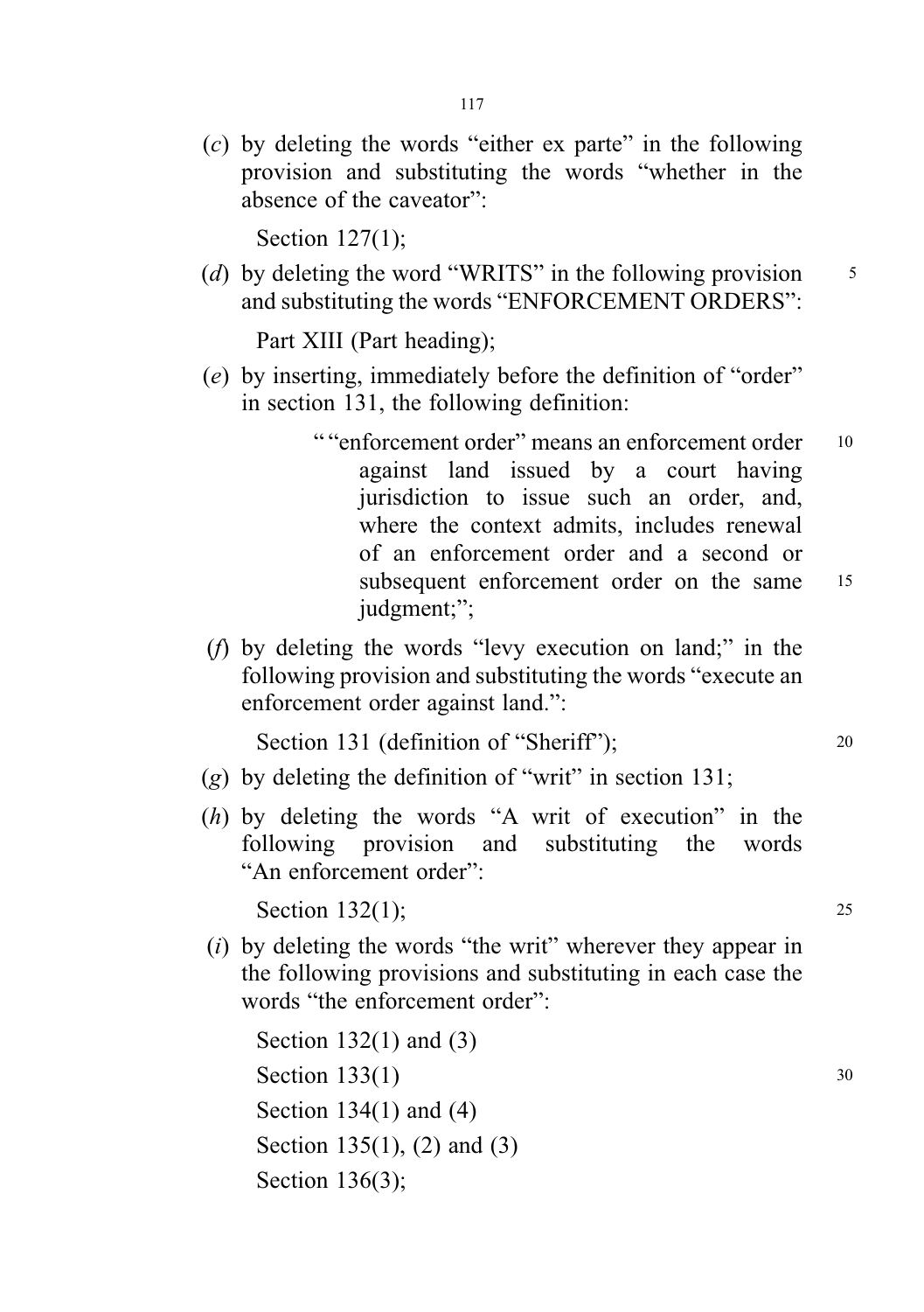(*c*) by deleting the words "either ex parte" in the following provision and substituting the words "whether in the absence of the caveator":

Section 127(1);

(*d*) by deleting the word "WRITS" in the following provision and substituting the words "ENFORCEMENT ORDERS":

Part XIII (Part heading);

(*e*) by inserting, immediately before the definition of "order" in section 131, the following definition:

> ""enforcement order" means an enforcement order against land issued by a court having jurisdiction to issue such an order, and, where the context admits, includes renewal of an enforcement order and a second or subsequent enforcement order on the same judgment;";

(*f*) by deleting the words "levy execution on land;" in the following provision and substituting the words "execute an enforcement order against land.":

Section 131 (definition of "Sheriff");

(*g*) by deleting the definition of "writ" in section 131;

(*h*) by deleting the words "A writ of execution" in the following provision and substituting the words "An enforcement order":

Section 132(1);

(*i*) by deleting the words "the writ" wherever they appear in the following provisions and substituting in each case the words "the enforcement order":

Section 132(1) and (3)
Section 133(1)
Section 134(1) and (4)
Section 135(1), (2) and (3)
Section 136(3);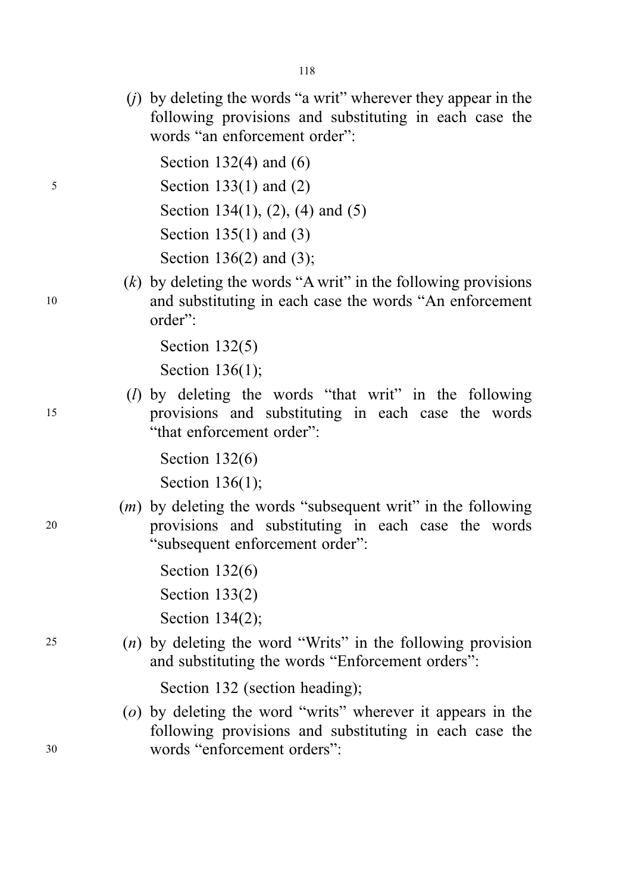(*j*) by deleting the words "a writ" wherever they appear in the following provisions and substituting in each case the words "an enforcement order":

Section 132(4) and (6)

Section 133(1) and (2)

Section 134(1), (2), (4) and (5)

Section 135(1) and (3)

Section 136(2) and (3);

(*k*) by deleting the words "A writ" in the following provisions and substituting in each case the words "An enforcement order":

Section 132(5)

Section 136(1);

(*l*) by deleting the words "that writ" in the following provisions and substituting in each case the words "that enforcement order":

Section 132(6)

Section 136(1);

(*m*) by deleting the words "subsequent writ" in the following provisions and substituting in each case the words "subsequent enforcement order":

Section 132(6)

Section 133(2)

Section 134(2);

(*n*) by deleting the word "Writs" in the following provision and substituting the words "Enforcement orders":

Section 132 (section heading);

(*o*) by deleting the word "writs" wherever it appears in the following provisions and substituting in each case the words "enforcement orders":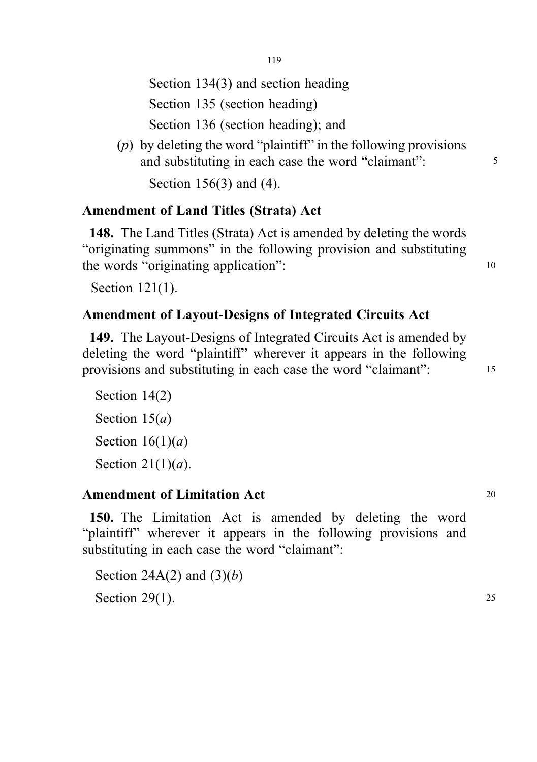Section 134(3) and section heading

Section 135 (section heading)

Section 136 (section heading); and

(*p*) by deleting the word "plaintiff" in the following provisions and substituting in each case the word "claimant":

Section 156(3) and (4).

**Amendment of Land Titles (Strata) Act**

**148.** The Land Titles (Strata) Act is amended by deleting the words "originating summons" in the following provision and substituting the words "originating application":

Section 121(1).

**Amendment of Layout-Designs of Integrated Circuits Act**

**149.** The Layout-Designs of Integrated Circuits Act is amended by deleting the word "plaintiff" wherever it appears in the following provisions and substituting in each case the word "claimant":

Section 14(2)

Section 15(*a*)

Section 16(1)(*a*)

Section 21(1)(*a*).

**Amendment of Limitation Act**

**150.** The Limitation Act is amended by deleting the word "plaintiff" wherever it appears in the following provisions and substituting in each case the word "claimant":

Section 24A(2) and (3)(*b*)

Section 29(1).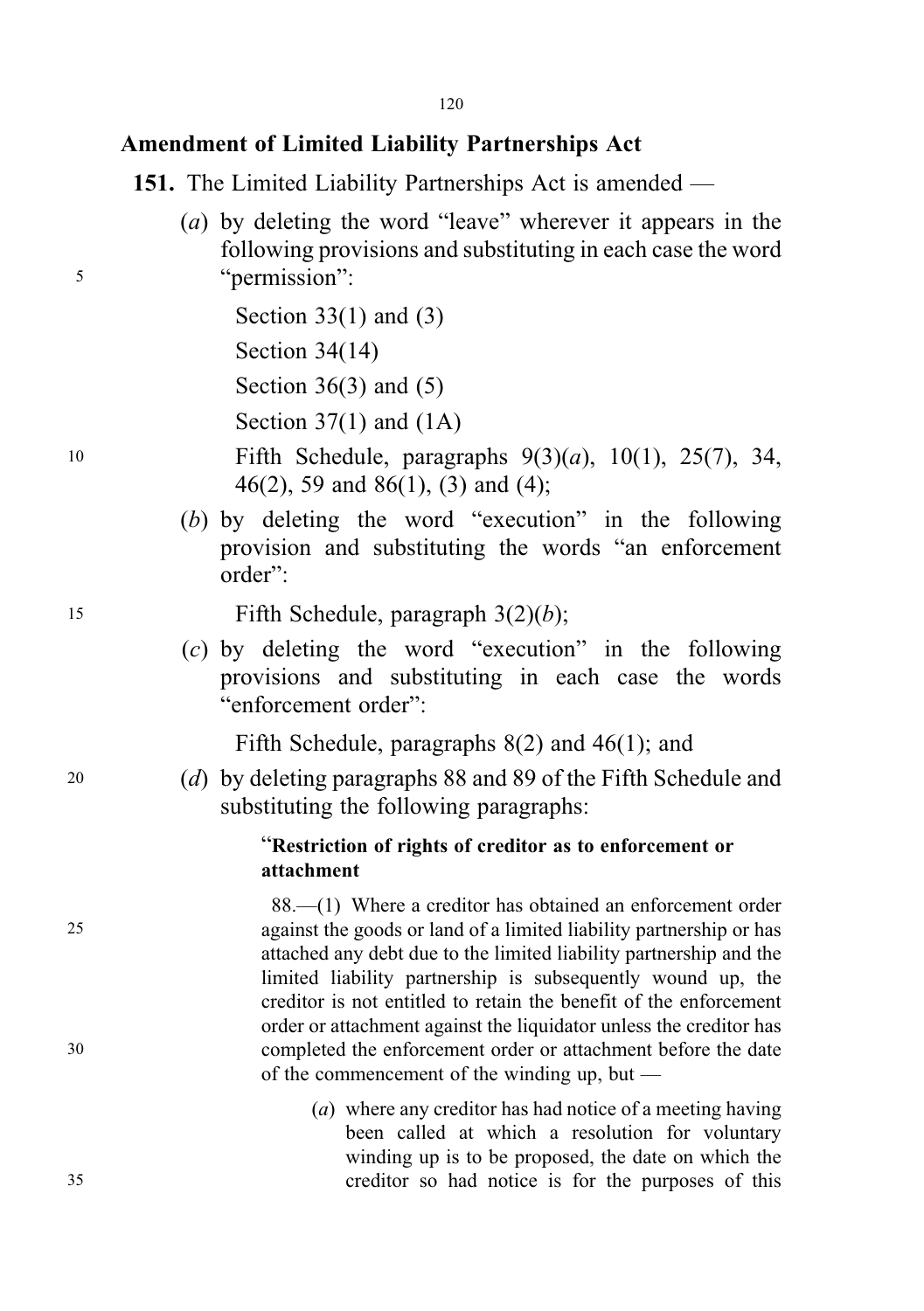## Amendment of Limited Liability Partnerships Act

**151.** The Limited Liability Partnerships Act is amended —

(*a*) by deleting the word "leave" wherever it appears in the following provisions and substituting in each case the word "permission":

Section 33(1) and (3)

Section 34(14)

Section 36(3) and (5)

Section 37(1) and (1A)

Fifth Schedule, paragraphs 9(3)(*a*), 10(1), 25(7), 34, 46(2), 59 and 86(1), (3) and (4);

(*b*) by deleting the word "execution" in the following provision and substituting the words "an enforcement order":

Fifth Schedule, paragraph 3(2)(*b*);

(*c*) by deleting the word "execution" in the following provisions and substituting in each case the words "enforcement order":

Fifth Schedule, paragraphs 8(2) and 46(1); and

(*d*) by deleting paragraphs 88 and 89 of the Fifth Schedule and substituting the following paragraphs:

"**Restriction of rights of creditor as to enforcement or attachment**

88.—(1) Where a creditor has obtained an enforcement order against the goods or land of a limited liability partnership or has attached any debt due to the limited liability partnership and the limited liability partnership is subsequently wound up, the creditor is not entitled to retain the benefit of the enforcement order or attachment against the liquidator unless the creditor has completed the enforcement order or attachment before the date of the commencement of the winding up, but —

(*a*) where any creditor has had notice of a meeting having been called at which a resolution for voluntary winding up is to be proposed, the date on which the creditor so had notice is for the purposes of this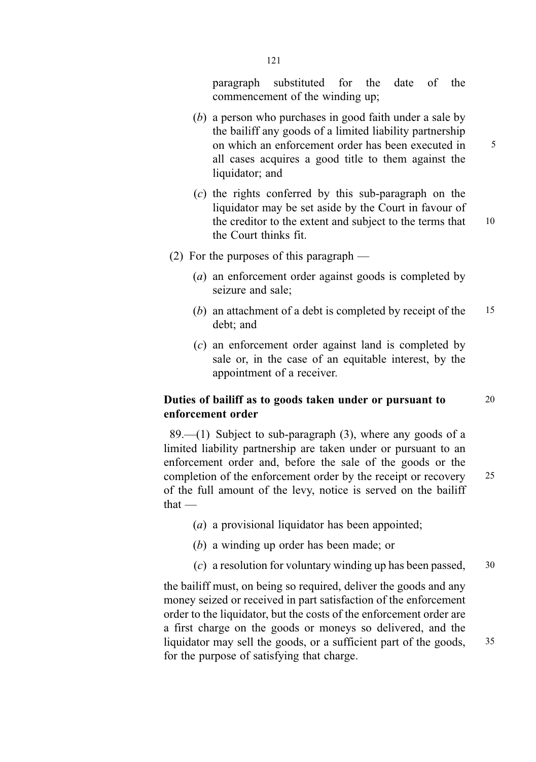paragraph substituted for the date of the commencement of the winding up;

(*b*) a person who purchases in good faith under a sale by the bailiff any goods of a limited liability partnership on which an enforcement order has been executed in all cases acquires a good title to them against the liquidator; and

(*c*) the rights conferred by this sub-paragraph on the liquidator may be set aside by the Court in favour of the creditor to the extent and subject to the terms that the Court thinks fit.

(2) For the purposes of this paragraph —

(*a*) an enforcement order against goods is completed by seizure and sale;

(*b*) an attachment of a debt is completed by receipt of the debt; and

(*c*) an enforcement order against land is completed by sale or, in the case of an equitable interest, by the appointment of a receiver.

**Duties of bailiff as to goods taken under or pursuant to enforcement order**

89.—(1) Subject to sub-paragraph (3), where any goods of a limited liability partnership are taken under or pursuant to an enforcement order and, before the sale of the goods or the completion of the enforcement order by the receipt or recovery of the full amount of the levy, notice is served on the bailiff that —

(*a*) a provisional liquidator has been appointed;

(*b*) a winding up order has been made; or

(*c*) a resolution for voluntary winding up has been passed,

the bailiff must, on being so required, deliver the goods and any money seized or received in part satisfaction of the enforcement order to the liquidator, but the costs of the enforcement order are a first charge on the goods or moneys so delivered, and the liquidator may sell the goods, or a sufficient part of the goods, for the purpose of satisfying that charge.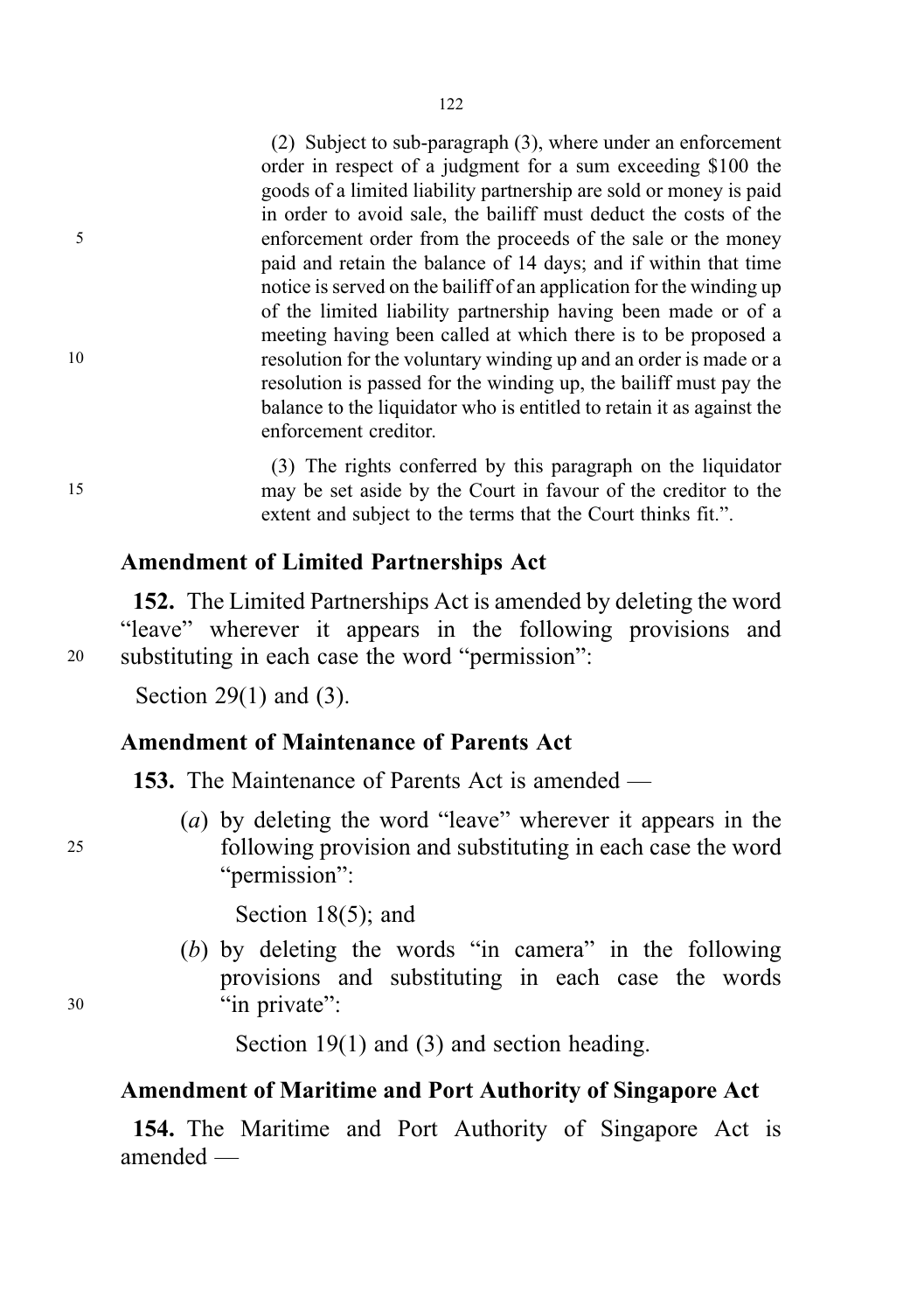(2) Subject to sub-paragraph (3), where under an enforcement order in respect of a judgment for a sum exceeding $100 the goods of a limited liability partnership are sold or money is paid in order to avoid sale, the bailiff must deduct the costs of the enforcement order from the proceeds of the sale or the money paid and retain the balance of 14 days; and if within that time notice is served on the bailiff of an application for the winding up of the limited liability partnership having been made or of a meeting having been called at which there is to be proposed a resolution for the voluntary winding up and an order is made or a resolution is passed for the winding up, the bailiff must pay the balance to the liquidator who is entitled to retain it as against the enforcement creditor.

(3) The rights conferred by this paragraph on the liquidator may be set aside by the Court in favour of the creditor to the extent and subject to the terms that the Court thinks fit.".

## Amendment of Limited Partnerships Act

**152.** The Limited Partnerships Act is amended by deleting the word "leave" wherever it appears in the following provisions and substituting in each case the word "permission":

Section 29(1) and (3).

## Amendment of Maintenance of Parents Act

**153.** The Maintenance of Parents Act is amended —

(*a*) by deleting the word "leave" wherever it appears in the following provision and substituting in each case the word "permission":

Section 18(5); and

(*b*) by deleting the words "in camera" in the following provisions and substituting in each case the words "in private":

Section 19(1) and (3) and section heading.

## Amendment of Maritime and Port Authority of Singapore Act

**154.** The Maritime and Port Authority of Singapore Act is amended —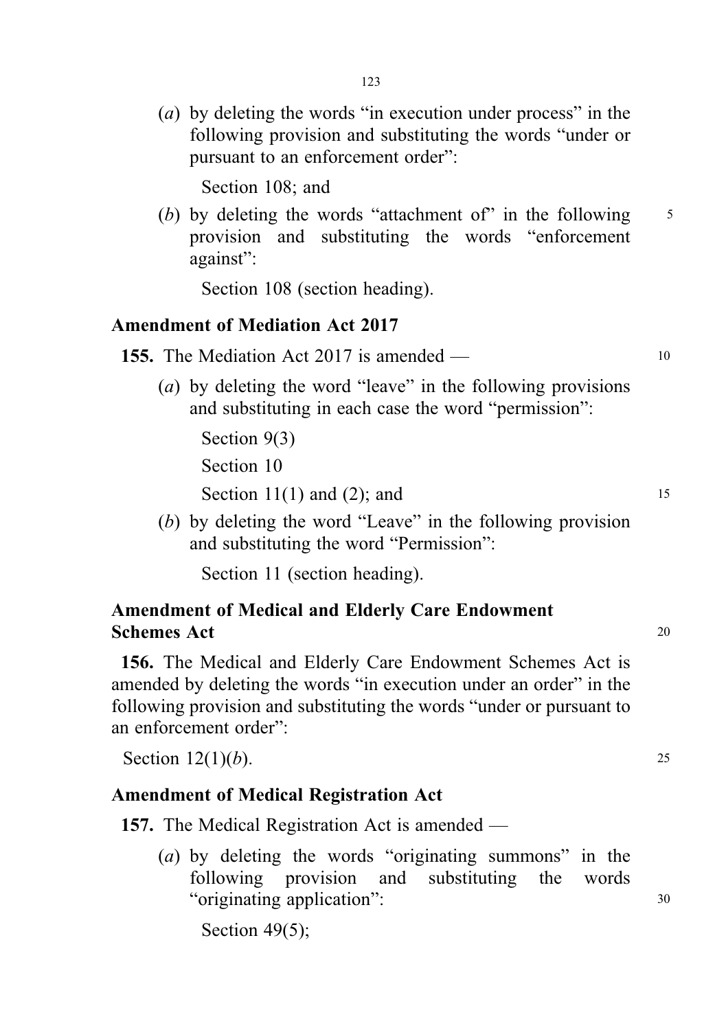(*a*) by deleting the words "in execution under process" in the following provision and substituting the words "under or pursuant to an enforcement order":

Section 108; and

(*b*) by deleting the words "attachment of" in the following provision and substituting the words "enforcement against":

Section 108 (section heading).

**Amendment of Mediation Act 2017**

**155.** The Mediation Act 2017 is amended —

(*a*) by deleting the word "leave" in the following provisions and substituting in each case the word "permission":

Section 9(3)

Section 10

Section 11(1) and (2); and

(*b*) by deleting the word "Leave" in the following provision and substituting the word "Permission":

Section 11 (section heading).

**Amendment of Medical and Elderly Care Endowment Schemes Act**

**156.** The Medical and Elderly Care Endowment Schemes Act is amended by deleting the words "in execution under an order" in the following provision and substituting the words "under or pursuant to an enforcement order":

Section 12(1)(*b*).

**Amendment of Medical Registration Act**

**157.** The Medical Registration Act is amended —

(*a*) by deleting the words "originating summons" in the following provision and substituting the words "originating application":

Section 49(5);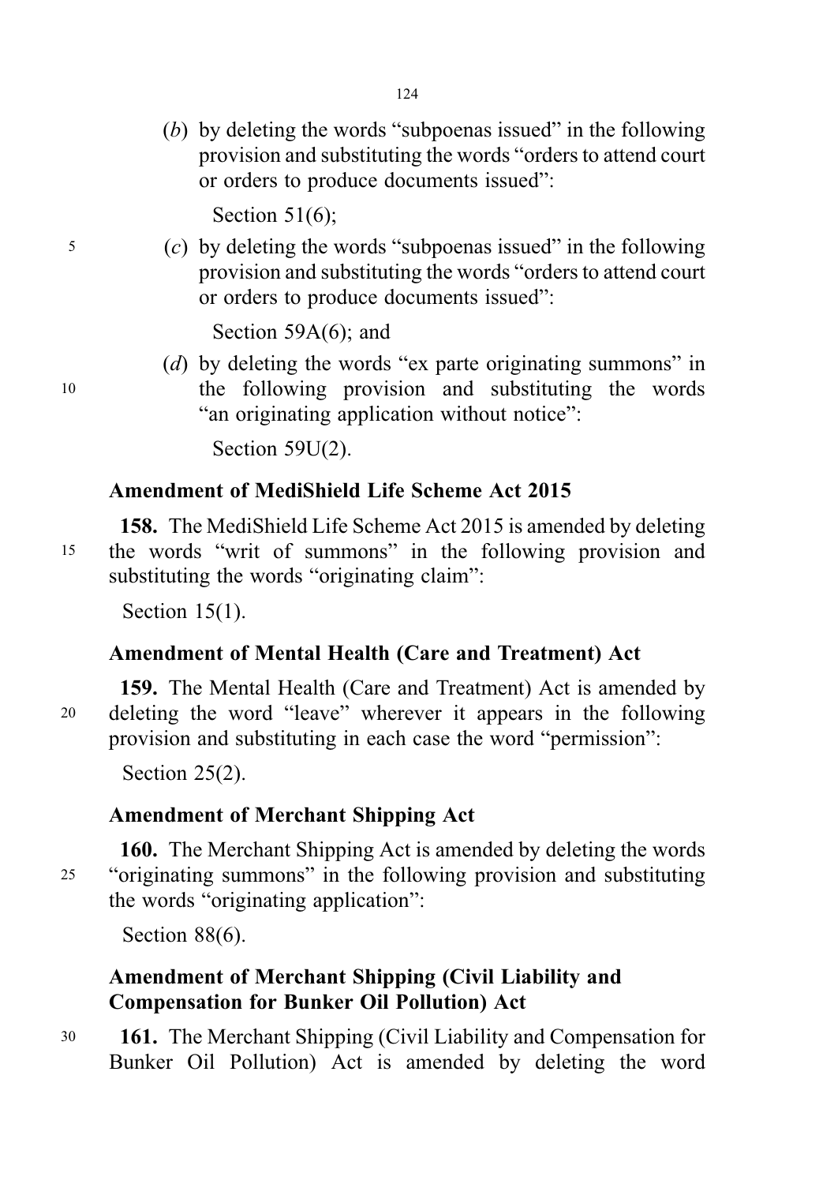(*b*) by deleting the words "subpoenas issued" in the following provision and substituting the words "orders to attend court or orders to produce documents issued":

Section 51(6);

(*c*) by deleting the words "subpoenas issued" in the following provision and substituting the words "orders to attend court or orders to produce documents issued":

Section 59A(6); and

(*d*) by deleting the words "ex parte originating summons" in the following provision and substituting the words "an originating application without notice":

Section 59U(2).

### Amendment of MediShield Life Scheme Act 2015

**158.** The MediShield Life Scheme Act 2015 is amended by deleting the words "writ of summons" in the following provision and substituting the words "originating claim":

Section 15(1).

### Amendment of Mental Health (Care and Treatment) Act

**159.** The Mental Health (Care and Treatment) Act is amended by deleting the word "leave" wherever it appears in the following provision and substituting in each case the word "permission":

Section 25(2).

### Amendment of Merchant Shipping Act

**160.** The Merchant Shipping Act is amended by deleting the words "originating summons" in the following provision and substituting the words "originating application":

Section 88(6).

### Amendment of Merchant Shipping (Civil Liability and Compensation for Bunker Oil Pollution) Act

**161.** The Merchant Shipping (Civil Liability and Compensation for Bunker Oil Pollution) Act is amended by deleting the word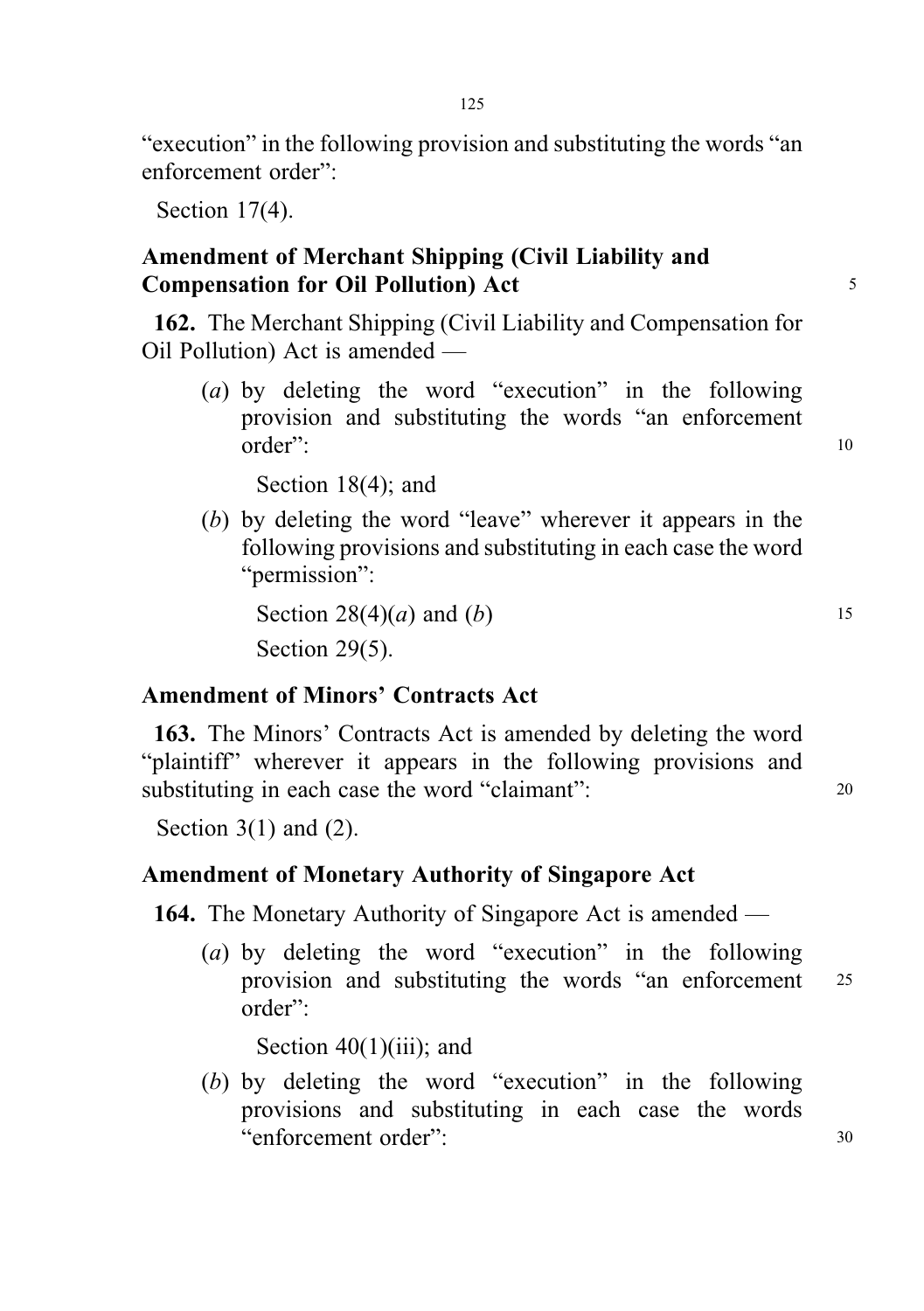"execution" in the following provision and substituting the words "an enforcement order":

Section 17(4).

### Amendment of Merchant Shipping (Civil Liability and Compensation for Oil Pollution) Act

**162.** The Merchant Shipping (Civil Liability and Compensation for Oil Pollution) Act is amended —

(*a*) by deleting the word "execution" in the following provision and substituting the words "an enforcement order":

Section 18(4); and

(*b*) by deleting the word "leave" wherever it appears in the following provisions and substituting in each case the word "permission":

Section 28(4)(*a*) and (*b*)

Section 29(5).

### Amendment of Minors' Contracts Act

**163.** The Minors' Contracts Act is amended by deleting the word "plaintiff" wherever it appears in the following provisions and substituting in each case the word "claimant":

Section 3(1) and (2).

### Amendment of Monetary Authority of Singapore Act

**164.** The Monetary Authority of Singapore Act is amended —

(*a*) by deleting the word "execution" in the following provision and substituting the words "an enforcement order":

Section 40(1)(iii); and

(*b*) by deleting the word "execution" in the following provisions and substituting in each case the words "enforcement order":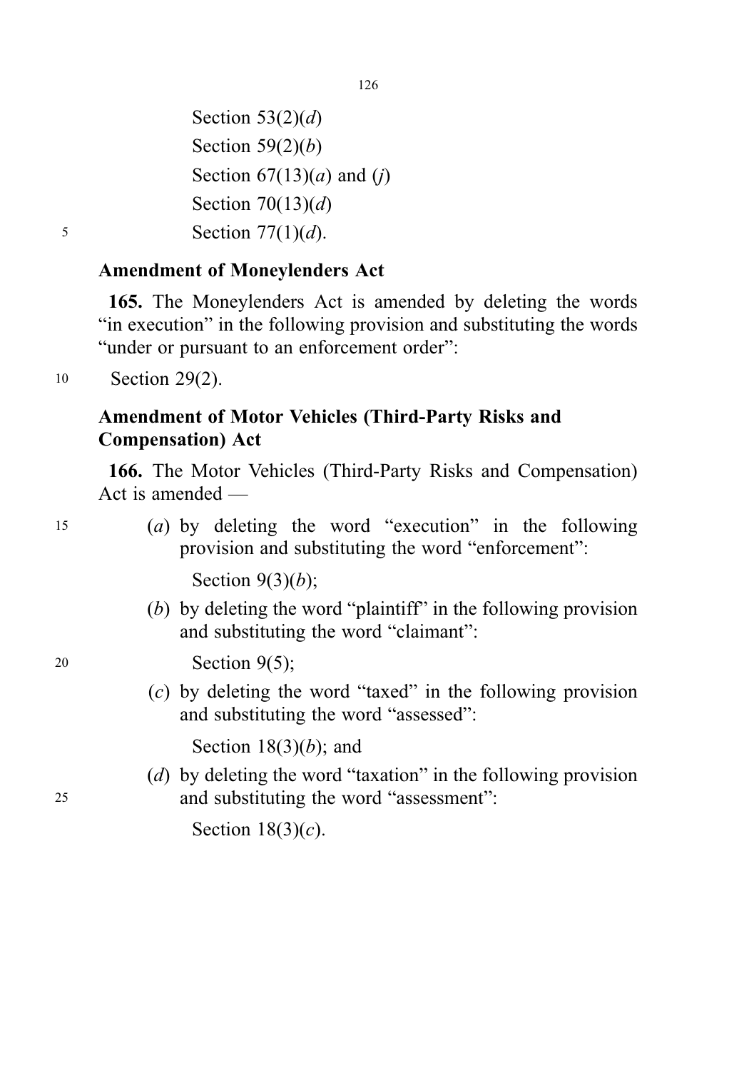Section 53(2)(*d*)
Section 59(2)(*b*)
Section 67(13)(*a*) and (*j*)
Section 70(13)(*d*)
Section 77(1)(*d*).

**Amendment of Moneylenders Act**

**165.** The Moneylenders Act is amended by deleting the words "in execution" in the following provision and substituting the words "under or pursuant to an enforcement order":

Section 29(2).

**Amendment of Motor Vehicles (Third-Party Risks and Compensation) Act**

**166.** The Motor Vehicles (Third-Party Risks and Compensation) Act is amended —

(*a*) by deleting the word "execution" in the following provision and substituting the word "enforcement":

Section 9(3)(*b*);

(*b*) by deleting the word "plaintiff" in the following provision and substituting the word "claimant":

Section 9(5);

(*c*) by deleting the word "taxed" in the following provision and substituting the word "assessed":

Section 18(3)(*b*); and

(*d*) by deleting the word "taxation" in the following provision and substituting the word "assessment":

Section 18(3)(*c*).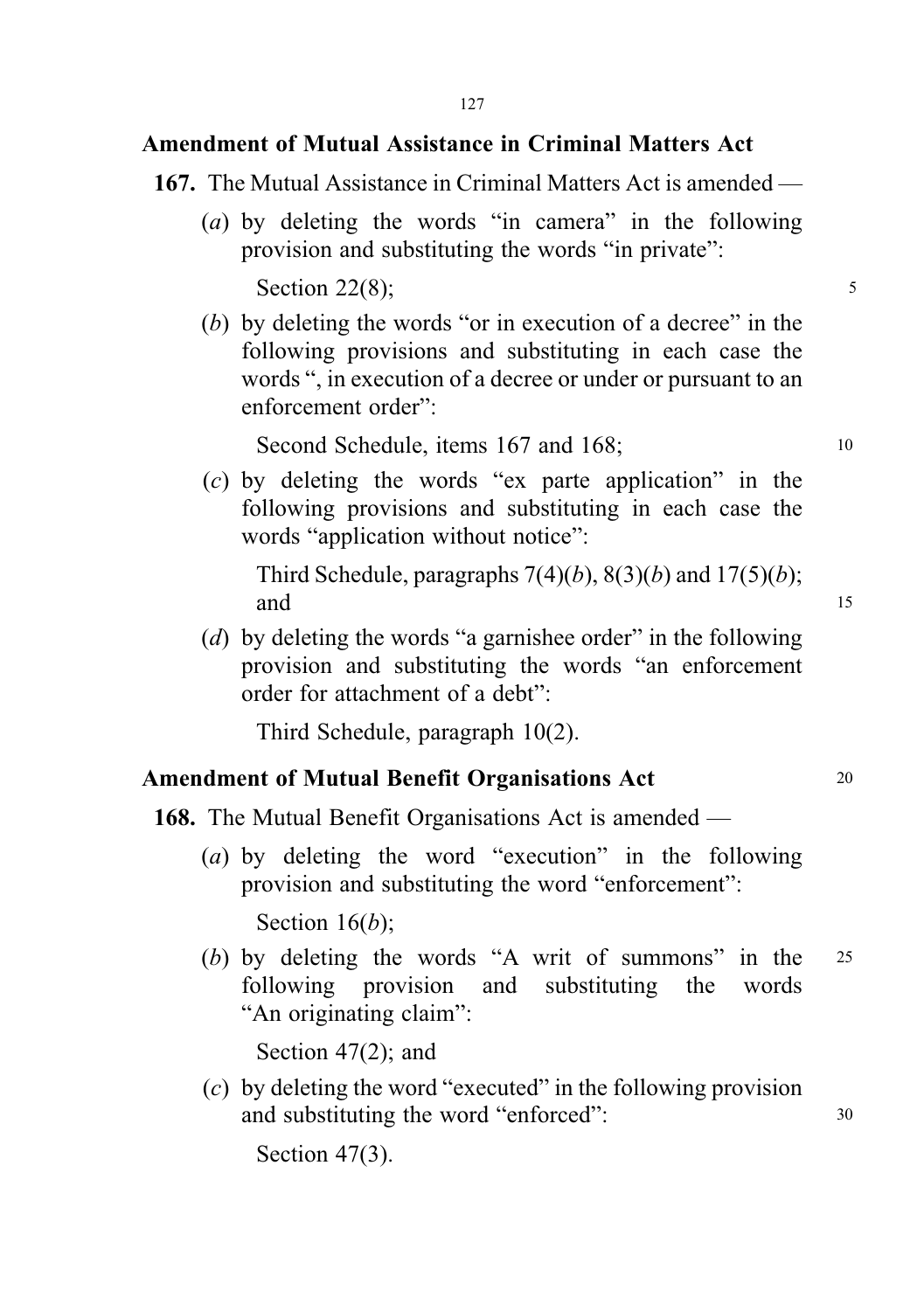## Amendment of Mutual Assistance in Criminal Matters Act

**167.** The Mutual Assistance in Criminal Matters Act is amended —

(*a*) by deleting the words "in camera" in the following provision and substituting the words "in private":

Section 22(8);

(*b*) by deleting the words "or in execution of a decree" in the following provisions and substituting in each case the words ", in execution of a decree or under or pursuant to an enforcement order":

Second Schedule, items 167 and 168;

(*c*) by deleting the words "ex parte application" in the following provisions and substituting in each case the words "application without notice":

Third Schedule, paragraphs 7(4)(*b*), 8(3)(*b*) and 17(5)(*b*); and

(*d*) by deleting the words "a garnishee order" in the following provision and substituting the words "an enforcement order for attachment of a debt":

Third Schedule, paragraph 10(2).

## Amendment of Mutual Benefit Organisations Act

**168.** The Mutual Benefit Organisations Act is amended —

(*a*) by deleting the word "execution" in the following provision and substituting the word "enforcement":

Section 16(*b*);

(*b*) by deleting the words "A writ of summons" in the following provision and substituting the words "An originating claim":

Section 47(2); and

(*c*) by deleting the word "executed" in the following provision and substituting the word "enforced":

Section 47(3).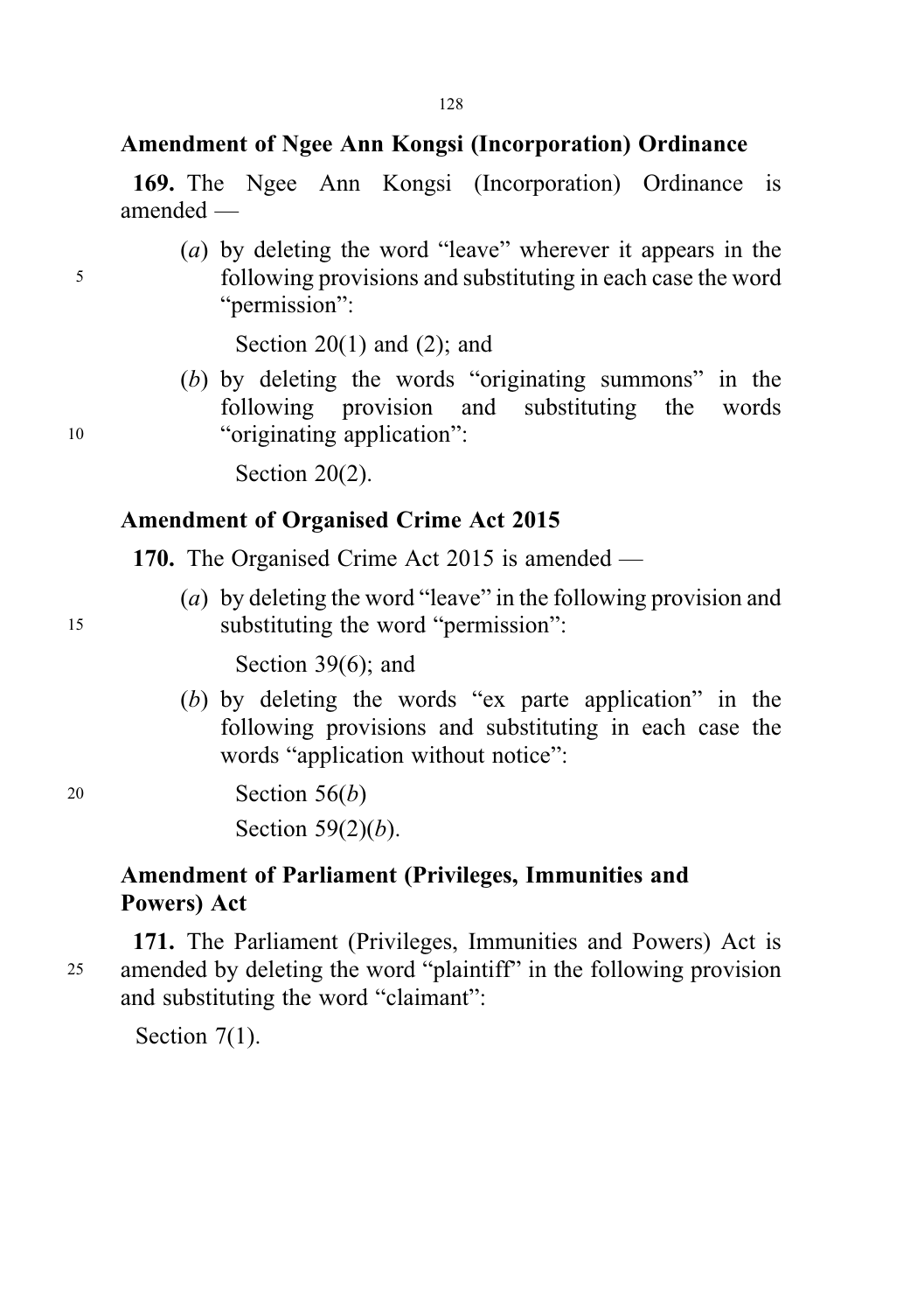**Amendment of Ngee Ann Kongsi (Incorporation) Ordinance**

**169.** The Ngee Ann Kongsi (Incorporation) Ordinance is amended —

(*a*) by deleting the word "leave" wherever it appears in the following provisions and substituting in each case the word "permission":

Section 20(1) and (2); and

(*b*) by deleting the words "originating summons" in the following provision and substituting the words "originating application":

Section 20(2).

**Amendment of Organised Crime Act 2015**

**170.** The Organised Crime Act 2015 is amended —

(*a*) by deleting the word "leave" in the following provision and substituting the word "permission":

Section 39(6); and

(*b*) by deleting the words "ex parte application" in the following provisions and substituting in each case the words "application without notice":

Section 56(*b*)

Section 59(2)(*b*).

**Amendment of Parliament (Privileges, Immunities and Powers) Act**

**171.** The Parliament (Privileges, Immunities and Powers) Act is amended by deleting the word "plaintiff" in the following provision and substituting the word "claimant":

Section 7(1).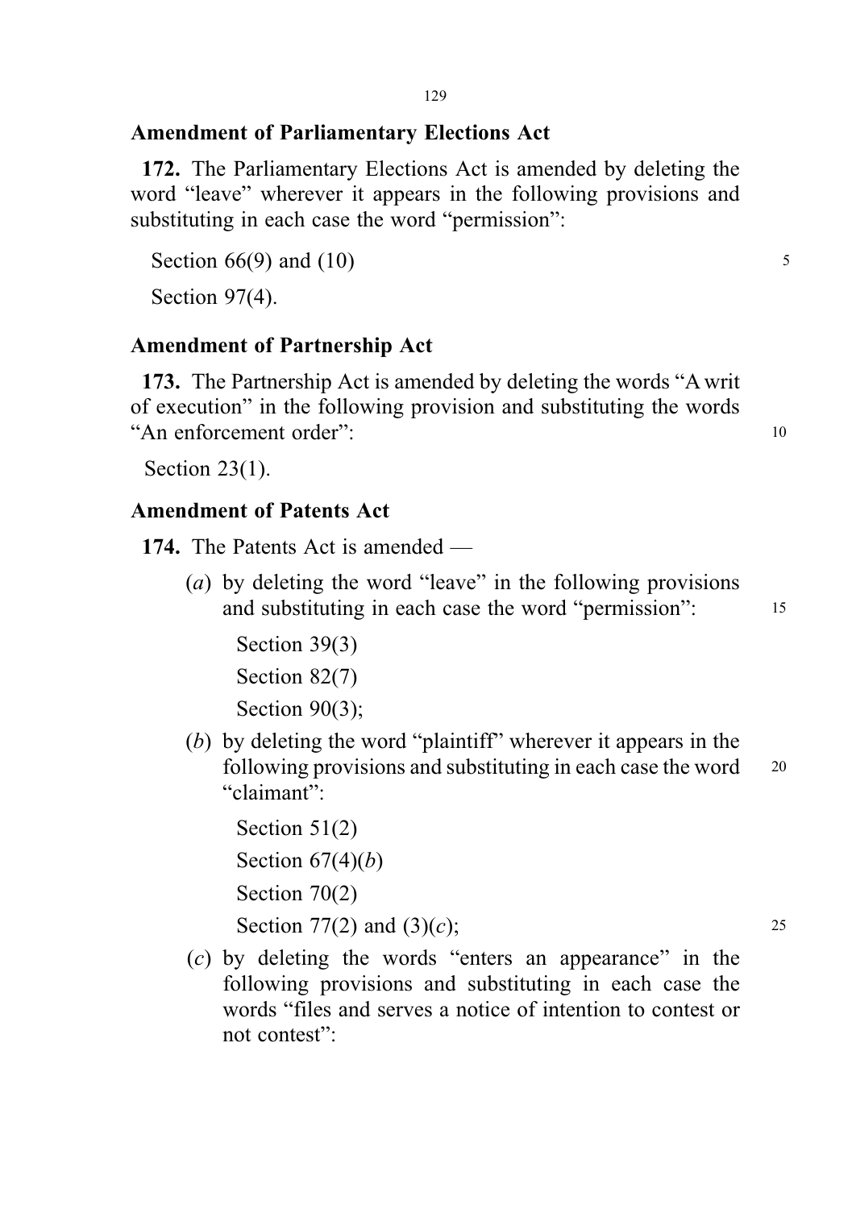### Amendment of Parliamentary Elections Act

**172.** The Parliamentary Elections Act is amended by deleting the word "leave" wherever it appears in the following provisions and substituting in each case the word "permission":

Section 66(9) and (10)

Section 97(4).

### Amendment of Partnership Act

**173.** The Partnership Act is amended by deleting the words "A writ of execution" in the following provision and substituting the words "An enforcement order":

Section 23(1).

### Amendment of Patents Act

**174.** The Patents Act is amended —

(*a*) by deleting the word "leave" in the following provisions and substituting in each case the word "permission":

Section 39(3)

Section 82(7)

Section 90(3);

(*b*) by deleting the word "plaintiff" wherever it appears in the following provisions and substituting in each case the word "claimant":

Section 51(2)

Section 67(4)(*b*)

Section 70(2)

Section 77(2) and (3)(*c*);

(*c*) by deleting the words "enters an appearance" in the following provisions and substituting in each case the words "files and serves a notice of intention to contest or not contest":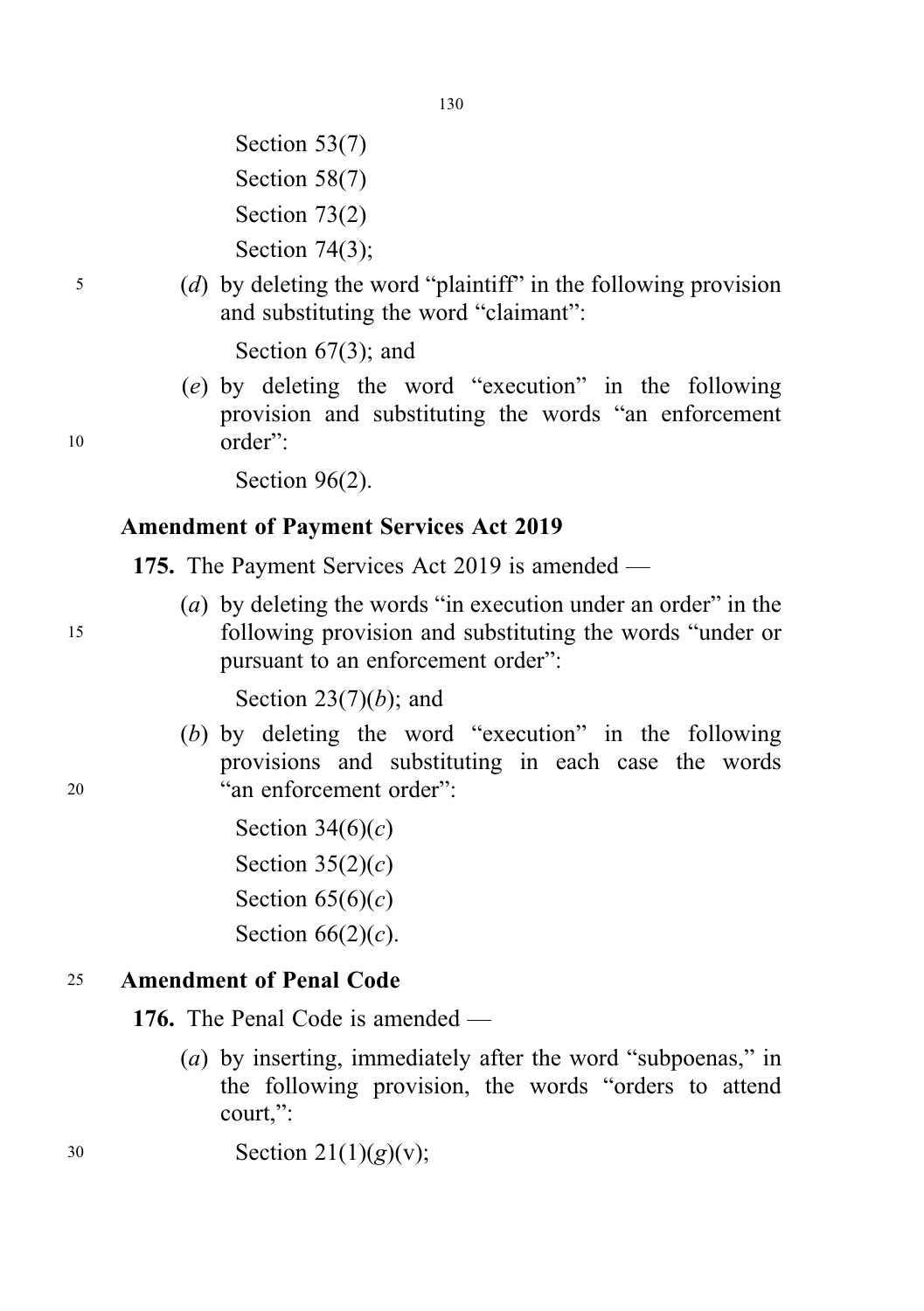Section 53(7)

Section 58(7)

Section 73(2)

Section 74(3);

(*d*) by deleting the word "plaintiff" in the following provision and substituting the word "claimant":

Section 67(3); and

(*e*) by deleting the word "execution" in the following provision and substituting the words "an enforcement order":

Section 96(2).

### Amendment of Payment Services Act 2019

**175.** The Payment Services Act 2019 is amended —

(*a*) by deleting the words "in execution under an order" in the following provision and substituting the words "under or pursuant to an enforcement order":

Section 23(7)(*b*); and

(*b*) by deleting the word "execution" in the following provisions and substituting in each case the words "an enforcement order":

Section 34(6)(*c*)

Section 35(2)(*c*)

Section 65(6)(*c*)

Section 66(2)(*c*).

### Amendment of Penal Code

**176.** The Penal Code is amended —

(*a*) by inserting, immediately after the word "subpoenas," in the following provision, the words "orders to attend court,":

Section 21(1)(*g*)(v);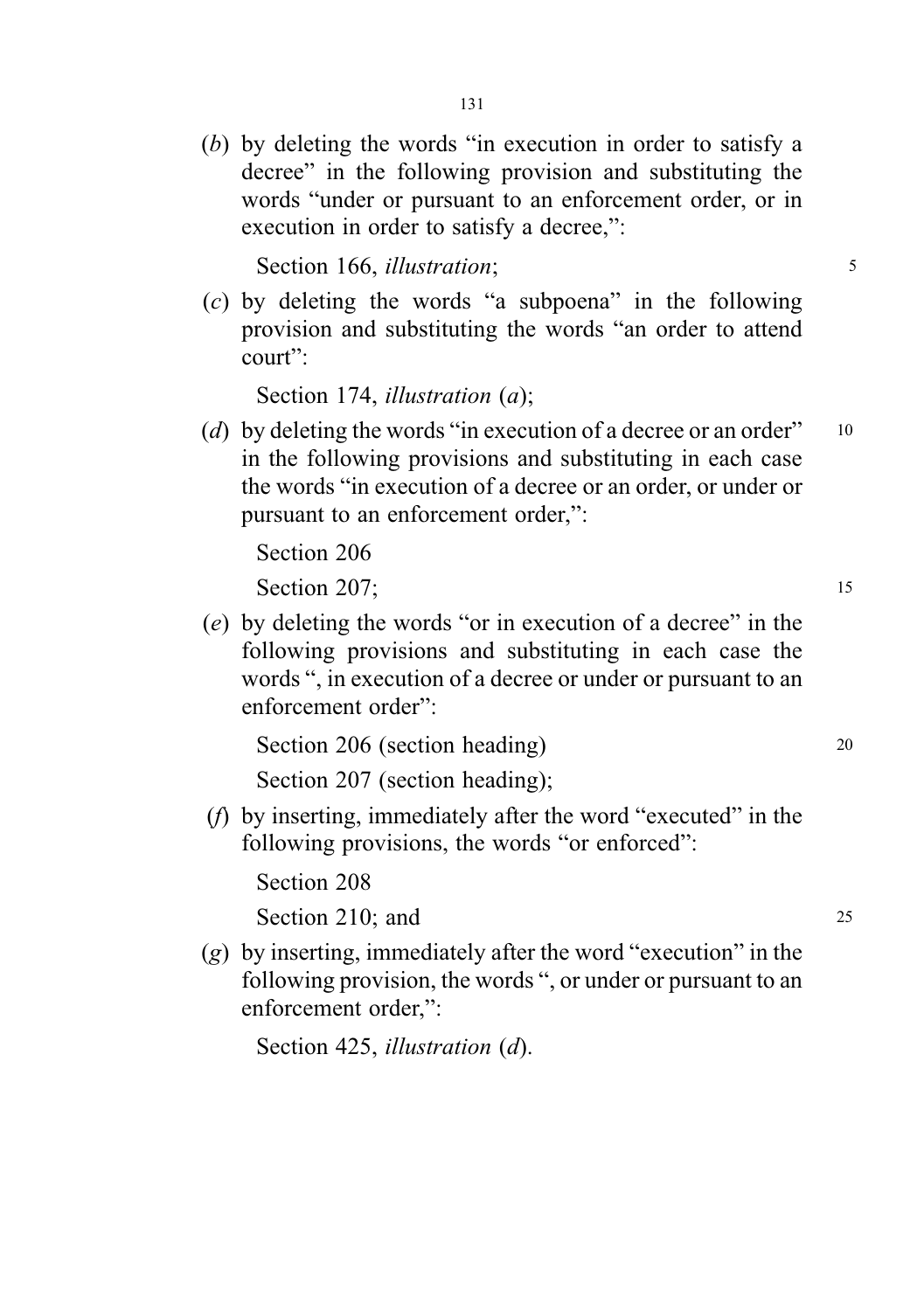(*b*) by deleting the words "in execution in order to satisfy a decree" in the following provision and substituting the words "under or pursuant to an enforcement order, or in execution in order to satisfy a decree,":

Section 166, *illustration*;

(*c*) by deleting the words "a subpoena" in the following provision and substituting the words "an order to attend court":

Section 174, *illustration* (*a*);

(*d*) by deleting the words "in execution of a decree or an order" in the following provisions and substituting in each case the words "in execution of a decree or an order, or under or pursuant to an enforcement order,":

Section 206

Section 207;

(*e*) by deleting the words "or in execution of a decree" in the following provisions and substituting in each case the words ", in execution of a decree or under or pursuant to an enforcement order":

Section 206 (section heading)

Section 207 (section heading);

(*f*) by inserting, immediately after the word "executed" in the following provisions, the words "or enforced":

Section 208

Section 210; and

(*g*) by inserting, immediately after the word "execution" in the following provision, the words ", or under or pursuant to an enforcement order,":

Section 425, *illustration* (*d*).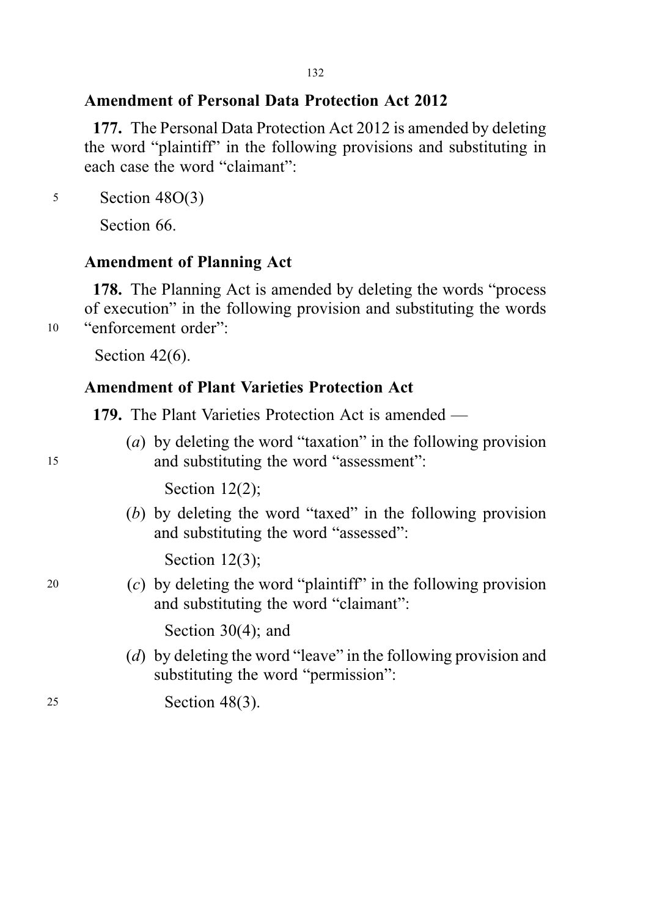### Amendment of Personal Data Protection Act 2012

**177.** The Personal Data Protection Act 2012 is amended by deleting the word "plaintiff" in the following provisions and substituting in each case the word "claimant":

Section 48O(3)

Section 66.

### Amendment of Planning Act

**178.** The Planning Act is amended by deleting the words "process of execution" in the following provision and substituting the words "enforcement order":

Section 42(6).

### Amendment of Plant Varieties Protection Act

**179.** The Plant Varieties Protection Act is amended —

(*a*) by deleting the word "taxation" in the following provision and substituting the word "assessment":

Section 12(2);

(*b*) by deleting the word "taxed" in the following provision and substituting the word "assessed":

Section 12(3);

(*c*) by deleting the word "plaintiff" in the following provision and substituting the word "claimant":

Section 30(4); and

(*d*) by deleting the word "leave" in the following provision and substituting the word "permission":

Section 48(3).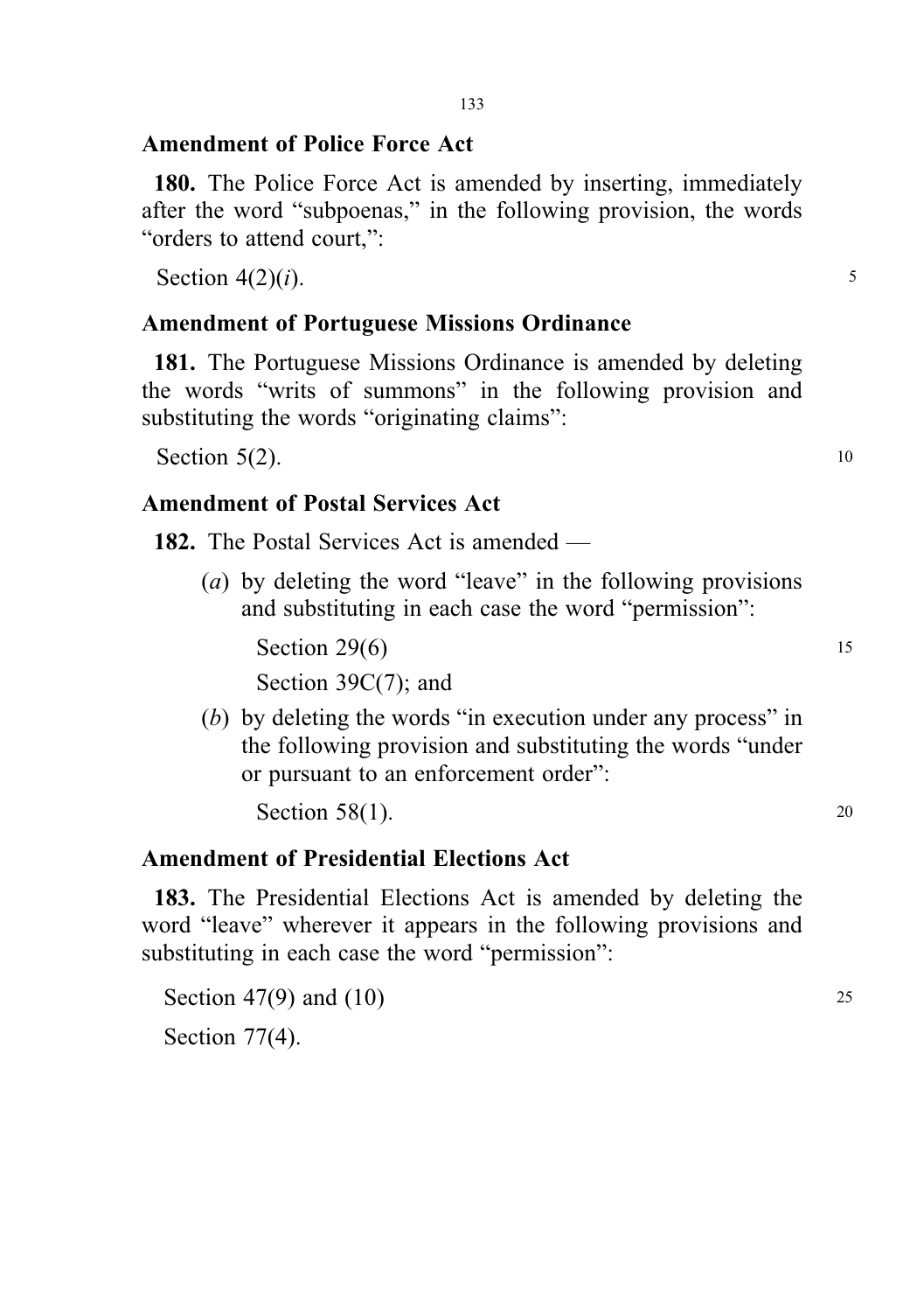### Amendment of Police Force Act

**180.** The Police Force Act is amended by inserting, immediately after the word "subpoenas," in the following provision, the words "orders to attend court,":

Section 4(2)(*i*).

### Amendment of Portuguese Missions Ordinance

**181.** The Portuguese Missions Ordinance is amended by deleting the words "writs of summons" in the following provision and substituting the words "originating claims":

Section 5(2).

### Amendment of Postal Services Act

**182.** The Postal Services Act is amended —

(*a*) by deleting the word "leave" in the following provisions and substituting in each case the word "permission":

Section 29(6)

Section 39C(7); and

(*b*) by deleting the words "in execution under any process" in the following provision and substituting the words "under or pursuant to an enforcement order":

Section 58(1).

### Amendment of Presidential Elections Act

**183.** The Presidential Elections Act is amended by deleting the word "leave" wherever it appears in the following provisions and substituting in each case the word "permission":

Section 47(9) and (10)

Section 77(4).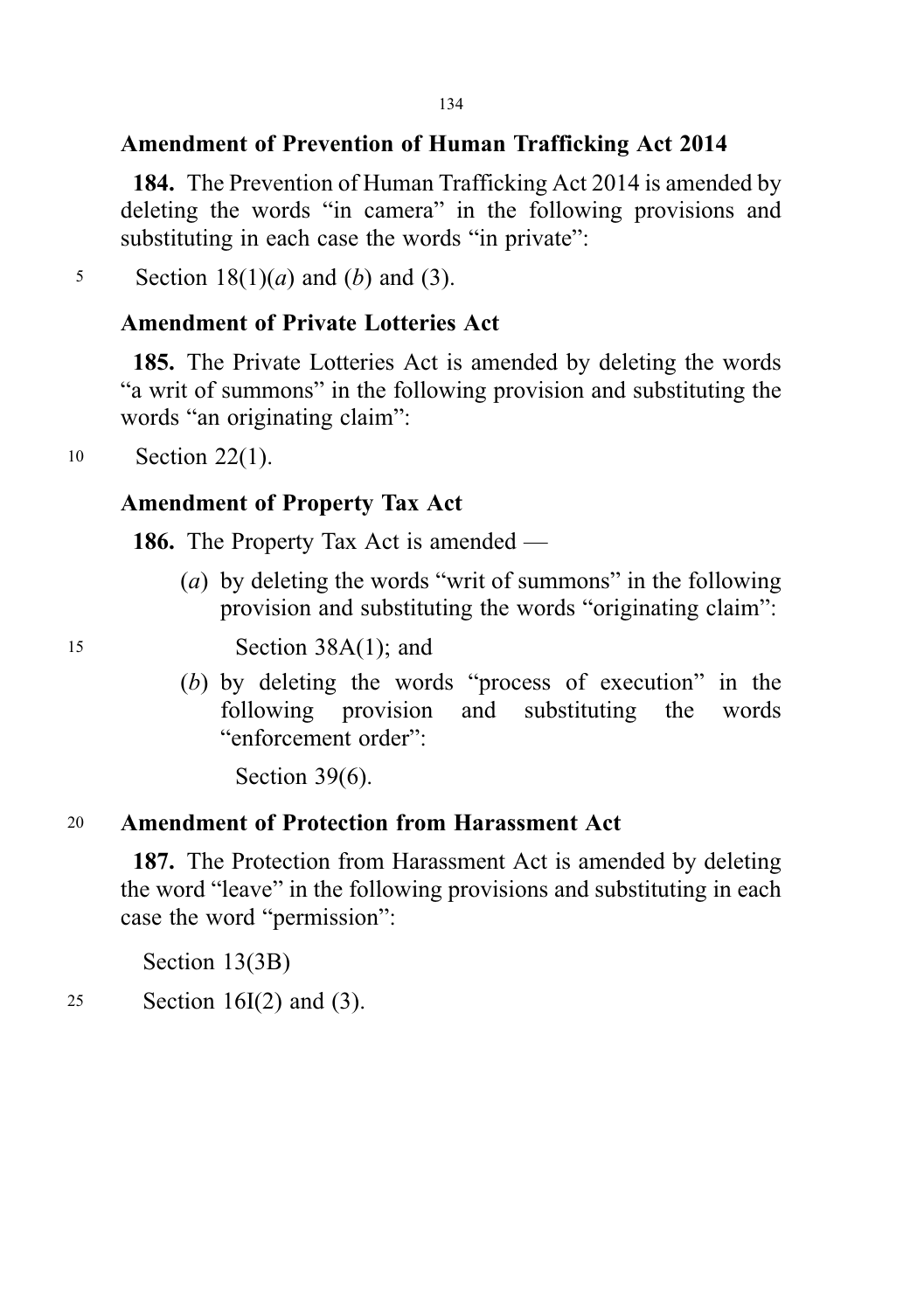**Amendment of Prevention of Human Trafficking Act 2014**

**184.** The Prevention of Human Trafficking Act 2014 is amended by deleting the words "in camera" in the following provisions and substituting in each case the words "in private":

Section 18(1)(*a*) and (*b*) and (3).

**Amendment of Private Lotteries Act**

**185.** The Private Lotteries Act is amended by deleting the words "a writ of summons" in the following provision and substituting the words "an originating claim":

Section 22(1).

**Amendment of Property Tax Act**

**186.** The Property Tax Act is amended —

(*a*) by deleting the words "writ of summons" in the following provision and substituting the words "originating claim":

Section 38A(1); and

(*b*) by deleting the words "process of execution" in the following provision and substituting the words "enforcement order":

Section 39(6).

**Amendment of Protection from Harassment Act**

**187.** The Protection from Harassment Act is amended by deleting the word "leave" in the following provisions and substituting in each case the word "permission":

Section 13(3B)

Section 16I(2) and (3).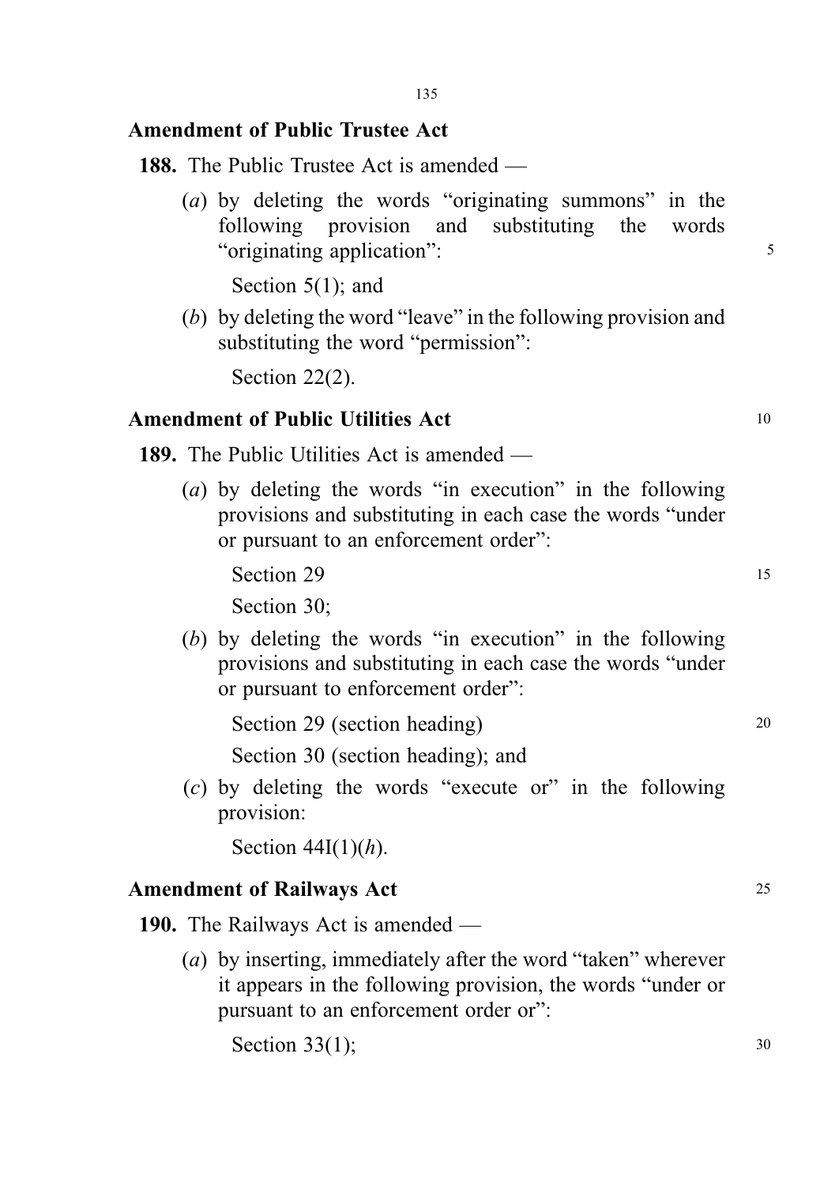## Amendment of Public Trustee Act

**188.** The Public Trustee Act is amended —

(*a*) by deleting the words "originating summons" in the following provision and substituting the words "originating application":

Section 5(1); and

(*b*) by deleting the word "leave" in the following provision and substituting the word "permission":

Section 22(2).

## Amendment of Public Utilities Act

**189.** The Public Utilities Act is amended —

(*a*) by deleting the words "in execution" in the following provisions and substituting in each case the words "under or pursuant to an enforcement order":

Section 29

Section 30;

(*b*) by deleting the words "in execution" in the following provisions and substituting in each case the words "under or pursuant to enforcement order":

Section 29 (section heading)

Section 30 (section heading); and

(*c*) by deleting the words "execute or" in the following provision:

Section 44I(1)(*h*).

## Amendment of Railways Act

**190.** The Railways Act is amended —

(*a*) by inserting, immediately after the word "taken" wherever it appears in the following provision, the words "under or pursuant to an enforcement order or":

Section 33(1);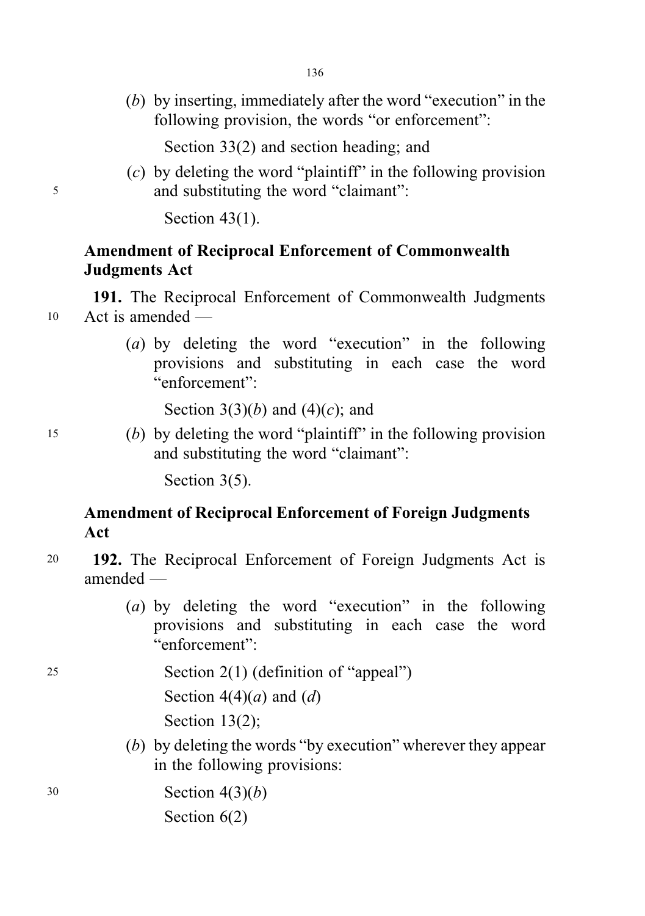(*b*) by inserting, immediately after the word "execution" in the following provision, the words "or enforcement":

Section 33(2) and section heading; and

(*c*) by deleting the word "plaintiff" in the following provision and substituting the word "claimant":

Section 43(1).

**Amendment of Reciprocal Enforcement of Commonwealth Judgments Act**

**191.** The Reciprocal Enforcement of Commonwealth Judgments Act is amended —

(*a*) by deleting the word "execution" in the following provisions and substituting in each case the word "enforcement":

Section 3(3)(*b*) and (4)(*c*); and

(*b*) by deleting the word "plaintiff" in the following provision and substituting the word "claimant":

Section 3(5).

**Amendment of Reciprocal Enforcement of Foreign Judgments Act**

**192.** The Reciprocal Enforcement of Foreign Judgments Act is amended —

(*a*) by deleting the word "execution" in the following provisions and substituting in each case the word "enforcement":

Section 2(1) (definition of "appeal")

Section 4(4)(*a*) and (*d*)

Section 13(2);

(*b*) by deleting the words "by execution" wherever they appear in the following provisions:

Section 4(3)(*b*)

Section 6(2)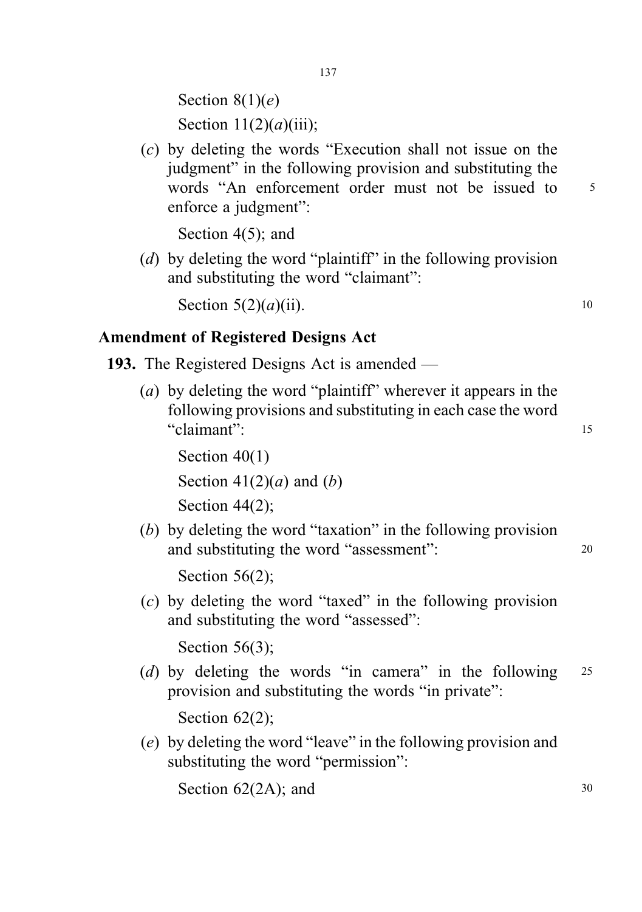Section 8(1)(*e*)

Section 11(2)(*a*)(iii);

(*c*) by deleting the words "Execution shall not issue on the judgment" in the following provision and substituting the words "An enforcement order must not be issued to enforce a judgment":

Section 4(5); and

(*d*) by deleting the word "plaintiff" in the following provision and substituting the word "claimant":

Section 5(2)(*a*)(ii).

### Amendment of Registered Designs Act

**193.** The Registered Designs Act is amended —

(*a*) by deleting the word "plaintiff" wherever it appears in the following provisions and substituting in each case the word "claimant":

Section 40(1)

Section 41(2)(*a*) and (*b*)

Section 44(2);

(*b*) by deleting the word "taxation" in the following provision and substituting the word "assessment":

Section 56(2);

(*c*) by deleting the word "taxed" in the following provision and substituting the word "assessed":

Section 56(3);

(*d*) by deleting the words "in camera" in the following provision and substituting the words "in private":

Section 62(2);

(*e*) by deleting the word "leave" in the following provision and substituting the word "permission":

Section 62(2A); and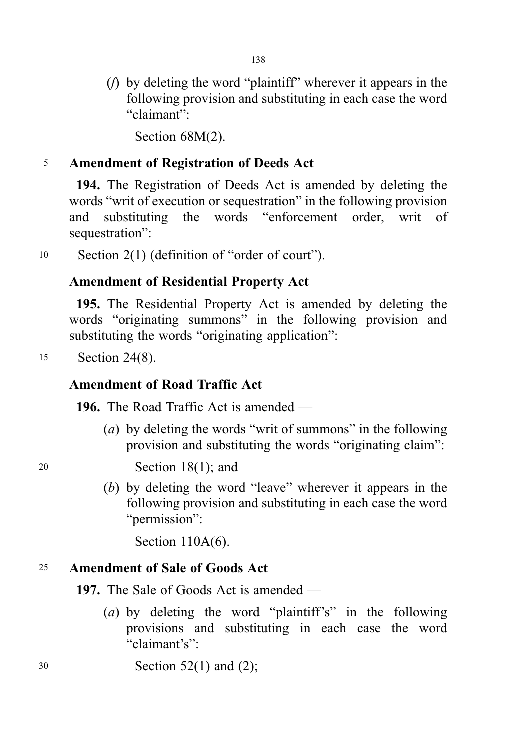(*f*) by deleting the word "plaintiff" wherever it appears in the following provision and substituting in each case the word "claimant":

Section 68M(2).

**Amendment of Registration of Deeds Act**

**194.** The Registration of Deeds Act is amended by deleting the words "writ of execution or sequestration" in the following provision and substituting the words "enforcement order, writ of sequestration":

Section 2(1) (definition of "order of court").

**Amendment of Residential Property Act**

**195.** The Residential Property Act is amended by deleting the words "originating summons" in the following provision and substituting the words "originating application":

Section 24(8).

**Amendment of Road Traffic Act**

**196.** The Road Traffic Act is amended —

(*a*) by deleting the words "writ of summons" in the following provision and substituting the words "originating claim":

Section 18(1); and

(*b*) by deleting the word "leave" wherever it appears in the following provision and substituting in each case the word "permission":

Section 110A(6).

**Amendment of Sale of Goods Act**

**197.** The Sale of Goods Act is amended —

(*a*) by deleting the word "plaintiff's" in the following provisions and substituting in each case the word "claimant's":

Section 52(1) and (2);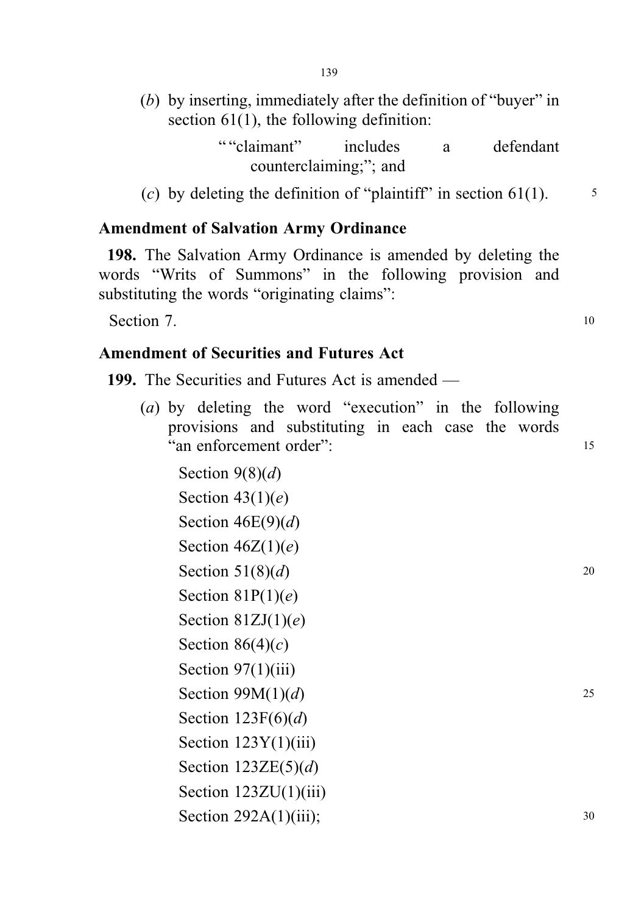(*b*) by inserting, immediately after the definition of "buyer" in section 61(1), the following definition:

""claimant" includes a defendant counterclaiming;"; and

(*c*) by deleting the definition of "plaintiff" in section 61(1).

### Amendment of Salvation Army Ordinance

**198.** The Salvation Army Ordinance is amended by deleting the words "Writs of Summons" in the following provision and substituting the words "originating claims":

Section 7.

### Amendment of Securities and Futures Act

**199.** The Securities and Futures Act is amended —

(*a*) by deleting the word "execution" in the following provisions and substituting in each case the words "an enforcement order":

Section 9(8)(*d*)
Section 43(1)(*e*)
Section 46E(9)(*d*)
Section 46Z(1)(*e*)
Section 51(8)(*d*)
Section 81P(1)(*e*)
Section 81ZJ(1)(*e*)
Section 86(4)(*c*)
Section 97(1)(iii)
Section 99M(1)(*d*)
Section 123F(6)(*d*)
Section 123Y(1)(iii)
Section 123ZE(5)(*d*)
Section 123ZU(1)(iii)
Section 292A(1)(iii);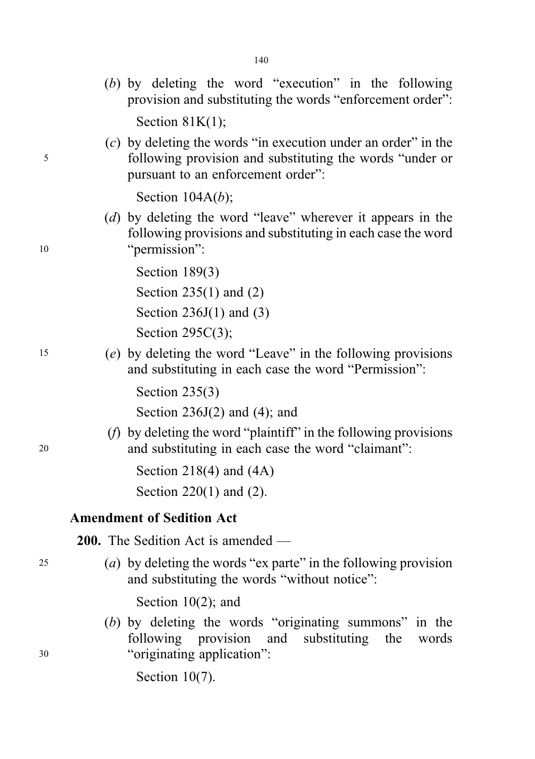(*b*) by deleting the word "execution" in the following provision and substituting the words "enforcement order":

Section 81K(1);

(*c*) by deleting the words "in execution under an order" in the following provision and substituting the words "under or pursuant to an enforcement order":

Section 104A(*b*);

(*d*) by deleting the word "leave" wherever it appears in the following provisions and substituting in each case the word "permission":

Section 189(3)

Section 235(1) and (2)

Section 236J(1) and (3)

Section 295C(3);

(*e*) by deleting the word "Leave" in the following provisions and substituting in each case the word "Permission":

Section 235(3)

Section 236J(2) and (4); and

(*f*) by deleting the word "plaintiff" in the following provisions and substituting in each case the word "claimant":

Section 218(4) and (4A)

Section 220(1) and (2).

**Amendment of Sedition Act**

**200.** The Sedition Act is amended —

(*a*) by deleting the words "ex parte" in the following provision and substituting the words "without notice":

Section 10(2); and

(*b*) by deleting the words "originating summons" in the following provision and substituting the words "originating application":

Section 10(7).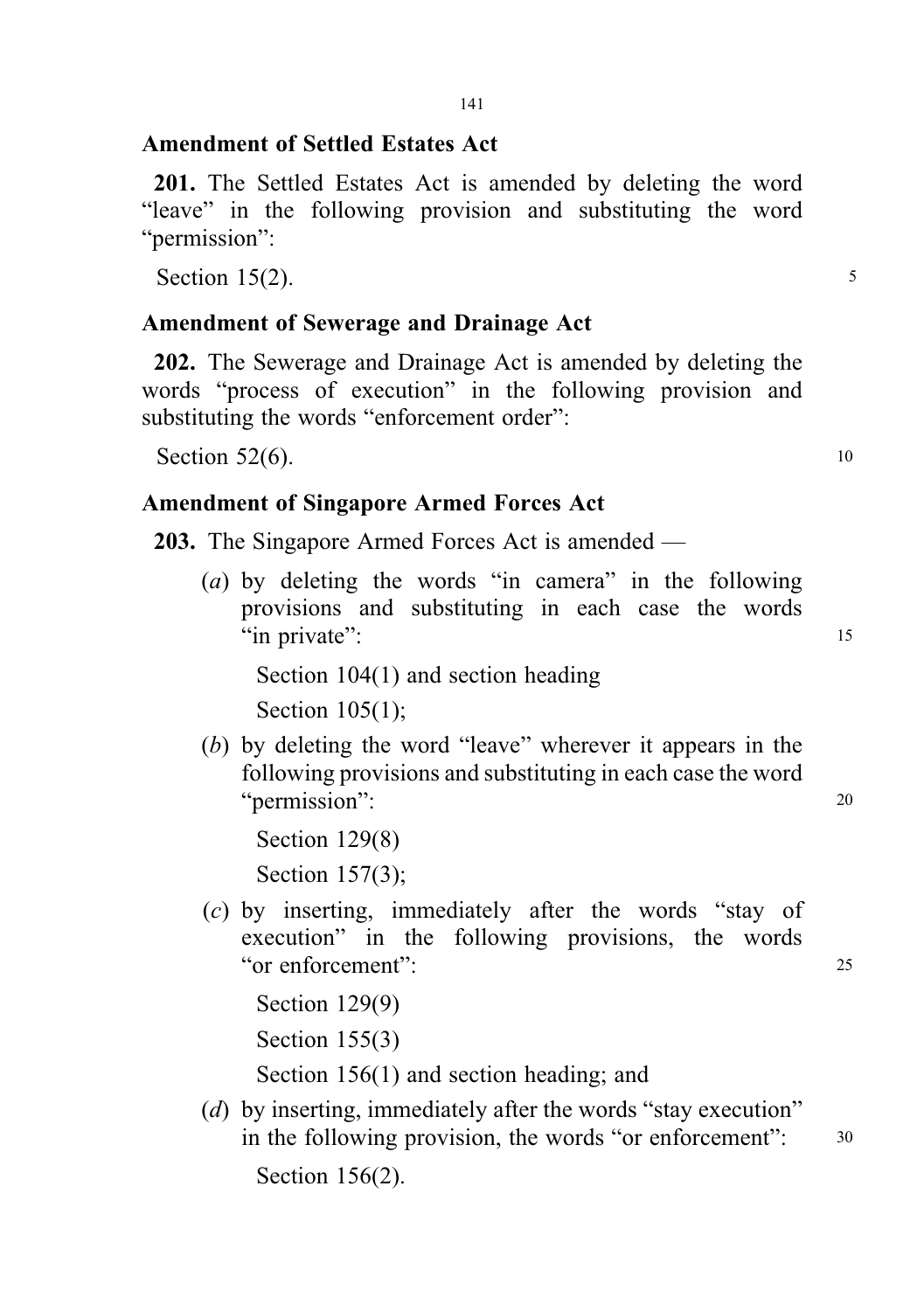### Amendment of Settled Estates Act

**201.** The Settled Estates Act is amended by deleting the word "leave" in the following provision and substituting the word "permission":

Section 15(2).

### Amendment of Sewerage and Drainage Act

**202.** The Sewerage and Drainage Act is amended by deleting the words "process of execution" in the following provision and substituting the words "enforcement order":

Section 52(6).

### Amendment of Singapore Armed Forces Act

**203.** The Singapore Armed Forces Act is amended —

(*a*) by deleting the words "in camera" in the following provisions and substituting in each case the words "in private":

Section 104(1) and section heading

Section 105(1);

(*b*) by deleting the word "leave" wherever it appears in the following provisions and substituting in each case the word "permission":

Section 129(8)

Section 157(3);

(*c*) by inserting, immediately after the words "stay of execution" in the following provisions, the words "or enforcement":

Section 129(9)

Section 155(3)

Section 156(1) and section heading; and

(*d*) by inserting, immediately after the words "stay execution" in the following provision, the words "or enforcement":

Section 156(2).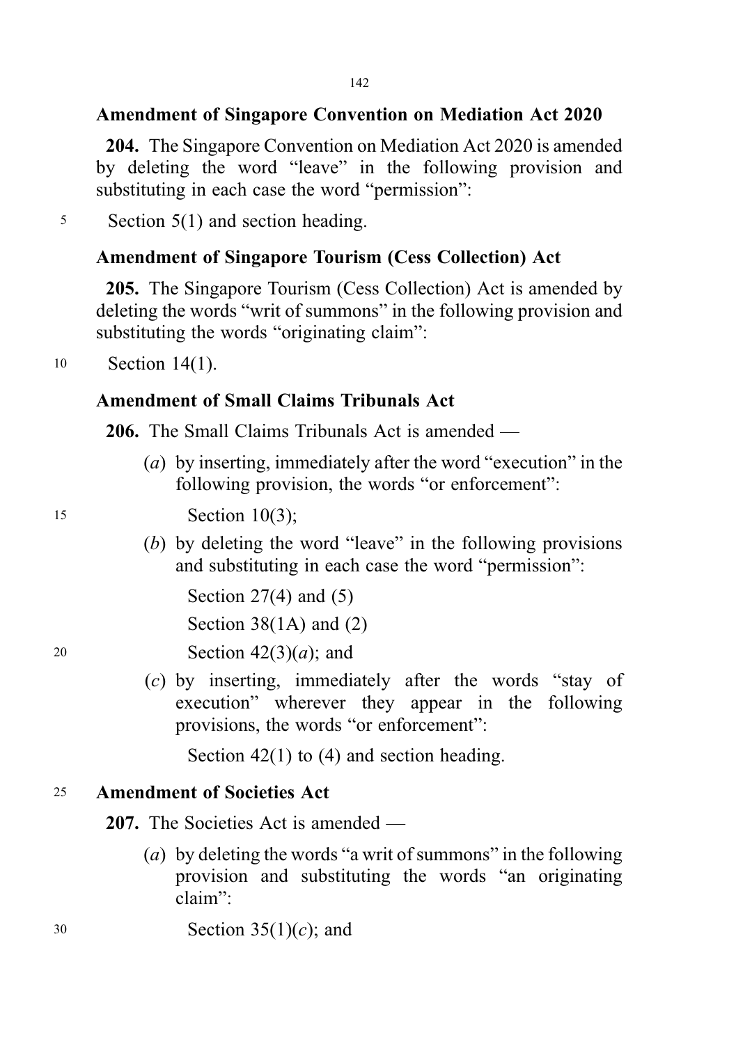### Amendment of Singapore Convention on Mediation Act 2020

**204.** The Singapore Convention on Mediation Act 2020 is amended by deleting the word "leave" in the following provision and substituting in each case the word "permission":

Section 5(1) and section heading.

### Amendment of Singapore Tourism (Cess Collection) Act

**205.** The Singapore Tourism (Cess Collection) Act is amended by deleting the words "writ of summons" in the following provision and substituting the words "originating claim":

Section 14(1).

### Amendment of Small Claims Tribunals Act

**206.** The Small Claims Tribunals Act is amended —

(*a*) by inserting, immediately after the word "execution" in the following provision, the words "or enforcement":

Section 10(3);

(*b*) by deleting the word "leave" in the following provisions and substituting in each case the word "permission":

Section 27(4) and (5)

Section 38(1A) and (2)

Section 42(3)(*a*); and

(*c*) by inserting, immediately after the words "stay of execution" wherever they appear in the following provisions, the words "or enforcement":

Section 42(1) to (4) and section heading.

### Amendment of Societies Act

**207.** The Societies Act is amended —

(*a*) by deleting the words "a writ of summons" in the following provision and substituting the words "an originating claim":

Section 35(1)(*c*); and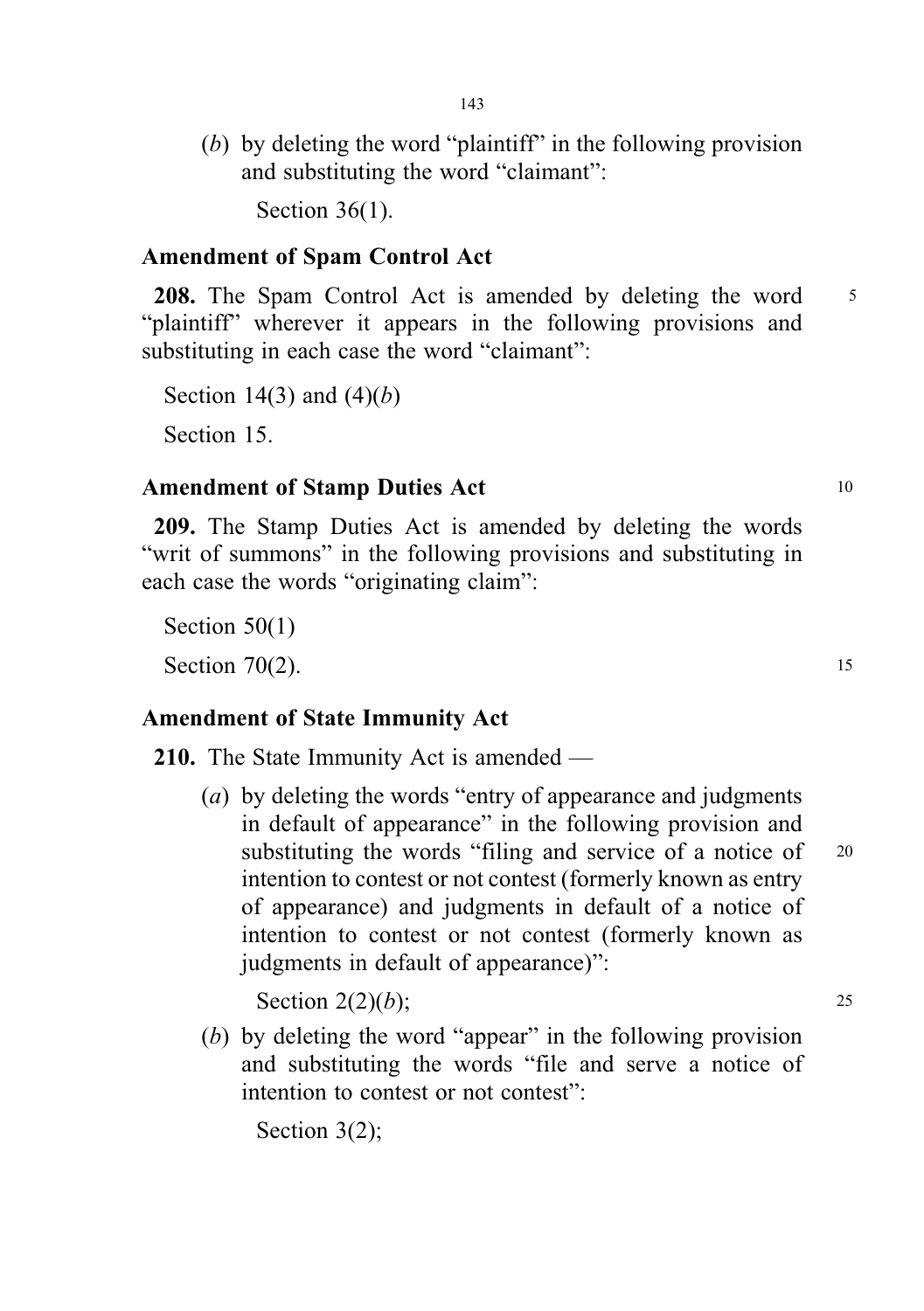(*b*) by deleting the word "plaintiff" in the following provision and substituting the word "claimant":

Section 36(1).

### Amendment of Spam Control Act

**208.** The Spam Control Act is amended by deleting the word "plaintiff" wherever it appears in the following provisions and substituting in each case the word "claimant":

Section 14(3) and (4)(*b*)

Section 15.

### Amendment of Stamp Duties Act

**209.** The Stamp Duties Act is amended by deleting the words "writ of summons" in the following provisions and substituting in each case the words "originating claim":

Section 50(1)

Section 70(2).

### Amendment of State Immunity Act

**210.** The State Immunity Act is amended —

(*a*) by deleting the words "entry of appearance and judgments in default of appearance" in the following provision and substituting the words "filing and service of a notice of intention to contest or not contest (formerly known as entry of appearance) and judgments in default of a notice of intention to contest or not contest (formerly known as judgments in default of appearance)":

Section 2(2)(*b*);

(*b*) by deleting the word "appear" in the following provision and substituting the words "file and serve a notice of intention to contest or not contest":

Section 3(2);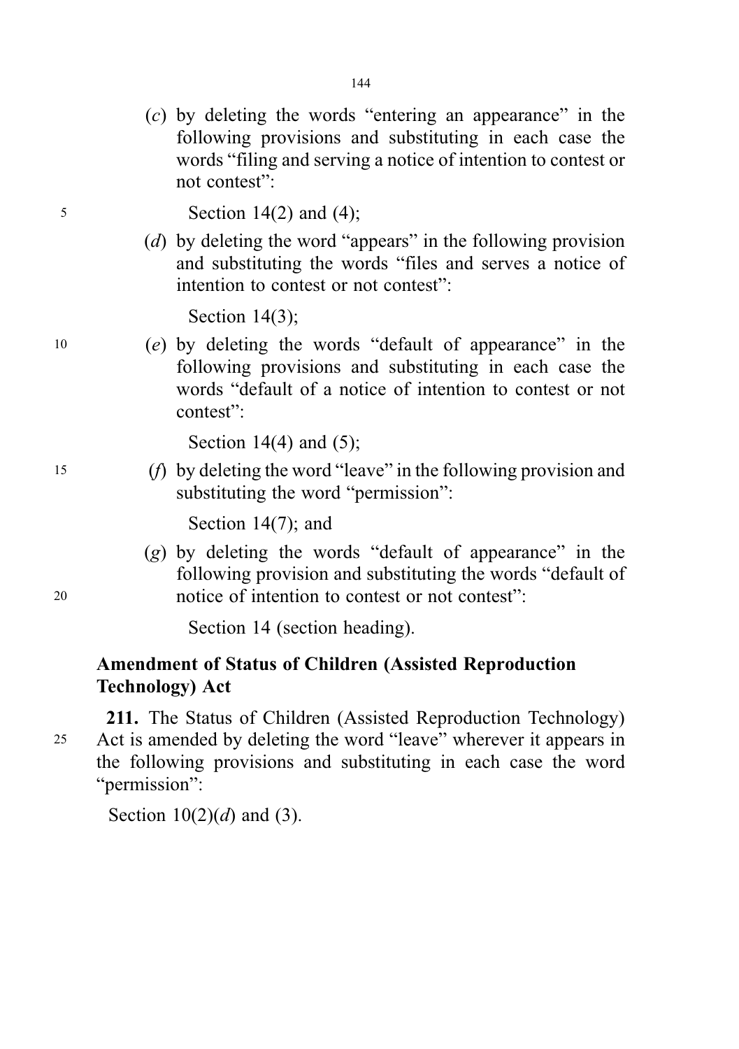(*c*) by deleting the words "entering an appearance" in the following provisions and substituting in each case the words "filing and serving a notice of intention to contest or not contest":

Section 14(2) and (4);

(*d*) by deleting the word "appears" in the following provision and substituting the words "files and serves a notice of intention to contest or not contest":

Section 14(3);

(*e*) by deleting the words "default of appearance" in the following provisions and substituting in each case the words "default of a notice of intention to contest or not contest":

Section 14(4) and (5);

(*f*) by deleting the word "leave" in the following provision and substituting the word "permission":

Section 14(7); and

(*g*) by deleting the words "default of appearance" in the following provision and substituting the words "default of notice of intention to contest or not contest":

Section 14 (section heading).

**Amendment of Status of Children (Assisted Reproduction Technology) Act**

**211.** The Status of Children (Assisted Reproduction Technology) Act is amended by deleting the word "leave" wherever it appears in the following provisions and substituting in each case the word "permission":

Section 10(2)(*d*) and (3).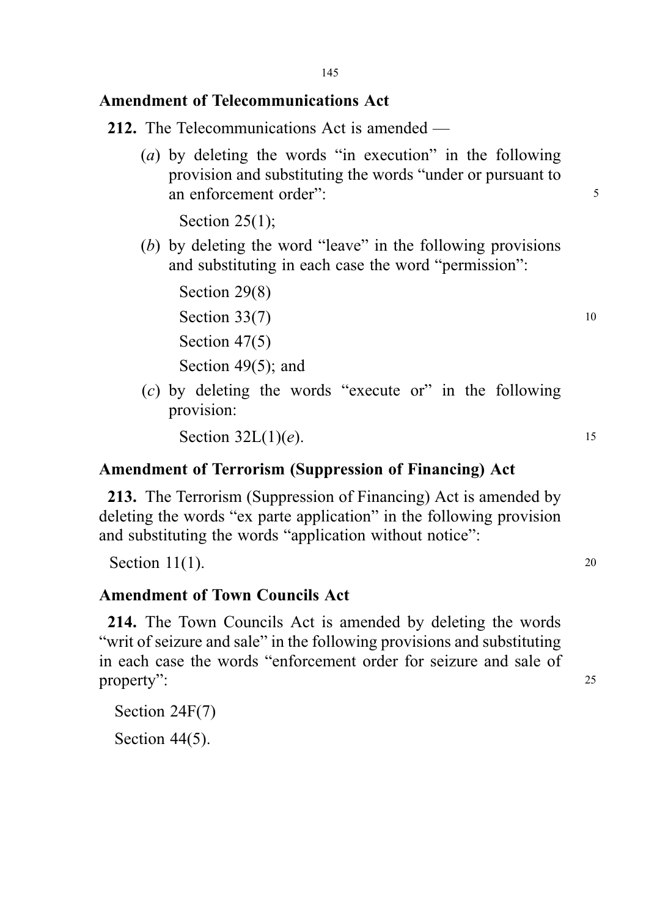**Amendment of Telecommunications Act**

**212.** The Telecommunications Act is amended —

(*a*) by deleting the words "in execution" in the following provision and substituting the words "under or pursuant to an enforcement order":

Section 25(1);

(*b*) by deleting the word "leave" in the following provisions and substituting in each case the word "permission":

Section 29(8)

Section 33(7)

Section 47(5)

Section 49(5); and

(*c*) by deleting the words "execute or" in the following provision:

Section 32L(1)(*e*).

**Amendment of Terrorism (Suppression of Financing) Act**

**213.** The Terrorism (Suppression of Financing) Act is amended by deleting the words "ex parte application" in the following provision and substituting the words "application without notice":

Section 11(1).

**Amendment of Town Councils Act**

**214.** The Town Councils Act is amended by deleting the words "writ of seizure and sale" in the following provisions and substituting in each case the words "enforcement order for seizure and sale of property":

Section 24F(7)

Section 44(5).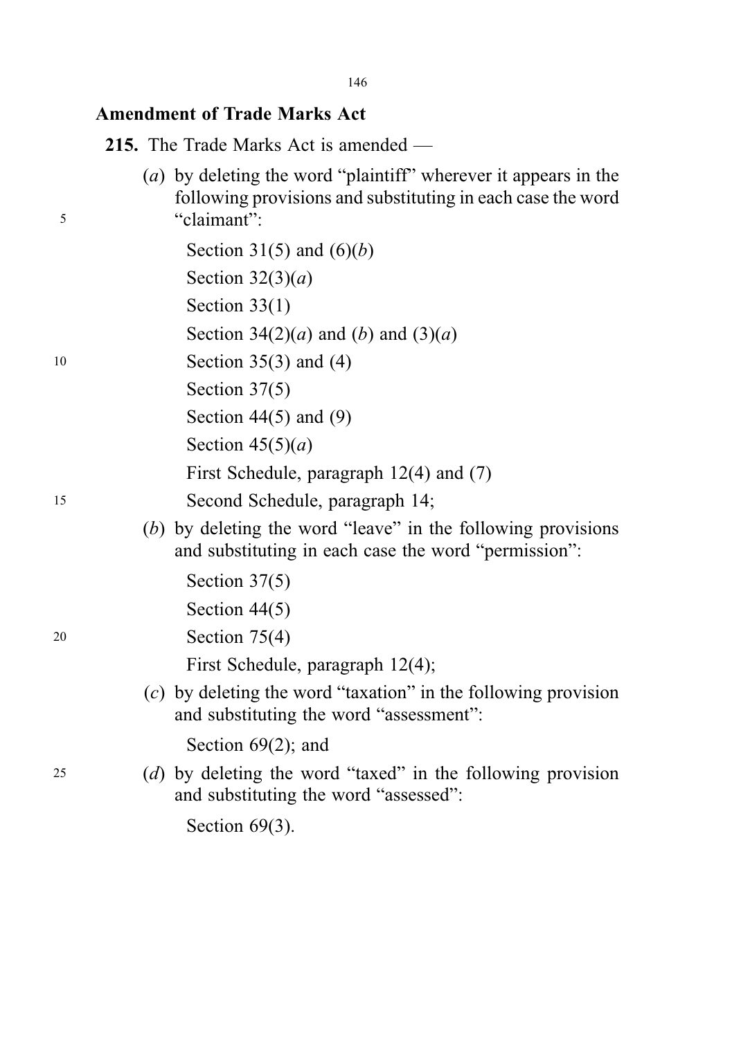**Amendment of Trade Marks Act**

**215.** The Trade Marks Act is amended —

(*a*) by deleting the word "plaintiff" wherever it appears in the following provisions and substituting in each case the word "claimant":

Section 31(5) and (6)(*b*)

Section 32(3)(*a*)

Section 33(1)

Section 34(2)(*a*) and (*b*) and (3)(*a*)

Section 35(3) and (4)

Section 37(5)

Section 44(5) and (9)

Section 45(5)(*a*)

First Schedule, paragraph 12(4) and (7)

Second Schedule, paragraph 14;

(*b*) by deleting the word "leave" in the following provisions and substituting in each case the word "permission":

Section 37(5)

Section 44(5)

Section 75(4)

First Schedule, paragraph 12(4);

(*c*) by deleting the word "taxation" in the following provision and substituting the word "assessment":

Section 69(2); and

(*d*) by deleting the word "taxed" in the following provision and substituting the word "assessed":

Section 69(3).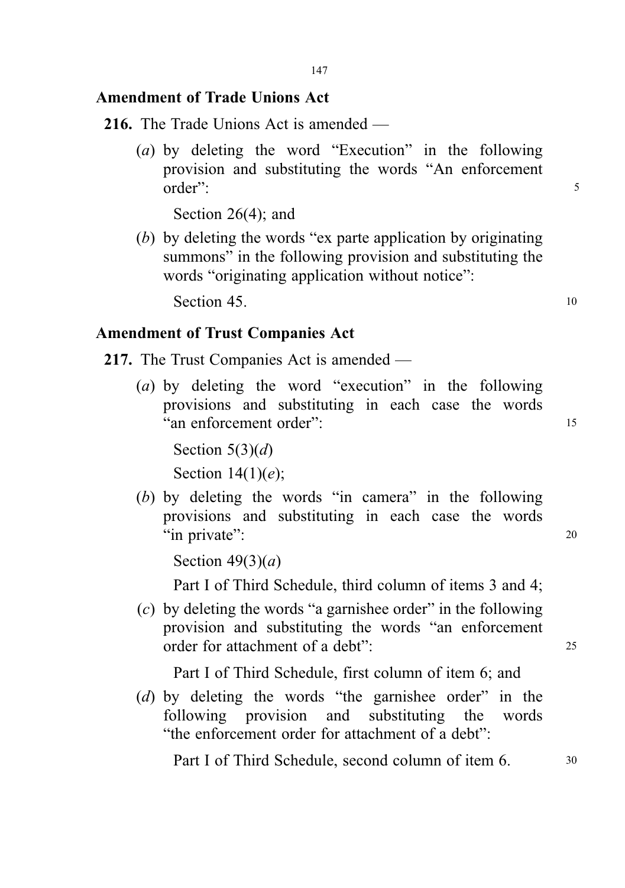### Amendment of Trade Unions Act

**216.** The Trade Unions Act is amended —

(*a*) by deleting the word "Execution" in the following provision and substituting the words "An enforcement order":

Section 26(4); and

(*b*) by deleting the words "ex parte application by originating summons" in the following provision and substituting the words "originating application without notice":

Section 45.

### Amendment of Trust Companies Act

**217.** The Trust Companies Act is amended —

(*a*) by deleting the word "execution" in the following provisions and substituting in each case the words "an enforcement order":

Section 5(3)(*d*)

Section 14(1)(*e*);

(*b*) by deleting the words "in camera" in the following provisions and substituting in each case the words "in private":

Section 49(3)(*a*)

Part I of Third Schedule, third column of items 3 and 4;

(*c*) by deleting the words "a garnishee order" in the following provision and substituting the words "an enforcement order for attachment of a debt":

Part I of Third Schedule, first column of item 6; and

(*d*) by deleting the words "the garnishee order" in the following provision and substituting the words "the enforcement order for attachment of a debt":

Part I of Third Schedule, second column of item 6.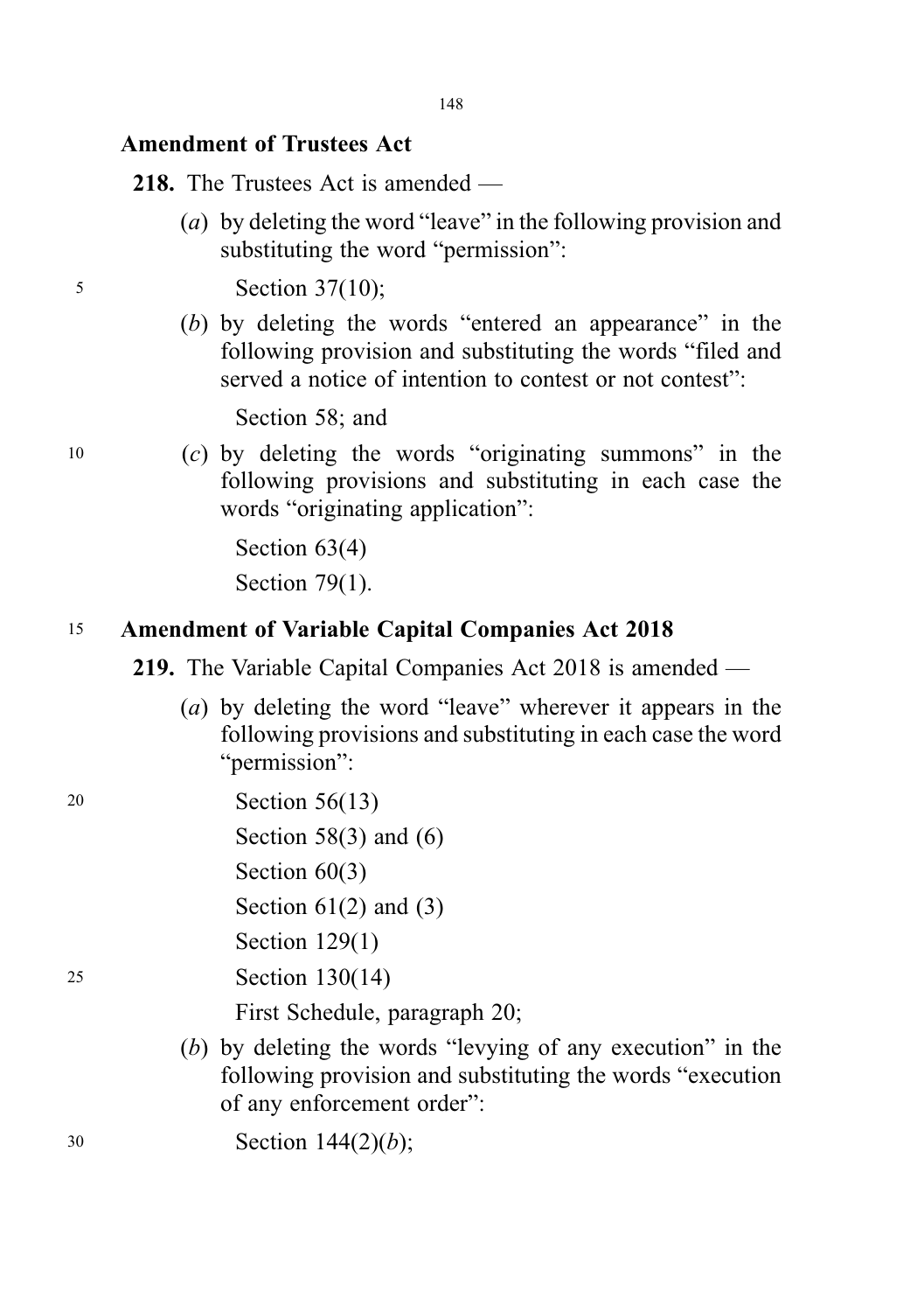## Amendment of Trustees Act

**218.** The Trustees Act is amended —

(*a*) by deleting the word "leave" in the following provision and substituting the word "permission":

Section 37(10);

(*b*) by deleting the words "entered an appearance" in the following provision and substituting the words "filed and served a notice of intention to contest or not contest":

Section 58; and

(*c*) by deleting the words "originating summons" in the following provisions and substituting in each case the words "originating application":

Section 63(4)

Section 79(1).

## Amendment of Variable Capital Companies Act 2018

**219.** The Variable Capital Companies Act 2018 is amended —

(*a*) by deleting the word "leave" wherever it appears in the following provisions and substituting in each case the word "permission":

Section 56(13)

Section 58(3) and (6)

Section 60(3)

Section 61(2) and (3)

Section 129(1)

Section 130(14)

First Schedule, paragraph 20;

(*b*) by deleting the words "levying of any execution" in the following provision and substituting the words "execution of any enforcement order":

Section 144(2)(*b*);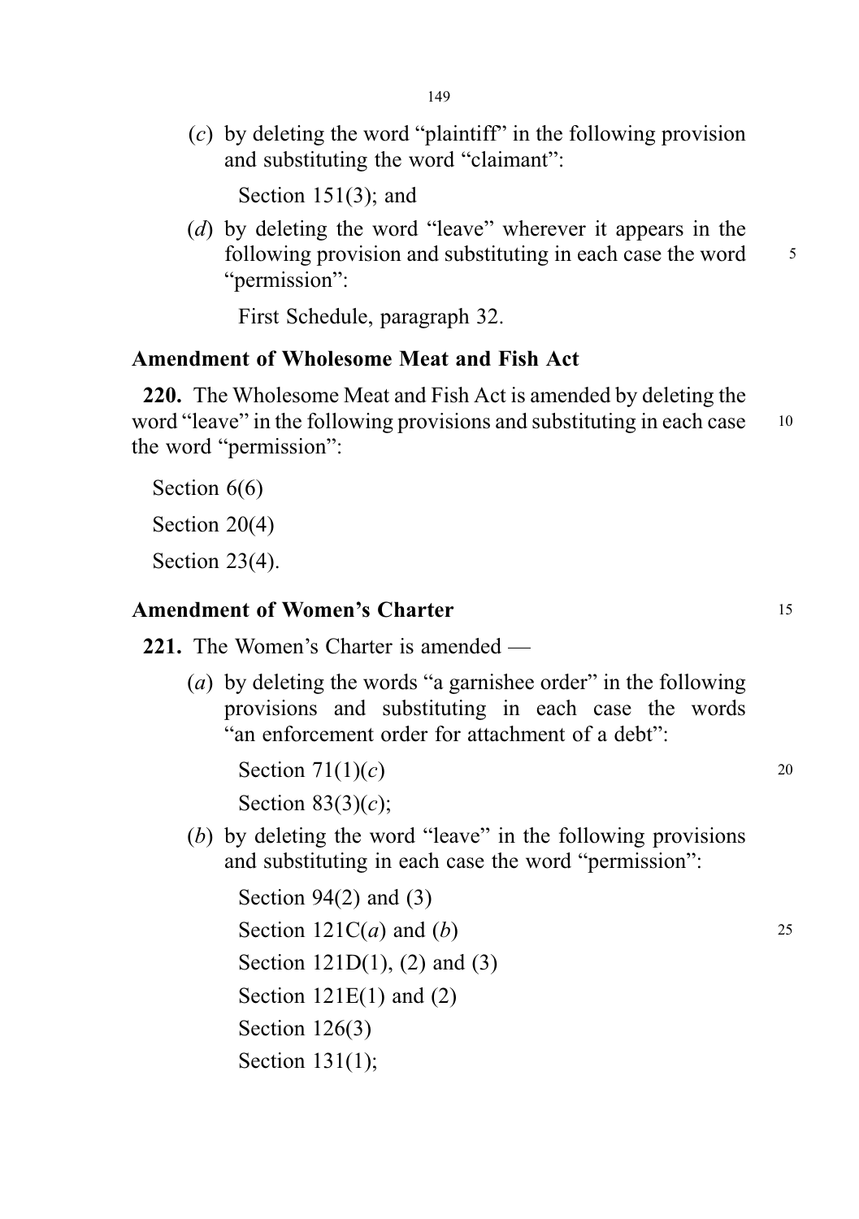(*c*) by deleting the word "plaintiff" in the following provision and substituting the word "claimant":

Section 151(3); and

(*d*) by deleting the word "leave" wherever it appears in the following provision and substituting in each case the word "permission":

First Schedule, paragraph 32.

**Amendment of Wholesome Meat and Fish Act**

**220.** The Wholesome Meat and Fish Act is amended by deleting the word "leave" in the following provisions and substituting in each case the word "permission":

Section 6(6)

Section 20(4)

Section 23(4).

**Amendment of Women's Charter**

**221.** The Women's Charter is amended —

(*a*) by deleting the words "a garnishee order" in the following provisions and substituting in each case the words "an enforcement order for attachment of a debt":

Section 71(1)(*c*)

Section 83(3)(*c*);

(*b*) by deleting the word "leave" in the following provisions and substituting in each case the word "permission":

Section 94(2) and (3)

Section 121C(*a*) and (*b*)

Section 121D(1), (2) and (3)

Section 121E(1) and (2)

Section 126(3)

Section 131(1);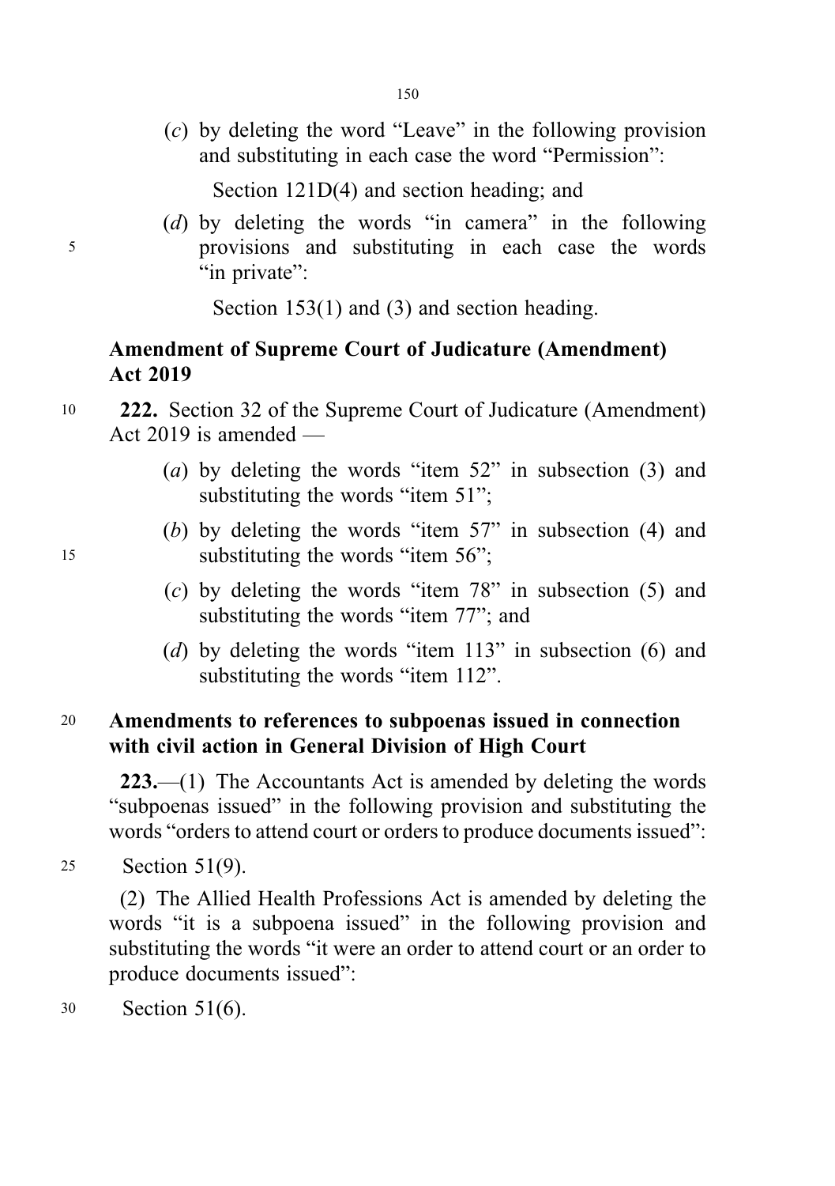(*c*) by deleting the word "Leave" in the following provision and substituting in each case the word "Permission":

Section 121D(4) and section heading; and

(*d*) by deleting the words "in camera" in the following provisions and substituting in each case the words "in private":

Section 153(1) and (3) and section heading.

**Amendment of Supreme Court of Judicature (Amendment) Act 2019**

**222.** Section 32 of the Supreme Court of Judicature (Amendment) Act 2019 is amended —

(*a*) by deleting the words "item 52" in subsection (3) and substituting the words "item 51";

(*b*) by deleting the words "item 57" in subsection (4) and substituting the words "item 56";

(*c*) by deleting the words "item 78" in subsection (5) and substituting the words "item 77"; and

(*d*) by deleting the words "item 113" in subsection (6) and substituting the words "item 112".

**Amendments to references to subpoenas issued in connection with civil action in General Division of High Court**

**223.**—(1) The Accountants Act is amended by deleting the words "subpoenas issued" in the following provision and substituting the words "orders to attend court or orders to produce documents issued":

Section 51(9).

(2) The Allied Health Professions Act is amended by deleting the words "it is a subpoena issued" in the following provision and substituting the words "it were an order to attend court or an order to produce documents issued":

Section 51(6).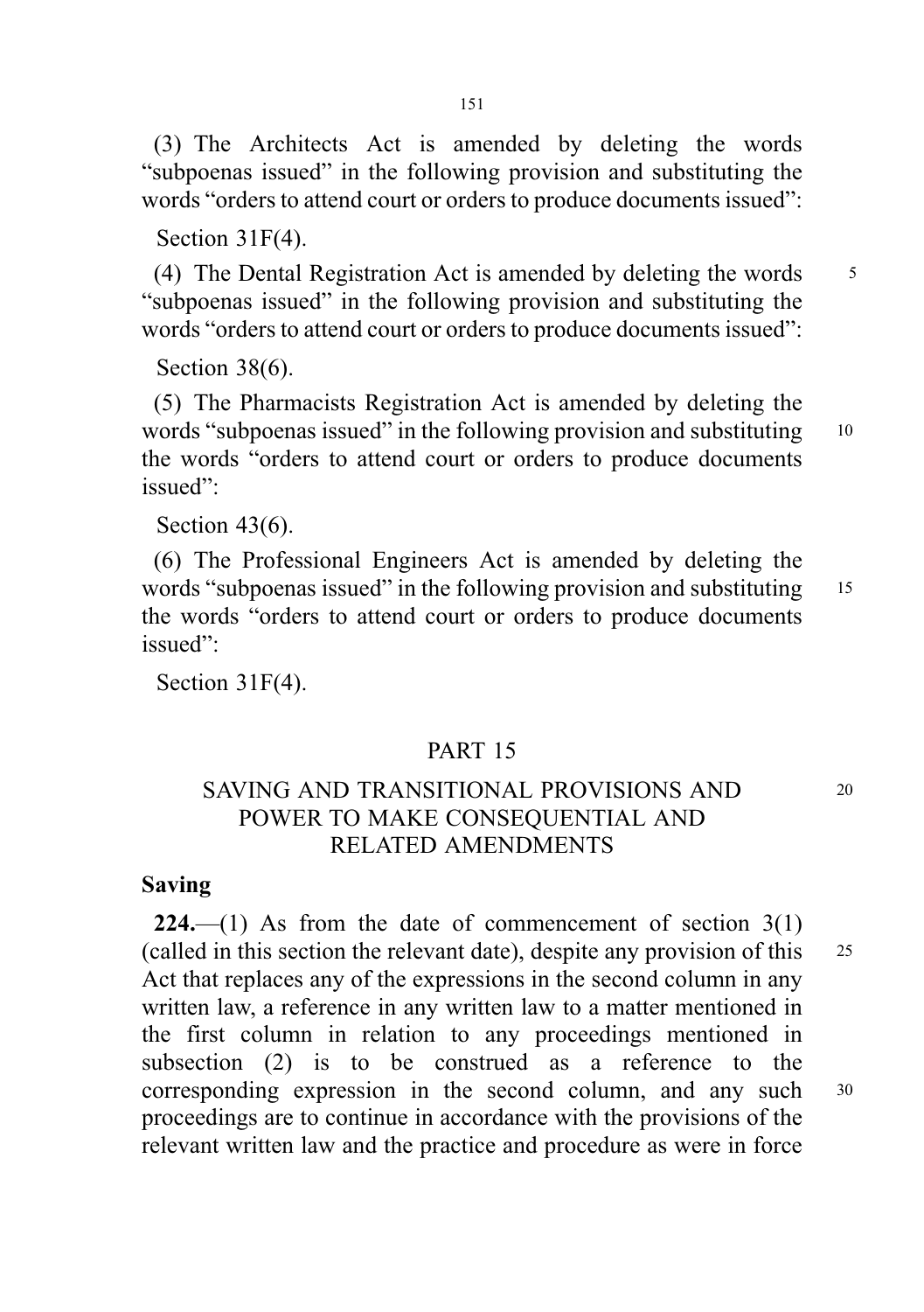(3) The Architects Act is amended by deleting the words "subpoenas issued" in the following provision and substituting the words "orders to attend court or orders to produce documents issued":

Section 31F(4).

(4) The Dental Registration Act is amended by deleting the words "subpoenas issued" in the following provision and substituting the words "orders to attend court or orders to produce documents issued":

Section 38(6).

(5) The Pharmacists Registration Act is amended by deleting the words "subpoenas issued" in the following provision and substituting the words "orders to attend court or orders to produce documents issued":

Section 43(6).

(6) The Professional Engineers Act is amended by deleting the words "subpoenas issued" in the following provision and substituting the words "orders to attend court or orders to produce documents issued":

Section 31F(4).

## PART 15

## SAVING AND TRANSITIONAL PROVISIONS AND POWER TO MAKE CONSEQUENTIAL AND RELATED AMENDMENTS

**Saving**

**224.**—(1) As from the date of commencement of section 3(1) (called in this section the relevant date), despite any provision of this Act that replaces any of the expressions in the second column in any written law, a reference in any written law to a matter mentioned in the first column in relation to any proceedings mentioned in subsection (2) is to be construed as a reference to the corresponding expression in the second column, and any such proceedings are to continue in accordance with the provisions of the relevant written law and the practice and procedure as were in force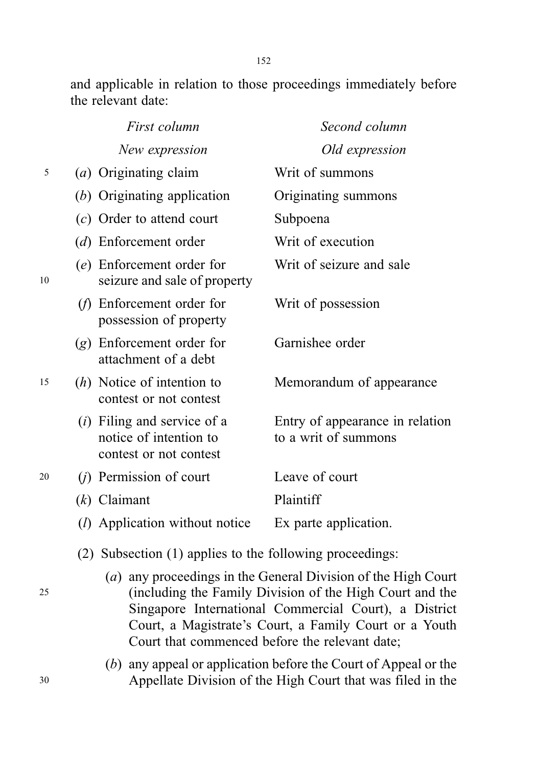and applicable in relation to those proceedings immediately before the relevant date:

| First column | Second column |
|---|---|
| *New expression* | *Old expression* |
| (*a*) Originating claim | Writ of summons |
| (*b*) Originating application | Originating summons |
| (*c*) Order to attend court | Subpoena |
| (*d*) Enforcement order | Writ of execution |
| (*e*) Enforcement order for seizure and sale of property | Writ of seizure and sale |
| (*f*) Enforcement order for possession of property | Writ of possession |
| (*g*) Enforcement order for attachment of a debt | Garnishee order |
| (*h*) Notice of intention to contest or not contest | Memorandum of appearance |
| (*i*) Filing and service of a notice of intention to contest or not contest | Entry of appearance in relation to a writ of summons |
| (*j*) Permission of court | Leave of court |
| (*k*) Claimant | Plaintiff |
| (*l*) Application without notice | Ex parte application. |

(2) Subsection (1) applies to the following proceedings:

(*a*) any proceedings in the General Division of the High Court (including the Family Division of the High Court and the Singapore International Commercial Court), a District Court, a Magistrate's Court, a Family Court or a Youth Court that commenced before the relevant date;

(*b*) any appeal or application before the Court of Appeal or the Appellate Division of the High Court that was filed in the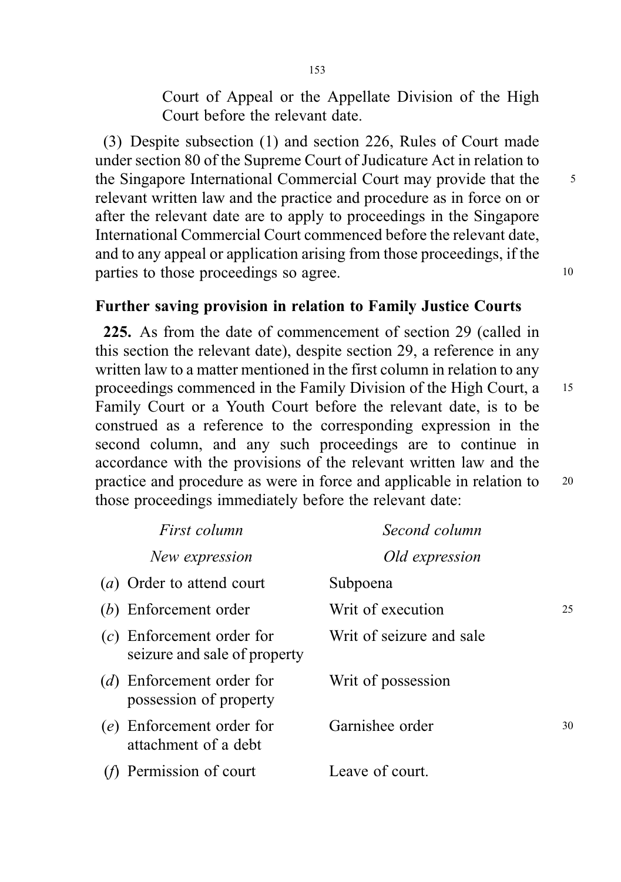Court of Appeal or the Appellate Division of the High Court before the relevant date.

(3) Despite subsection (1) and section 226, Rules of Court made under section 80 of the Supreme Court of Judicature Act in relation to the Singapore International Commercial Court may provide that the relevant written law and the practice and procedure as in force on or after the relevant date are to apply to proceedings in the Singapore International Commercial Court commenced before the relevant date, and to any appeal or application arising from those proceedings, if the parties to those proceedings so agree.

### Further saving provision in relation to Family Justice Courts

**225.** As from the date of commencement of section 29 (called in this section the relevant date), despite section 29, a reference in any written law to a matter mentioned in the first column in relation to any proceedings commenced in the Family Division of the High Court, a Family Court or a Youth Court before the relevant date, is to be construed as a reference to the corresponding expression in the second column, and any such proceedings are to continue in accordance with the provisions of the relevant written law and the practice and procedure as were in force and applicable in relation to those proceedings immediately before the relevant date:

| *First column* | *Second column* |
|---|---|
| *New expression* | *Old expression* |
| (*a*) Order to attend court | Subpoena |
| (*b*) Enforcement order | Writ of execution |
| (*c*) Enforcement order for seizure and sale of property | Writ of seizure and sale |
| (*d*) Enforcement order for possession of property | Writ of possession |
| (*e*) Enforcement order for attachment of a debt | Garnishee order |
| (*f*) Permission of court | Leave of court. |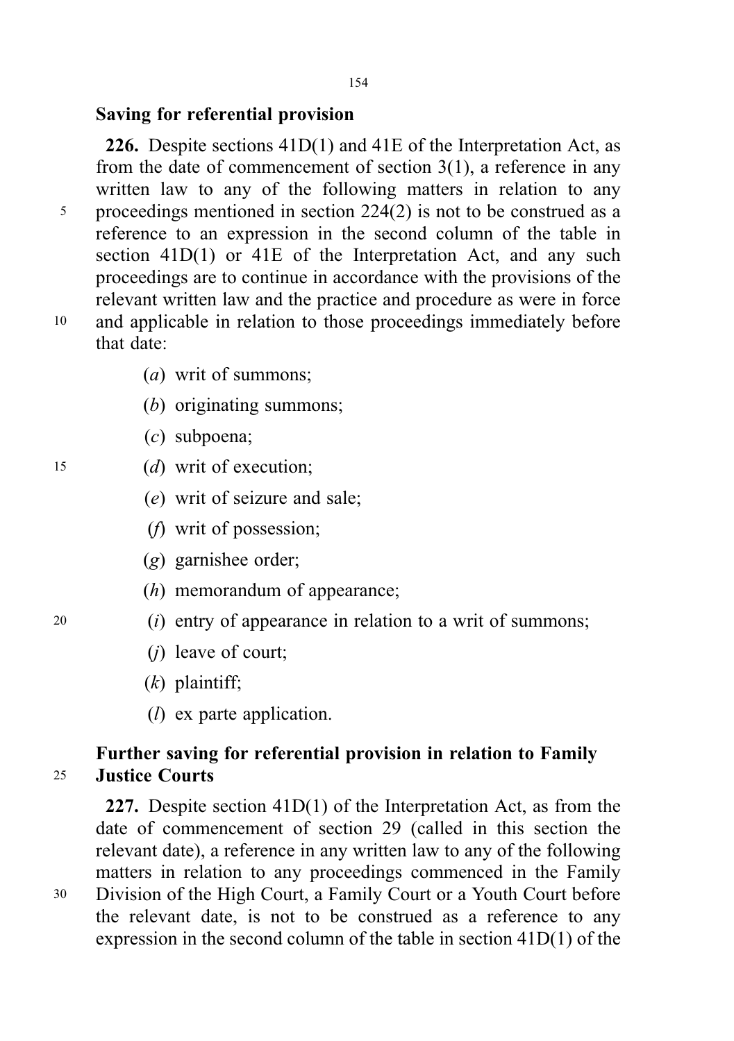**Saving for referential provision**

**226.** Despite sections 41D(1) and 41E of the Interpretation Act, as from the date of commencement of section 3(1), a reference in any written law to any of the following matters in relation to any proceedings mentioned in section 224(2) is not to be construed as a reference to an expression in the second column of the table in section 41D(1) or 41E of the Interpretation Act, and any such proceedings are to continue in accordance with the provisions of the relevant written law and the practice and procedure as were in force and applicable in relation to those proceedings immediately before that date:

(*a*) writ of summons;

(*b*) originating summons;

(*c*) subpoena;

(*d*) writ of execution;

(*e*) writ of seizure and sale;

(*f*) writ of possession;

(*g*) garnishee order;

(*h*) memorandum of appearance;

(*i*) entry of appearance in relation to a writ of summons;

(*j*) leave of court;

(*k*) plaintiff;

(*l*) ex parte application.

**Further saving for referential provision in relation to Family Justice Courts**

**227.** Despite section 41D(1) of the Interpretation Act, as from the date of commencement of section 29 (called in this section the relevant date), a reference in any written law to any of the following matters in relation to any proceedings commenced in the Family Division of the High Court, a Family Court or a Youth Court before the relevant date, is not to be construed as a reference to any expression in the second column of the table in section 41D(1) of the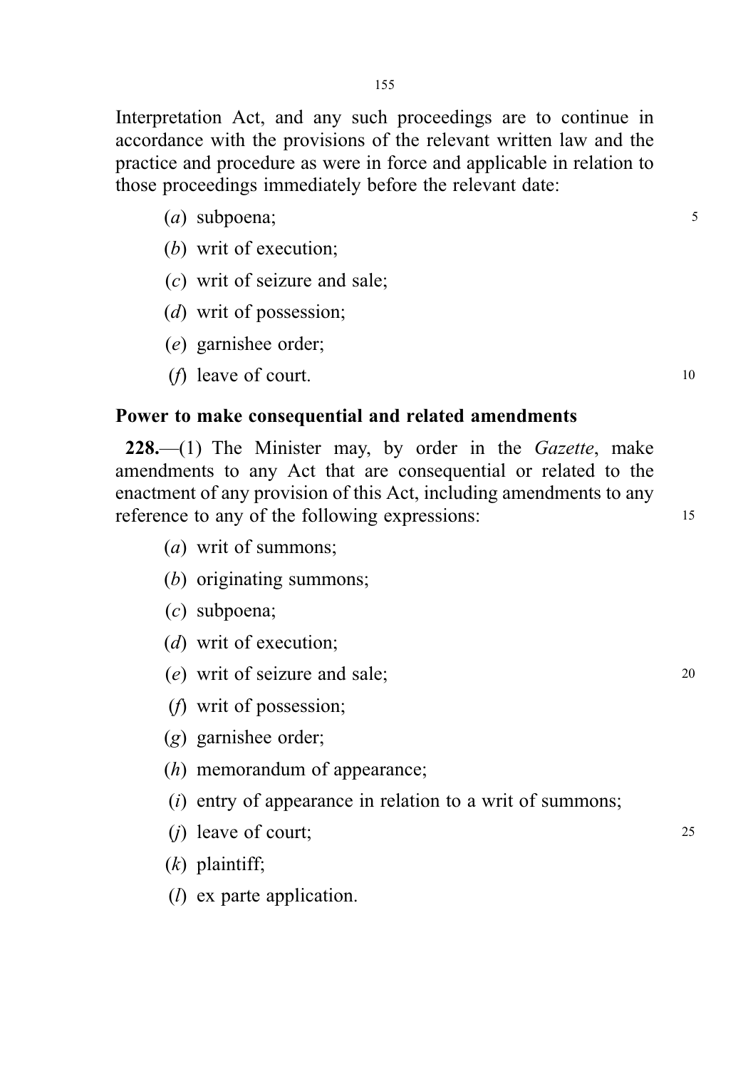Interpretation Act, and any such proceedings are to continue in accordance with the provisions of the relevant written law and the practice and procedure as were in force and applicable in relation to those proceedings immediately before the relevant date:

(*a*) subpoena;

(*b*) writ of execution;

(*c*) writ of seizure and sale;

(*d*) writ of possession;

(*e*) garnishee order;

(*f*) leave of court.

### Power to make consequential and related amendments

**228.**—(1) The Minister may, by order in the *Gazette*, make amendments to any Act that are consequential or related to the enactment of any provision of this Act, including amendments to any reference to any of the following expressions:

(*a*) writ of summons;

(*b*) originating summons;

(*c*) subpoena;

(*d*) writ of execution;

(*e*) writ of seizure and sale;

(*f*) writ of possession;

(*g*) garnishee order;

(*h*) memorandum of appearance;

(*i*) entry of appearance in relation to a writ of summons;

(*j*) leave of court;

(*k*) plaintiff;

(*l*) ex parte application.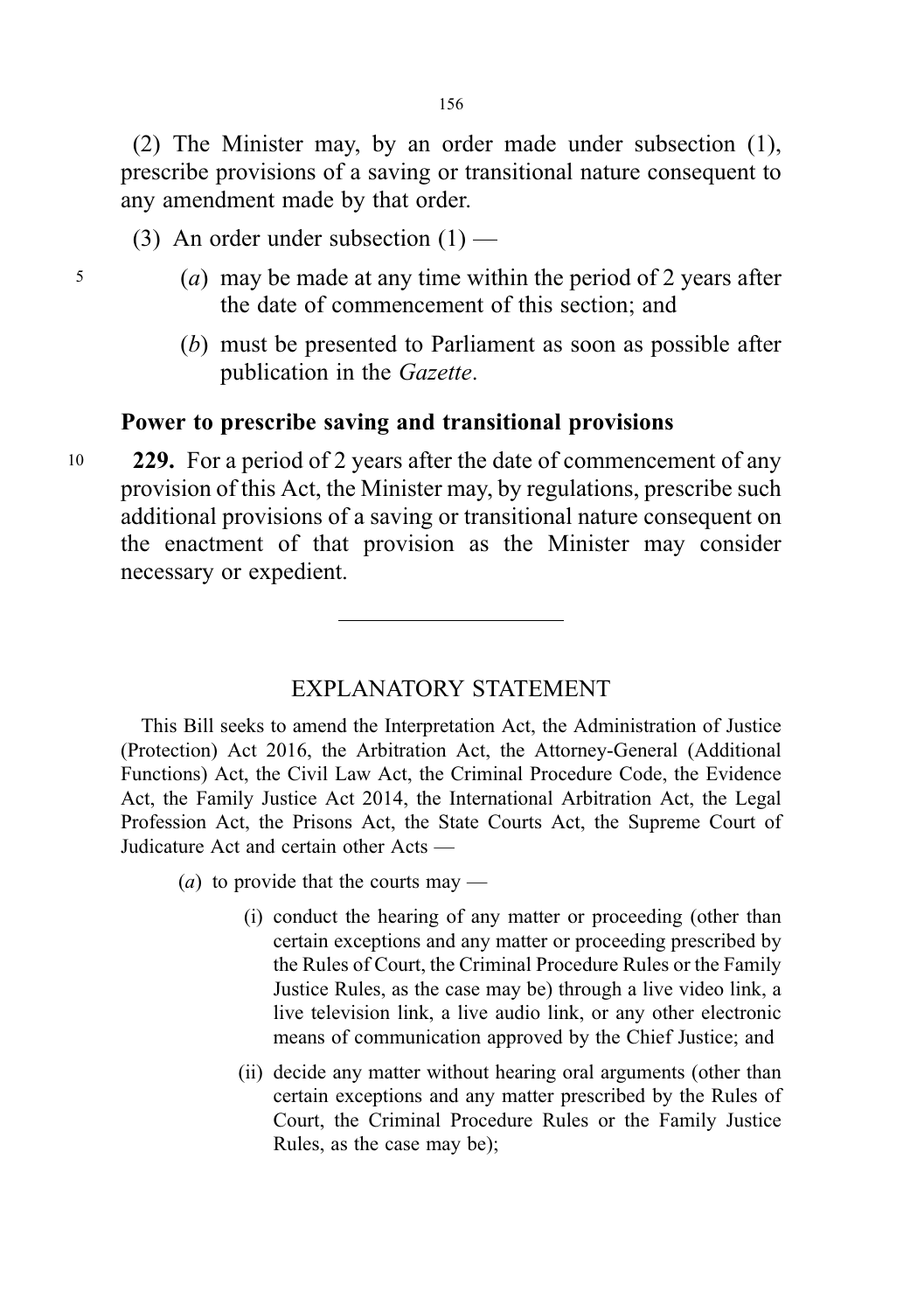(2) The Minister may, by an order made under subsection (1), prescribe provisions of a saving or transitional nature consequent to any amendment made by that order.

(3) An order under subsection (1) —

(*a*) may be made at any time within the period of 2 years after the date of commencement of this section; and

(*b*) must be presented to Parliament as soon as possible after publication in the *Gazette*.

**Power to prescribe saving and transitional provisions**

**229.** For a period of 2 years after the date of commencement of any provision of this Act, the Minister may, by regulations, prescribe such additional provisions of a saving or transitional nature consequent on the enactment of that provision as the Minister may consider necessary or expedient.

---

## EXPLANATORY STATEMENT

This Bill seeks to amend the Interpretation Act, the Administration of Justice (Protection) Act 2016, the Arbitration Act, the Attorney-General (Additional Functions) Act, the Civil Law Act, the Criminal Procedure Code, the Evidence Act, the Family Justice Act 2014, the International Arbitration Act, the Legal Profession Act, the Prisons Act, the State Courts Act, the Supreme Court of Judicature Act and certain other Acts —

(*a*) to provide that the courts may —

(i) conduct the hearing of any matter or proceeding (other than certain exceptions and any matter or proceeding prescribed by the Rules of Court, the Criminal Procedure Rules or the Family Justice Rules, as the case may be) through a live video link, a live television link, a live audio link, or any other electronic means of communication approved by the Chief Justice; and

(ii) decide any matter without hearing oral arguments (other than certain exceptions and any matter prescribed by the Rules of Court, the Criminal Procedure Rules or the Family Justice Rules, as the case may be);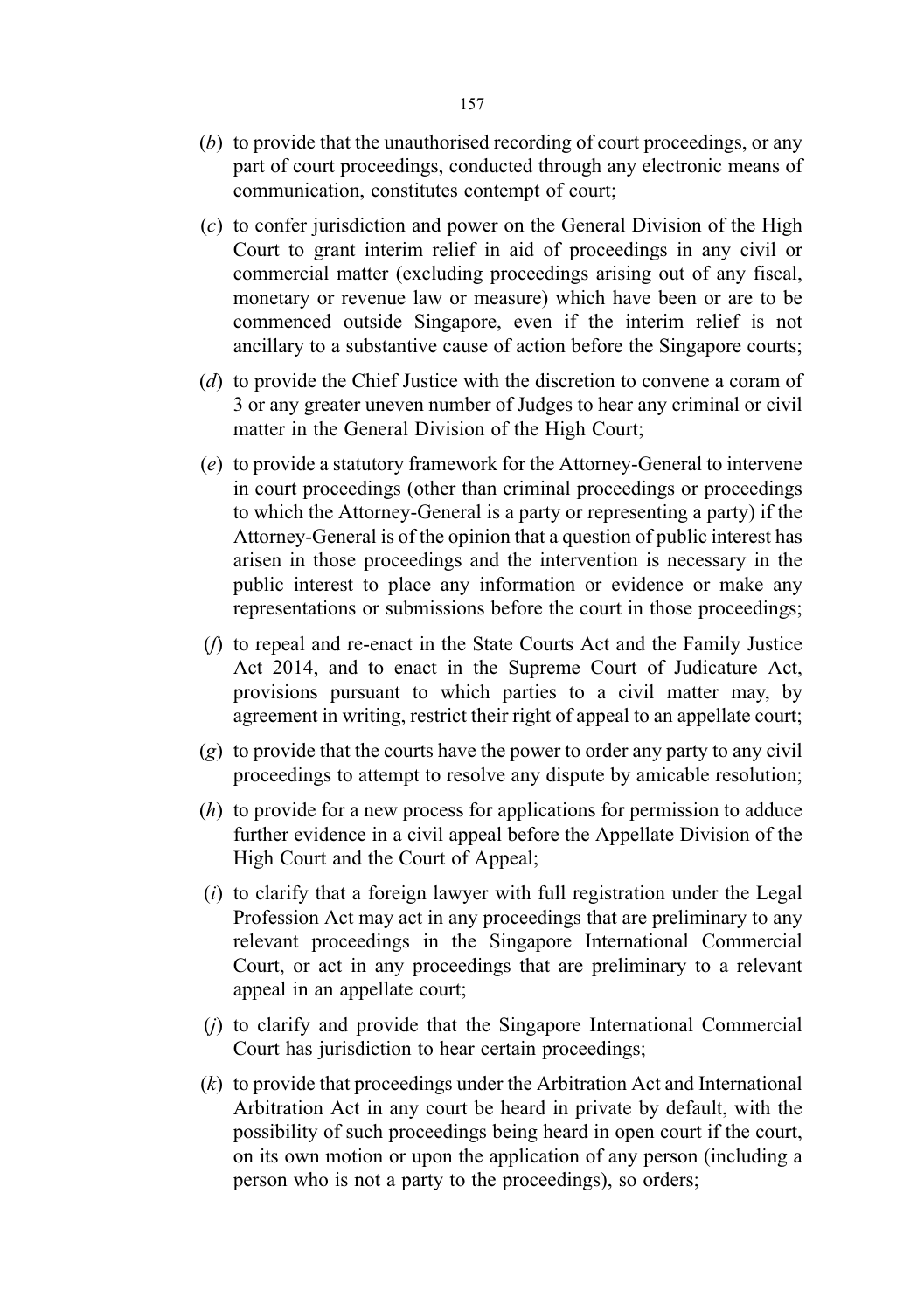(*b*) to provide that the unauthorised recording of court proceedings, or any part of court proceedings, conducted through any electronic means of communication, constitutes contempt of court;

(*c*) to confer jurisdiction and power on the General Division of the High Court to grant interim relief in aid of proceedings in any civil or commercial matter (excluding proceedings arising out of any fiscal, monetary or revenue law or measure) which have been or are to be commenced outside Singapore, even if the interim relief is not ancillary to a substantive cause of action before the Singapore courts;

(*d*) to provide the Chief Justice with the discretion to convene a coram of 3 or any greater uneven number of Judges to hear any criminal or civil matter in the General Division of the High Court;

(*e*) to provide a statutory framework for the Attorney-General to intervene in court proceedings (other than criminal proceedings or proceedings to which the Attorney-General is a party or representing a party) if the Attorney-General is of the opinion that a question of public interest has arisen in those proceedings and the intervention is necessary in the public interest to place any information or evidence or make any representations or submissions before the court in those proceedings;

(*f*) to repeal and re-enact in the State Courts Act and the Family Justice Act 2014, and to enact in the Supreme Court of Judicature Act, provisions pursuant to which parties to a civil matter may, by agreement in writing, restrict their right of appeal to an appellate court;

(*g*) to provide that the courts have the power to order any party to any civil proceedings to attempt to resolve any dispute by amicable resolution;

(*h*) to provide for a new process for applications for permission to adduce further evidence in a civil appeal before the Appellate Division of the High Court and the Court of Appeal;

(*i*) to clarify that a foreign lawyer with full registration under the Legal Profession Act may act in any proceedings that are preliminary to any relevant proceedings in the Singapore International Commercial Court, or act in any proceedings that are preliminary to a relevant appeal in an appellate court;

(*j*) to clarify and provide that the Singapore International Commercial Court has jurisdiction to hear certain proceedings;

(*k*) to provide that proceedings under the Arbitration Act and International Arbitration Act in any court be heard in private by default, with the possibility of such proceedings being heard in open court if the court, on its own motion or upon the application of any person (including a person who is not a party to the proceedings), so orders;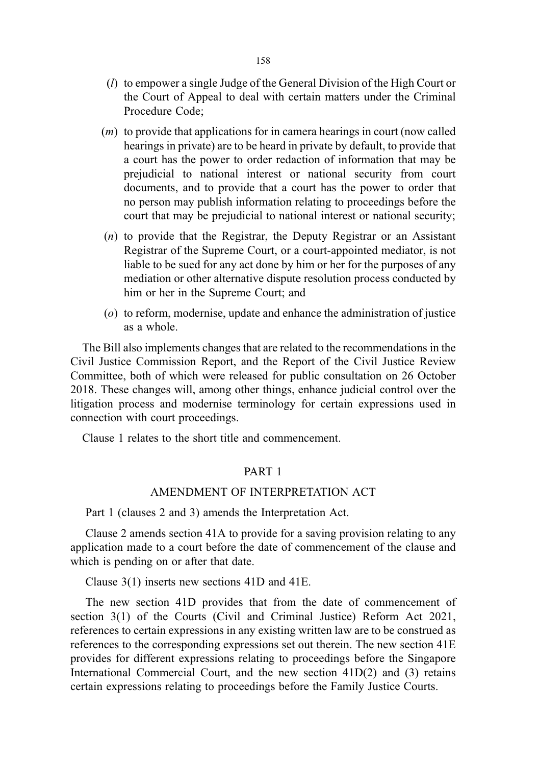(*l*) to empower a single Judge of the General Division of the High Court or the Court of Appeal to deal with certain matters under the Criminal Procedure Code;

(*m*) to provide that applications for in camera hearings in court (now called hearings in private) are to be heard in private by default, to provide that a court has the power to order redaction of information that may be prejudicial to national interest or national security from court documents, and to provide that a court has the power to order that no person may publish information relating to proceedings before the court that may be prejudicial to national interest or national security;

(*n*) to provide that the Registrar, the Deputy Registrar or an Assistant Registrar of the Supreme Court, or a court-appointed mediator, is not liable to be sued for any act done by him or her for the purposes of any mediation or other alternative dispute resolution process conducted by him or her in the Supreme Court; and

(*o*) to reform, modernise, update and enhance the administration of justice as a whole.

The Bill also implements changes that are related to the recommendations in the Civil Justice Commission Report, and the Report of the Civil Justice Review Committee, both of which were released for public consultation on 26 October 2018. These changes will, among other things, enhance judicial control over the litigation process and modernise terminology for certain expressions used in connection with court proceedings.

Clause 1 relates to the short title and commencement.

## PART 1

## AMENDMENT OF INTERPRETATION ACT

Part 1 (clauses 2 and 3) amends the Interpretation Act.

Clause 2 amends section 41A to provide for a saving provision relating to any application made to a court before the date of commencement of the clause and which is pending on or after that date.

Clause 3(1) inserts new sections 41D and 41E.

The new section 41D provides that from the date of commencement of section 3(1) of the Courts (Civil and Criminal Justice) Reform Act 2021, references to certain expressions in any existing written law are to be construed as references to the corresponding expressions set out therein. The new section 41E provides for different expressions relating to proceedings before the Singapore International Commercial Court, and the new section 41D(2) and (3) retains certain expressions relating to proceedings before the Family Justice Courts.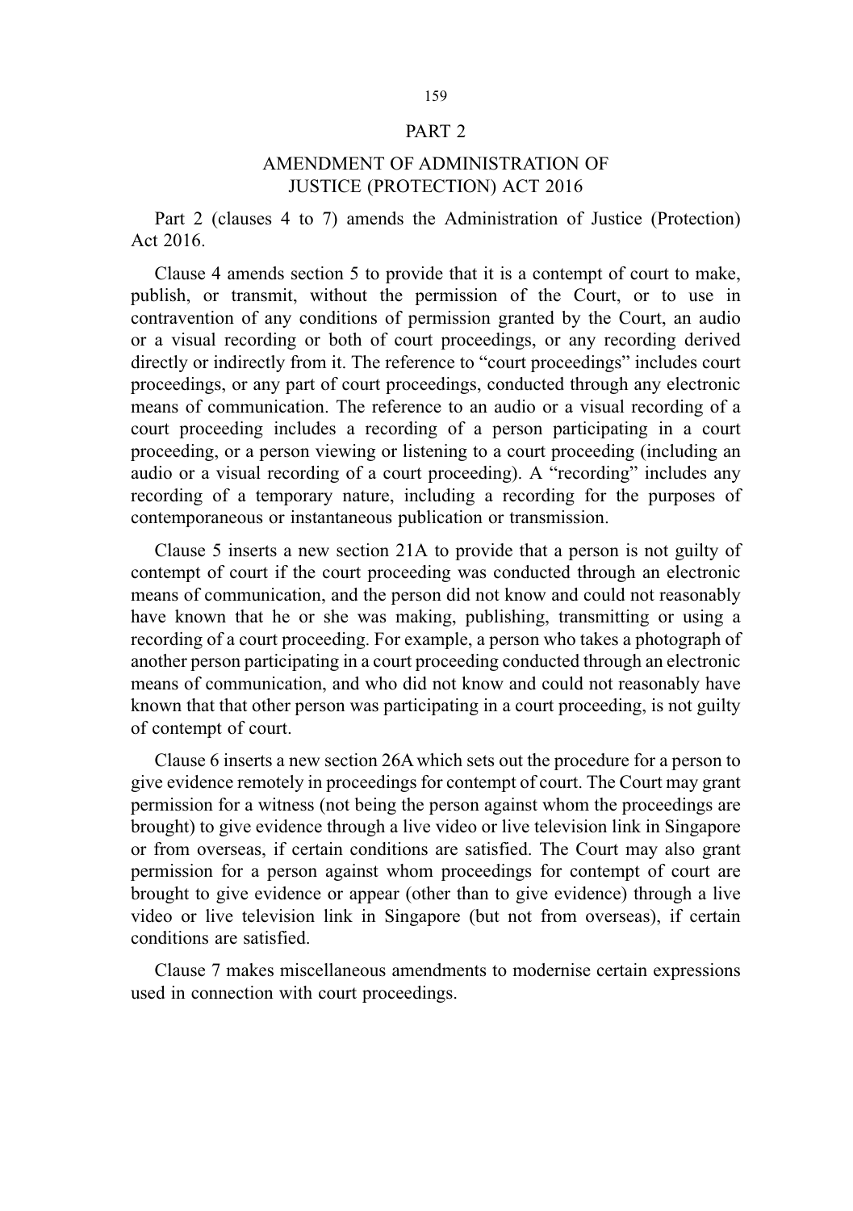## PART 2

## AMENDMENT OF ADMINISTRATION OF JUSTICE (PROTECTION) ACT 2016

Part 2 (clauses 4 to 7) amends the Administration of Justice (Protection) Act 2016.

Clause 4 amends section 5 to provide that it is a contempt of court to make, publish, or transmit, without the permission of the Court, or to use in contravention of any conditions of permission granted by the Court, an audio or a visual recording or both of court proceedings, or any recording derived directly or indirectly from it. The reference to "court proceedings" includes court proceedings, or any part of court proceedings, conducted through any electronic means of communication. The reference to an audio or a visual recording of a court proceeding includes a recording of a person participating in a court proceeding, or a person viewing or listening to a court proceeding (including an audio or a visual recording of a court proceeding). A "recording" includes any recording of a temporary nature, including a recording for the purposes of contemporaneous or instantaneous publication or transmission.

Clause 5 inserts a new section 21A to provide that a person is not guilty of contempt of court if the court proceeding was conducted through an electronic means of communication, and the person did not know and could not reasonably have known that he or she was making, publishing, transmitting or using a recording of a court proceeding. For example, a person who takes a photograph of another person participating in a court proceeding conducted through an electronic means of communication, and who did not know and could not reasonably have known that that other person was participating in a court proceeding, is not guilty of contempt of court.

Clause 6 inserts a new section 26A which sets out the procedure for a person to give evidence remotely in proceedings for contempt of court. The Court may grant permission for a witness (not being the person against whom the proceedings are brought) to give evidence through a live video or live television link in Singapore or from overseas, if certain conditions are satisfied. The Court may also grant permission for a person against whom proceedings for contempt of court are brought to give evidence or appear (other than to give evidence) through a live video or live television link in Singapore (but not from overseas), if certain conditions are satisfied.

Clause 7 makes miscellaneous amendments to modernise certain expressions used in connection with court proceedings.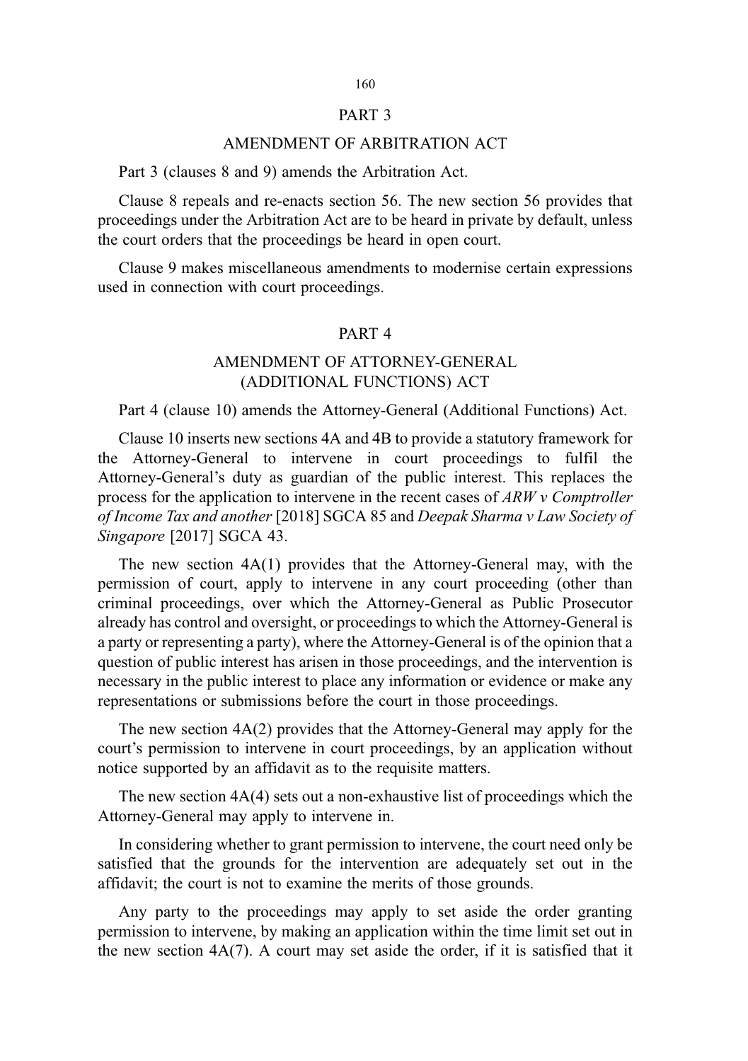## PART 3

## AMENDMENT OF ARBITRATION ACT

Part 3 (clauses 8 and 9) amends the Arbitration Act.

Clause 8 repeals and re-enacts section 56. The new section 56 provides that proceedings under the Arbitration Act are to be heard in private by default, unless the court orders that the proceedings be heard in open court.

Clause 9 makes miscellaneous amendments to modernise certain expressions used in connection with court proceedings.

## PART 4

## AMENDMENT OF ATTORNEY-GENERAL (ADDITIONAL FUNCTIONS) ACT

Part 4 (clause 10) amends the Attorney-General (Additional Functions) Act.

Clause 10 inserts new sections 4A and 4B to provide a statutory framework for the Attorney-General to intervene in court proceedings to fulfil the Attorney-General's duty as guardian of the public interest. This replaces the process for the application to intervene in the recent cases of *ARW v Comptroller of Income Tax and another* [2018] SGCA 85 and *Deepak Sharma v Law Society of Singapore* [2017] SGCA 43.

The new section 4A(1) provides that the Attorney-General may, with the permission of court, apply to intervene in any court proceeding (other than criminal proceedings, over which the Attorney-General as Public Prosecutor already has control and oversight, or proceedings to which the Attorney-General is a party or representing a party), where the Attorney-General is of the opinion that a question of public interest has arisen in those proceedings, and the intervention is necessary in the public interest to place any information or evidence or make any representations or submissions before the court in those proceedings.

The new section 4A(2) provides that the Attorney-General may apply for the court's permission to intervene in court proceedings, by an application without notice supported by an affidavit as to the requisite matters.

The new section 4A(4) sets out a non-exhaustive list of proceedings which the Attorney-General may apply to intervene in.

In considering whether to grant permission to intervene, the court need only be satisfied that the grounds for the intervention are adequately set out in the affidavit; the court is not to examine the merits of those grounds.

Any party to the proceedings may apply to set aside the order granting permission to intervene, by making an application within the time limit set out in the new section 4A(7). A court may set aside the order, if it is satisfied that it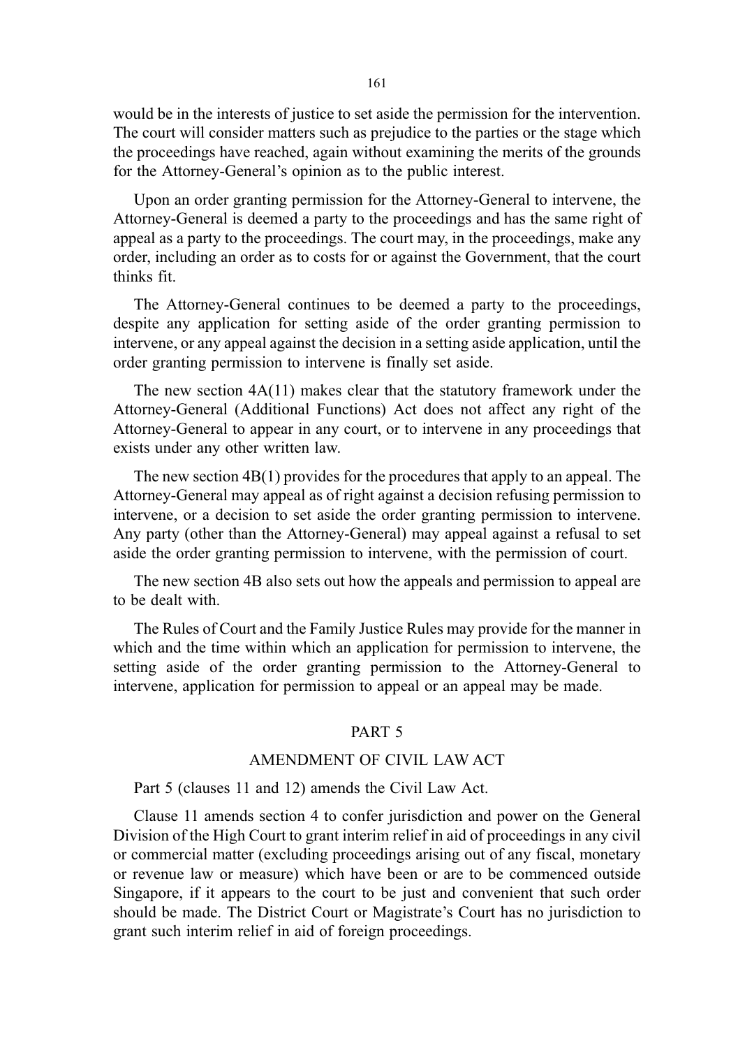would be in the interests of justice to set aside the permission for the intervention. The court will consider matters such as prejudice to the parties or the stage which the proceedings have reached, again without examining the merits of the grounds for the Attorney-General's opinion as to the public interest.

Upon an order granting permission for the Attorney-General to intervene, the Attorney-General is deemed a party to the proceedings and has the same right of appeal as a party to the proceedings. The court may, in the proceedings, make any order, including an order as to costs for or against the Government, that the court thinks fit.

The Attorney-General continues to be deemed a party to the proceedings, despite any application for setting aside of the order granting permission to intervene, or any appeal against the decision in a setting aside application, until the order granting permission to intervene is finally set aside.

The new section 4A(11) makes clear that the statutory framework under the Attorney-General (Additional Functions) Act does not affect any right of the Attorney-General to appear in any court, or to intervene in any proceedings that exists under any other written law.

The new section 4B(1) provides for the procedures that apply to an appeal. The Attorney-General may appeal as of right against a decision refusing permission to intervene, or a decision to set aside the order granting permission to intervene. Any party (other than the Attorney-General) may appeal against a refusal to set aside the order granting permission to intervene, with the permission of court.

The new section 4B also sets out how the appeals and permission to appeal are to be dealt with.

The Rules of Court and the Family Justice Rules may provide for the manner in which and the time within which an application for permission to intervene, the setting aside of the order granting permission to the Attorney-General to intervene, application for permission to appeal or an appeal may be made.

## PART 5

## AMENDMENT OF CIVIL LAW ACT

Part 5 (clauses 11 and 12) amends the Civil Law Act.

Clause 11 amends section 4 to confer jurisdiction and power on the General Division of the High Court to grant interim relief in aid of proceedings in any civil or commercial matter (excluding proceedings arising out of any fiscal, monetary or revenue law or measure) which have been or are to be commenced outside Singapore, if it appears to the court to be just and convenient that such order should be made. The District Court or Magistrate's Court has no jurisdiction to grant such interim relief in aid of foreign proceedings.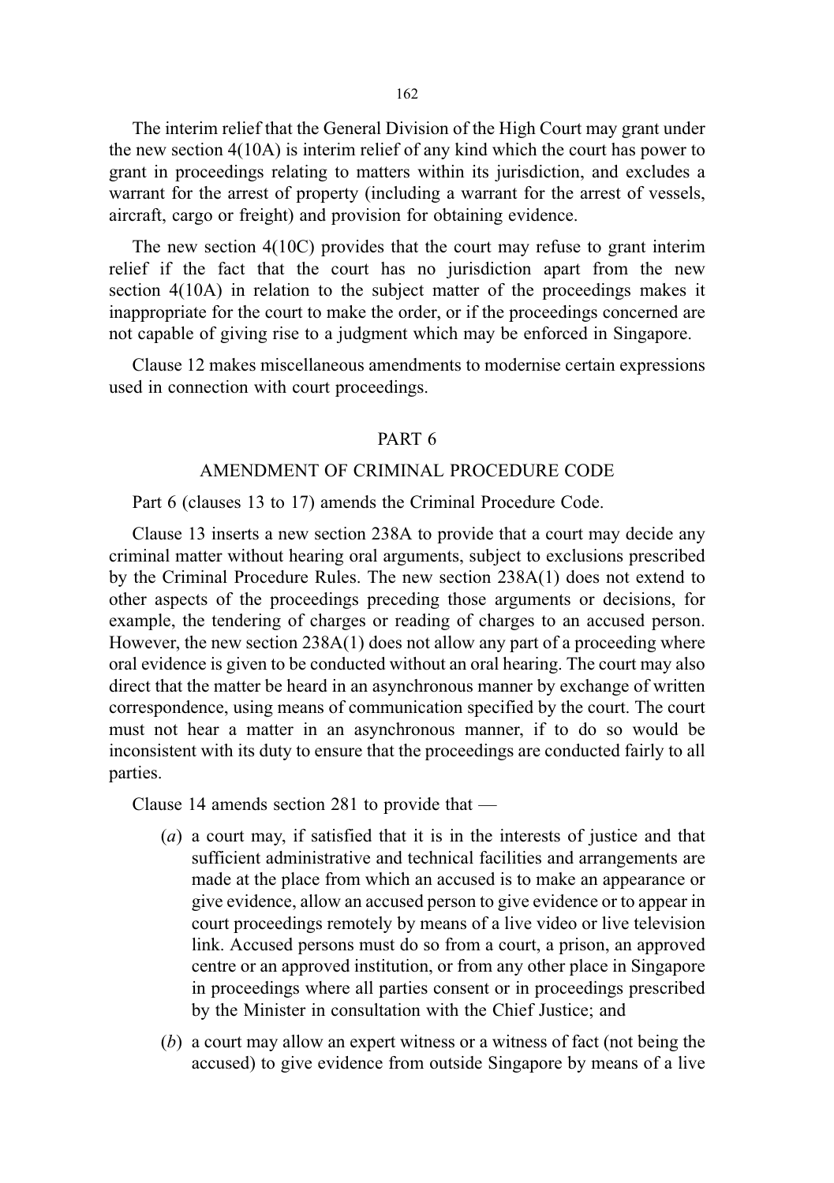The interim relief that the General Division of the High Court may grant under the new section 4(10A) is interim relief of any kind which the court has power to grant in proceedings relating to matters within its jurisdiction, and excludes a warrant for the arrest of property (including a warrant for the arrest of vessels, aircraft, cargo or freight) and provision for obtaining evidence.

The new section 4(10C) provides that the court may refuse to grant interim relief if the fact that the court has no jurisdiction apart from the new section 4(10A) in relation to the subject matter of the proceedings makes it inappropriate for the court to make the order, or if the proceedings concerned are not capable of giving rise to a judgment which may be enforced in Singapore.

Clause 12 makes miscellaneous amendments to modernise certain expressions used in connection with court proceedings.

## PART 6

## AMENDMENT OF CRIMINAL PROCEDURE CODE

Part 6 (clauses 13 to 17) amends the Criminal Procedure Code.

Clause 13 inserts a new section 238A to provide that a court may decide any criminal matter without hearing oral arguments, subject to exclusions prescribed by the Criminal Procedure Rules. The new section 238A(1) does not extend to other aspects of the proceedings preceding those arguments or decisions, for example, the tendering of charges or reading of charges to an accused person. However, the new section 238A(1) does not allow any part of a proceeding where oral evidence is given to be conducted without an oral hearing. The court may also direct that the matter be heard in an asynchronous manner by exchange of written correspondence, using means of communication specified by the court. The court must not hear a matter in an asynchronous manner, if to do so would be inconsistent with its duty to ensure that the proceedings are conducted fairly to all parties.

Clause 14 amends section 281 to provide that —

(*a*) a court may, if satisfied that it is in the interests of justice and that sufficient administrative and technical facilities and arrangements are made at the place from which an accused is to make an appearance or give evidence, allow an accused person to give evidence or to appear in court proceedings remotely by means of a live video or live television link. Accused persons must do so from a court, a prison, an approved centre or an approved institution, or from any other place in Singapore in proceedings where all parties consent or in proceedings prescribed by the Minister in consultation with the Chief Justice; and

(*b*) a court may allow an expert witness or a witness of fact (not being the accused) to give evidence from outside Singapore by means of a live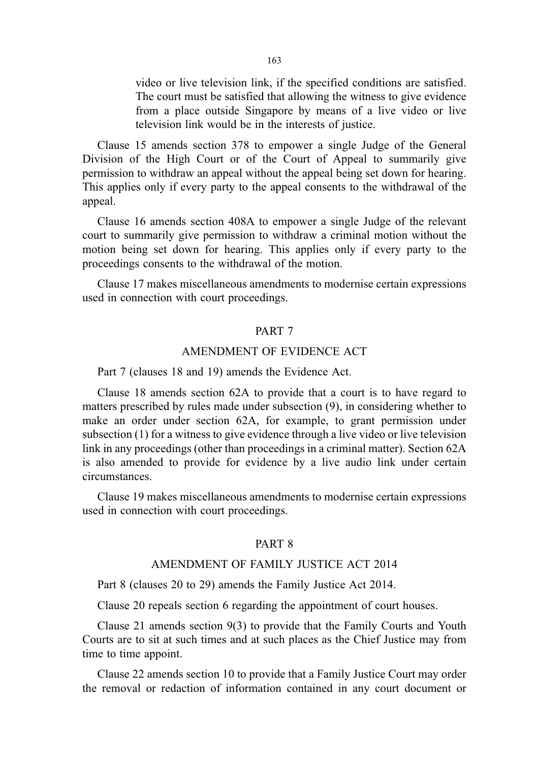video or live television link, if the specified conditions are satisfied. The court must be satisfied that allowing the witness to give evidence from a place outside Singapore by means of a live video or live television link would be in the interests of justice.

Clause 15 amends section 378 to empower a single Judge of the General Division of the High Court or of the Court of Appeal to summarily give permission to withdraw an appeal without the appeal being set down for hearing. This applies only if every party to the appeal consents to the withdrawal of the appeal.

Clause 16 amends section 408A to empower a single Judge of the relevant court to summarily give permission to withdraw a criminal motion without the motion being set down for hearing. This applies only if every party to the proceedings consents to the withdrawal of the motion.

Clause 17 makes miscellaneous amendments to modernise certain expressions used in connection with court proceedings.

## PART 7

## AMENDMENT OF EVIDENCE ACT

Part 7 (clauses 18 and 19) amends the Evidence Act.

Clause 18 amends section 62A to provide that a court is to have regard to matters prescribed by rules made under subsection (9), in considering whether to make an order under section 62A, for example, to grant permission under subsection (1) for a witness to give evidence through a live video or live television link in any proceedings (other than proceedings in a criminal matter). Section 62A is also amended to provide for evidence by a live audio link under certain circumstances.

Clause 19 makes miscellaneous amendments to modernise certain expressions used in connection with court proceedings.

## PART 8

## AMENDMENT OF FAMILY JUSTICE ACT 2014

Part 8 (clauses 20 to 29) amends the Family Justice Act 2014.

Clause 20 repeals section 6 regarding the appointment of court houses.

Clause 21 amends section 9(3) to provide that the Family Courts and Youth Courts are to sit at such times and at such places as the Chief Justice may from time to time appoint.

Clause 22 amends section 10 to provide that a Family Justice Court may order the removal or redaction of information contained in any court document or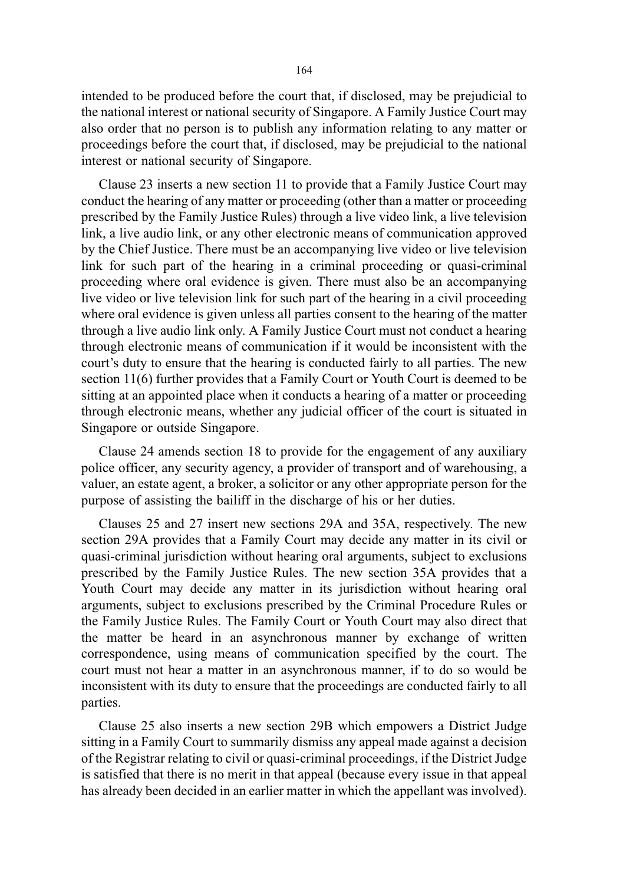intended to be produced before the court that, if disclosed, may be prejudicial to the national interest or national security of Singapore. A Family Justice Court may also order that no person is to publish any information relating to any matter or proceedings before the court that, if disclosed, may be prejudicial to the national interest or national security of Singapore.

Clause 23 inserts a new section 11 to provide that a Family Justice Court may conduct the hearing of any matter or proceeding (other than a matter or proceeding prescribed by the Family Justice Rules) through a live video link, a live television link, a live audio link, or any other electronic means of communication approved by the Chief Justice. There must be an accompanying live video or live television link for such part of the hearing in a criminal proceeding or quasi-criminal proceeding where oral evidence is given. There must also be an accompanying live video or live television link for such part of the hearing in a civil proceeding where oral evidence is given unless all parties consent to the hearing of the matter through a live audio link only. A Family Justice Court must not conduct a hearing through electronic means of communication if it would be inconsistent with the court's duty to ensure that the hearing is conducted fairly to all parties. The new section 11(6) further provides that a Family Court or Youth Court is deemed to be sitting at an appointed place when it conducts a hearing of a matter or proceeding through electronic means, whether any judicial officer of the court is situated in Singapore or outside Singapore.

Clause 24 amends section 18 to provide for the engagement of any auxiliary police officer, any security agency, a provider of transport and of warehousing, a valuer, an estate agent, a broker, a solicitor or any other appropriate person for the purpose of assisting the bailiff in the discharge of his or her duties.

Clauses 25 and 27 insert new sections 29A and 35A, respectively. The new section 29A provides that a Family Court may decide any matter in its civil or quasi-criminal jurisdiction without hearing oral arguments, subject to exclusions prescribed by the Family Justice Rules. The new section 35A provides that a Youth Court may decide any matter in its jurisdiction without hearing oral arguments, subject to exclusions prescribed by the Criminal Procedure Rules or the Family Justice Rules. The Family Court or Youth Court may also direct that the matter be heard in an asynchronous manner by exchange of written correspondence, using means of communication specified by the court. The court must not hear a matter in an asynchronous manner, if to do so would be inconsistent with its duty to ensure that the proceedings are conducted fairly to all parties.

Clause 25 also inserts a new section 29B which empowers a District Judge sitting in a Family Court to summarily dismiss any appeal made against a decision of the Registrar relating to civil or quasi-criminal proceedings, if the District Judge is satisfied that there is no merit in that appeal (because every issue in that appeal has already been decided in an earlier matter in which the appellant was involved).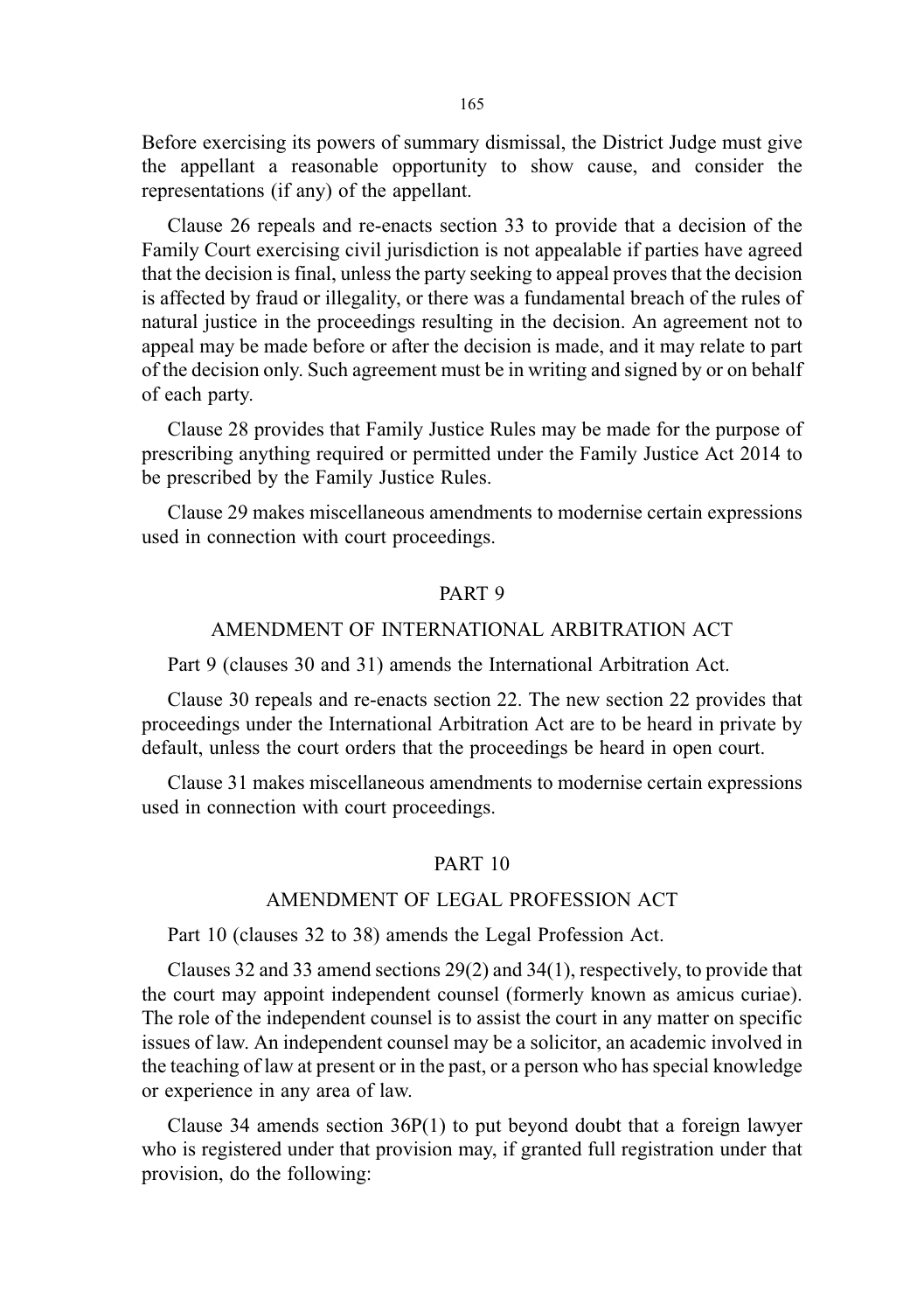Before exercising its powers of summary dismissal, the District Judge must give the appellant a reasonable opportunity to show cause, and consider the representations (if any) of the appellant.

Clause 26 repeals and re-enacts section 33 to provide that a decision of the Family Court exercising civil jurisdiction is not appealable if parties have agreed that the decision is final, unless the party seeking to appeal proves that the decision is affected by fraud or illegality, or there was a fundamental breach of the rules of natural justice in the proceedings resulting in the decision. An agreement not to appeal may be made before or after the decision is made, and it may relate to part of the decision only. Such agreement must be in writing and signed by or on behalf of each party.

Clause 28 provides that Family Justice Rules may be made for the purpose of prescribing anything required or permitted under the Family Justice Act 2014 to be prescribed by the Family Justice Rules.

Clause 29 makes miscellaneous amendments to modernise certain expressions used in connection with court proceedings.

## PART 9

## AMENDMENT OF INTERNATIONAL ARBITRATION ACT

Part 9 (clauses 30 and 31) amends the International Arbitration Act.

Clause 30 repeals and re-enacts section 22. The new section 22 provides that proceedings under the International Arbitration Act are to be heard in private by default, unless the court orders that the proceedings be heard in open court.

Clause 31 makes miscellaneous amendments to modernise certain expressions used in connection with court proceedings.

## PART 10

## AMENDMENT OF LEGAL PROFESSION ACT

Part 10 (clauses 32 to 38) amends the Legal Profession Act.

Clauses 32 and 33 amend sections 29(2) and 34(1), respectively, to provide that the court may appoint independent counsel (formerly known as amicus curiae). The role of the independent counsel is to assist the court in any matter on specific issues of law. An independent counsel may be a solicitor, an academic involved in the teaching of law at present or in the past, or a person who has special knowledge or experience in any area of law.

Clause 34 amends section 36P(1) to put beyond doubt that a foreign lawyer who is registered under that provision may, if granted full registration under that provision, do the following: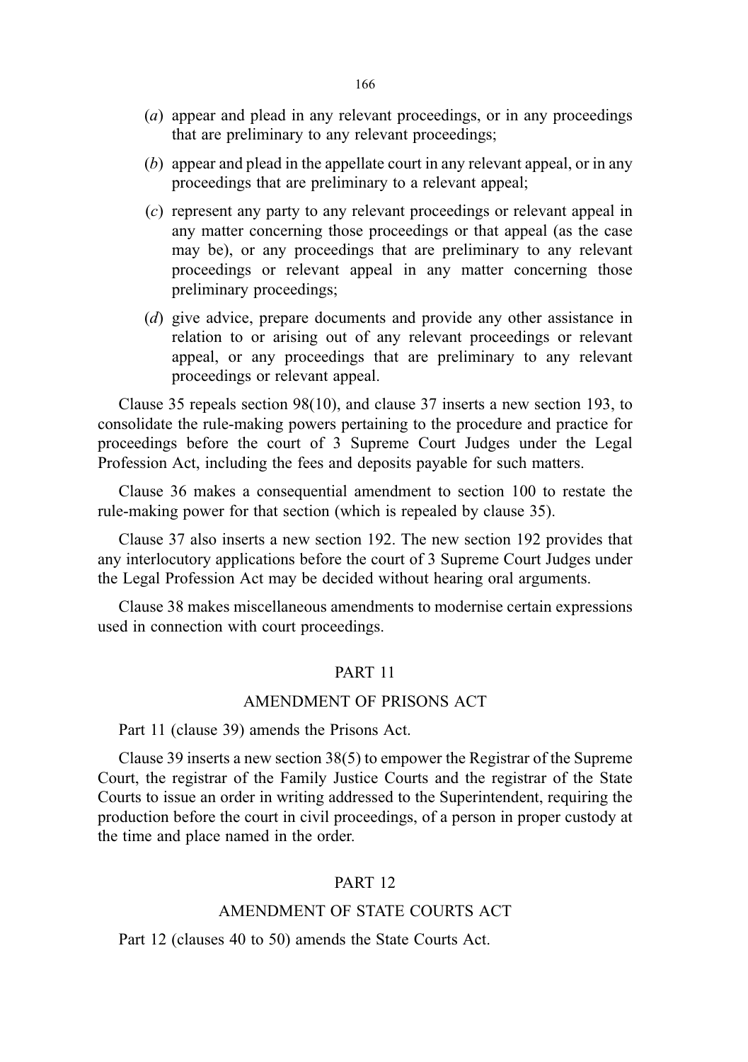(*a*) appear and plead in any relevant proceedings, or in any proceedings that are preliminary to any relevant proceedings;

(*b*) appear and plead in the appellate court in any relevant appeal, or in any proceedings that are preliminary to a relevant appeal;

(*c*) represent any party to any relevant proceedings or relevant appeal in any matter concerning those proceedings or that appeal (as the case may be), or any proceedings that are preliminary to any relevant proceedings or relevant appeal in any matter concerning those preliminary proceedings;

(*d*) give advice, prepare documents and provide any other assistance in relation to or arising out of any relevant proceedings or relevant appeal, or any proceedings that are preliminary to any relevant proceedings or relevant appeal.

Clause 35 repeals section 98(10), and clause 37 inserts a new section 193, to consolidate the rule-making powers pertaining to the procedure and practice for proceedings before the court of 3 Supreme Court Judges under the Legal Profession Act, including the fees and deposits payable for such matters.

Clause 36 makes a consequential amendment to section 100 to restate the rule-making power for that section (which is repealed by clause 35).

Clause 37 also inserts a new section 192. The new section 192 provides that any interlocutory applications before the court of 3 Supreme Court Judges under the Legal Profession Act may be decided without hearing oral arguments.

Clause 38 makes miscellaneous amendments to modernise certain expressions used in connection with court proceedings.

## PART 11

## AMENDMENT OF PRISONS ACT

Part 11 (clause 39) amends the Prisons Act.

Clause 39 inserts a new section 38(5) to empower the Registrar of the Supreme Court, the registrar of the Family Justice Courts and the registrar of the State Courts to issue an order in writing addressed to the Superintendent, requiring the production before the court in civil proceedings, of a person in proper custody at the time and place named in the order.

## PART 12

## AMENDMENT OF STATE COURTS ACT

Part 12 (clauses 40 to 50) amends the State Courts Act.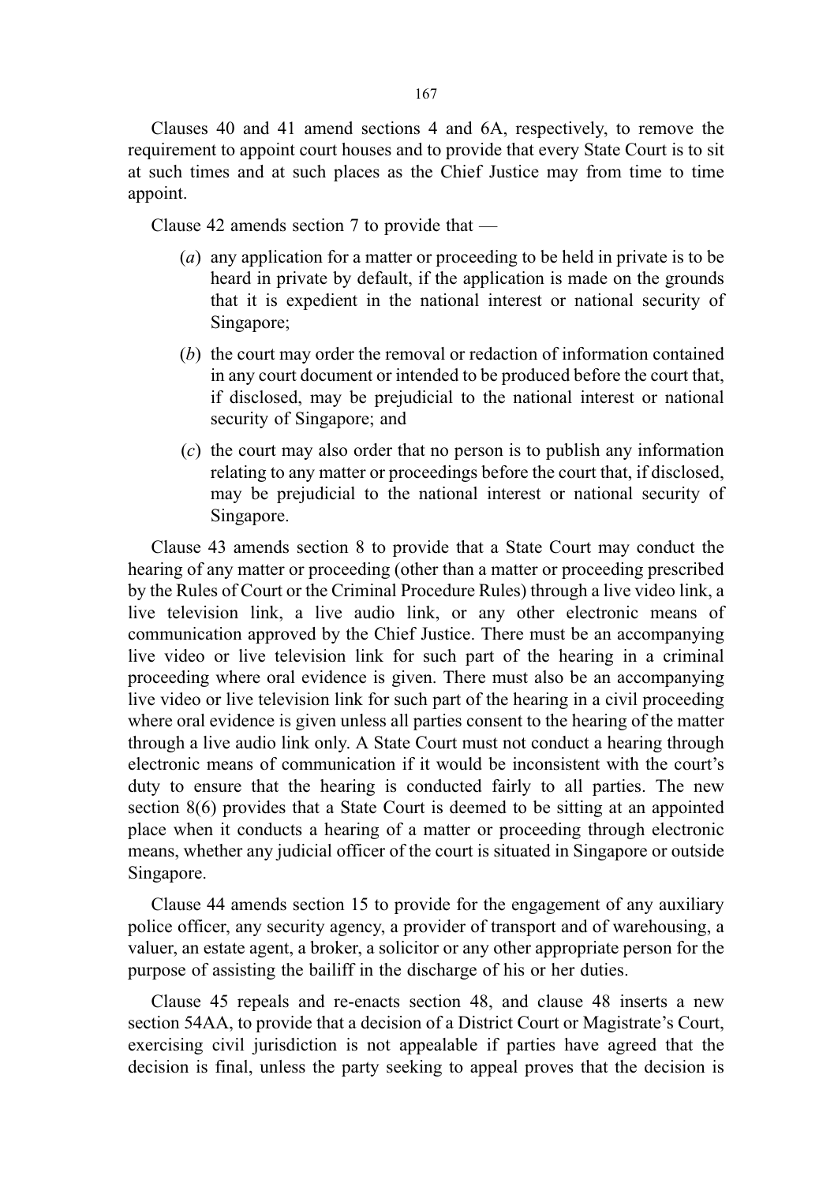Clauses 40 and 41 amend sections 4 and 6A, respectively, to remove the requirement to appoint court houses and to provide that every State Court is to sit at such times and at such places as the Chief Justice may from time to time appoint.

Clause 42 amends section 7 to provide that —

- (*a*) any application for a matter or proceeding to be held in private is to be heard in private by default, if the application is made on the grounds that it is expedient in the national interest or national security of Singapore;
- (*b*) the court may order the removal or redaction of information contained in any court document or intended to be produced before the court that, if disclosed, may be prejudicial to the national interest or national security of Singapore; and
- (*c*) the court may also order that no person is to publish any information relating to any matter or proceedings before the court that, if disclosed, may be prejudicial to the national interest or national security of Singapore.

Clause 43 amends section 8 to provide that a State Court may conduct the hearing of any matter or proceeding (other than a matter or proceeding prescribed by the Rules of Court or the Criminal Procedure Rules) through a live video link, a live television link, a live audio link, or any other electronic means of communication approved by the Chief Justice. There must be an accompanying live video or live television link for such part of the hearing in a criminal proceeding where oral evidence is given. There must also be an accompanying live video or live television link for such part of the hearing in a civil proceeding where oral evidence is given unless all parties consent to the hearing of the matter through a live audio link only. A State Court must not conduct a hearing through electronic means of communication if it would be inconsistent with the court's duty to ensure that the hearing is conducted fairly to all parties. The new section 8(6) provides that a State Court is deemed to be sitting at an appointed place when it conducts a hearing of a matter or proceeding through electronic means, whether any judicial officer of the court is situated in Singapore or outside Singapore.

Clause 44 amends section 15 to provide for the engagement of any auxiliary police officer, any security agency, a provider of transport and of warehousing, a valuer, an estate agent, a broker, a solicitor or any other appropriate person for the purpose of assisting the bailiff in the discharge of his or her duties.

Clause 45 repeals and re-enacts section 48, and clause 48 inserts a new section 54AA, to provide that a decision of a District Court or Magistrate's Court, exercising civil jurisdiction is not appealable if parties have agreed that the decision is final, unless the party seeking to appeal proves that the decision is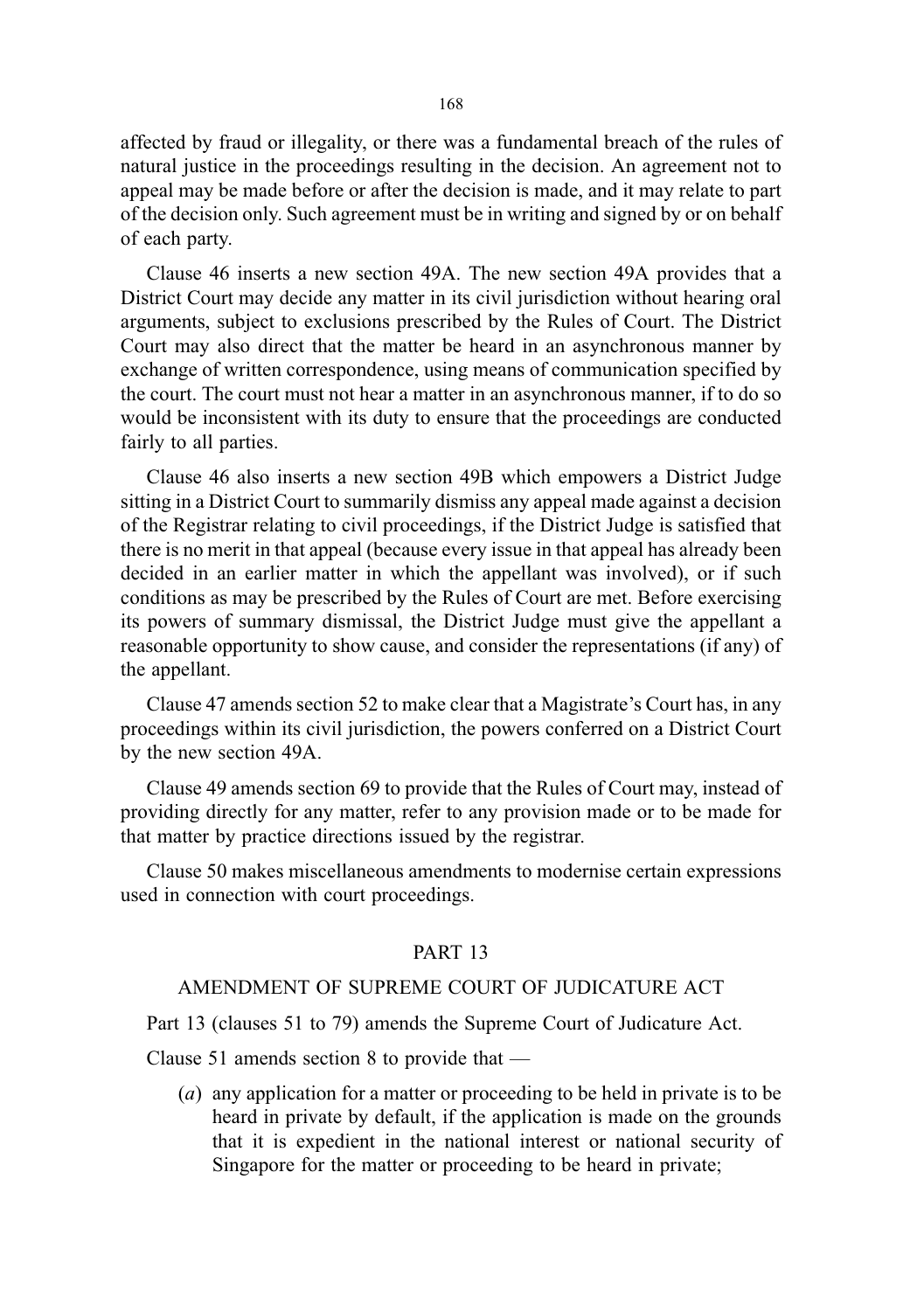affected by fraud or illegality, or there was a fundamental breach of the rules of natural justice in the proceedings resulting in the decision. An agreement not to appeal may be made before or after the decision is made, and it may relate to part of the decision only. Such agreement must be in writing and signed by or on behalf of each party.

Clause 46 inserts a new section 49A. The new section 49A provides that a District Court may decide any matter in its civil jurisdiction without hearing oral arguments, subject to exclusions prescribed by the Rules of Court. The District Court may also direct that the matter be heard in an asynchronous manner by exchange of written correspondence, using means of communication specified by the court. The court must not hear a matter in an asynchronous manner, if to do so would be inconsistent with its duty to ensure that the proceedings are conducted fairly to all parties.

Clause 46 also inserts a new section 49B which empowers a District Judge sitting in a District Court to summarily dismiss any appeal made against a decision of the Registrar relating to civil proceedings, if the District Judge is satisfied that there is no merit in that appeal (because every issue in that appeal has already been decided in an earlier matter in which the appellant was involved), or if such conditions as may be prescribed by the Rules of Court are met. Before exercising its powers of summary dismissal, the District Judge must give the appellant a reasonable opportunity to show cause, and consider the representations (if any) of the appellant.

Clause 47 amends section 52 to make clear that a Magistrate's Court has, in any proceedings within its civil jurisdiction, the powers conferred on a District Court by the new section 49A.

Clause 49 amends section 69 to provide that the Rules of Court may, instead of providing directly for any matter, refer to any provision made or to be made for that matter by practice directions issued by the registrar.

Clause 50 makes miscellaneous amendments to modernise certain expressions used in connection with court proceedings.

## PART 13

### AMENDMENT OF SUPREME COURT OF JUDICATURE ACT

Part 13 (clauses 51 to 79) amends the Supreme Court of Judicature Act.

Clause 51 amends section 8 to provide that —

(*a*) any application for a matter or proceeding to be held in private is to be heard in private by default, if the application is made on the grounds that it is expedient in the national interest or national security of Singapore for the matter or proceeding to be heard in private;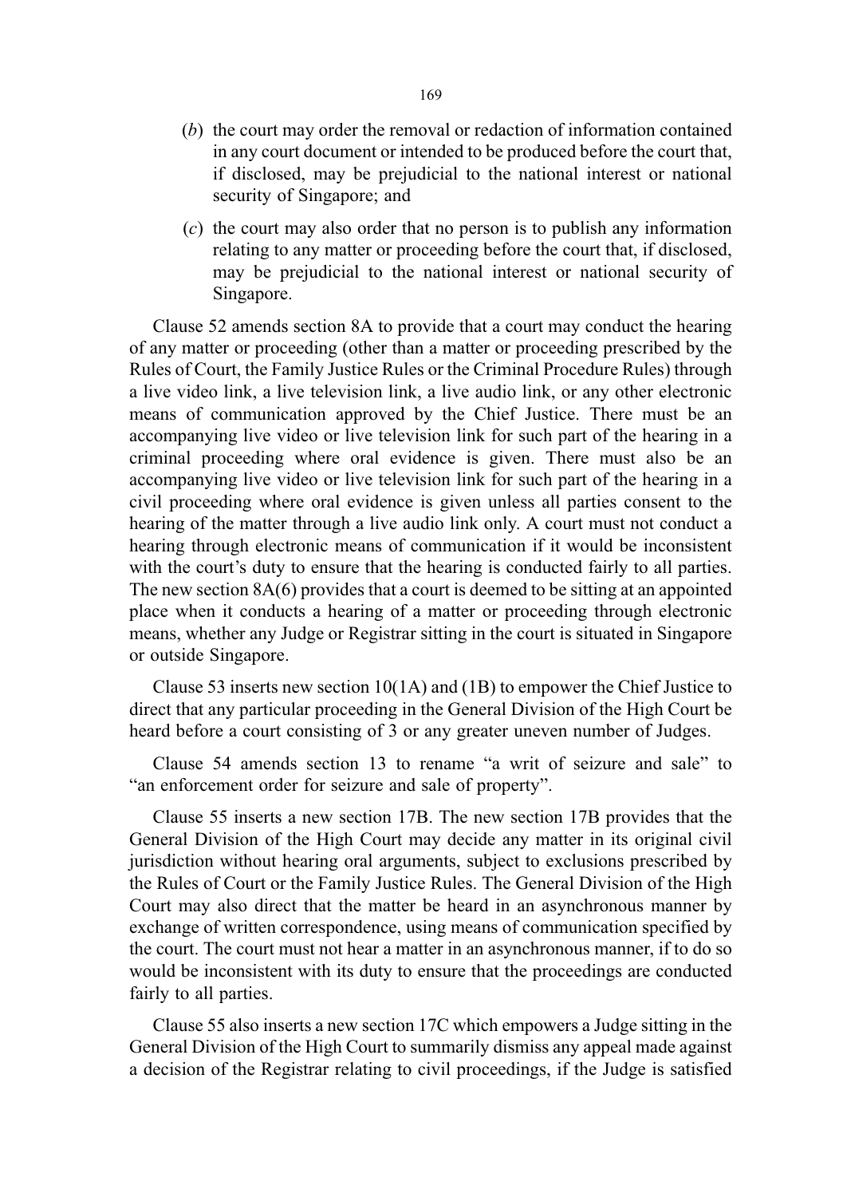(*b*) the court may order the removal or redaction of information contained in any court document or intended to be produced before the court that, if disclosed, may be prejudicial to the national interest or national security of Singapore; and

(*c*) the court may also order that no person is to publish any information relating to any matter or proceeding before the court that, if disclosed, may be prejudicial to the national interest or national security of Singapore.

Clause 52 amends section 8A to provide that a court may conduct the hearing of any matter or proceeding (other than a matter or proceeding prescribed by the Rules of Court, the Family Justice Rules or the Criminal Procedure Rules) through a live video link, a live television link, a live audio link, or any other electronic means of communication approved by the Chief Justice. There must be an accompanying live video or live television link for such part of the hearing in a criminal proceeding where oral evidence is given. There must also be an accompanying live video or live television link for such part of the hearing in a civil proceeding where oral evidence is given unless all parties consent to the hearing of the matter through a live audio link only. A court must not conduct a hearing through electronic means of communication if it would be inconsistent with the court's duty to ensure that the hearing is conducted fairly to all parties. The new section 8A(6) provides that a court is deemed to be sitting at an appointed place when it conducts a hearing of a matter or proceeding through electronic means, whether any Judge or Registrar sitting in the court is situated in Singapore or outside Singapore.

Clause 53 inserts new section 10(1A) and (1B) to empower the Chief Justice to direct that any particular proceeding in the General Division of the High Court be heard before a court consisting of 3 or any greater uneven number of Judges.

Clause 54 amends section 13 to rename "a writ of seizure and sale" to "an enforcement order for seizure and sale of property".

Clause 55 inserts a new section 17B. The new section 17B provides that the General Division of the High Court may decide any matter in its original civil jurisdiction without hearing oral arguments, subject to exclusions prescribed by the Rules of Court or the Family Justice Rules. The General Division of the High Court may also direct that the matter be heard in an asynchronous manner by exchange of written correspondence, using means of communication specified by the court. The court must not hear a matter in an asynchronous manner, if to do so would be inconsistent with its duty to ensure that the proceedings are conducted fairly to all parties.

Clause 55 also inserts a new section 17C which empowers a Judge sitting in the General Division of the High Court to summarily dismiss any appeal made against a decision of the Registrar relating to civil proceedings, if the Judge is satisfied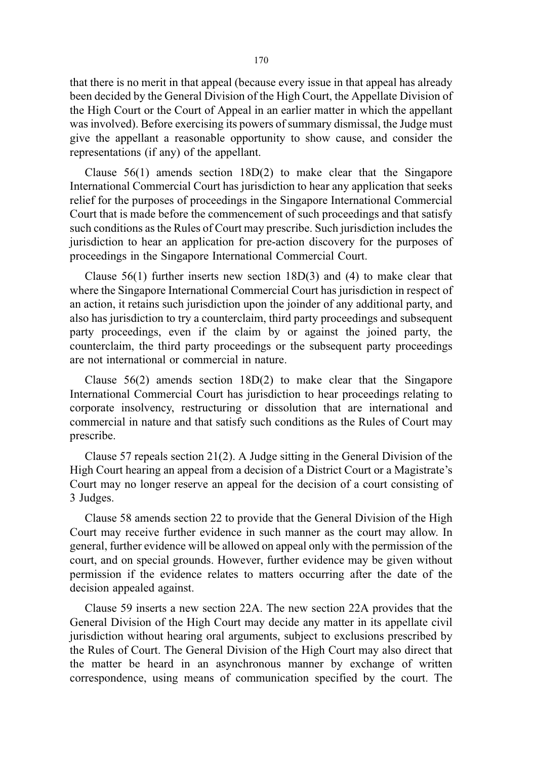that there is no merit in that appeal (because every issue in that appeal has already been decided by the General Division of the High Court, the Appellate Division of the High Court or the Court of Appeal in an earlier matter in which the appellant was involved). Before exercising its powers of summary dismissal, the Judge must give the appellant a reasonable opportunity to show cause, and consider the representations (if any) of the appellant.

Clause 56(1) amends section 18D(2) to make clear that the Singapore International Commercial Court has jurisdiction to hear any application that seeks relief for the purposes of proceedings in the Singapore International Commercial Court that is made before the commencement of such proceedings and that satisfy such conditions as the Rules of Court may prescribe. Such jurisdiction includes the jurisdiction to hear an application for pre-action discovery for the purposes of proceedings in the Singapore International Commercial Court.

Clause 56(1) further inserts new section 18D(3) and (4) to make clear that where the Singapore International Commercial Court has jurisdiction in respect of an action, it retains such jurisdiction upon the joinder of any additional party, and also has jurisdiction to try a counterclaim, third party proceedings and subsequent party proceedings, even if the claim by or against the joined party, the counterclaim, the third party proceedings or the subsequent party proceedings are not international or commercial in nature.

Clause 56(2) amends section 18D(2) to make clear that the Singapore International Commercial Court has jurisdiction to hear proceedings relating to corporate insolvency, restructuring or dissolution that are international and commercial in nature and that satisfy such conditions as the Rules of Court may prescribe.

Clause 57 repeals section 21(2). A Judge sitting in the General Division of the High Court hearing an appeal from a decision of a District Court or a Magistrate's Court may no longer reserve an appeal for the decision of a court consisting of 3 Judges.

Clause 58 amends section 22 to provide that the General Division of the High Court may receive further evidence in such manner as the court may allow. In general, further evidence will be allowed on appeal only with the permission of the court, and on special grounds. However, further evidence may be given without permission if the evidence relates to matters occurring after the date of the decision appealed against.

Clause 59 inserts a new section 22A. The new section 22A provides that the General Division of the High Court may decide any matter in its appellate civil jurisdiction without hearing oral arguments, subject to exclusions prescribed by the Rules of Court. The General Division of the High Court may also direct that the matter be heard in an asynchronous manner by exchange of written correspondence, using means of communication specified by the court. The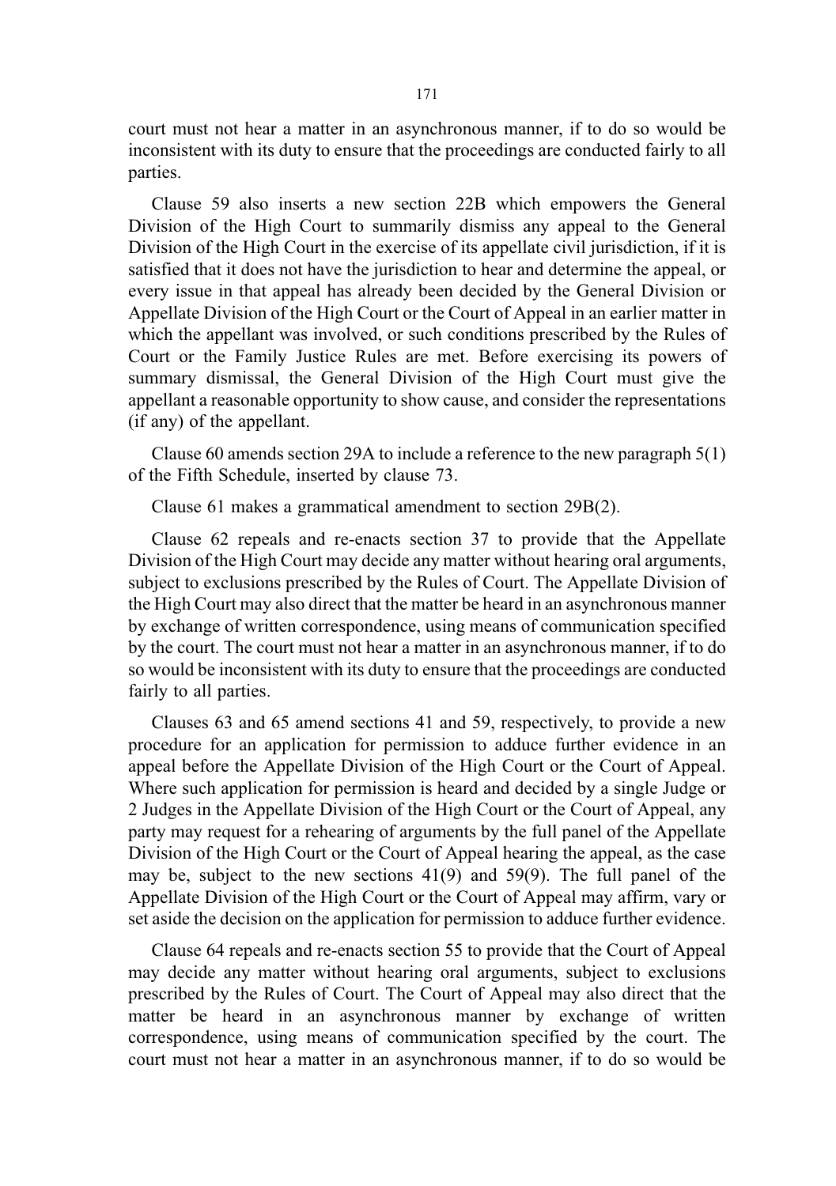court must not hear a matter in an asynchronous manner, if to do so would be inconsistent with its duty to ensure that the proceedings are conducted fairly to all parties.

Clause 59 also inserts a new section 22B which empowers the General Division of the High Court to summarily dismiss any appeal to the General Division of the High Court in the exercise of its appellate civil jurisdiction, if it is satisfied that it does not have the jurisdiction to hear and determine the appeal, or every issue in that appeal has already been decided by the General Division or Appellate Division of the High Court or the Court of Appeal in an earlier matter in which the appellant was involved, or such conditions prescribed by the Rules of Court or the Family Justice Rules are met. Before exercising its powers of summary dismissal, the General Division of the High Court must give the appellant a reasonable opportunity to show cause, and consider the representations (if any) of the appellant.

Clause 60 amends section 29A to include a reference to the new paragraph 5(1) of the Fifth Schedule, inserted by clause 73.

Clause 61 makes a grammatical amendment to section 29B(2).

Clause 62 repeals and re-enacts section 37 to provide that the Appellate Division of the High Court may decide any matter without hearing oral arguments, subject to exclusions prescribed by the Rules of Court. The Appellate Division of the High Court may also direct that the matter be heard in an asynchronous manner by exchange of written correspondence, using means of communication specified by the court. The court must not hear a matter in an asynchronous manner, if to do so would be inconsistent with its duty to ensure that the proceedings are conducted fairly to all parties.

Clauses 63 and 65 amend sections 41 and 59, respectively, to provide a new procedure for an application for permission to adduce further evidence in an appeal before the Appellate Division of the High Court or the Court of Appeal. Where such application for permission is heard and decided by a single Judge or 2 Judges in the Appellate Division of the High Court or the Court of Appeal, any party may request for a rehearing of arguments by the full panel of the Appellate Division of the High Court or the Court of Appeal hearing the appeal, as the case may be, subject to the new sections 41(9) and 59(9). The full panel of the Appellate Division of the High Court or the Court of Appeal may affirm, vary or set aside the decision on the application for permission to adduce further evidence.

Clause 64 repeals and re-enacts section 55 to provide that the Court of Appeal may decide any matter without hearing oral arguments, subject to exclusions prescribed by the Rules of Court. The Court of Appeal may also direct that the matter be heard in an asynchronous manner by exchange of written correspondence, using means of communication specified by the court. The court must not hear a matter in an asynchronous manner, if to do so would be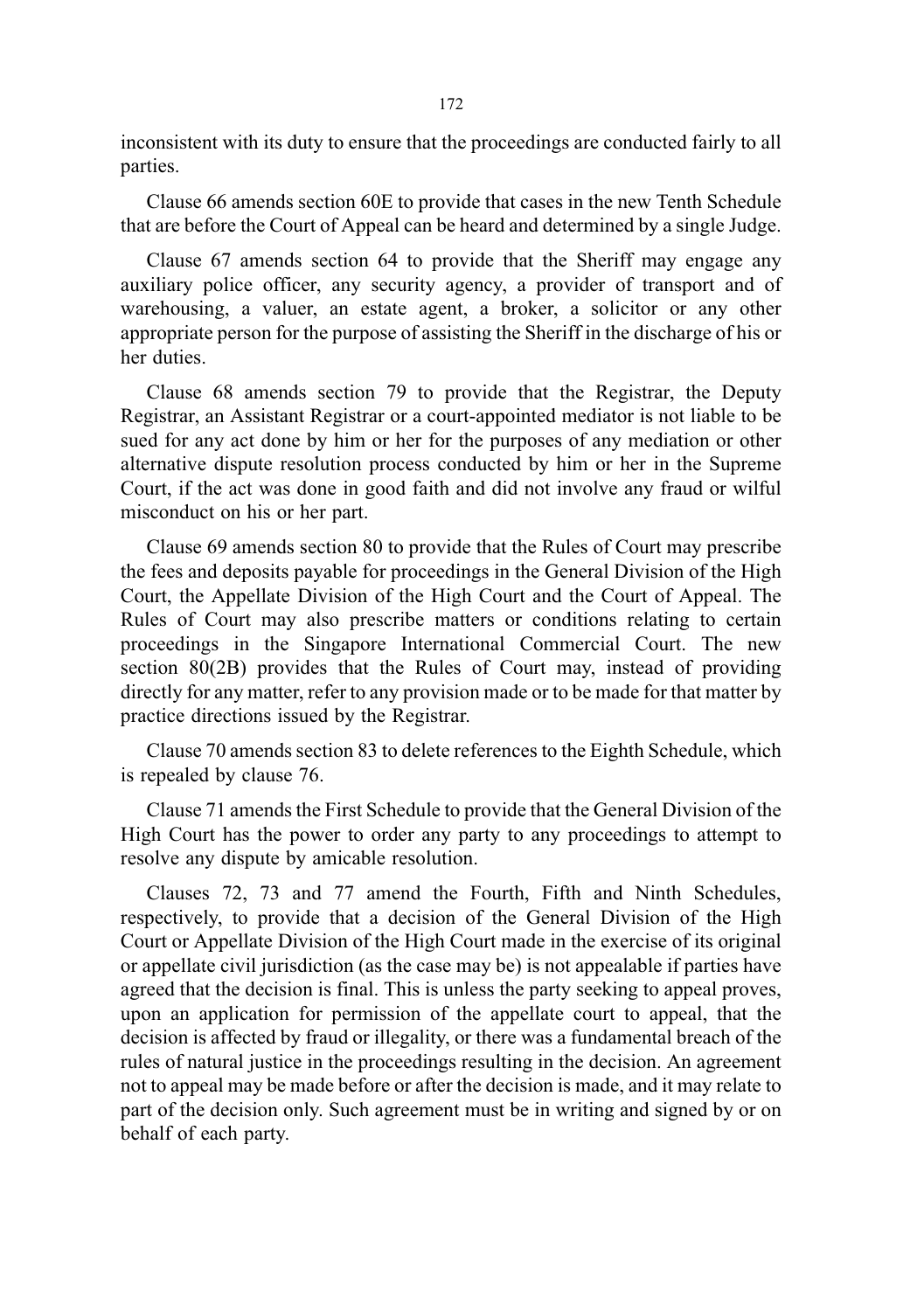inconsistent with its duty to ensure that the proceedings are conducted fairly to all parties.

Clause 66 amends section 60E to provide that cases in the new Tenth Schedule that are before the Court of Appeal can be heard and determined by a single Judge.

Clause 67 amends section 64 to provide that the Sheriff may engage any auxiliary police officer, any security agency, a provider of transport and of warehousing, a valuer, an estate agent, a broker, a solicitor or any other appropriate person for the purpose of assisting the Sheriff in the discharge of his or her duties.

Clause 68 amends section 79 to provide that the Registrar, the Deputy Registrar, an Assistant Registrar or a court-appointed mediator is not liable to be sued for any act done by him or her for the purposes of any mediation or other alternative dispute resolution process conducted by him or her in the Supreme Court, if the act was done in good faith and did not involve any fraud or wilful misconduct on his or her part.

Clause 69 amends section 80 to provide that the Rules of Court may prescribe the fees and deposits payable for proceedings in the General Division of the High Court, the Appellate Division of the High Court and the Court of Appeal. The Rules of Court may also prescribe matters or conditions relating to certain proceedings in the Singapore International Commercial Court. The new section 80(2B) provides that the Rules of Court may, instead of providing directly for any matter, refer to any provision made or to be made for that matter by practice directions issued by the Registrar.

Clause 70 amends section 83 to delete references to the Eighth Schedule, which is repealed by clause 76.

Clause 71 amends the First Schedule to provide that the General Division of the High Court has the power to order any party to any proceedings to attempt to resolve any dispute by amicable resolution.

Clauses 72, 73 and 77 amend the Fourth, Fifth and Ninth Schedules, respectively, to provide that a decision of the General Division of the High Court or Appellate Division of the High Court made in the exercise of its original or appellate civil jurisdiction (as the case may be) is not appealable if parties have agreed that the decision is final. This is unless the party seeking to appeal proves, upon an application for permission of the appellate court to appeal, that the decision is affected by fraud or illegality, or there was a fundamental breach of the rules of natural justice in the proceedings resulting in the decision. An agreement not to appeal may be made before or after the decision is made, and it may relate to part of the decision only. Such agreement must be in writing and signed by or on behalf of each party.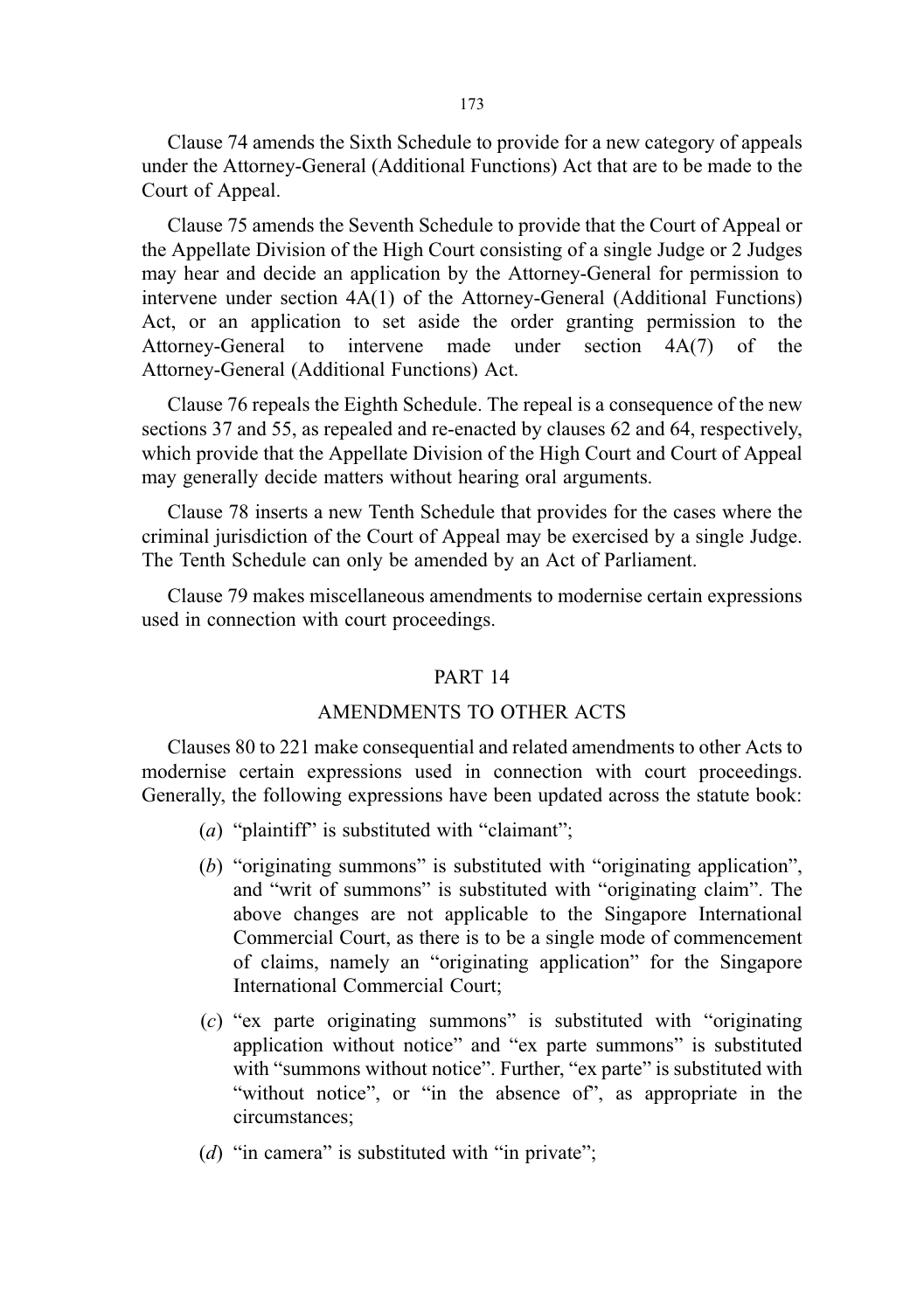Clause 74 amends the Sixth Schedule to provide for a new category of appeals under the Attorney-General (Additional Functions) Act that are to be made to the Court of Appeal.

Clause 75 amends the Seventh Schedule to provide that the Court of Appeal or the Appellate Division of the High Court consisting of a single Judge or 2 Judges may hear and decide an application by the Attorney-General for permission to intervene under section 4A(1) of the Attorney-General (Additional Functions) Act, or an application to set aside the order granting permission to the Attorney-General to intervene made under section 4A(7) of the Attorney-General (Additional Functions) Act.

Clause 76 repeals the Eighth Schedule. The repeal is a consequence of the new sections 37 and 55, as repealed and re-enacted by clauses 62 and 64, respectively, which provide that the Appellate Division of the High Court and Court of Appeal may generally decide matters without hearing oral arguments.

Clause 78 inserts a new Tenth Schedule that provides for the cases where the criminal jurisdiction of the Court of Appeal may be exercised by a single Judge. The Tenth Schedule can only be amended by an Act of Parliament.

Clause 79 makes miscellaneous amendments to modernise certain expressions used in connection with court proceedings.

## PART 14

## AMENDMENTS TO OTHER ACTS

Clauses 80 to 221 make consequential and related amendments to other Acts to modernise certain expressions used in connection with court proceedings. Generally, the following expressions have been updated across the statute book:

(*a*) "plaintiff" is substituted with "claimant";

(*b*) "originating summons" is substituted with "originating application", and "writ of summons" is substituted with "originating claim". The above changes are not applicable to the Singapore International Commercial Court, as there is to be a single mode of commencement of claims, namely an "originating application" for the Singapore International Commercial Court;

(*c*) "ex parte originating summons" is substituted with "originating application without notice" and "ex parte summons" is substituted with "summons without notice". Further, "ex parte" is substituted with "without notice", or "in the absence of", as appropriate in the circumstances;

(*d*) "in camera" is substituted with "in private";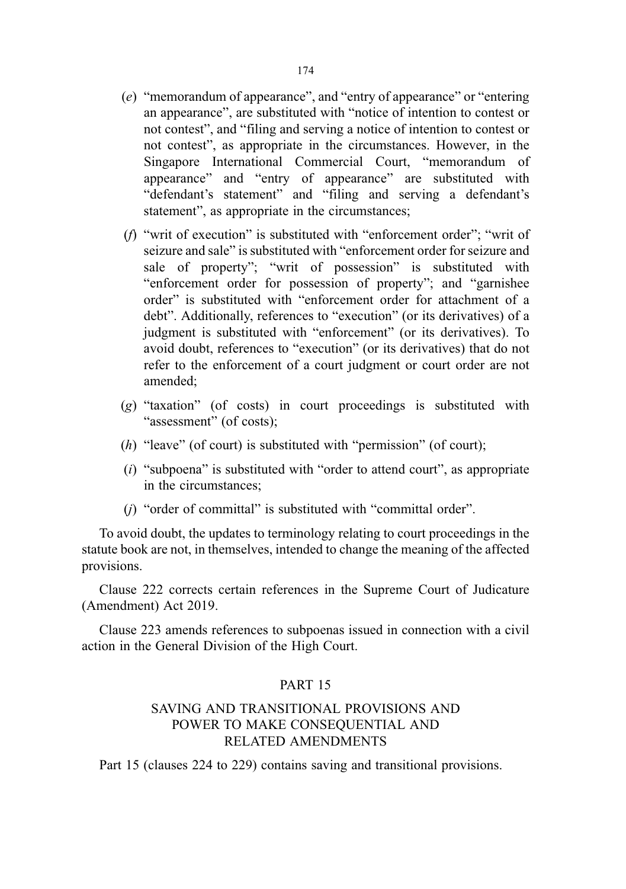(*e*) "memorandum of appearance", and "entry of appearance" or "entering an appearance", are substituted with "notice of intention to contest or not contest", and "filing and serving a notice of intention to contest or not contest", as appropriate in the circumstances. However, in the Singapore International Commercial Court, "memorandum of appearance" and "entry of appearance" are substituted with "defendant's statement" and "filing and serving a defendant's statement", as appropriate in the circumstances;

(*f*) "writ of execution" is substituted with "enforcement order"; "writ of seizure and sale" is substituted with "enforcement order for seizure and sale of property"; "writ of possession" is substituted with "enforcement order for possession of property"; and "garnishee order" is substituted with "enforcement order for attachment of a debt". Additionally, references to "execution" (or its derivatives) of a judgment is substituted with "enforcement" (or its derivatives). To avoid doubt, references to "execution" (or its derivatives) that do not refer to the enforcement of a court judgment or court order are not amended;

(*g*) "taxation" (of costs) in court proceedings is substituted with "assessment" (of costs);

(*h*) "leave" (of court) is substituted with "permission" (of court);

(*i*) "subpoena" is substituted with "order to attend court", as appropriate in the circumstances;

(*j*) "order of committal" is substituted with "committal order".

To avoid doubt, the updates to terminology relating to court proceedings in the statute book are not, in themselves, intended to change the meaning of the affected provisions.

Clause 222 corrects certain references in the Supreme Court of Judicature (Amendment) Act 2019.

Clause 223 amends references to subpoenas issued in connection with a civil action in the General Division of the High Court.

## PART 15

## SAVING AND TRANSITIONAL PROVISIONS AND POWER TO MAKE CONSEQUENTIAL AND RELATED AMENDMENTS

Part 15 (clauses 224 to 229) contains saving and transitional provisions.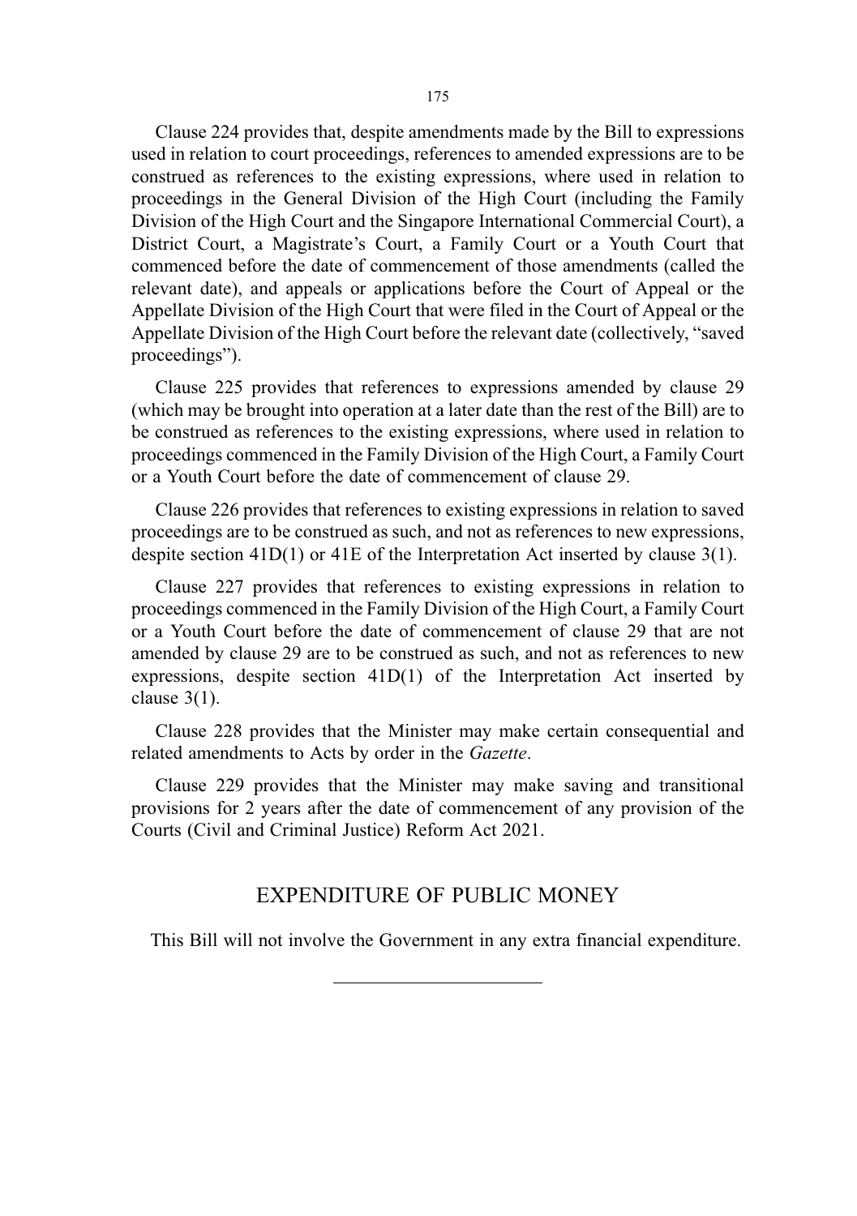Clause 224 provides that, despite amendments made by the Bill to expressions used in relation to court proceedings, references to amended expressions are to be construed as references to the existing expressions, where used in relation to proceedings in the General Division of the High Court (including the Family Division of the High Court and the Singapore International Commercial Court), a District Court, a Magistrate's Court, a Family Court or a Youth Court that commenced before the date of commencement of those amendments (called the relevant date), and appeals or applications before the Court of Appeal or the Appellate Division of the High Court that were filed in the Court of Appeal or the Appellate Division of the High Court before the relevant date (collectively, "saved proceedings").

Clause 225 provides that references to expressions amended by clause 29 (which may be brought into operation at a later date than the rest of the Bill) are to be construed as references to the existing expressions, where used in relation to proceedings commenced in the Family Division of the High Court, a Family Court or a Youth Court before the date of commencement of clause 29.

Clause 226 provides that references to existing expressions in relation to saved proceedings are to be construed as such, and not as references to new expressions, despite section 41D(1) or 41E of the Interpretation Act inserted by clause 3(1).

Clause 227 provides that references to existing expressions in relation to proceedings commenced in the Family Division of the High Court, a Family Court or a Youth Court before the date of commencement of clause 29 that are not amended by clause 29 are to be construed as such, and not as references to new expressions, despite section 41D(1) of the Interpretation Act inserted by clause 3(1).

Clause 228 provides that the Minister may make certain consequential and related amendments to Acts by order in the *Gazette*.

Clause 229 provides that the Minister may make saving and transitional provisions for 2 years after the date of commencement of any provision of the Courts (Civil and Criminal Justice) Reform Act 2021.

## EXPENDITURE OF PUBLIC MONEY

This Bill will not involve the Government in any extra financial expenditure.